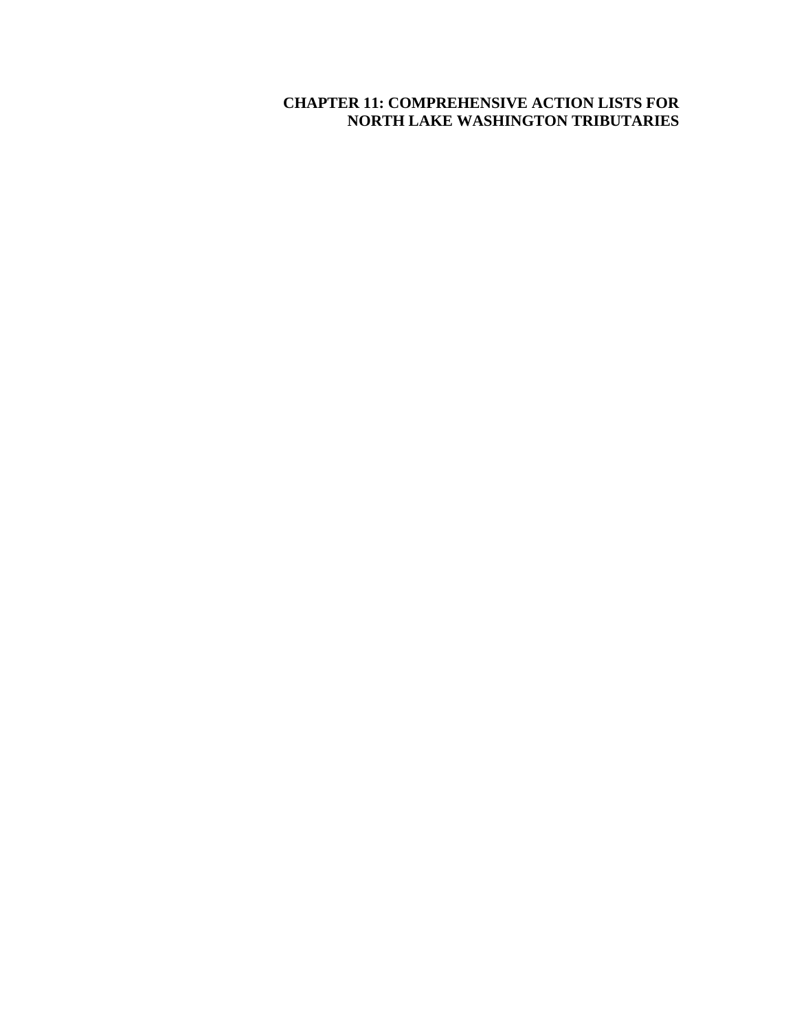# CHAPTER 11: COMPREHENSIVE ACTION LISTS FOR NORTH LAKE WASHINGTON TRIBUTARIES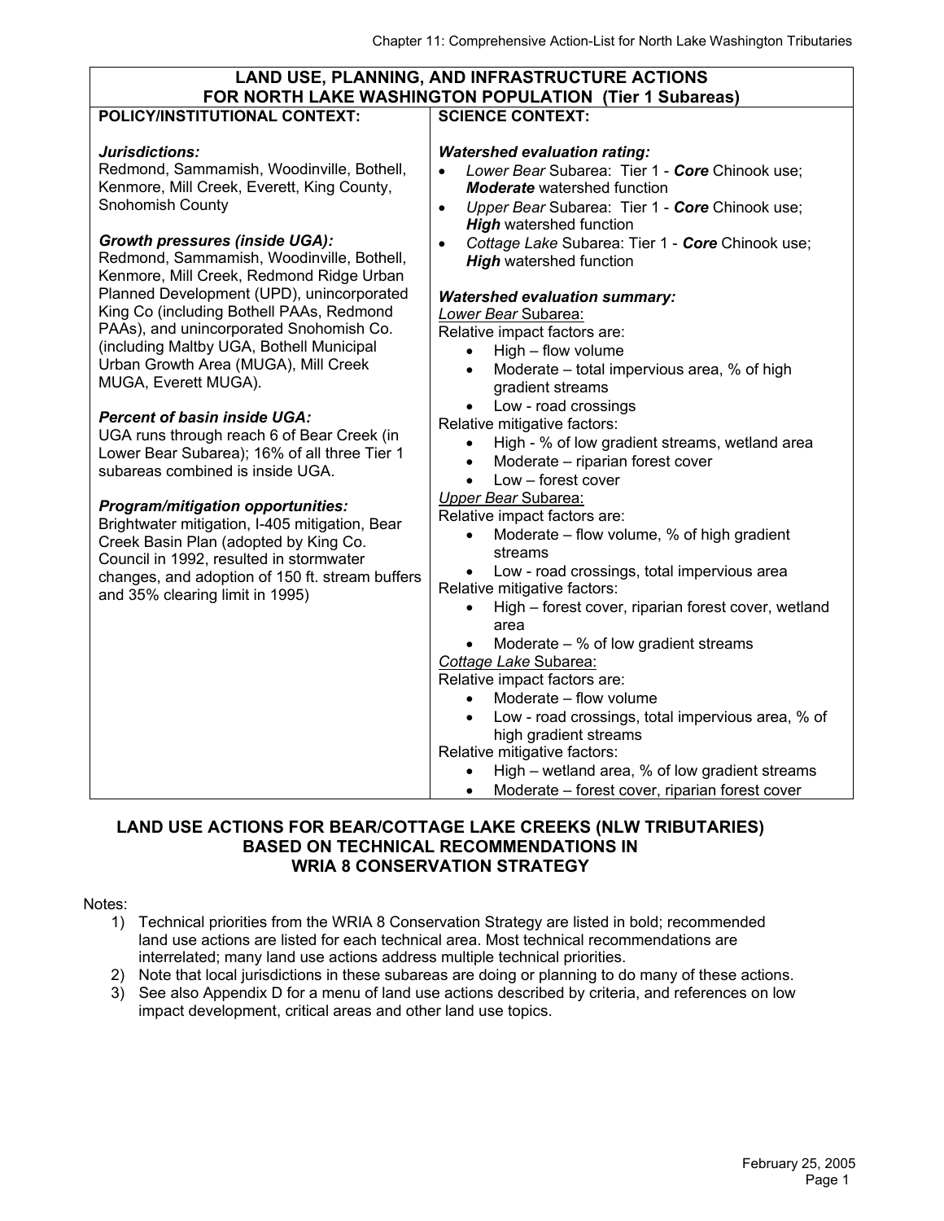| LAND USE, PLANNING, AND INFRASTRUCTURE ACTIONS FOR NORTH LAKE WASHINGTON POPULATION (Tier 1 Subareas) | |
|---|---|
| **POLICY/INSTITUTIONAL CONTEXT:** | **SCIENCE CONTEXT:** |
| ***Jurisdictions:***<br>Redmond, Sammamish, Woodinville, Bothell, Kenmore, Mill Creek, Everett, King County, Snohomish County<br><br>***Growth pressures (inside UGA):***<br>Redmond, Sammamish, Woodinville, Bothell, Kenmore, Mill Creek, Redmond Ridge Urban Planned Development (UPD), unincorporated King Co (including Bothell PAAs, Redmond PAAs), and unincorporated Snohomish Co. (including Maltby UGA, Bothell Municipal Urban Growth Area (MUGA), Mill Creek MUGA, Everett MUGA).<br><br>***Percent of basin inside UGA:***<br>UGA runs through reach 6 of Bear Creek (in Lower Bear Subarea); 16% of all three Tier 1 subareas combined is inside UGA.<br><br>***Program/mitigation opportunities:***<br>Brightwater mitigation, I-405 mitigation, Bear Creek Basin Plan (adopted by King Co. Council in 1992, resulted in stormwater changes, and adoption of 150 ft. stream buffers and 35% clearing limit in 1995) | ***Watershed evaluation rating:***<br>• *Lower Bear* Subarea: Tier 1 - ***Core*** Chinook use; ***Moderate*** watershed function<br>• *Upper Bear* Subarea: Tier 1 - ***Core*** Chinook use; ***High*** watershed function<br>• *Cottage Lake* Subarea: Tier 1 - ***Core*** Chinook use; ***High*** watershed function<br><br>***Watershed evaluation summary:***<br><u>*Lower Bear* Subarea:</u><br>Relative impact factors are:<br>• High – flow volume<br>• Moderate – total impervious area, % of high gradient streams<br>• Low - road crossings<br>Relative mitigative factors:<br>• High - % of low gradient streams, wetland area<br>• Moderate – riparian forest cover<br>• Low – forest cover<br><u>*Upper Bear* Subarea:</u><br>Relative impact factors are:<br>• Moderate – flow volume, % of high gradient streams<br>• Low - road crossings, total impervious area<br>Relative mitigative factors:<br>• High – forest cover, riparian forest cover, wetland area<br>• Moderate – % of low gradient streams<br><u>*Cottage Lake* Subarea:</u><br>Relative impact factors are:<br>• Moderate – flow volume<br>• Low - road crossings, total impervious area, % of high gradient streams<br>Relative mitigative factors:<br>• High – wetland area, % of low gradient streams<br>• Moderate – forest cover, riparian forest cover |

## LAND USE ACTIONS FOR BEAR/COTTAGE LAKE CREEKS (NLW TRIBUTARIES) BASED ON TECHNICAL RECOMMENDATIONS IN WRIA 8 CONSERVATION STRATEGY

Notes:

1) Technical priorities from the WRIA 8 Conservation Strategy are listed in bold; recommended land use actions are listed for each technical area. Most technical recommendations are interrelated; many land use actions address multiple technical priorities.
2) Note that local jurisdictions in these subareas are doing or planning to do many of these actions.
3) See also Appendix D for a menu of land use actions described by criteria, and references on low impact development, critical areas and other land use topics.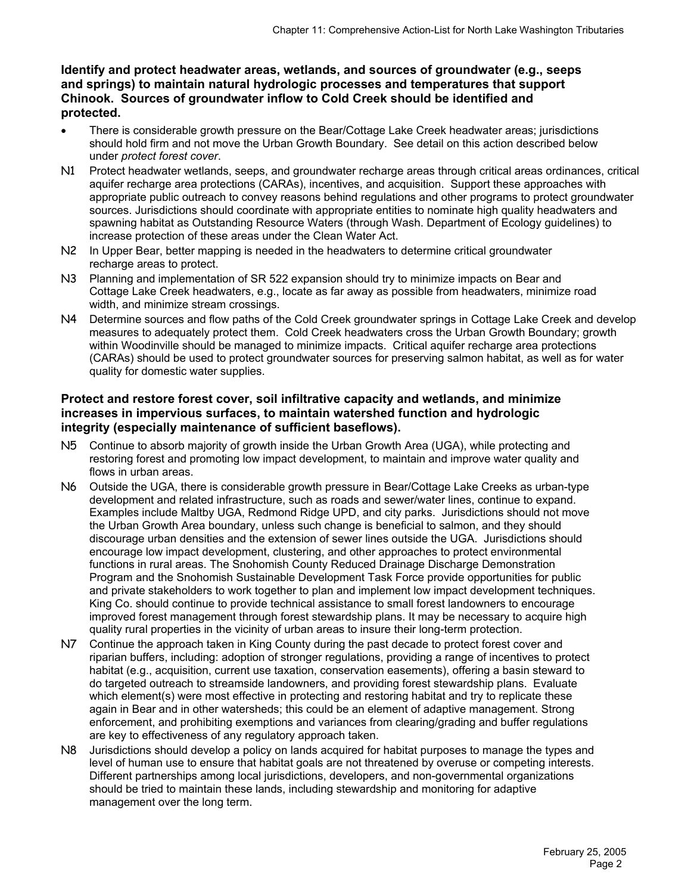**Identify and protect headwater areas, wetlands, and sources of groundwater (e.g., seeps and springs) to maintain natural hydrologic processes and temperatures that support Chinook. Sources of groundwater inflow to Cold Creek should be identified and protected.**

- There is considerable growth pressure on the Bear/Cottage Lake Creek headwater areas; jurisdictions should hold firm and not move the Urban Growth Boundary. See detail on this action described below under *protect forest cover*.

N1 Protect headwater wetlands, seeps, and groundwater recharge areas through critical areas ordinances, critical aquifer recharge area protections (CARAs), incentives, and acquisition. Support these approaches with appropriate public outreach to convey reasons behind regulations and other programs to protect groundwater sources. Jurisdictions should coordinate with appropriate entities to nominate high quality headwaters and spawning habitat as Outstanding Resource Waters (through Wash. Department of Ecology guidelines) to increase protection of these areas under the Clean Water Act.

N2 In Upper Bear, better mapping is needed in the headwaters to determine critical groundwater recharge areas to protect.

N3 Planning and implementation of SR 522 expansion should try to minimize impacts on Bear and Cottage Lake Creek headwaters, e.g., locate as far away as possible from headwaters, minimize road width, and minimize stream crossings.

N4 Determine sources and flow paths of the Cold Creek groundwater springs in Cottage Lake Creek and develop measures to adequately protect them. Cold Creek headwaters cross the Urban Growth Boundary; growth within Woodinville should be managed to minimize impacts. Critical aquifer recharge area protections (CARAs) should be used to protect groundwater sources for preserving salmon habitat, as well as for water quality for domestic water supplies.

**Protect and restore forest cover, soil infiltrative capacity and wetlands, and minimize increases in impervious surfaces, to maintain watershed function and hydrologic integrity (especially maintenance of sufficient baseflows).**

N5 Continue to absorb majority of growth inside the Urban Growth Area (UGA), while protecting and restoring forest and promoting low impact development, to maintain and improve water quality and flows in urban areas.

N6 Outside the UGA, there is considerable growth pressure in Bear/Cottage Lake Creeks as urban-type development and related infrastructure, such as roads and sewer/water lines, continue to expand. Examples include Maltby UGA, Redmond Ridge UPD, and city parks. Jurisdictions should not move the Urban Growth Area boundary, unless such change is beneficial to salmon, and they should discourage urban densities and the extension of sewer lines outside the UGA. Jurisdictions should encourage low impact development, clustering, and other approaches to protect environmental functions in rural areas. The Snohomish County Reduced Drainage Discharge Demonstration Program and the Snohomish Sustainable Development Task Force provide opportunities for public and private stakeholders to work together to plan and implement low impact development techniques. King Co. should continue to provide technical assistance to small forest landowners to encourage improved forest management through forest stewardship plans. It may be necessary to acquire high quality rural properties in the vicinity of urban areas to insure their long-term protection.

N7 Continue the approach taken in King County during the past decade to protect forest cover and riparian buffers, including: adoption of stronger regulations, providing a range of incentives to protect habitat (e.g., acquisition, current use taxation, conservation easements), offering a basin steward to do targeted outreach to streamside landowners, and providing forest stewardship plans. Evaluate which element(s) were most effective in protecting and restoring habitat and try to replicate these again in Bear and in other watersheds; this could be an element of adaptive management. Strong enforcement, and prohibiting exemptions and variances from clearing/grading and buffer regulations are key to effectiveness of any regulatory approach taken.

N8 Jurisdictions should develop a policy on lands acquired for habitat purposes to manage the types and level of human use to ensure that habitat goals are not threatened by overuse or competing interests. Different partnerships among local jurisdictions, developers, and non-governmental organizations should be tried to maintain these lands, including stewardship and monitoring for adaptive management over the long term.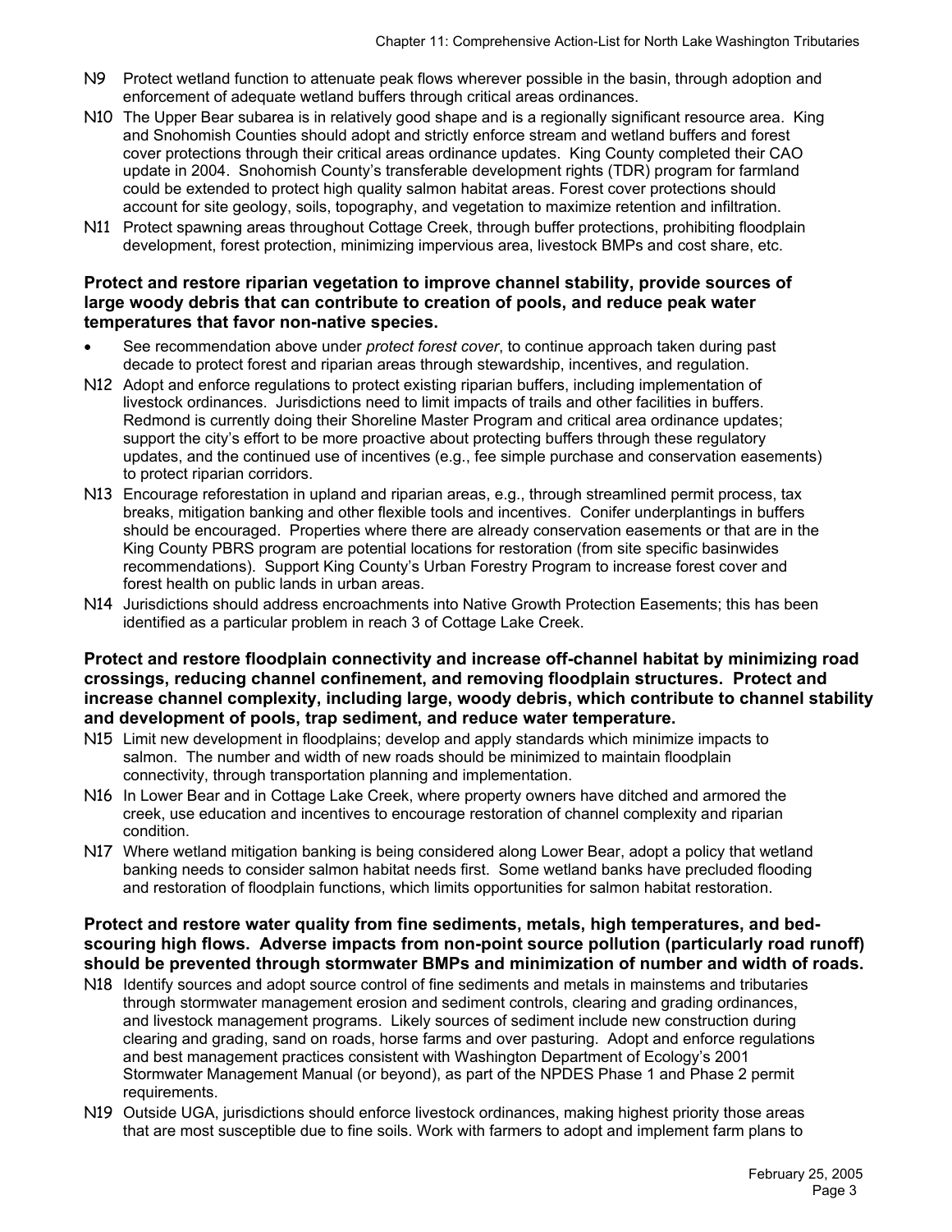N9 Protect wetland function to attenuate peak flows wherever possible in the basin, through adoption and enforcement of adequate wetland buffers through critical areas ordinances.

N10 The Upper Bear subarea is in relatively good shape and is a regionally significant resource area. King and Snohomish Counties should adopt and strictly enforce stream and wetland buffers and forest cover protections through their critical areas ordinance updates. King County completed their CAO update in 2004. Snohomish County's transferable development rights (TDR) program for farmland could be extended to protect high quality salmon habitat areas. Forest cover protections should account for site geology, soils, topography, and vegetation to maximize retention and infiltration.

N11 Protect spawning areas throughout Cottage Creek, through buffer protections, prohibiting floodplain development, forest protection, minimizing impervious area, livestock BMPs and cost share, etc.

**Protect and restore riparian vegetation to improve channel stability, provide sources of large woody debris that can contribute to creation of pools, and reduce peak water temperatures that favor non-native species.**

- See recommendation above under *protect forest cover*, to continue approach taken during past decade to protect forest and riparian areas through stewardship, incentives, and regulation.

N12 Adopt and enforce regulations to protect existing riparian buffers, including implementation of livestock ordinances. Jurisdictions need to limit impacts of trails and other facilities in buffers. Redmond is currently doing their Shoreline Master Program and critical area ordinance updates; support the city's effort to be more proactive about protecting buffers through these regulatory updates, and the continued use of incentives (e.g., fee simple purchase and conservation easements) to protect riparian corridors.

N13 Encourage reforestation in upland and riparian areas, e.g., through streamlined permit process, tax breaks, mitigation banking and other flexible tools and incentives. Conifer underplantings in buffers should be encouraged. Properties where there are already conservation easements or that are in the King County PBRS program are potential locations for restoration (from site specific basinwides recommendations). Support King County's Urban Forestry Program to increase forest cover and forest health on public lands in urban areas.

N14 Jurisdictions should address encroachments into Native Growth Protection Easements; this has been identified as a particular problem in reach 3 of Cottage Lake Creek.

**Protect and restore floodplain connectivity and increase off-channel habitat by minimizing road crossings, reducing channel confinement, and removing floodplain structures. Protect and increase channel complexity, including large, woody debris, which contribute to channel stability and development of pools, trap sediment, and reduce water temperature.**

N15 Limit new development in floodplains; develop and apply standards which minimize impacts to salmon. The number and width of new roads should be minimized to maintain floodplain connectivity, through transportation planning and implementation.

N16 In Lower Bear and in Cottage Lake Creek, where property owners have ditched and armored the creek, use education and incentives to encourage restoration of channel complexity and riparian condition.

N17 Where wetland mitigation banking is being considered along Lower Bear, adopt a policy that wetland banking needs to consider salmon habitat needs first. Some wetland banks have precluded flooding and restoration of floodplain functions, which limits opportunities for salmon habitat restoration.

**Protect and restore water quality from fine sediments, metals, high temperatures, and bed-scouring high flows. Adverse impacts from non-point source pollution (particularly road runoff) should be prevented through stormwater BMPs and minimization of number and width of roads.**

N18 Identify sources and adopt source control of fine sediments and metals in mainstems and tributaries through stormwater management erosion and sediment controls, clearing and grading ordinances, and livestock management programs. Likely sources of sediment include new construction during clearing and grading, sand on roads, horse farms and over pasturing. Adopt and enforce regulations and best management practices consistent with Washington Department of Ecology's 2001 Stormwater Management Manual (or beyond), as part of the NPDES Phase 1 and Phase 2 permit requirements.

N19 Outside UGA, jurisdictions should enforce livestock ordinances, making highest priority those areas that are most susceptible due to fine soils. Work with farmers to adopt and implement farm plans to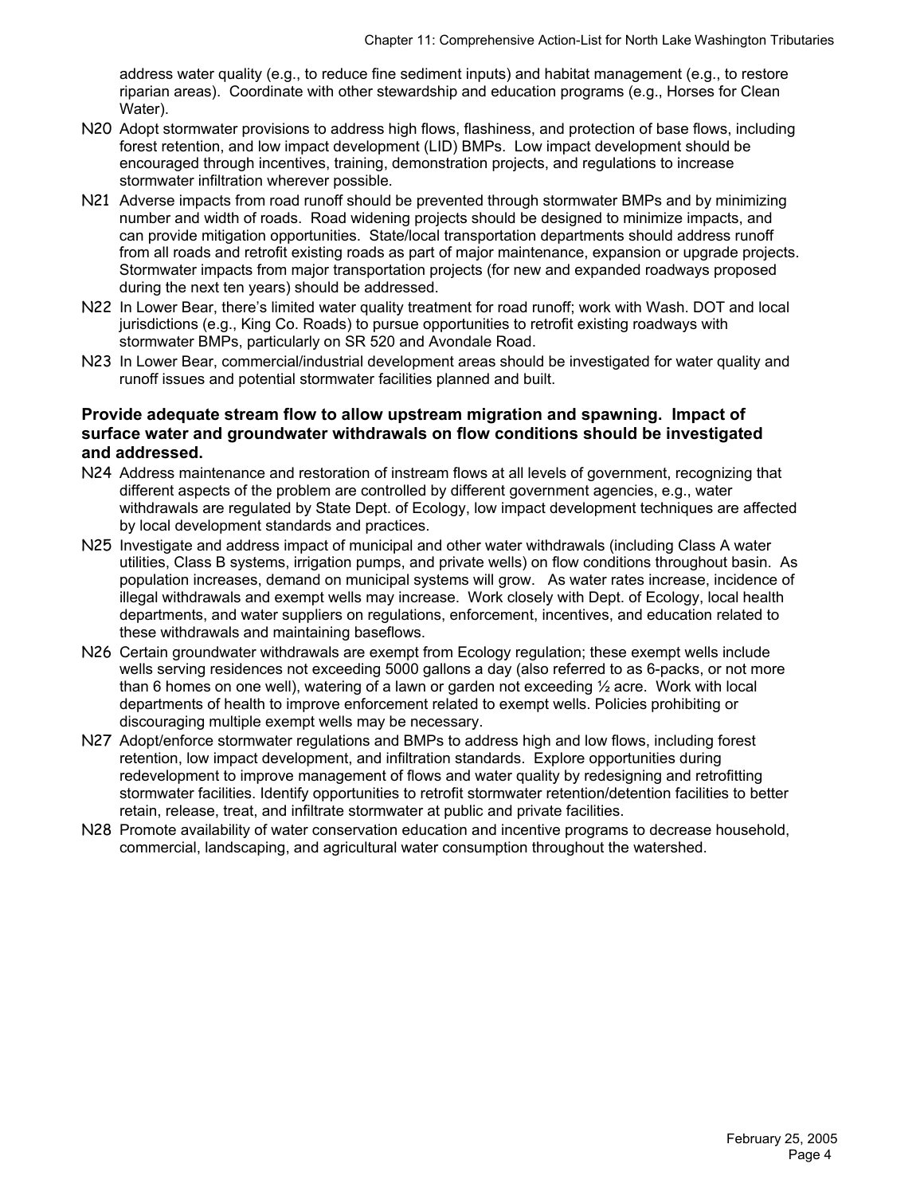address water quality (e.g., to reduce fine sediment inputs) and habitat management (e.g., to restore riparian areas). Coordinate with other stewardship and education programs (e.g., Horses for Clean Water).

N20 Adopt stormwater provisions to address high flows, flashiness, and protection of base flows, including forest retention, and low impact development (LID) BMPs. Low impact development should be encouraged through incentives, training, demonstration projects, and regulations to increase stormwater infiltration wherever possible.

N21 Adverse impacts from road runoff should be prevented through stormwater BMPs and by minimizing number and width of roads. Road widening projects should be designed to minimize impacts, and can provide mitigation opportunities. State/local transportation departments should address runoff from all roads and retrofit existing roads as part of major maintenance, expansion or upgrade projects. Stormwater impacts from major transportation projects (for new and expanded roadways proposed during the next ten years) should be addressed.

N22 In Lower Bear, there's limited water quality treatment for road runoff; work with Wash. DOT and local jurisdictions (e.g., King Co. Roads) to pursue opportunities to retrofit existing roadways with stormwater BMPs, particularly on SR 520 and Avondale Road.

N23 In Lower Bear, commercial/industrial development areas should be investigated for water quality and runoff issues and potential stormwater facilities planned and built.

**Provide adequate stream flow to allow upstream migration and spawning. Impact of surface water and groundwater withdrawals on flow conditions should be investigated and addressed.**

N24 Address maintenance and restoration of instream flows at all levels of government, recognizing that different aspects of the problem are controlled by different government agencies, e.g., water withdrawals are regulated by State Dept. of Ecology, low impact development techniques are affected by local development standards and practices.

N25 Investigate and address impact of municipal and other water withdrawals (including Class A water utilities, Class B systems, irrigation pumps, and private wells) on flow conditions throughout basin. As population increases, demand on municipal systems will grow. As water rates increase, incidence of illegal withdrawals and exempt wells may increase. Work closely with Dept. of Ecology, local health departments, and water suppliers on regulations, enforcement, incentives, and education related to these withdrawals and maintaining baseflows.

N26 Certain groundwater withdrawals are exempt from Ecology regulation; these exempt wells include wells serving residences not exceeding 5000 gallons a day (also referred to as 6-packs, or not more than 6 homes on one well), watering of a lawn or garden not exceeding ½ acre. Work with local departments of health to improve enforcement related to exempt wells. Policies prohibiting or discouraging multiple exempt wells may be necessary.

N27 Adopt/enforce stormwater regulations and BMPs to address high and low flows, including forest retention, low impact development, and infiltration standards. Explore opportunities during redevelopment to improve management of flows and water quality by redesigning and retrofitting stormwater facilities. Identify opportunities to retrofit stormwater retention/detention facilities to better retain, release, treat, and infiltrate stormwater at public and private facilities.

N28 Promote availability of water conservation education and incentive programs to decrease household, commercial, landscaping, and agricultural water consumption throughout the watershed.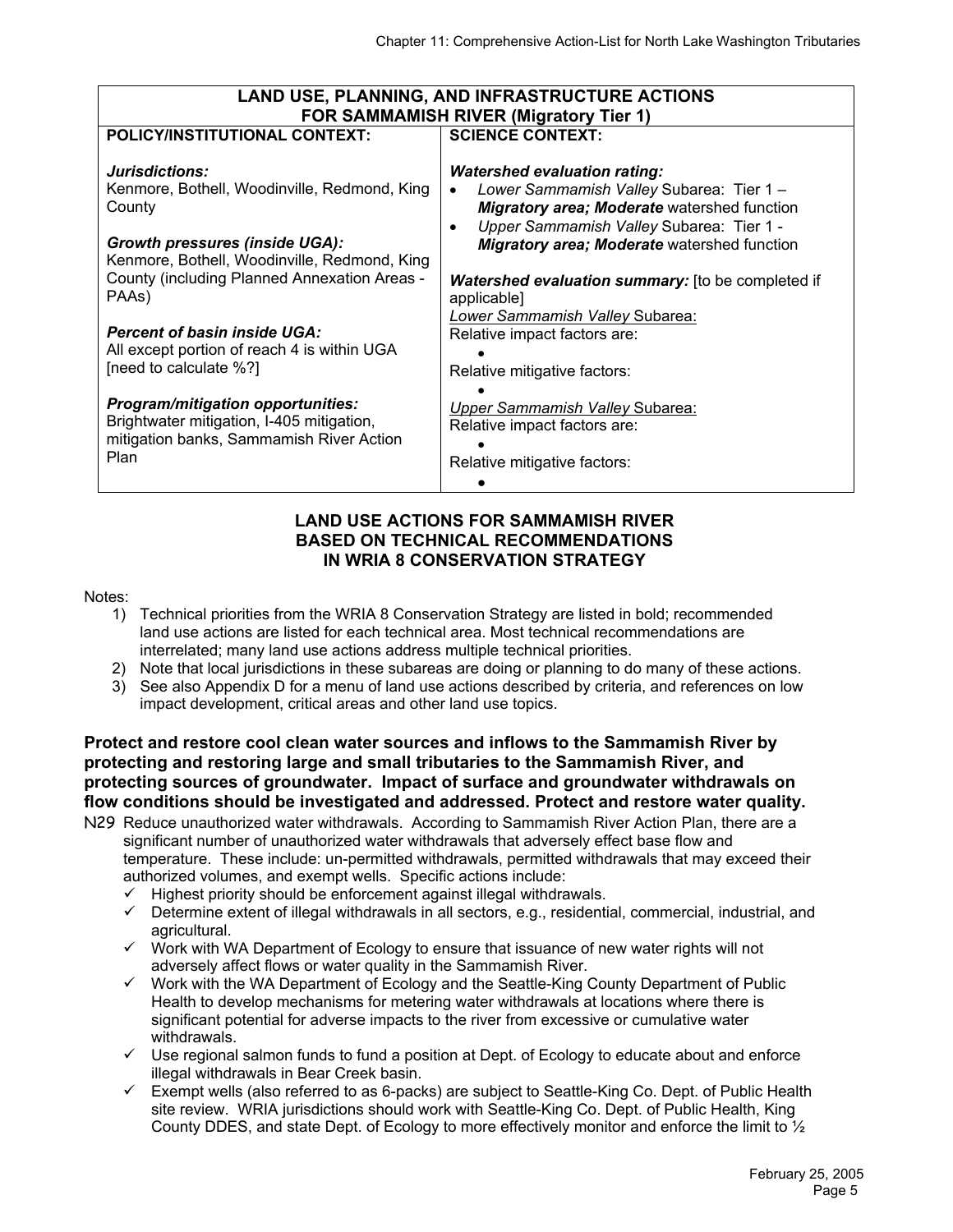| LAND USE, PLANNING, AND INFRASTRUCTURE ACTIONS FOR SAMMAMISH RIVER (Migratory Tier 1) | |
|---|---|
| **POLICY/INSTITUTIONAL CONTEXT:**<br><br>***Jurisdictions:***<br>Kenmore, Bothell, Woodinville, Redmond, King County<br><br>***Growth pressures (inside UGA):***<br>Kenmore, Bothell, Woodinville, Redmond, King County (including Planned Annexation Areas - PAAs)<br><br>***Percent of basin inside UGA:***<br>All except portion of reach 4 is within UGA [need to calculate %?]<br><br>***Program/mitigation opportunities:***<br>Brightwater mitigation, I-405 mitigation, mitigation banks, Sammamish River Action Plan | **SCIENCE CONTEXT:**<br><br>***Watershed evaluation rating:***<br>• *Lower Sammamish Valley* Subarea: Tier 1 – ***Migratory area; Moderate*** watershed function<br>• *Upper Sammamish Valley* Subarea: Tier 1 - ***Migratory area; Moderate*** watershed function<br><br>***Watershed evaluation summary:*** [to be completed if applicable]<br><u>*Lower Sammamish Valley* Subarea:</u><br>Relative impact factors are:<br>•<br>Relative mitigative factors:<br>•<br><u>*Upper Sammamish Valley* Subarea:</u><br>Relative impact factors are:<br>•<br>Relative mitigative factors:<br>• |

## LAND USE ACTIONS FOR SAMMAMISH RIVER BASED ON TECHNICAL RECOMMENDATIONS IN WRIA 8 CONSERVATION STRATEGY

Notes:

1) Technical priorities from the WRIA 8 Conservation Strategy are listed in bold; recommended land use actions are listed for each technical area. Most technical recommendations are interrelated; many land use actions address multiple technical priorities.
2) Note that local jurisdictions in these subareas are doing or planning to do many of these actions.
3) See also Appendix D for a menu of land use actions described by criteria, and references on low impact development, critical areas and other land use topics.

**Protect and restore cool clean water sources and inflows to the Sammamish River by protecting and restoring large and small tributaries to the Sammamish River, and protecting sources of groundwater. Impact of surface and groundwater withdrawals on flow conditions should be investigated and addressed. Protect and restore water quality.**

N29 Reduce unauthorized water withdrawals. According to Sammamish River Action Plan, there are a significant number of unauthorized water withdrawals that adversely effect base flow and temperature. These include: un-permitted withdrawals, permitted withdrawals that may exceed their authorized volumes, and exempt wells. Specific actions include:

- ✓ Highest priority should be enforcement against illegal withdrawals.
- ✓ Determine extent of illegal withdrawals in all sectors, e.g., residential, commercial, industrial, and agricultural.
- ✓ Work with WA Department of Ecology to ensure that issuance of new water rights will not adversely affect flows or water quality in the Sammamish River.
- ✓ Work with the WA Department of Ecology and the Seattle-King County Department of Public Health to develop mechanisms for metering water withdrawals at locations where there is significant potential for adverse impacts to the river from excessive or cumulative water withdrawals.
- ✓ Use regional salmon funds to fund a position at Dept. of Ecology to educate about and enforce illegal withdrawals in Bear Creek basin.
- ✓ Exempt wells (also referred to as 6-packs) are subject to Seattle-King Co. Dept. of Public Health site review. WRIA jurisdictions should work with Seattle-King Co. Dept. of Public Health, King County DDES, and state Dept. of Ecology to more effectively monitor and enforce the limit to ½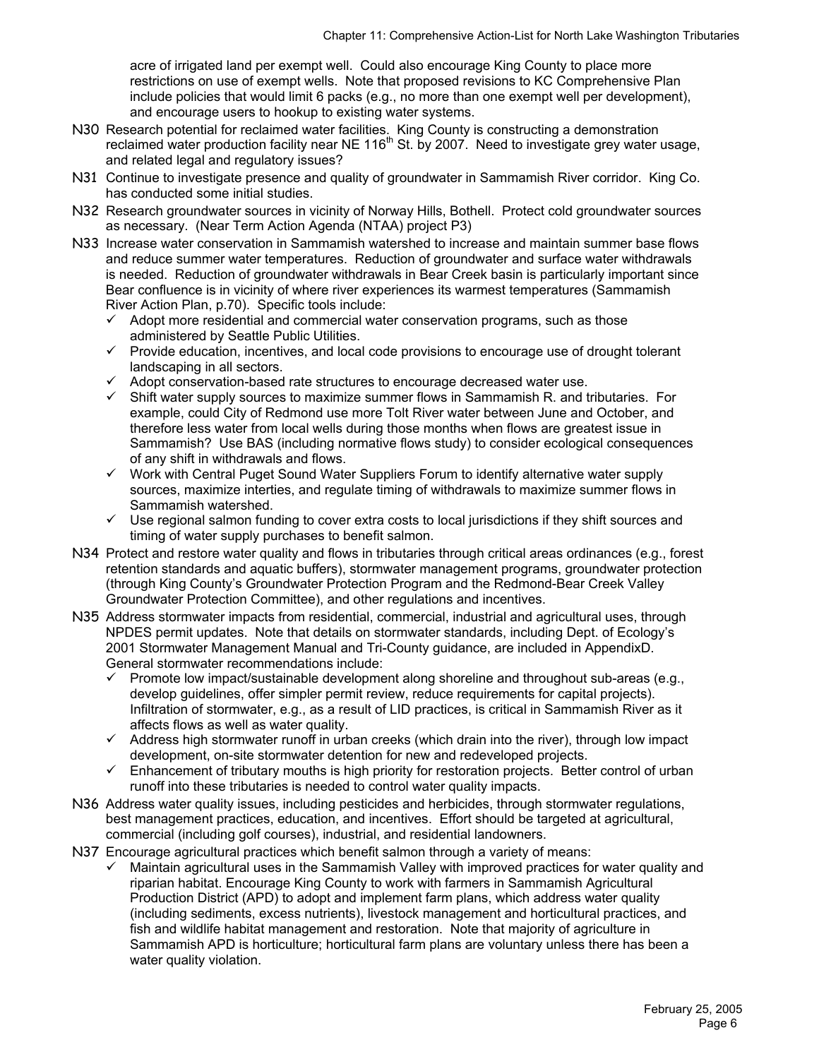acre of irrigated land per exempt well. Could also encourage King County to place more restrictions on use of exempt wells. Note that proposed revisions to KC Comprehensive Plan include policies that would limit 6 packs (e.g., no more than one exempt well per development), and encourage users to hookup to existing water systems.

N30 Research potential for reclaimed water facilities. King County is constructing a demonstration reclaimed water production facility near NE 116th St. by 2007. Need to investigate grey water usage, and related legal and regulatory issues?

N31 Continue to investigate presence and quality of groundwater in Sammamish River corridor. King Co. has conducted some initial studies.

N32 Research groundwater sources in vicinity of Norway Hills, Bothell. Protect cold groundwater sources as necessary. (Near Term Action Agenda (NTAA) project P3)

N33 Increase water conservation in Sammamish watershed to increase and maintain summer base flows and reduce summer water temperatures. Reduction of groundwater and surface water withdrawals is needed. Reduction of groundwater withdrawals in Bear Creek basin is particularly important since Bear confluence is in vicinity of where river experiences its warmest temperatures (Sammamish River Action Plan, p.70). Specific tools include:

- ✓ Adopt more residential and commercial water conservation programs, such as those administered by Seattle Public Utilities.
- ✓ Provide education, incentives, and local code provisions to encourage use of drought tolerant landscaping in all sectors.
- ✓ Adopt conservation-based rate structures to encourage decreased water use.
- ✓ Shift water supply sources to maximize summer flows in Sammamish R. and tributaries. For example, could City of Redmond use more Tolt River water between June and October, and therefore less water from local wells during those months when flows are greatest issue in Sammamish? Use BAS (including normative flows study) to consider ecological consequences of any shift in withdrawals and flows.
- ✓ Work with Central Puget Sound Water Suppliers Forum to identify alternative water supply sources, maximize interties, and regulate timing of withdrawals to maximize summer flows in Sammamish watershed.
- ✓ Use regional salmon funding to cover extra costs to local jurisdictions if they shift sources and timing of water supply purchases to benefit salmon.

N34 Protect and restore water quality and flows in tributaries through critical areas ordinances (e.g., forest retention standards and aquatic buffers), stormwater management programs, groundwater protection (through King County's Groundwater Protection Program and the Redmond-Bear Creek Valley Groundwater Protection Committee), and other regulations and incentives.

N35 Address stormwater impacts from residential, commercial, industrial and agricultural uses, through NPDES permit updates. Note that details on stormwater standards, including Dept. of Ecology's 2001 Stormwater Management Manual and Tri-County guidance, are included in AppendixD. General stormwater recommendations include:

- ✓ Promote low impact/sustainable development along shoreline and throughout sub-areas (e.g., develop guidelines, offer simpler permit review, reduce requirements for capital projects). Infiltration of stormwater, e.g., as a result of LID practices, is critical in Sammamish River as it affects flows as well as water quality.
- ✓ Address high stormwater runoff in urban creeks (which drain into the river), through low impact development, on-site stormwater detention for new and redeveloped projects.
- ✓ Enhancement of tributary mouths is high priority for restoration projects. Better control of urban runoff into these tributaries is needed to control water quality impacts.

N36 Address water quality issues, including pesticides and herbicides, through stormwater regulations, best management practices, education, and incentives. Effort should be targeted at agricultural, commercial (including golf courses), industrial, and residential landowners.

N37 Encourage agricultural practices which benefit salmon through a variety of means:

- ✓ Maintain agricultural uses in the Sammamish Valley with improved practices for water quality and riparian habitat. Encourage King County to work with farmers in Sammamish Agricultural Production District (APD) to adopt and implement farm plans, which address water quality (including sediments, excess nutrients), livestock management and horticultural practices, and fish and wildlife habitat management and restoration. Note that majority of agriculture in Sammamish APD is horticulture; horticultural farm plans are voluntary unless there has been a water quality violation.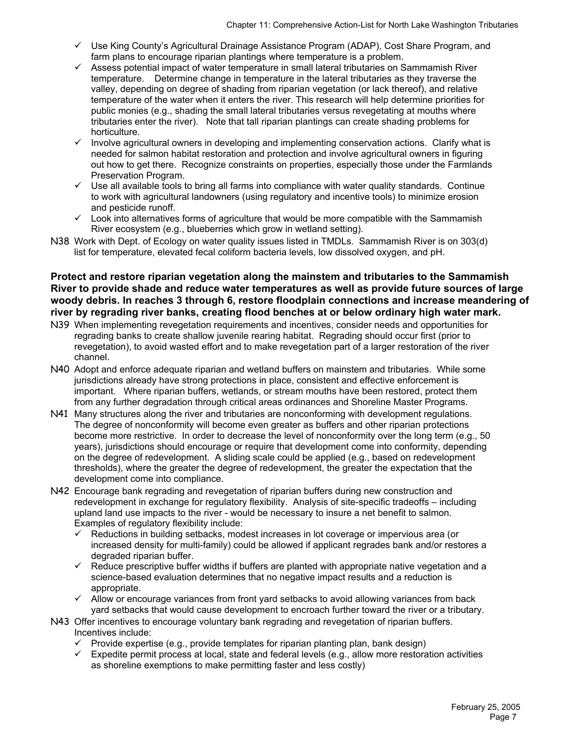- ✓ Use King County's Agricultural Drainage Assistance Program (ADAP), Cost Share Program, and farm plans to encourage riparian plantings where temperature is a problem.
- ✓ Assess potential impact of water temperature in small lateral tributaries on Sammamish River temperature. Determine change in temperature in the lateral tributaries as they traverse the valley, depending on degree of shading from riparian vegetation (or lack thereof), and relative temperature of the water when it enters the river. This research will help determine priorities for public monies (e.g., shading the small lateral tributaries versus revegetating at mouths where tributaries enter the river). Note that tall riparian plantings can create shading problems for horticulture.
- ✓ Involve agricultural owners in developing and implementing conservation actions. Clarify what is needed for salmon habitat restoration and protection and involve agricultural owners in figuring out how to get there. Recognize constraints on properties, especially those under the Farmlands Preservation Program.
- ✓ Use all available tools to bring all farms into compliance with water quality standards. Continue to work with agricultural landowners (using regulatory and incentive tools) to minimize erosion and pesticide runoff.
- ✓ Look into alternatives forms of agriculture that would be more compatible with the Sammamish River ecosystem (e.g., blueberries which grow in wetland setting).

N38 Work with Dept. of Ecology on water quality issues listed in TMDLs. Sammamish River is on 303(d) list for temperature, elevated fecal coliform bacteria levels, low dissolved oxygen, and pH.

**Protect and restore riparian vegetation along the mainstem and tributaries to the Sammamish River to provide shade and reduce water temperatures as well as provide future sources of large woody debris. In reaches 3 through 6, restore floodplain connections and increase meandering of river by regrading river banks, creating flood benches at or below ordinary high water mark.**

N39 When implementing revegetation requirements and incentives, consider needs and opportunities for regrading banks to create shallow juvenile rearing habitat. Regrading should occur first (prior to revegetation), to avoid wasted effort and to make revegetation part of a larger restoration of the river channel.

N40 Adopt and enforce adequate riparian and wetland buffers on mainstem and tributaries. While some jurisdictions already have strong protections in place, consistent and effective enforcement is important. Where riparian buffers, wetlands, or stream mouths have been restored, protect them from any further degradation through critical areas ordinances and Shoreline Master Programs.

N41 Many structures along the river and tributaries are nonconforming with development regulations. The degree of nonconformity will become even greater as buffers and other riparian protections become more restrictive. In order to decrease the level of nonconformity over the long term (e.g., 50 years), jurisdictions should encourage or require that development come into conformity, depending on the degree of redevelopment. A sliding scale could be applied (e.g., based on redevelopment thresholds), where the greater the degree of redevelopment, the greater the expectation that the development come into compliance.

N42 Encourage bank regrading and revegetation of riparian buffers during new construction and redevelopment in exchange for regulatory flexibility. Analysis of site-specific tradeoffs – including upland land use impacts to the river - would be necessary to insure a net benefit to salmon. Examples of regulatory flexibility include:

- ✓ Reductions in building setbacks, modest increases in lot coverage or impervious area (or increased density for multi-family) could be allowed if applicant regrades bank and/or restores a degraded riparian buffer.
- ✓ Reduce prescriptive buffer widths if buffers are planted with appropriate native vegetation and a science-based evaluation determines that no negative impact results and a reduction is appropriate.
- ✓ Allow or encourage variances from front yard setbacks to avoid allowing variances from back yard setbacks that would cause development to encroach further toward the river or a tributary.

N43 Offer incentives to encourage voluntary bank regrading and revegetation of riparian buffers. Incentives include:

- ✓ Provide expertise (e.g., provide templates for riparian planting plan, bank design)
- ✓ Expedite permit process at local, state and federal levels (e.g., allow more restoration activities as shoreline exemptions to make permitting faster and less costly)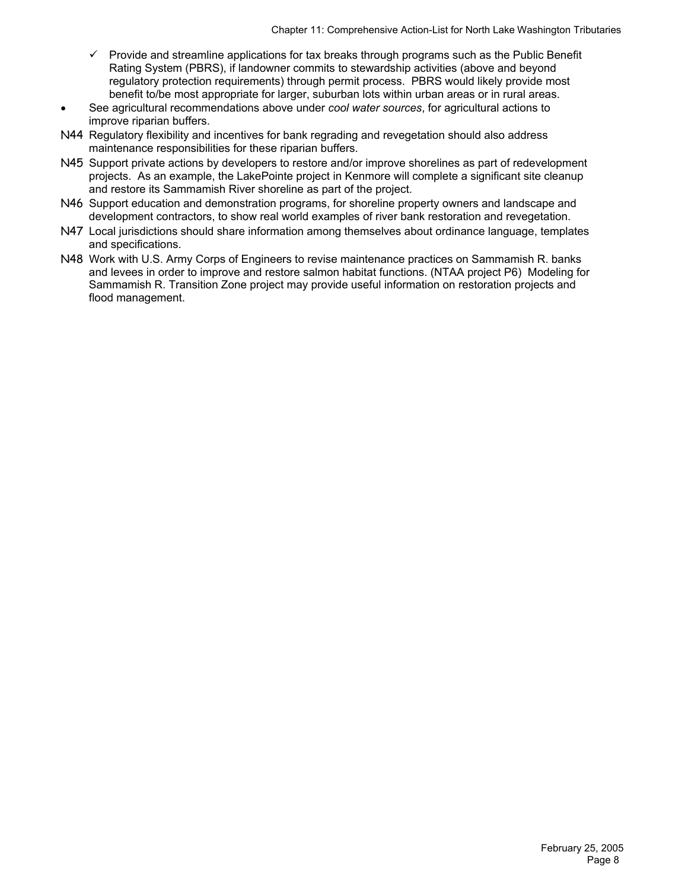- ✓ Provide and streamline applications for tax breaks through programs such as the Public Benefit Rating System (PBRS), if landowner commits to stewardship activities (above and beyond regulatory protection requirements) through permit process. PBRS would likely provide most benefit to/be most appropriate for larger, suburban lots within urban areas or in rural areas.

- See agricultural recommendations above under *cool water sources*, for agricultural actions to improve riparian buffers.

N44 Regulatory flexibility and incentives for bank regrading and revegetation should also address maintenance responsibilities for these riparian buffers.

N45 Support private actions by developers to restore and/or improve shorelines as part of redevelopment projects. As an example, the LakePointe project in Kenmore will complete a significant site cleanup and restore its Sammamish River shoreline as part of the project.

N46 Support education and demonstration programs, for shoreline property owners and landscape and development contractors, to show real world examples of river bank restoration and revegetation.

N47 Local jurisdictions should share information among themselves about ordinance language, templates and specifications.

N48 Work with U.S. Army Corps of Engineers to revise maintenance practices on Sammamish R. banks and levees in order to improve and restore salmon habitat functions. (NTAA project P6) Modeling for Sammamish R. Transition Zone project may provide useful information on restoration projects and flood management.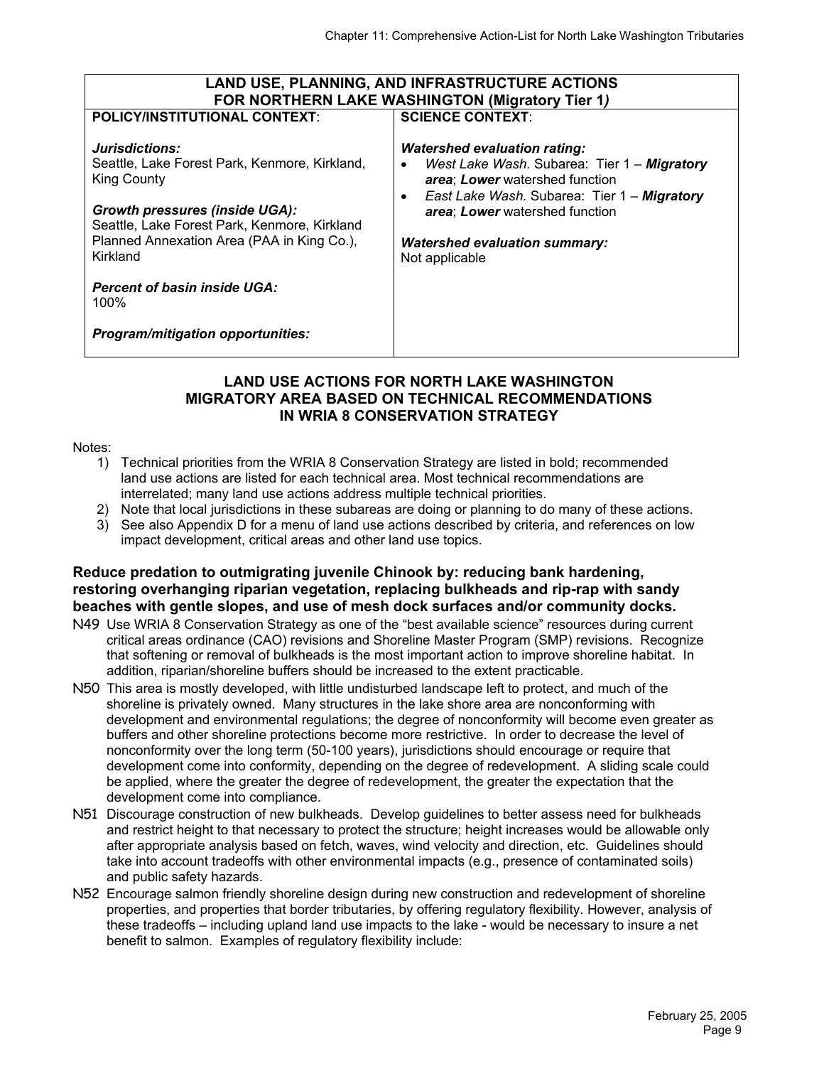| LAND USE, PLANNING, AND INFRASTRUCTURE ACTIONS FOR NORTHERN LAKE WASHINGTON (Migratory Tier 1*)* | |
|---|---|
| **POLICY/INSTITUTIONAL CONTEXT**: | **SCIENCE CONTEXT**: |
| ***Jurisdictions:***<br>Seattle, Lake Forest Park, Kenmore, Kirkland, King County<br><br>***Growth pressures (inside UGA):***<br>Seattle, Lake Forest Park, Kenmore, Kirkland Planned Annexation Area (PAA in King Co.), Kirkland<br><br>***Percent of basin inside UGA:***<br>100%<br><br>***Program/mitigation opportunities:*** | ***Watershed evaluation rating:***<br>• *West Lake Wash.* Subarea: Tier 1 – ***Migratory area***; ***Lower*** watershed function<br>• *East Lake Wash.* Subarea: Tier 1 – ***Migratory area***; ***Lower*** watershed function<br><br>***Watershed evaluation summary:***<br>Not applicable |

## LAND USE ACTIONS FOR NORTH LAKE WASHINGTON MIGRATORY AREA BASED ON TECHNICAL RECOMMENDATIONS IN WRIA 8 CONSERVATION STRATEGY

Notes:

1) Technical priorities from the WRIA 8 Conservation Strategy are listed in bold; recommended land use actions are listed for each technical area. Most technical recommendations are interrelated; many land use actions address multiple technical priorities.
2) Note that local jurisdictions in these subareas are doing or planning to do many of these actions.
3) See also Appendix D for a menu of land use actions described by criteria, and references on low impact development, critical areas and other land use topics.

### Reduce predation to outmigrating juvenile Chinook by: reducing bank hardening, restoring overhanging riparian vegetation, replacing bulkheads and rip-rap with sandy beaches with gentle slopes, and use of mesh dock surfaces and/or community docks.

N49 Use WRIA 8 Conservation Strategy as one of the "best available science" resources during current critical areas ordinance (CAO) revisions and Shoreline Master Program (SMP) revisions. Recognize that softening or removal of bulkheads is the most important action to improve shoreline habitat. In addition, riparian/shoreline buffers should be increased to the extent practicable.

N50 This area is mostly developed, with little undisturbed landscape left to protect, and much of the shoreline is privately owned. Many structures in the lake shore area are nonconforming with development and environmental regulations; the degree of nonconformity will become even greater as buffers and other shoreline protections become more restrictive. In order to decrease the level of nonconformity over the long term (50-100 years), jurisdictions should encourage or require that development come into conformity, depending on the degree of redevelopment. A sliding scale could be applied, where the greater the degree of redevelopment, the greater the expectation that the development come into compliance.

N51 Discourage construction of new bulkheads. Develop guidelines to better assess need for bulkheads and restrict height to that necessary to protect the structure; height increases would be allowable only after appropriate analysis based on fetch, waves, wind velocity and direction, etc. Guidelines should take into account tradeoffs with other environmental impacts (e.g., presence of contaminated soils) and public safety hazards.

N52 Encourage salmon friendly shoreline design during new construction and redevelopment of shoreline properties, and properties that border tributaries, by offering regulatory flexibility. However, analysis of these tradeoffs – including upland land use impacts to the lake - would be necessary to insure a net benefit to salmon. Examples of regulatory flexibility include: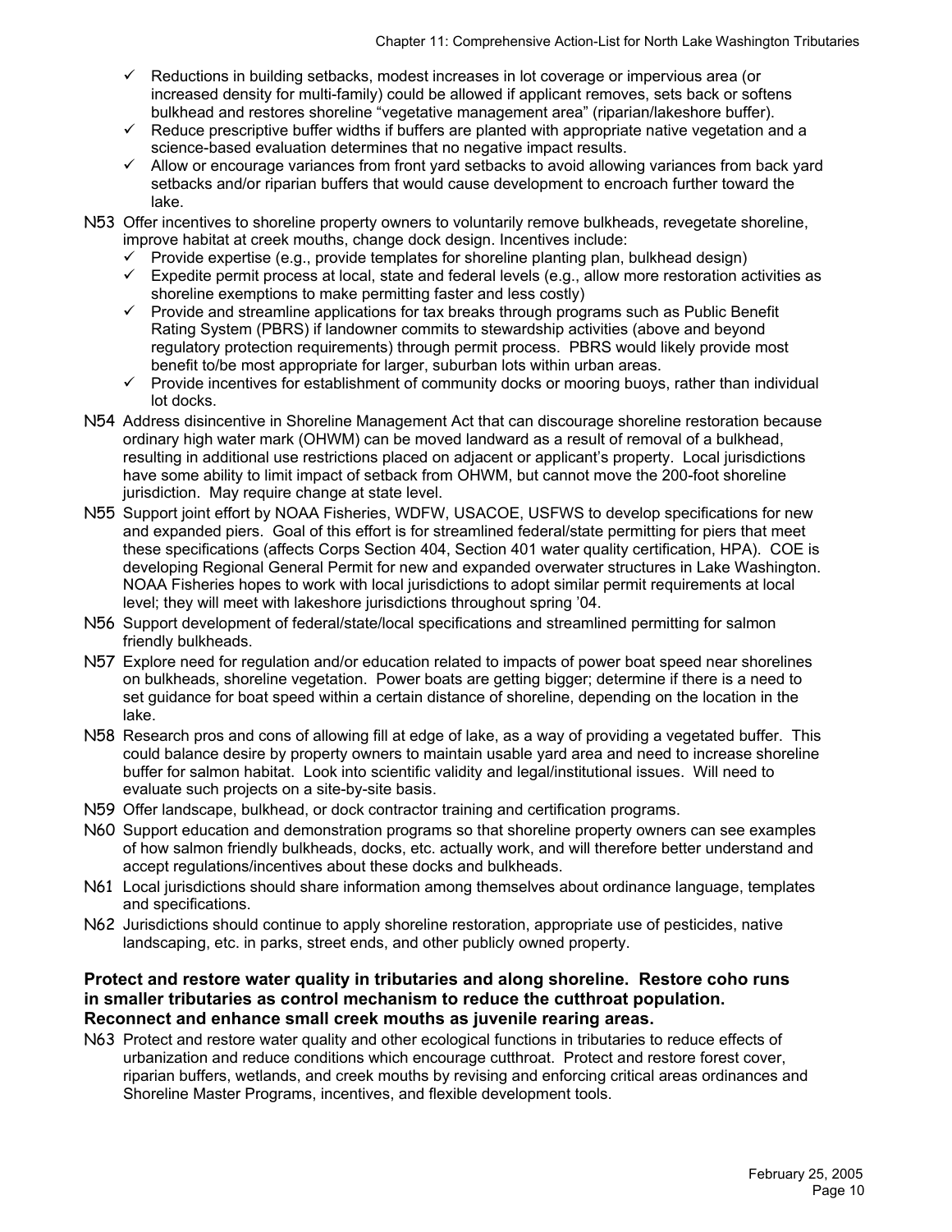- ✓ Reductions in building setbacks, modest increases in lot coverage or impervious area (or increased density for multi-family) could be allowed if applicant removes, sets back or softens bulkhead and restores shoreline "vegetative management area" (riparian/lakeshore buffer).
- ✓ Reduce prescriptive buffer widths if buffers are planted with appropriate native vegetation and a science-based evaluation determines that no negative impact results.
- ✓ Allow or encourage variances from front yard setbacks to avoid allowing variances from back yard setbacks and/or riparian buffers that would cause development to encroach further toward the lake.

N53 Offer incentives to shoreline property owners to voluntarily remove bulkheads, revegetate shoreline, improve habitat at creek mouths, change dock design. Incentives include:
- ✓ Provide expertise (e.g., provide templates for shoreline planting plan, bulkhead design)
- ✓ Expedite permit process at local, state and federal levels (e.g., allow more restoration activities as shoreline exemptions to make permitting faster and less costly)
- ✓ Provide and streamline applications for tax breaks through programs such as Public Benefit Rating System (PBRS) if landowner commits to stewardship activities (above and beyond regulatory protection requirements) through permit process. PBRS would likely provide most benefit to/be most appropriate for larger, suburban lots within urban areas.
- ✓ Provide incentives for establishment of community docks or mooring buoys, rather than individual lot docks.

N54 Address disincentive in Shoreline Management Act that can discourage shoreline restoration because ordinary high water mark (OHWM) can be moved landward as a result of removal of a bulkhead, resulting in additional use restrictions placed on adjacent or applicant's property. Local jurisdictions have some ability to limit impact of setback from OHWM, but cannot move the 200-foot shoreline jurisdiction. May require change at state level.

N55 Support joint effort by NOAA Fisheries, WDFW, USACOE, USFWS to develop specifications for new and expanded piers. Goal of this effort is for streamlined federal/state permitting for piers that meet these specifications (affects Corps Section 404, Section 401 water quality certification, HPA). COE is developing Regional General Permit for new and expanded overwater structures in Lake Washington. NOAA Fisheries hopes to work with local jurisdictions to adopt similar permit requirements at local level; they will meet with lakeshore jurisdictions throughout spring '04.

N56 Support development of federal/state/local specifications and streamlined permitting for salmon friendly bulkheads.

N57 Explore need for regulation and/or education related to impacts of power boat speed near shorelines on bulkheads, shoreline vegetation. Power boats are getting bigger; determine if there is a need to set guidance for boat speed within a certain distance of shoreline, depending on the location in the lake.

N58 Research pros and cons of allowing fill at edge of lake, as a way of providing a vegetated buffer. This could balance desire by property owners to maintain usable yard area and need to increase shoreline buffer for salmon habitat. Look into scientific validity and legal/institutional issues. Will need to evaluate such projects on a site-by-site basis.

N59 Offer landscape, bulkhead, or dock contractor training and certification programs.

N60 Support education and demonstration programs so that shoreline property owners can see examples of how salmon friendly bulkheads, docks, etc. actually work, and will therefore better understand and accept regulations/incentives about these docks and bulkheads.

N61 Local jurisdictions should share information among themselves about ordinance language, templates and specifications.

N62 Jurisdictions should continue to apply shoreline restoration, appropriate use of pesticides, native landscaping, etc. in parks, street ends, and other publicly owned property.

**Protect and restore water quality in tributaries and along shoreline. Restore coho runs in smaller tributaries as control mechanism to reduce the cutthroat population. Reconnect and enhance small creek mouths as juvenile rearing areas.**

N63 Protect and restore water quality and other ecological functions in tributaries to reduce effects of urbanization and reduce conditions which encourage cutthroat. Protect and restore forest cover, riparian buffers, wetlands, and creek mouths by revising and enforcing critical areas ordinances and Shoreline Master Programs, incentives, and flexible development tools.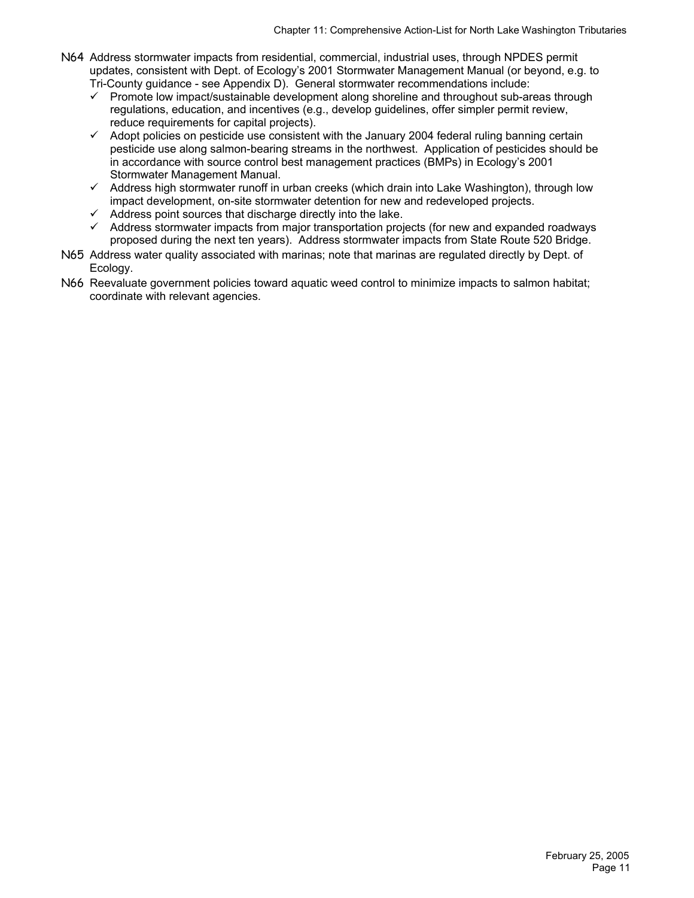N64 Address stormwater impacts from residential, commercial, industrial uses, through NPDES permit updates, consistent with Dept. of Ecology's 2001 Stormwater Management Manual (or beyond, e.g. to Tri-County guidance - see Appendix D). General stormwater recommendations include:

- ✓ Promote low impact/sustainable development along shoreline and throughout sub-areas through regulations, education, and incentives (e.g., develop guidelines, offer simpler permit review, reduce requirements for capital projects).
- ✓ Adopt policies on pesticide use consistent with the January 2004 federal ruling banning certain pesticide use along salmon-bearing streams in the northwest. Application of pesticides should be in accordance with source control best management practices (BMPs) in Ecology's 2001 Stormwater Management Manual.
- ✓ Address high stormwater runoff in urban creeks (which drain into Lake Washington), through low impact development, on-site stormwater detention for new and redeveloped projects.
- ✓ Address point sources that discharge directly into the lake.
- ✓ Address stormwater impacts from major transportation projects (for new and expanded roadways proposed during the next ten years). Address stormwater impacts from State Route 520 Bridge.

N65 Address water quality associated with marinas; note that marinas are regulated directly by Dept. of Ecology.

N66 Reevaluate government policies toward aquatic weed control to minimize impacts to salmon habitat; coordinate with relevant agencies.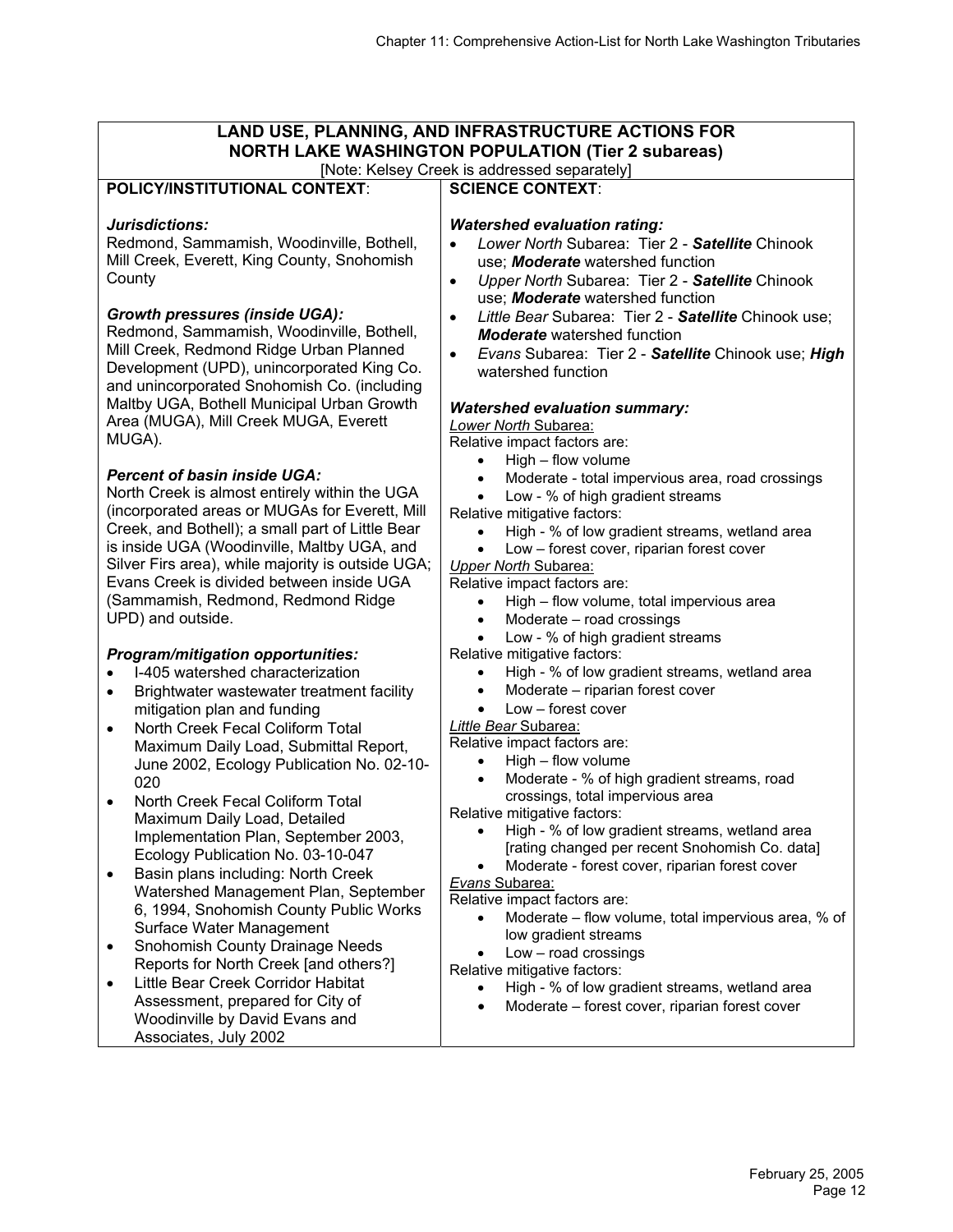## LAND USE, PLANNING, AND INFRASTRUCTURE ACTIONS FOR NORTH LAKE WASHINGTON POPULATION (Tier 2 subareas)

[Note: Kelsey Creek is addressed separately]

### POLICY/INSTITUTIONAL CONTEXT:

***Jurisdictions:***
Redmond, Sammamish, Woodinville, Bothell, Mill Creek, Everett, King County, Snohomish County

***Growth pressures (inside UGA):***
Redmond, Sammamish, Woodinville, Bothell, Mill Creek, Redmond Ridge Urban Planned Development (UPD), unincorporated King Co. and unincorporated Snohomish Co. (including Maltby UGA, Bothell Municipal Urban Growth Area (MUGA), Mill Creek MUGA, Everett MUGA).

***Percent of basin inside UGA:***
North Creek is almost entirely within the UGA (incorporated areas or MUGAs for Everett, Mill Creek, and Bothell); a small part of Little Bear is inside UGA (Woodinville, Maltby UGA, and Silver Firs area), while majority is outside UGA; Evans Creek is divided between inside UGA (Sammamish, Redmond, Redmond Ridge UPD) and outside.

***Program/mitigation opportunities:***
- I-405 watershed characterization
- Brightwater wastewater treatment facility mitigation plan and funding
- North Creek Fecal Coliform Total Maximum Daily Load, Submittal Report, June 2002, Ecology Publication No. 02-10-020
- North Creek Fecal Coliform Total Maximum Daily Load, Detailed Implementation Plan, September 2003, Ecology Publication No. 03-10-047
- Basin plans including: North Creek Watershed Management Plan, September 6, 1994, Snohomish County Public Works Surface Water Management
- Snohomish County Drainage Needs Reports for North Creek [and others?]
- Little Bear Creek Corridor Habitat Assessment, prepared for City of Woodinville by David Evans and Associates, July 2002

### SCIENCE CONTEXT:

***Watershed evaluation rating:***
- *Lower North* Subarea: Tier 2 - ***Satellite*** Chinook use; ***Moderate*** watershed function
- *Upper North* Subarea: Tier 2 - ***Satellite*** Chinook use; ***Moderate*** watershed function
- *Little Bear* Subarea: Tier 2 - ***Satellite*** Chinook use; ***Moderate*** watershed function
- *Evans* Subarea: Tier 2 - ***Satellite*** Chinook use; ***High*** watershed function

***Watershed evaluation summary:***

<u>*Lower North* Subarea:</u>
Relative impact factors are:
- High – flow volume
- Moderate - total impervious area, road crossings
- Low - % of high gradient streams

Relative mitigative factors:
- High - % of low gradient streams, wetland area
- Low – forest cover, riparian forest cover

<u>*Upper North* Subarea:</u>
Relative impact factors are:
- High – flow volume, total impervious area
- Moderate – road crossings
- Low - % of high gradient streams

Relative mitigative factors:
- High - % of low gradient streams, wetland area
- Moderate – riparian forest cover
- Low – forest cover

<u>*Little Bear* Subarea:</u>
Relative impact factors are:
- High – flow volume
- Moderate - % of high gradient streams, road crossings, total impervious area

Relative mitigative factors:
- High - % of low gradient streams, wetland area [rating changed per recent Snohomish Co. data]
- Moderate - forest cover, riparian forest cover

<u>*Evans* Subarea:</u>
Relative impact factors are:
- Moderate – flow volume, total impervious area, % of low gradient streams
- Low – road crossings

Relative mitigative factors:
- High - % of low gradient streams, wetland area
- Moderate – forest cover, riparian forest cover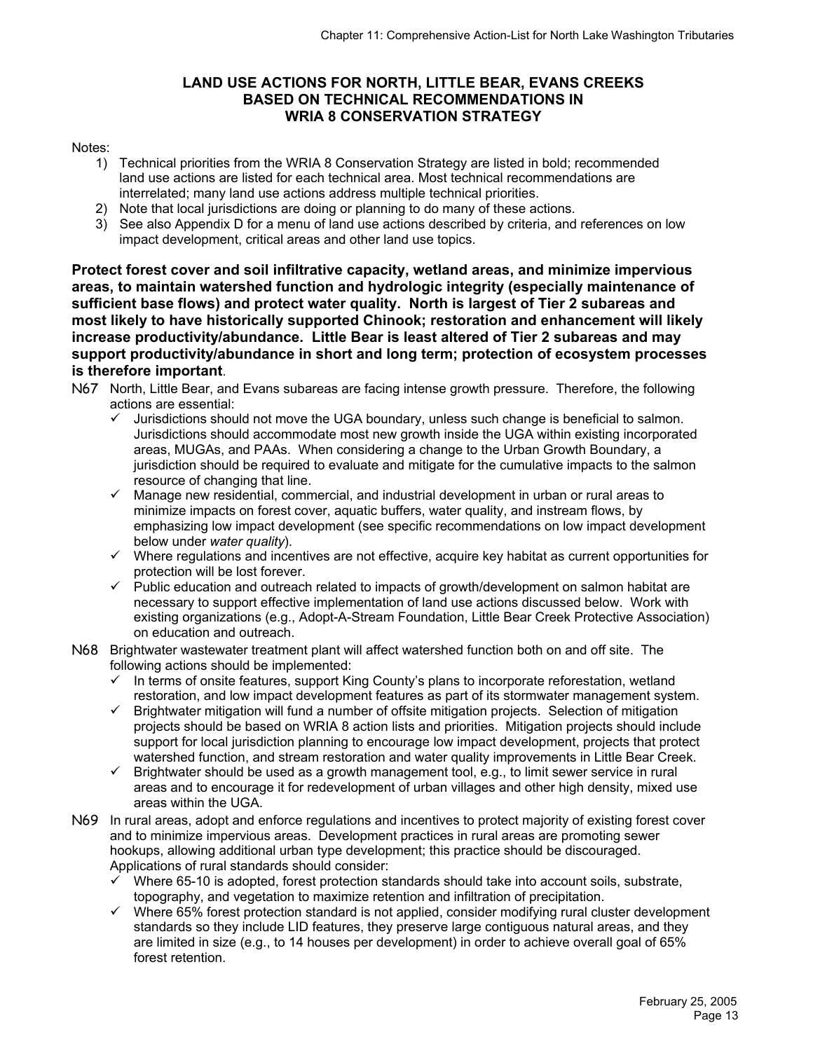## LAND USE ACTIONS FOR NORTH, LITTLE BEAR, EVANS CREEKS BASED ON TECHNICAL RECOMMENDATIONS IN WRIA 8 CONSERVATION STRATEGY

Notes:

1) Technical priorities from the WRIA 8 Conservation Strategy are listed in bold; recommended land use actions are listed for each technical area. Most technical recommendations are interrelated; many land use actions address multiple technical priorities.
2) Note that local jurisdictions are doing or planning to do many of these actions.
3) See also Appendix D for a menu of land use actions described by criteria, and references on low impact development, critical areas and other land use topics.

**Protect forest cover and soil infiltrative capacity, wetland areas, and minimize impervious areas, to maintain watershed function and hydrologic integrity (especially maintenance of sufficient base flows) and protect water quality. North is largest of Tier 2 subareas and most likely to have historically supported Chinook; restoration and enhancement will likely increase productivity/abundance. Little Bear is least altered of Tier 2 subareas and may support productivity/abundance in short and long term; protection of ecosystem processes is therefore important**.

N67 North, Little Bear, and Evans subareas are facing intense growth pressure. Therefore, the following actions are essential:

- ✓ Jurisdictions should not move the UGA boundary, unless such change is beneficial to salmon. Jurisdictions should accommodate most new growth inside the UGA within existing incorporated areas, MUGAs, and PAAs. When considering a change to the Urban Growth Boundary, a jurisdiction should be required to evaluate and mitigate for the cumulative impacts to the salmon resource of changing that line.
- ✓ Manage new residential, commercial, and industrial development in urban or rural areas to minimize impacts on forest cover, aquatic buffers, water quality, and instream flows, by emphasizing low impact development (see specific recommendations on low impact development below under *water quality*).
- ✓ Where regulations and incentives are not effective, acquire key habitat as current opportunities for protection will be lost forever.
- ✓ Public education and outreach related to impacts of growth/development on salmon habitat are necessary to support effective implementation of land use actions discussed below. Work with existing organizations (e.g., Adopt-A-Stream Foundation, Little Bear Creek Protective Association) on education and outreach.

N68 Brightwater wastewater treatment plant will affect watershed function both on and off site. The following actions should be implemented:

- ✓ In terms of onsite features, support King County's plans to incorporate reforestation, wetland restoration, and low impact development features as part of its stormwater management system.
- ✓ Brightwater mitigation will fund a number of offsite mitigation projects. Selection of mitigation projects should be based on WRIA 8 action lists and priorities. Mitigation projects should include support for local jurisdiction planning to encourage low impact development, projects that protect watershed function, and stream restoration and water quality improvements in Little Bear Creek.
- ✓ Brightwater should be used as a growth management tool, e.g., to limit sewer service in rural areas and to encourage it for redevelopment of urban villages and other high density, mixed use areas within the UGA.

N69 In rural areas, adopt and enforce regulations and incentives to protect majority of existing forest cover and to minimize impervious areas. Development practices in rural areas are promoting sewer hookups, allowing additional urban type development; this practice should be discouraged. Applications of rural standards should consider:

- ✓ Where 65-10 is adopted, forest protection standards should take into account soils, substrate, topography, and vegetation to maximize retention and infiltration of precipitation.
- ✓ Where 65% forest protection standard is not applied, consider modifying rural cluster development standards so they include LID features, they preserve large contiguous natural areas, and they are limited in size (e.g., to 14 houses per development) in order to achieve overall goal of 65% forest retention.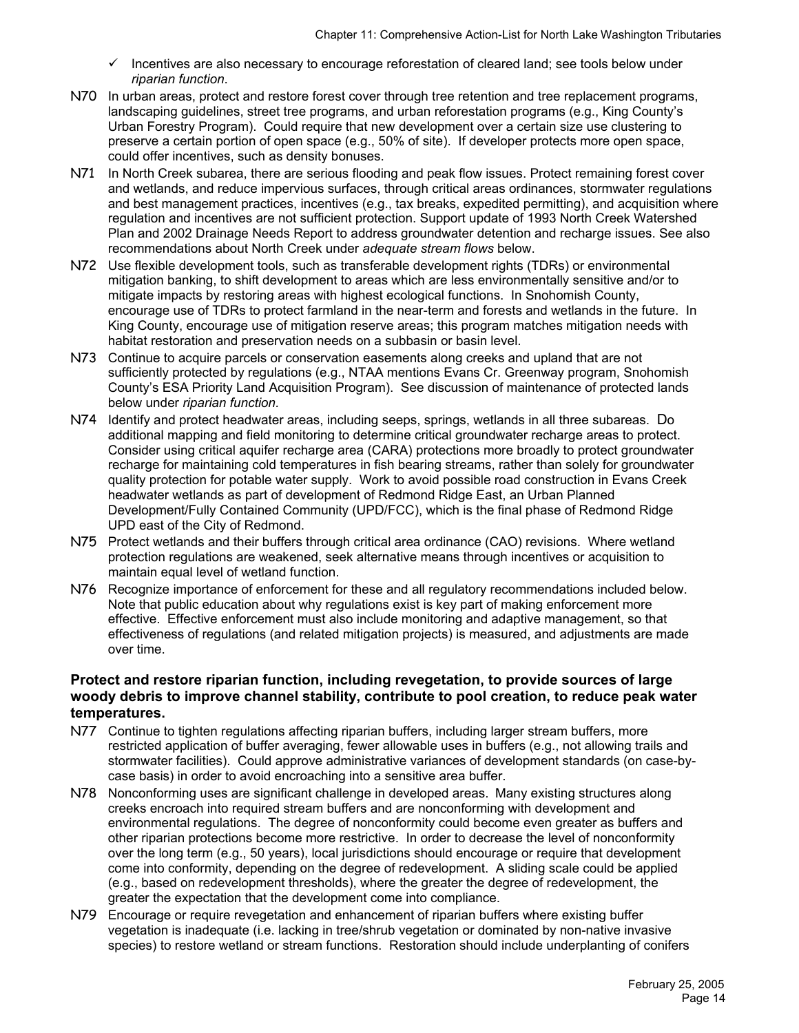- ✓ Incentives are also necessary to encourage reforestation of cleared land; see tools below under *riparian function*.

N70 In urban areas, protect and restore forest cover through tree retention and tree replacement programs, landscaping guidelines, street tree programs, and urban reforestation programs (e.g., King County's Urban Forestry Program). Could require that new development over a certain size use clustering to preserve a certain portion of open space (e.g., 50% of site). If developer protects more open space, could offer incentives, such as density bonuses.

N71 In North Creek subarea, there are serious flooding and peak flow issues. Protect remaining forest cover and wetlands, and reduce impervious surfaces, through critical areas ordinances, stormwater regulations and best management practices, incentives (e.g., tax breaks, expedited permitting), and acquisition where regulation and incentives are not sufficient protection. Support update of 1993 North Creek Watershed Plan and 2002 Drainage Needs Report to address groundwater detention and recharge issues. See also recommendations about North Creek under *adequate stream flows* below.

N72 Use flexible development tools, such as transferable development rights (TDRs) or environmental mitigation banking, to shift development to areas which are less environmentally sensitive and/or to mitigate impacts by restoring areas with highest ecological functions. In Snohomish County, encourage use of TDRs to protect farmland in the near-term and forests and wetlands in the future. In King County, encourage use of mitigation reserve areas; this program matches mitigation needs with habitat restoration and preservation needs on a subbasin or basin level.

N73 Continue to acquire parcels or conservation easements along creeks and upland that are not sufficiently protected by regulations (e.g., NTAA mentions Evans Cr. Greenway program, Snohomish County's ESA Priority Land Acquisition Program). See discussion of maintenance of protected lands below under *riparian function.*

N74 Identify and protect headwater areas, including seeps, springs, wetlands in all three subareas. Do additional mapping and field monitoring to determine critical groundwater recharge areas to protect. Consider using critical aquifer recharge area (CARA) protections more broadly to protect groundwater recharge for maintaining cold temperatures in fish bearing streams, rather than solely for groundwater quality protection for potable water supply. Work to avoid possible road construction in Evans Creek headwater wetlands as part of development of Redmond Ridge East, an Urban Planned Development/Fully Contained Community (UPD/FCC), which is the final phase of Redmond Ridge UPD east of the City of Redmond.

N75 Protect wetlands and their buffers through critical area ordinance (CAO) revisions. Where wetland protection regulations are weakened, seek alternative means through incentives or acquisition to maintain equal level of wetland function.

N76 Recognize importance of enforcement for these and all regulatory recommendations included below. Note that public education about why regulations exist is key part of making enforcement more effective. Effective enforcement must also include monitoring and adaptive management, so that effectiveness of regulations (and related mitigation projects) is measured, and adjustments are made over time.

**Protect and restore riparian function, including revegetation, to provide sources of large woody debris to improve channel stability, contribute to pool creation, to reduce peak water temperatures.**

N77 Continue to tighten regulations affecting riparian buffers, including larger stream buffers, more restricted application of buffer averaging, fewer allowable uses in buffers (e.g., not allowing trails and stormwater facilities). Could approve administrative variances of development standards (on case-by-case basis) in order to avoid encroaching into a sensitive area buffer.

N78 Nonconforming uses are significant challenge in developed areas. Many existing structures along creeks encroach into required stream buffers and are nonconforming with development and environmental regulations. The degree of nonconformity could become even greater as buffers and other riparian protections become more restrictive. In order to decrease the level of nonconformity over the long term (e.g., 50 years), local jurisdictions should encourage or require that development come into conformity, depending on the degree of redevelopment. A sliding scale could be applied (e.g., based on redevelopment thresholds), where the greater the degree of redevelopment, the greater the expectation that the development come into compliance.

N79 Encourage or require revegetation and enhancement of riparian buffers where existing buffer vegetation is inadequate (i.e. lacking in tree/shrub vegetation or dominated by non-native invasive species) to restore wetland or stream functions. Restoration should include underplanting of conifers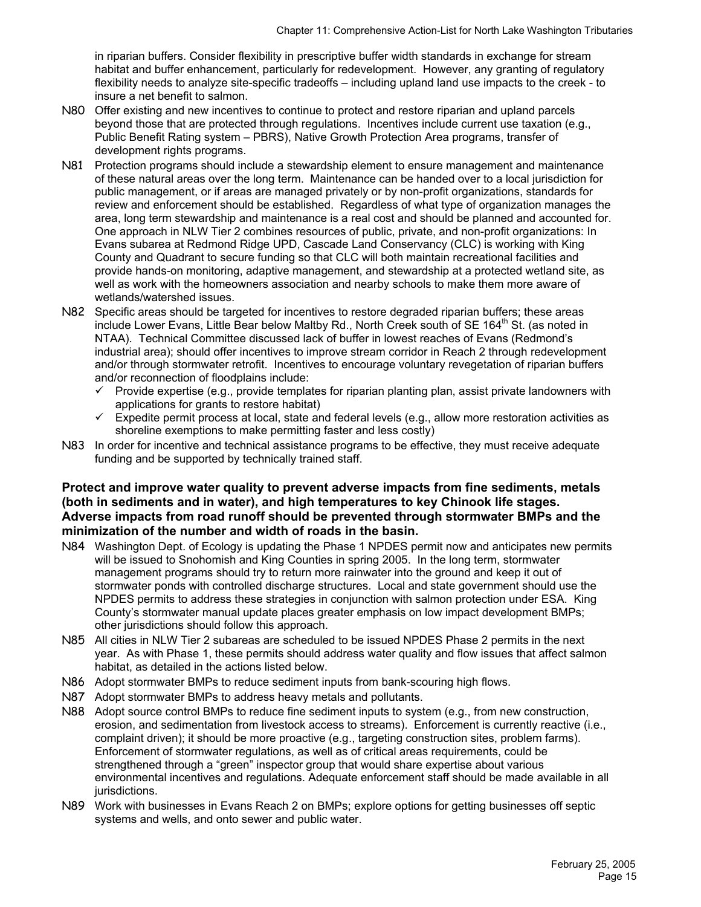in riparian buffers. Consider flexibility in prescriptive buffer width standards in exchange for stream habitat and buffer enhancement, particularly for redevelopment. However, any granting of regulatory flexibility needs to analyze site-specific tradeoffs – including upland land use impacts to the creek - to insure a net benefit to salmon.

N80 Offer existing and new incentives to continue to protect and restore riparian and upland parcels beyond those that are protected through regulations. Incentives include current use taxation (e.g., Public Benefit Rating system – PBRS), Native Growth Protection Area programs, transfer of development rights programs.

N81 Protection programs should include a stewardship element to ensure management and maintenance of these natural areas over the long term. Maintenance can be handed over to a local jurisdiction for public management, or if areas are managed privately or by non-profit organizations, standards for review and enforcement should be established. Regardless of what type of organization manages the area, long term stewardship and maintenance is a real cost and should be planned and accounted for. One approach in NLW Tier 2 combines resources of public, private, and non-profit organizations: In Evans subarea at Redmond Ridge UPD, Cascade Land Conservancy (CLC) is working with King County and Quadrant to secure funding so that CLC will both maintain recreational facilities and provide hands-on monitoring, adaptive management, and stewardship at a protected wetland site, as well as work with the homeowners association and nearby schools to make them more aware of wetlands/watershed issues.

N82 Specific areas should be targeted for incentives to restore degraded riparian buffers; these areas include Lower Evans, Little Bear below Maltby Rd., North Creek south of SE 164th St. (as noted in NTAA). Technical Committee discussed lack of buffer in lowest reaches of Evans (Redmond's industrial area); should offer incentives to improve stream corridor in Reach 2 through redevelopment and/or through stormwater retrofit. Incentives to encourage voluntary revegetation of riparian buffers and/or reconnection of floodplains include:

- ✓ Provide expertise (e.g., provide templates for riparian planting plan, assist private landowners with applications for grants to restore habitat)
- ✓ Expedite permit process at local, state and federal levels (e.g., allow more restoration activities as shoreline exemptions to make permitting faster and less costly)

N83 In order for incentive and technical assistance programs to be effective, they must receive adequate funding and be supported by technically trained staff.

**Protect and improve water quality to prevent adverse impacts from fine sediments, metals (both in sediments and in water), and high temperatures to key Chinook life stages. Adverse impacts from road runoff should be prevented through stormwater BMPs and the minimization of the number and width of roads in the basin.**

N84 Washington Dept. of Ecology is updating the Phase 1 NPDES permit now and anticipates new permits will be issued to Snohomish and King Counties in spring 2005. In the long term, stormwater management programs should try to return more rainwater into the ground and keep it out of stormwater ponds with controlled discharge structures. Local and state government should use the NPDES permits to address these strategies in conjunction with salmon protection under ESA. King County's stormwater manual update places greater emphasis on low impact development BMPs; other jurisdictions should follow this approach.

N85 All cities in NLW Tier 2 subareas are scheduled to be issued NPDES Phase 2 permits in the next year. As with Phase 1, these permits should address water quality and flow issues that affect salmon habitat, as detailed in the actions listed below.

N86 Adopt stormwater BMPs to reduce sediment inputs from bank-scouring high flows.

N87 Adopt stormwater BMPs to address heavy metals and pollutants.

N88 Adopt source control BMPs to reduce fine sediment inputs to system (e.g., from new construction, erosion, and sedimentation from livestock access to streams). Enforcement is currently reactive (i.e., complaint driven); it should be more proactive (e.g., targeting construction sites, problem farms). Enforcement of stormwater regulations, as well as of critical areas requirements, could be strengthened through a "green" inspector group that would share expertise about various environmental incentives and regulations. Adequate enforcement staff should be made available in all jurisdictions.

N89 Work with businesses in Evans Reach 2 on BMPs; explore options for getting businesses off septic systems and wells, and onto sewer and public water.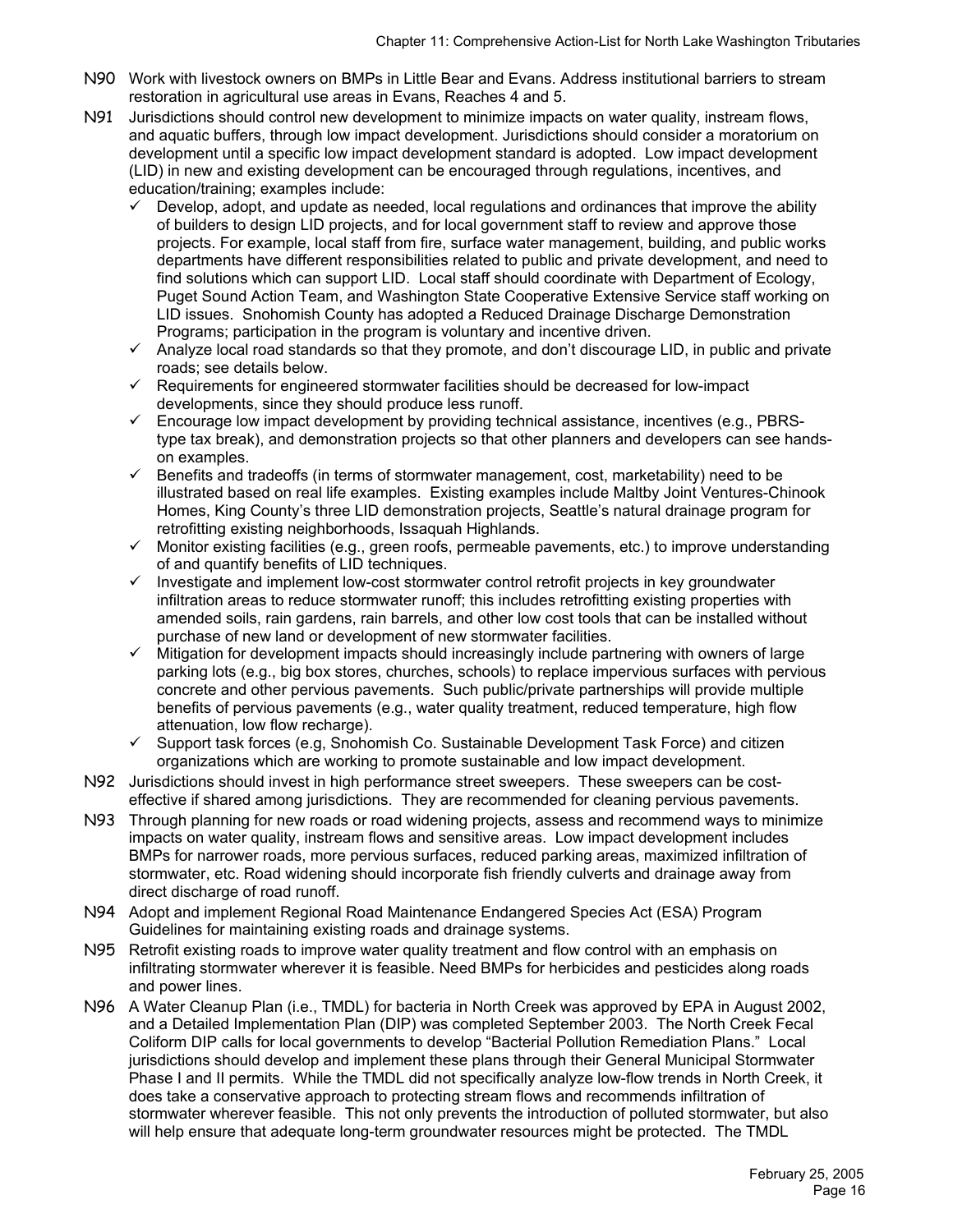N90 Work with livestock owners on BMPs in Little Bear and Evans. Address institutional barriers to stream restoration in agricultural use areas in Evans, Reaches 4 and 5.

N91 Jurisdictions should control new development to minimize impacts on water quality, instream flows, and aquatic buffers, through low impact development. Jurisdictions should consider a moratorium on development until a specific low impact development standard is adopted. Low impact development (LID) in new and existing development can be encouraged through regulations, incentives, and education/training; examples include:

- ✓ Develop, adopt, and update as needed, local regulations and ordinances that improve the ability of builders to design LID projects, and for local government staff to review and approve those projects. For example, local staff from fire, surface water management, building, and public works departments have different responsibilities related to public and private development, and need to find solutions which can support LID. Local staff should coordinate with Department of Ecology, Puget Sound Action Team, and Washington State Cooperative Extensive Service staff working on LID issues. Snohomish County has adopted a Reduced Drainage Discharge Demonstration Programs; participation in the program is voluntary and incentive driven.
- ✓ Analyze local road standards so that they promote, and don't discourage LID, in public and private roads; see details below.
- ✓ Requirements for engineered stormwater facilities should be decreased for low-impact developments, since they should produce less runoff.
- ✓ Encourage low impact development by providing technical assistance, incentives (e.g., PBRS-type tax break), and demonstration projects so that other planners and developers can see hands-on examples.
- ✓ Benefits and tradeoffs (in terms of stormwater management, cost, marketability) need to be illustrated based on real life examples. Existing examples include Maltby Joint Ventures-Chinook Homes, King County's three LID demonstration projects, Seattle's natural drainage program for retrofitting existing neighborhoods, Issaquah Highlands.
- ✓ Monitor existing facilities (e.g., green roofs, permeable pavements, etc.) to improve understanding of and quantify benefits of LID techniques.
- ✓ Investigate and implement low-cost stormwater control retrofit projects in key groundwater infiltration areas to reduce stormwater runoff; this includes retrofitting existing properties with amended soils, rain gardens, rain barrels, and other low cost tools that can be installed without purchase of new land or development of new stormwater facilities.
- ✓ Mitigation for development impacts should increasingly include partnering with owners of large parking lots (e.g., big box stores, churches, schools) to replace impervious surfaces with pervious concrete and other pervious pavements. Such public/private partnerships will provide multiple benefits of pervious pavements (e.g., water quality treatment, reduced temperature, high flow attenuation, low flow recharge).
- ✓ Support task forces (e.g, Snohomish Co. Sustainable Development Task Force) and citizen organizations which are working to promote sustainable and low impact development.

N92 Jurisdictions should invest in high performance street sweepers. These sweepers can be cost-effective if shared among jurisdictions. They are recommended for cleaning pervious pavements.

N93 Through planning for new roads or road widening projects, assess and recommend ways to minimize impacts on water quality, instream flows and sensitive areas. Low impact development includes BMPs for narrower roads, more pervious surfaces, reduced parking areas, maximized infiltration of stormwater, etc. Road widening should incorporate fish friendly culverts and drainage away from direct discharge of road runoff.

N94 Adopt and implement Regional Road Maintenance Endangered Species Act (ESA) Program Guidelines for maintaining existing roads and drainage systems.

N95 Retrofit existing roads to improve water quality treatment and flow control with an emphasis on infiltrating stormwater wherever it is feasible. Need BMPs for herbicides and pesticides along roads and power lines.

N96 A Water Cleanup Plan (i.e., TMDL) for bacteria in North Creek was approved by EPA in August 2002, and a Detailed Implementation Plan (DIP) was completed September 2003. The North Creek Fecal Coliform DIP calls for local governments to develop "Bacterial Pollution Remediation Plans." Local jurisdictions should develop and implement these plans through their General Municipal Stormwater Phase I and II permits. While the TMDL did not specifically analyze low-flow trends in North Creek, it does take a conservative approach to protecting stream flows and recommends infiltration of stormwater wherever feasible. This not only prevents the introduction of polluted stormwater, but also will help ensure that adequate long-term groundwater resources might be protected. The TMDL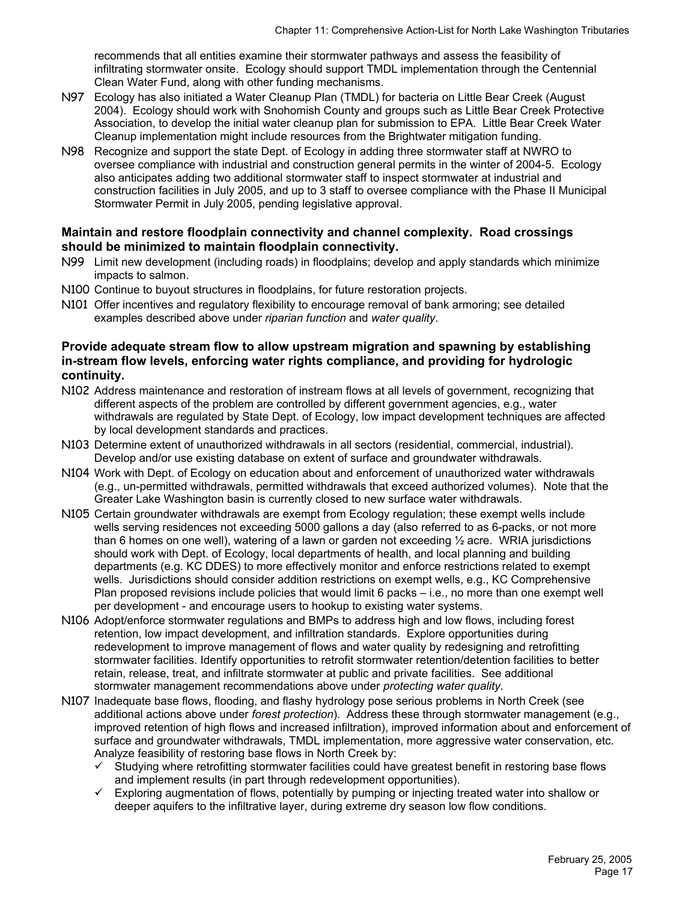recommends that all entities examine their stormwater pathways and assess the feasibility of infiltrating stormwater onsite. Ecology should support TMDL implementation through the Centennial Clean Water Fund, along with other funding mechanisms.

N97 Ecology has also initiated a Water Cleanup Plan (TMDL) for bacteria on Little Bear Creek (August 2004). Ecology should work with Snohomish County and groups such as Little Bear Creek Protective Association, to develop the initial water cleanup plan for submission to EPA. Little Bear Creek Water Cleanup implementation might include resources from the Brightwater mitigation funding.

N98 Recognize and support the state Dept. of Ecology in adding three stormwater staff at NWRO to oversee compliance with industrial and construction general permits in the winter of 2004-5. Ecology also anticipates adding two additional stormwater staff to inspect stormwater at industrial and construction facilities in July 2005, and up to 3 staff to oversee compliance with the Phase II Municipal Stormwater Permit in July 2005, pending legislative approval.

**Maintain and restore floodplain connectivity and channel complexity. Road crossings should be minimized to maintain floodplain connectivity.**

N99 Limit new development (including roads) in floodplains; develop and apply standards which minimize impacts to salmon.

N100 Continue to buyout structures in floodplains, for future restoration projects.

N101 Offer incentives and regulatory flexibility to encourage removal of bank armoring; see detailed examples described above under *riparian function* and *water quality*.

**Provide adequate stream flow to allow upstream migration and spawning by establishing in-stream flow levels, enforcing water rights compliance, and providing for hydrologic continuity.**

N102 Address maintenance and restoration of instream flows at all levels of government, recognizing that different aspects of the problem are controlled by different government agencies, e.g., water withdrawals are regulated by State Dept. of Ecology, low impact development techniques are affected by local development standards and practices.

N103 Determine extent of unauthorized withdrawals in all sectors (residential, commercial, industrial). Develop and/or use existing database on extent of surface and groundwater withdrawals.

N104 Work with Dept. of Ecology on education about and enforcement of unauthorized water withdrawals (e.g., un-permitted withdrawals, permitted withdrawals that exceed authorized volumes). Note that the Greater Lake Washington basin is currently closed to new surface water withdrawals.

N105 Certain groundwater withdrawals are exempt from Ecology regulation; these exempt wells include wells serving residences not exceeding 5000 gallons a day (also referred to as 6-packs, or not more than 6 homes on one well), watering of a lawn or garden not exceeding ½ acre. WRIA jurisdictions should work with Dept. of Ecology, local departments of health, and local planning and building departments (e.g. KC DDES) to more effectively monitor and enforce restrictions related to exempt wells. Jurisdictions should consider addition restrictions on exempt wells, e.g., KC Comprehensive Plan proposed revisions include policies that would limit 6 packs – i.e., no more than one exempt well per development - and encourage users to hookup to existing water systems.

N106 Adopt/enforce stormwater regulations and BMPs to address high and low flows, including forest retention, low impact development, and infiltration standards. Explore opportunities during redevelopment to improve management of flows and water quality by redesigning and retrofitting stormwater facilities. Identify opportunities to retrofit stormwater retention/detention facilities to better retain, release, treat, and infiltrate stormwater at public and private facilities. See additional stormwater management recommendations above under *protecting water quality*.

N107 Inadequate base flows, flooding, and flashy hydrology pose serious problems in North Creek (see additional actions above under *forest protection*). Address these through stormwater management (e.g., improved retention of high flows and increased infiltration), improved information about and enforcement of surface and groundwater withdrawals, TMDL implementation, more aggressive water conservation, etc. Analyze feasibility of restoring base flows in North Creek by:

- ✓ Studying where retrofitting stormwater facilities could have greatest benefit in restoring base flows and implement results (in part through redevelopment opportunities).
- ✓ Exploring augmentation of flows, potentially by pumping or injecting treated water into shallow or deeper aquifers to the infiltrative layer, during extreme dry season low flow conditions.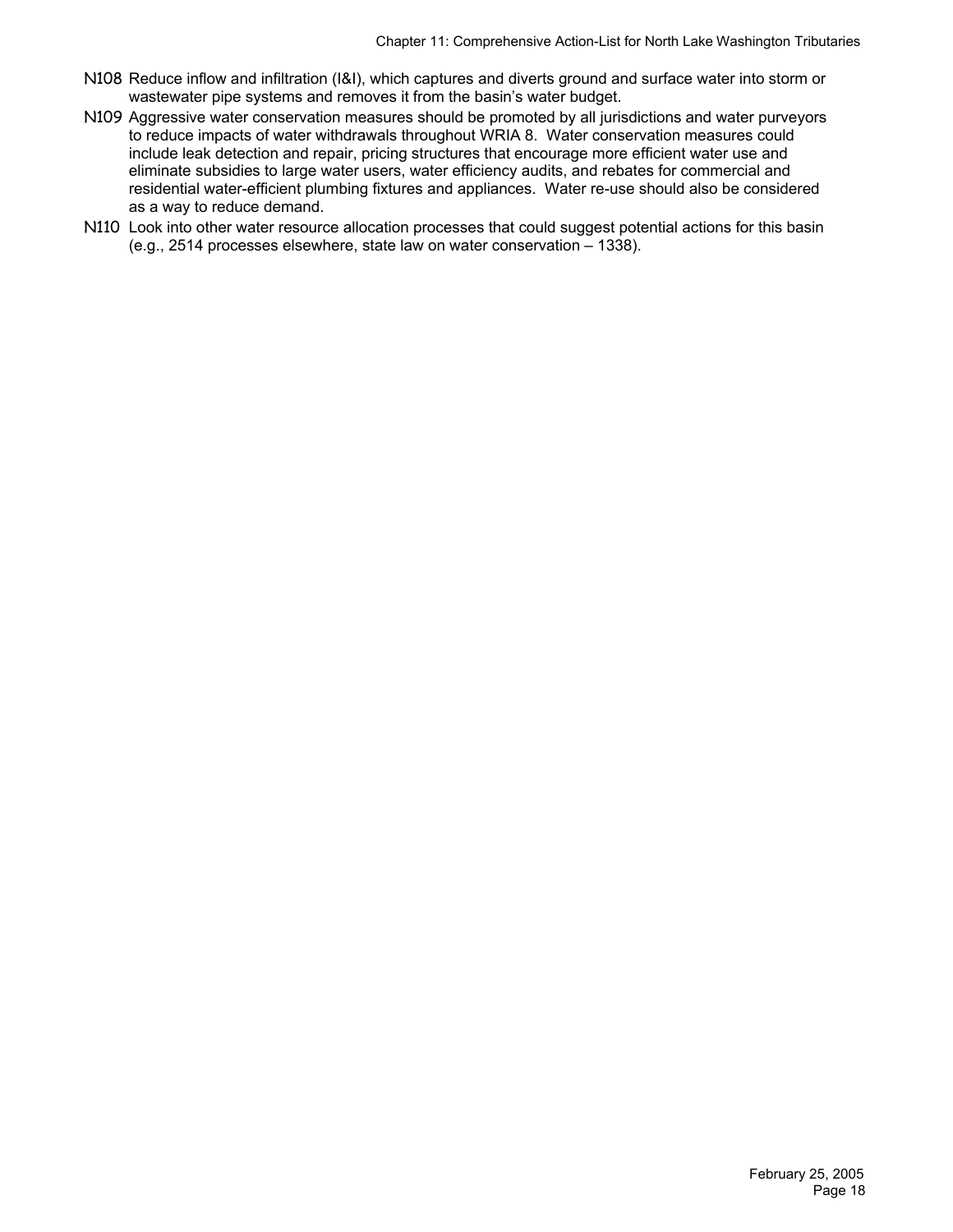N108 Reduce inflow and infiltration (I&I), which captures and diverts ground and surface water into storm or wastewater pipe systems and removes it from the basin's water budget.

N109 Aggressive water conservation measures should be promoted by all jurisdictions and water purveyors to reduce impacts of water withdrawals throughout WRIA 8. Water conservation measures could include leak detection and repair, pricing structures that encourage more efficient water use and eliminate subsidies to large water users, water efficiency audits, and rebates for commercial and residential water-efficient plumbing fixtures and appliances. Water re-use should also be considered as a way to reduce demand.

N110 Look into other water resource allocation processes that could suggest potential actions for this basin (e.g., 2514 processes elsewhere, state law on water conservation – 1338).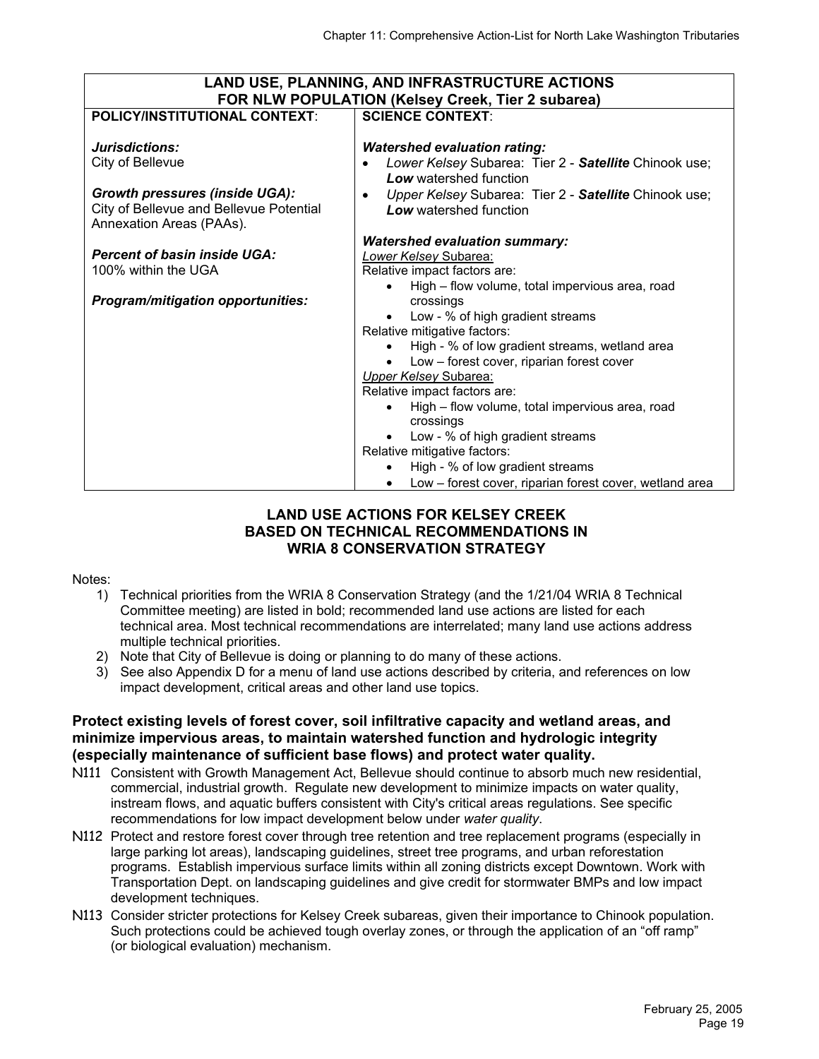| LAND USE, PLANNING, AND INFRASTRUCTURE ACTIONS FOR NLW POPULATION (Kelsey Creek, Tier 2 subarea) | |
|---|---|
| **POLICY/INSTITUTIONAL CONTEXT**:<br><br>***Jurisdictions:***<br>City of Bellevue<br><br>***Growth pressures (inside UGA):***<br>City of Bellevue and Bellevue Potential Annexation Areas (PAAs).<br><br>***Percent of basin inside UGA:***<br>100% within the UGA<br><br>***Program/mitigation opportunities:*** | **SCIENCE CONTEXT**:<br><br>***Watershed evaluation rating:***<br>• *Lower Kelsey* Subarea: Tier 2 - ***Satellite*** Chinook use; ***Low*** watershed function<br>• *Upper Kelsey* Subarea: Tier 2 - ***Satellite*** Chinook use; ***Low*** watershed function<br><br>***Watershed evaluation summary:***<br>*Lower Kelsey* Subarea:<br>Relative impact factors are:<br>• High – flow volume, total impervious area, road crossings<br>• Low - % of high gradient streams<br>Relative mitigative factors:<br>• High - % of low gradient streams, wetland area<br>• Low – forest cover, riparian forest cover<br>*Upper Kelsey* Subarea:<br>Relative impact factors are:<br>• High – flow volume, total impervious area, road crossings<br>• Low - % of high gradient streams<br>Relative mitigative factors:<br>• High - % of low gradient streams<br>• Low – forest cover, riparian forest cover, wetland area |

## LAND USE ACTIONS FOR KELSEY CREEK BASED ON TECHNICAL RECOMMENDATIONS IN WRIA 8 CONSERVATION STRATEGY

Notes:

1) Technical priorities from the WRIA 8 Conservation Strategy (and the 1/21/04 WRIA 8 Technical Committee meeting) are listed in bold; recommended land use actions are listed for each technical area. Most technical recommendations are interrelated; many land use actions address multiple technical priorities.
2) Note that City of Bellevue is doing or planning to do many of these actions.
3) See also Appendix D for a menu of land use actions described by criteria, and references on low impact development, critical areas and other land use topics.

**Protect existing levels of forest cover, soil infiltrative capacity and wetland areas, and minimize impervious areas, to maintain watershed function and hydrologic integrity (especially maintenance of sufficient base flows) and protect water quality.**

N111 Consistent with Growth Management Act, Bellevue should continue to absorb much new residential, commercial, industrial growth. Regulate new development to minimize impacts on water quality, instream flows, and aquatic buffers consistent with City's critical areas regulations. See specific recommendations for low impact development below under *water quality*.

N112 Protect and restore forest cover through tree retention and tree replacement programs (especially in large parking lot areas), landscaping guidelines, street tree programs, and urban reforestation programs. Establish impervious surface limits within all zoning districts except Downtown. Work with Transportation Dept. on landscaping guidelines and give credit for stormwater BMPs and low impact development techniques.

N113 Consider stricter protections for Kelsey Creek subareas, given their importance to Chinook population. Such protections could be achieved tough overlay zones, or through the application of an "off ramp" (or biological evaluation) mechanism.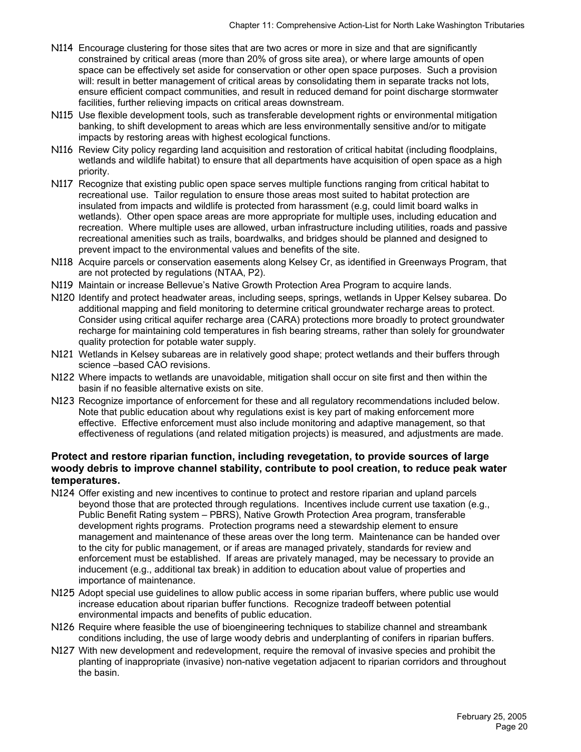N114 Encourage clustering for those sites that are two acres or more in size and that are significantly constrained by critical areas (more than 20% of gross site area), or where large amounts of open space can be effectively set aside for conservation or other open space purposes. Such a provision will: result in better management of critical areas by consolidating them in separate tracks not lots, ensure efficient compact communities, and result in reduced demand for point discharge stormwater facilities, further relieving impacts on critical areas downstream.

N115 Use flexible development tools, such as transferable development rights or environmental mitigation banking, to shift development to areas which are less environmentally sensitive and/or to mitigate impacts by restoring areas with highest ecological functions.

N116 Review City policy regarding land acquisition and restoration of critical habitat (including floodplains, wetlands and wildlife habitat) to ensure that all departments have acquisition of open space as a high priority.

N117 Recognize that existing public open space serves multiple functions ranging from critical habitat to recreational use. Tailor regulation to ensure those areas most suited to habitat protection are insulated from impacts and wildlife is protected from harassment (e.g, could limit board walks in wetlands). Other open space areas are more appropriate for multiple uses, including education and recreation. Where multiple uses are allowed, urban infrastructure including utilities, roads and passive recreational amenities such as trails, boardwalks, and bridges should be planned and designed to prevent impact to the environmental values and benefits of the site.

N118 Acquire parcels or conservation easements along Kelsey Cr, as identified in Greenways Program, that are not protected by regulations (NTAA, P2).

N119 Maintain or increase Bellevue's Native Growth Protection Area Program to acquire lands.

N120 Identify and protect headwater areas, including seeps, springs, wetlands in Upper Kelsey subarea. Do additional mapping and field monitoring to determine critical groundwater recharge areas to protect. Consider using critical aquifer recharge area (CARA) protections more broadly to protect groundwater recharge for maintaining cold temperatures in fish bearing streams, rather than solely for groundwater quality protection for potable water supply.

N121 Wetlands in Kelsey subareas are in relatively good shape; protect wetlands and their buffers through science –based CAO revisions.

N122 Where impacts to wetlands are unavoidable, mitigation shall occur on site first and then within the basin if no feasible alternative exists on site.

N123 Recognize importance of enforcement for these and all regulatory recommendations included below. Note that public education about why regulations exist is key part of making enforcement more effective. Effective enforcement must also include monitoring and adaptive management, so that effectiveness of regulations (and related mitigation projects) is measured, and adjustments are made.

**Protect and restore riparian function, including revegetation, to provide sources of large woody debris to improve channel stability, contribute to pool creation, to reduce peak water temperatures.**

N124 Offer existing and new incentives to continue to protect and restore riparian and upland parcels beyond those that are protected through regulations. Incentives include current use taxation (e.g., Public Benefit Rating system – PBRS), Native Growth Protection Area program, transferable development rights programs. Protection programs need a stewardship element to ensure management and maintenance of these areas over the long term. Maintenance can be handed over to the city for public management, or if areas are managed privately, standards for review and enforcement must be established. If areas are privately managed, may be necessary to provide an inducement (e.g., additional tax break) in addition to education about value of properties and importance of maintenance.

N125 Adopt special use guidelines to allow public access in some riparian buffers, where public use would increase education about riparian buffer functions. Recognize tradeoff between potential environmental impacts and benefits of public education.

N126 Require where feasible the use of bioengineering techniques to stabilize channel and streambank conditions including, the use of large woody debris and underplanting of conifers in riparian buffers.

N127 With new development and redevelopment, require the removal of invasive species and prohibit the planting of inappropriate (invasive) non-native vegetation adjacent to riparian corridors and throughout the basin.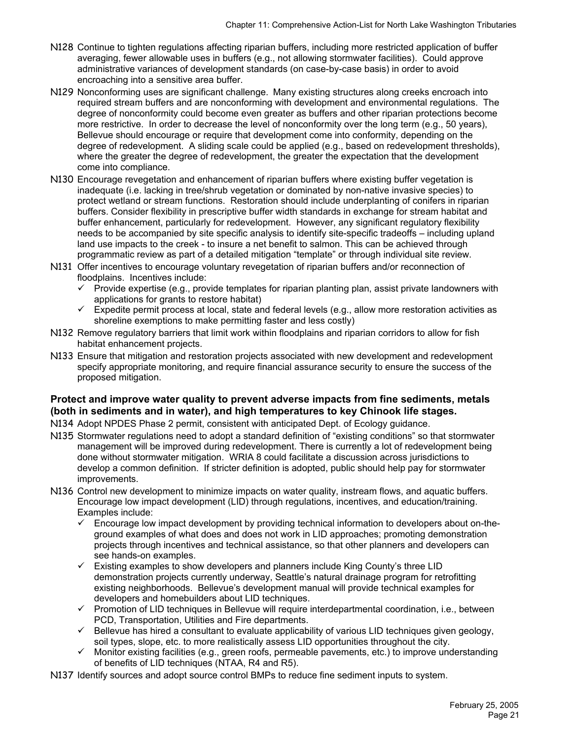N128 Continue to tighten regulations affecting riparian buffers, including more restricted application of buffer averaging, fewer allowable uses in buffers (e.g., not allowing stormwater facilities). Could approve administrative variances of development standards (on case-by-case basis) in order to avoid encroaching into a sensitive area buffer.

N129 Nonconforming uses are significant challenge. Many existing structures along creeks encroach into required stream buffers and are nonconforming with development and environmental regulations. The degree of nonconformity could become even greater as buffers and other riparian protections become more restrictive. In order to decrease the level of nonconformity over the long term (e.g., 50 years), Bellevue should encourage or require that development come into conformity, depending on the degree of redevelopment. A sliding scale could be applied (e.g., based on redevelopment thresholds), where the greater the degree of redevelopment, the greater the expectation that the development come into compliance.

N130 Encourage revegetation and enhancement of riparian buffers where existing buffer vegetation is inadequate (i.e. lacking in tree/shrub vegetation or dominated by non-native invasive species) to protect wetland or stream functions. Restoration should include underplanting of conifers in riparian buffers. Consider flexibility in prescriptive buffer width standards in exchange for stream habitat and buffer enhancement, particularly for redevelopment. However, any significant regulatory flexibility needs to be accompanied by site specific analysis to identify site-specific tradeoffs – including upland land use impacts to the creek - to insure a net benefit to salmon. This can be achieved through programmatic review as part of a detailed mitigation "template" or through individual site review.

N131 Offer incentives to encourage voluntary revegetation of riparian buffers and/or reconnection of floodplains. Incentives include:

- ✓ Provide expertise (e.g., provide templates for riparian planting plan, assist private landowners with applications for grants to restore habitat)
- ✓ Expedite permit process at local, state and federal levels (e.g., allow more restoration activities as shoreline exemptions to make permitting faster and less costly)

N132 Remove regulatory barriers that limit work within floodplains and riparian corridors to allow for fish habitat enhancement projects.

N133 Ensure that mitigation and restoration projects associated with new development and redevelopment specify appropriate monitoring, and require financial assurance security to ensure the success of the proposed mitigation.

**Protect and improve water quality to prevent adverse impacts from fine sediments, metals (both in sediments and in water), and high temperatures to key Chinook life stages.**

N134 Adopt NPDES Phase 2 permit, consistent with anticipated Dept. of Ecology guidance.

N135 Stormwater regulations need to adopt a standard definition of "existing conditions" so that stormwater management will be improved during redevelopment. There is currently a lot of redevelopment being done without stormwater mitigation. WRIA 8 could facilitate a discussion across jurisdictions to develop a common definition. If stricter definition is adopted, public should help pay for stormwater improvements.

N136 Control new development to minimize impacts on water quality, instream flows, and aquatic buffers. Encourage low impact development (LID) through regulations, incentives, and education/training. Examples include:

- ✓ Encourage low impact development by providing technical information to developers about on-the-ground examples of what does and does not work in LID approaches; promoting demonstration projects through incentives and technical assistance, so that other planners and developers can see hands-on examples.
- ✓ Existing examples to show developers and planners include King County's three LID demonstration projects currently underway, Seattle's natural drainage program for retrofitting existing neighborhoods. Bellevue's development manual will provide technical examples for developers and homebuilders about LID techniques.
- ✓ Promotion of LID techniques in Bellevue will require interdepartmental coordination, i.e., between PCD, Transportation, Utilities and Fire departments.
- ✓ Bellevue has hired a consultant to evaluate applicability of various LID techniques given geology, soil types, slope, etc. to more realistically assess LID opportunities throughout the city.
- ✓ Monitor existing facilities (e.g., green roofs, permeable pavements, etc.) to improve understanding of benefits of LID techniques (NTAA, R4 and R5).

N137 Identify sources and adopt source control BMPs to reduce fine sediment inputs to system.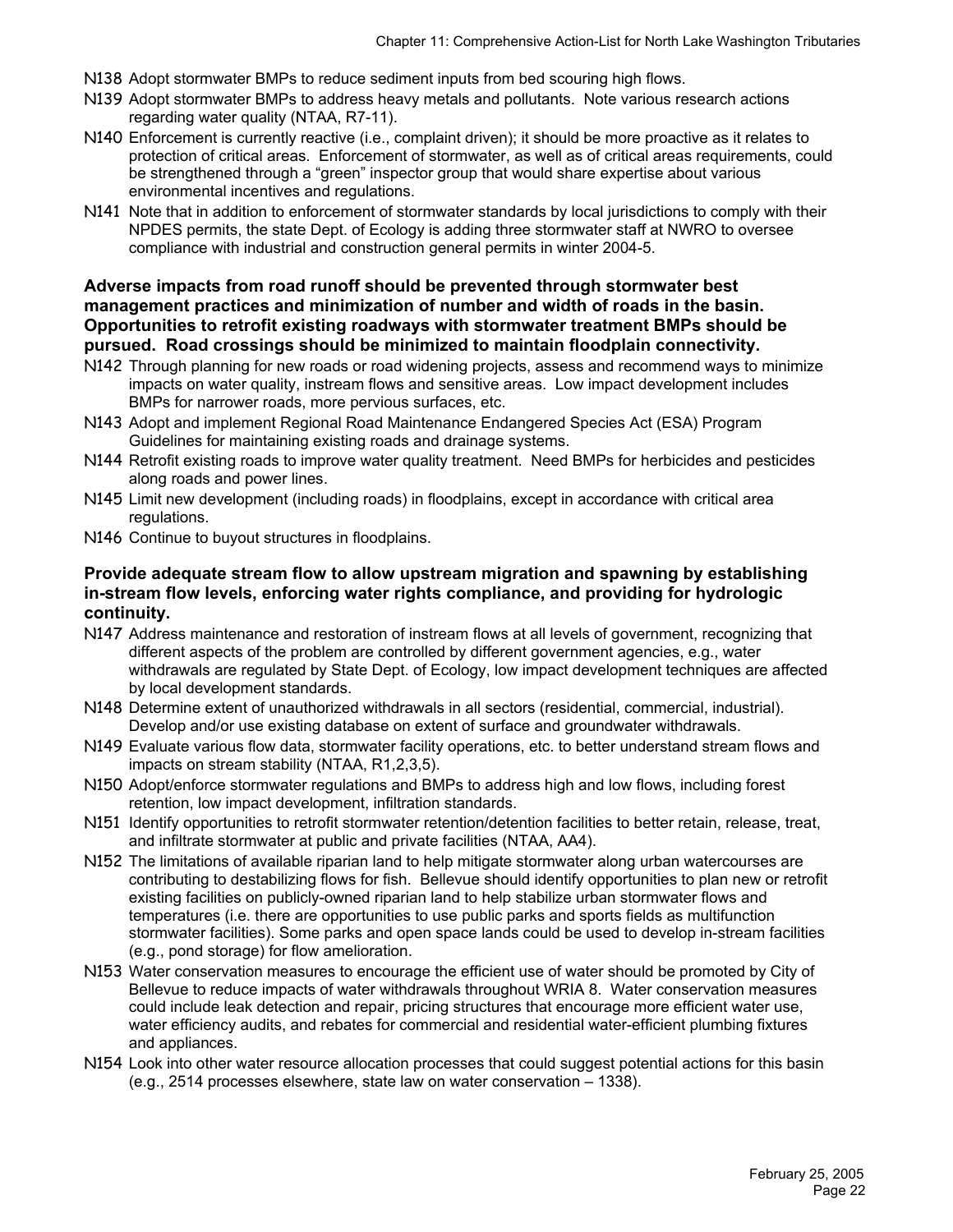N138 Adopt stormwater BMPs to reduce sediment inputs from bed scouring high flows.

N139 Adopt stormwater BMPs to address heavy metals and pollutants. Note various research actions regarding water quality (NTAA, R7-11).

N140 Enforcement is currently reactive (i.e., complaint driven); it should be more proactive as it relates to protection of critical areas. Enforcement of stormwater, as well as of critical areas requirements, could be strengthened through a "green" inspector group that would share expertise about various environmental incentives and regulations.

N141 Note that in addition to enforcement of stormwater standards by local jurisdictions to comply with their NPDES permits, the state Dept. of Ecology is adding three stormwater staff at NWRO to oversee compliance with industrial and construction general permits in winter 2004-5.

**Adverse impacts from road runoff should be prevented through stormwater best management practices and minimization of number and width of roads in the basin. Opportunities to retrofit existing roadways with stormwater treatment BMPs should be pursued. Road crossings should be minimized to maintain floodplain connectivity.**

N142 Through planning for new roads or road widening projects, assess and recommend ways to minimize impacts on water quality, instream flows and sensitive areas. Low impact development includes BMPs for narrower roads, more pervious surfaces, etc.

N143 Adopt and implement Regional Road Maintenance Endangered Species Act (ESA) Program Guidelines for maintaining existing roads and drainage systems.

N144 Retrofit existing roads to improve water quality treatment. Need BMPs for herbicides and pesticides along roads and power lines.

N145 Limit new development (including roads) in floodplains, except in accordance with critical area regulations.

N146 Continue to buyout structures in floodplains.

**Provide adequate stream flow to allow upstream migration and spawning by establishing in-stream flow levels, enforcing water rights compliance, and providing for hydrologic continuity.**

N147 Address maintenance and restoration of instream flows at all levels of government, recognizing that different aspects of the problem are controlled by different government agencies, e.g., water withdrawals are regulated by State Dept. of Ecology, low impact development techniques are affected by local development standards.

N148 Determine extent of unauthorized withdrawals in all sectors (residential, commercial, industrial). Develop and/or use existing database on extent of surface and groundwater withdrawals.

N149 Evaluate various flow data, stormwater facility operations, etc. to better understand stream flows and impacts on stream stability (NTAA, R1,2,3,5).

N150 Adopt/enforce stormwater regulations and BMPs to address high and low flows, including forest retention, low impact development, infiltration standards.

N151 Identify opportunities to retrofit stormwater retention/detention facilities to better retain, release, treat, and infiltrate stormwater at public and private facilities (NTAA, AA4).

N152 The limitations of available riparian land to help mitigate stormwater along urban watercourses are contributing to destabilizing flows for fish. Bellevue should identify opportunities to plan new or retrofit existing facilities on publicly-owned riparian land to help stabilize urban stormwater flows and temperatures (i.e. there are opportunities to use public parks and sports fields as multifunction stormwater facilities). Some parks and open space lands could be used to develop in-stream facilities (e.g., pond storage) for flow amelioration.

N153 Water conservation measures to encourage the efficient use of water should be promoted by City of Bellevue to reduce impacts of water withdrawals throughout WRIA 8. Water conservation measures could include leak detection and repair, pricing structures that encourage more efficient water use, water efficiency audits, and rebates for commercial and residential water-efficient plumbing fixtures and appliances.

N154 Look into other water resource allocation processes that could suggest potential actions for this basin (e.g., 2514 processes elsewhere, state law on water conservation – 1338).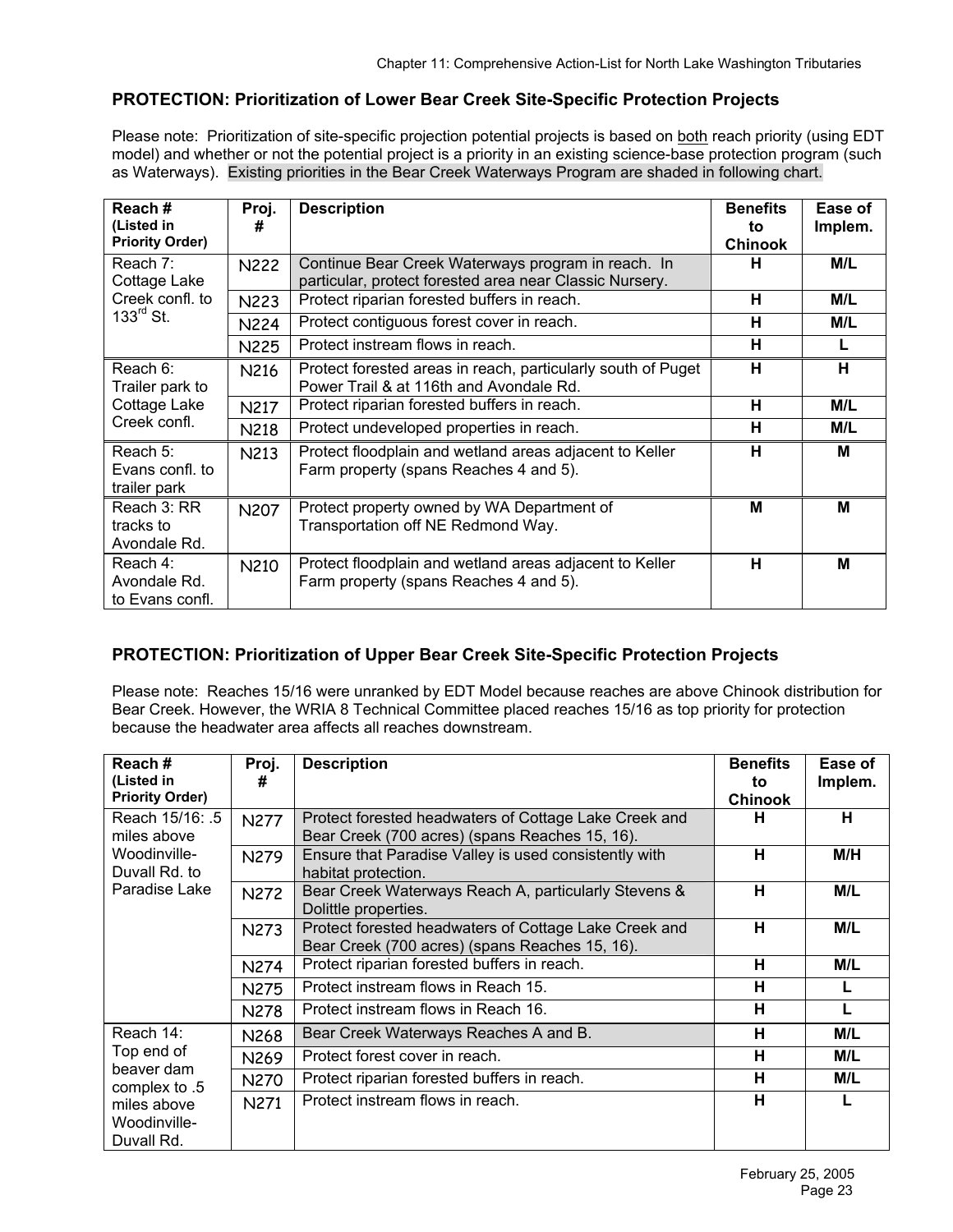## PROTECTION: Prioritization of Lower Bear Creek Site-Specific Protection Projects

Please note: Prioritization of site-specific projection potential projects is based on both reach priority (using EDT model) and whether or not the potential project is a priority in an existing science-base protection program (such as Waterways). Existing priorities in the Bear Creek Waterways Program are shaded in following chart.

| Reach # (Listed in Priority Order) | Proj. # | Description | Benefits to Chinook | Ease of Implem. |
|---|---|---|---|---|
| Reach 7: Cottage Lake Creek confl. to 133rd St. | N222 | Continue Bear Creek Waterways program in reach. In particular, protect forested area near Classic Nursery. | H | M/L |
| | N223 | Protect riparian forested buffers in reach. | H | M/L |
| | N224 | Protect contiguous forest cover in reach. | H | M/L |
| | N225 | Protect instream flows in reach. | H | L |
| Reach 6: Trailer park to Cottage Lake Creek confl. | N216 | Protect forested areas in reach, particularly south of Puget Power Trail & at 116th and Avondale Rd. | H | H |
| | N217 | Protect riparian forested buffers in reach. | H | M/L |
| | N218 | Protect undeveloped properties in reach. | H | M/L |
| Reach 5: Evans confl. to trailer park | N213 | Protect floodplain and wetland areas adjacent to Keller Farm property (spans Reaches 4 and 5). | H | M |
| Reach 3: RR tracks to Avondale Rd. | N207 | Protect property owned by WA Department of Transportation off NE Redmond Way. | M | M |
| Reach 4: Avondale Rd. to Evans confl. | N210 | Protect floodplain and wetland areas adjacent to Keller Farm property (spans Reaches 4 and 5). | H | M |

## PROTECTION: Prioritization of Upper Bear Creek Site-Specific Protection Projects

Please note: Reaches 15/16 were unranked by EDT Model because reaches are above Chinook distribution for Bear Creek. However, the WRIA 8 Technical Committee placed reaches 15/16 as top priority for protection because the headwater area affects all reaches downstream.

| Reach # (Listed in Priority Order) | Proj. # | Description | Benefits to Chinook | Ease of Implem. |
|---|---|---|---|---|
| Reach 15/16: .5 miles above Woodinville-Duvall Rd. to Paradise Lake | N277 | Protect forested headwaters of Cottage Lake Creek and Bear Creek (700 acres) (spans Reaches 15, 16). | H | H |
| | N279 | Ensure that Paradise Valley is used consistently with habitat protection. | H | M/H |
| | N272 | Bear Creek Waterways Reach A, particularly Stevens & Dolittle properties. | H | M/L |
| | N273 | Protect forested headwaters of Cottage Lake Creek and Bear Creek (700 acres) (spans Reaches 15, 16). | H | M/L |
| | N274 | Protect riparian forested buffers in reach. | H | M/L |
| | N275 | Protect instream flows in Reach 15. | H | L |
| | N278 | Protect instream flows in Reach 16. | H | L |
| Reach 14: Top end of beaver dam complex to .5 miles above Woodinville-Duvall Rd. | N268 | Bear Creek Waterways Reaches A and B. | H | M/L |
| | N269 | Protect forest cover in reach. | H | M/L |
| | N270 | Protect riparian forested buffers in reach. | H | M/L |
| | N271 | Protect instream flows in reach. | H | L |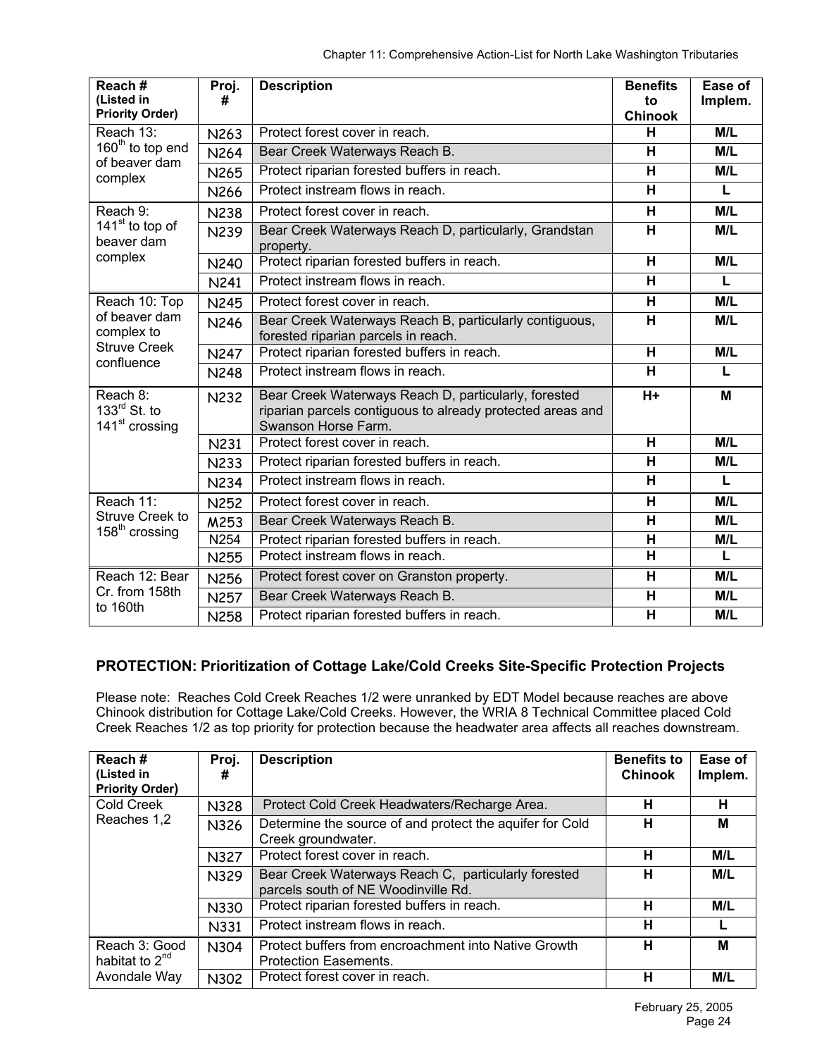| Reach # (Listed in Priority Order) | Proj. # | Description | Benefits to Chinook | Ease of Implem. |
|---|---|---|---|---|
| Reach 13: 160th to top end of beaver dam complex | N263 | Protect forest cover in reach. | H | M/L |
| | N264 | Bear Creek Waterways Reach B. | H | M/L |
| | N265 | Protect riparian forested buffers in reach. | H | M/L |
| | N266 | Protect instream flows in reach. | H | L |
| Reach 9: 141st to top of beaver dam complex | N238 | Protect forest cover in reach. | H | M/L |
| | N239 | Bear Creek Waterways Reach D, particularly, Grandstan property. | H | M/L |
| | N240 | Protect riparian forested buffers in reach. | H | M/L |
| | N241 | Protect instream flows in reach. | H | L |
| Reach 10: Top of beaver dam complex to Struve Creek confluence | N245 | Protect forest cover in reach. | H | M/L |
| | N246 | Bear Creek Waterways Reach B, particularly contiguous, forested riparian parcels in reach. | H | M/L |
| | N247 | Protect riparian forested buffers in reach. | H | M/L |
| | N248 | Protect instream flows in reach. | H | L |
| Reach 8: 133rd St. to 141st crossing | N232 | Bear Creek Waterways Reach D, particularly, forested riparian parcels contiguous to already protected areas and Swanson Horse Farm. | H+ | M |
| | N231 | Protect forest cover in reach. | H | M/L |
| | N233 | Protect riparian forested buffers in reach. | H | M/L |
| | N234 | Protect instream flows in reach. | H | L |
| Reach 11: Struve Creek to 158th crossing | N252 | Protect forest cover in reach. | H | M/L |
| | M253 | Bear Creek Waterways Reach B. | H | M/L |
| | N254 | Protect riparian forested buffers in reach. | H | M/L |
| | N255 | Protect instream flows in reach. | H | L |
| Reach 12: Bear Cr. from 158th to 160th | N256 | Protect forest cover on Granston property. | H | M/L |
| | N257 | Bear Creek Waterways Reach B. | H | M/L |
| | N258 | Protect riparian forested buffers in reach. | H | M/L |

### PROTECTION: Prioritization of Cottage Lake/Cold Creeks Site-Specific Protection Projects

Please note: Reaches Cold Creek Reaches 1/2 were unranked by EDT Model because reaches are above Chinook distribution for Cottage Lake/Cold Creeks. However, the WRIA 8 Technical Committee placed Cold Creek Reaches 1/2 as top priority for protection because the headwater area affects all reaches downstream.

| Reach # (Listed in Priority Order) | Proj. # | Description | Benefits to Chinook | Ease of Implem. |
|---|---|---|---|---|
| Cold Creek Reaches 1,2 | N328 | Protect Cold Creek Headwaters/Recharge Area. | H | H |
| | N326 | Determine the source of and protect the aquifer for Cold Creek groundwater. | H | M |
| | N327 | Protect forest cover in reach. | H | M/L |
| | N329 | Bear Creek Waterways Reach C, particularly forested parcels south of NE Woodinville Rd. | H | M/L |
| | N330 | Protect riparian forested buffers in reach. | H | M/L |
| | N331 | Protect instream flows in reach. | H | L |
| Reach 3: Good habitat to 2nd Avondale Way | N304 | Protect buffers from encroachment into Native Growth Protection Easements. | H | M |
| | N302 | Protect forest cover in reach. | H | M/L |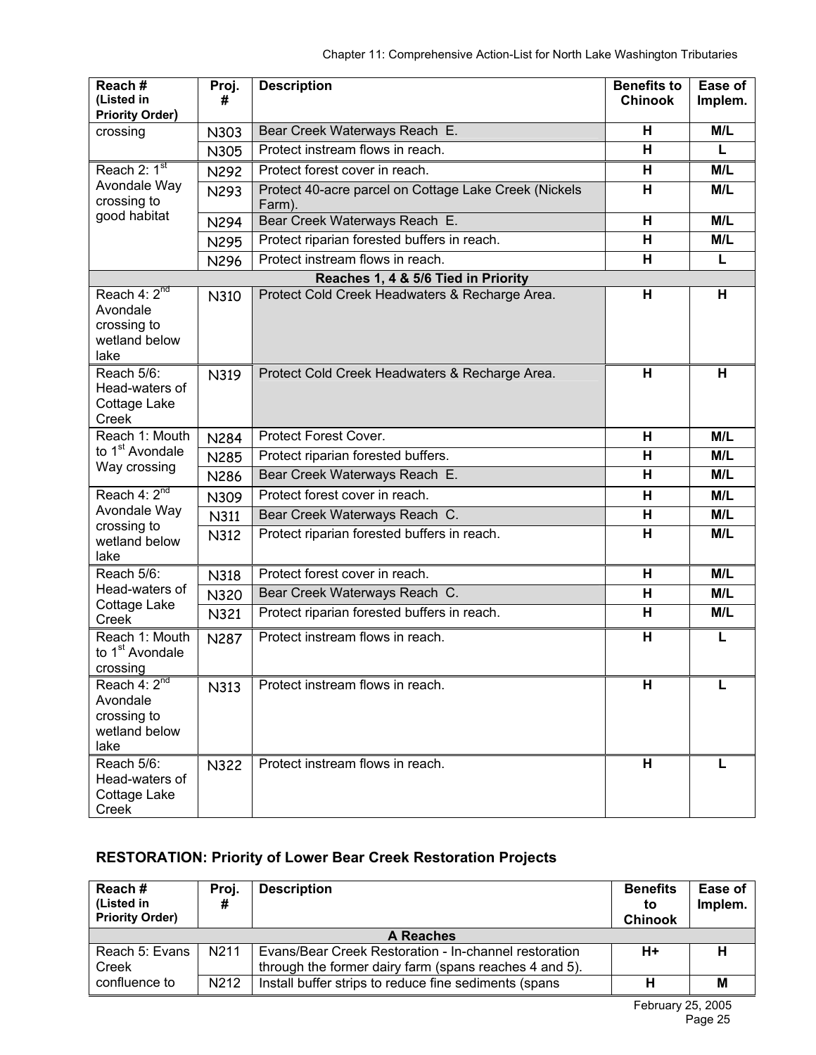| Reach # (Listed in Priority Order) | Proj. # | Description | Benefits to Chinook | Ease of Implem. |
|---|---|---|---|---|
| crossing | N303 | Bear Creek Waterways Reach E. | H | M/L |
| | N305 | Protect instream flows in reach. | H | L |
| Reach 2: 1st Avondale Way crossing to good habitat | N292 | Protect forest cover in reach. | H | M/L |
| | N293 | Protect 40-acre parcel on Cottage Lake Creek (Nickels Farm). | H | M/L |
| | N294 | Bear Creek Waterways Reach E. | H | M/L |
| | N295 | Protect riparian forested buffers in reach. | H | M/L |
| | N296 | Protect instream flows in reach. | H | L |
| **Reaches 1, 4 & 5/6 Tied in Priority** | | | | |
| Reach 4: 2nd Avondale crossing to wetland below lake | N310 | Protect Cold Creek Headwaters & Recharge Area. | H | H |
| Reach 5/6: Head-waters of Cottage Lake Creek | N319 | Protect Cold Creek Headwaters & Recharge Area. | H | H |
| Reach 1: Mouth to 1st Avondale Way crossing | N284 | Protect Forest Cover. | H | M/L |
| | N285 | Protect riparian forested buffers. | H | M/L |
| | N286 | Bear Creek Waterways Reach E. | H | M/L |
| Reach 4: 2nd Avondale Way crossing to wetland below lake | N309 | Protect forest cover in reach. | H | M/L |
| | N311 | Bear Creek Waterways Reach C. | H | M/L |
| | N312 | Protect riparian forested buffers in reach. | H | M/L |
| Reach 5/6: Head-waters of Cottage Lake Creek | N318 | Protect forest cover in reach. | H | M/L |
| | N320 | Bear Creek Waterways Reach C. | H | M/L |
| | N321 | Protect riparian forested buffers in reach. | H | M/L |
| Reach 1: Mouth to 1st Avondale crossing | N287 | Protect instream flows in reach. | H | L |
| Reach 4: 2nd Avondale crossing to wetland below lake | N313 | Protect instream flows in reach. | H | L |
| Reach 5/6: Head-waters of Cottage Lake Creek | N322 | Protect instream flows in reach. | H | L |

## RESTORATION: Priority of Lower Bear Creek Restoration Projects

| Reach # (Listed in Priority Order) | Proj. # | Description | Benefits to Chinook | Ease of Implem. |
|---|---|---|---|---|
| **A Reaches** | | | | |
| Reach 5: Evans Creek confluence to | N211 | Evans/Bear Creek Restoration - In-channel restoration through the former dairy farm (spans reaches 4 and 5). | H+ | H |
| | N212 | Install buffer strips to reduce fine sediments (spans | H | M |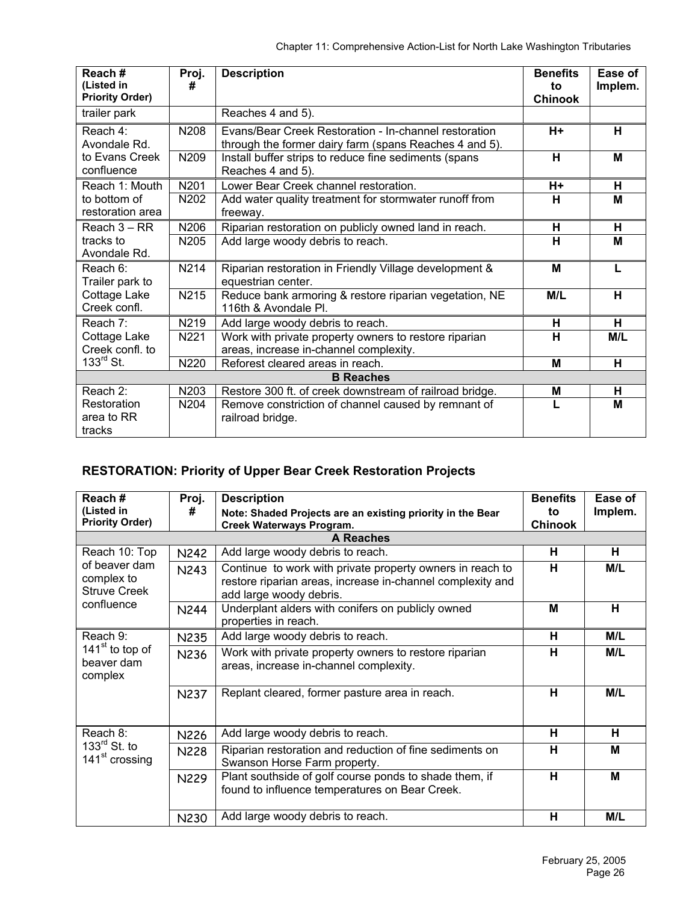| Reach # (Listed in Priority Order) | Proj. # | Description | Benefits to Chinook | Ease of Implem. |
|---|---|---|---|---|
| trailer park | | Reaches 4 and 5). | | |
| Reach 4: Avondale Rd. to Evans Creek confluence | N208 | Evans/Bear Creek Restoration - In-channel restoration through the former dairy farm (spans Reaches 4 and 5). | **H+** | **H** |
| | N209 | Install buffer strips to reduce fine sediments (spans Reaches 4 and 5). | **H** | **M** |
| Reach 1: Mouth to bottom of restoration area | N201 | Lower Bear Creek channel restoration. | **H+** | **H** |
| | N202 | Add water quality treatment for stormwater runoff from freeway. | **H** | **M** |
| Reach 3 – RR tracks to Avondale Rd. | N206 | Riparian restoration on publicly owned land in reach. | **H** | **H** |
| | N205 | Add large woody debris to reach. | **H** | **M** |
| Reach 6: Trailer park to Cottage Lake Creek confl. | N214 | Riparian restoration in Friendly Village development & equestrian center. | **M** | **L** |
| | N215 | Reduce bank armoring & restore riparian vegetation, NE 116th & Avondale Pl. | **M/L** | **H** |
| Reach 7: Cottage Lake Creek confl. to 133rd St. | N219 | Add large woody debris to reach. | **H** | **H** |
| | N221 | Work with private property owners to restore riparian areas, increase in-channel complexity. | **H** | **M/L** |
| | N220 | Reforest cleared areas in reach. | **M** | **H** |
| | | **B Reaches** | | |
| Reach 2: Restoration area to RR tracks | N203 | Restore 300 ft. of creek downstream of railroad bridge. | **M** | **H** |
| | N204 | Remove constriction of channel caused by remnant of railroad bridge. | **L** | **M** |

## RESTORATION: Priority of Upper Bear Creek Restoration Projects

| Reach # (Listed in Priority Order) | Proj. # | Description<br>**Note: Shaded Projects are an existing priority in the Bear Creek Waterways Program.** | Benefits to Chinook | Ease of Implem. |
|---|---|---|---|---|
| | | **A Reaches** | | |
| Reach 10: Top of beaver dam complex to Struve Creek confluence | N242 | Add large woody debris to reach. | **H** | **H** |
| | N243 | Continue to work with private property owners in reach to restore riparian areas, increase in-channel complexity and add large woody debris. | **H** | **M/L** |
| | N244 | Underplant alders with conifers on publicly owned properties in reach. | **M** | **H** |
| Reach 9: 141st to top of beaver dam complex | N235 | Add large woody debris to reach. | **H** | **M/L** |
| | N236 | Work with private property owners to restore riparian areas, increase in-channel complexity. | **H** | **M/L** |
| | N237 | Replant cleared, former pasture area in reach. | **H** | **M/L** |
| Reach 8: 133rd St. to 141st crossing | N226 | Add large woody debris to reach. | **H** | **H** |
| | N228 | Riparian restoration and reduction of fine sediments on Swanson Horse Farm property. | **H** | **M** |
| | N229 | Plant southside of golf course ponds to shade them, if found to influence temperatures on Bear Creek. | **H** | **M** |
| | N230 | Add large woody debris to reach. | **H** | **M/L** |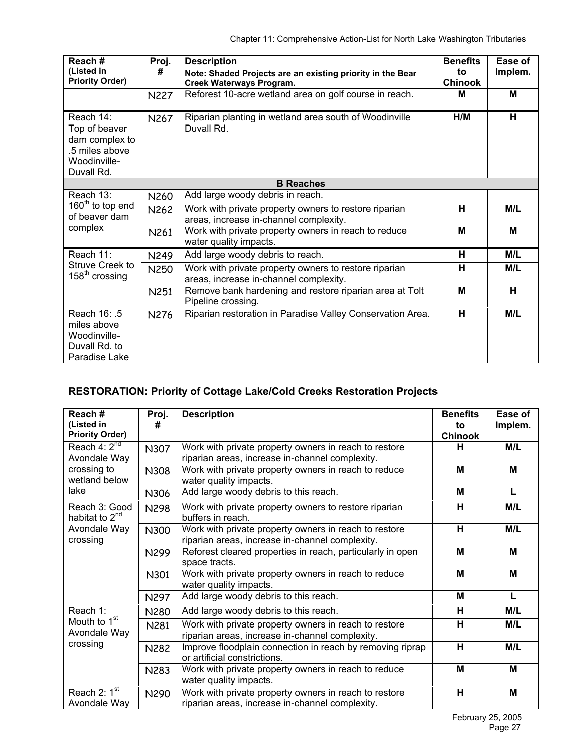| Reach # (Listed in Priority Order) | Proj. # | Description Note: Shaded Projects are an existing priority in the Bear Creek Waterways Program. | Benefits to Chinook | Ease of Implem. |
|---|---|---|---|---|
| | N227 | Reforest 10-acre wetland area on golf course in reach. | M | M |
| Reach 14: Top of beaver dam complex to .5 miles above Woodinville-Duvall Rd. | N267 | Riparian planting in wetland area south of Woodinville Duvall Rd. | H/M | H |
| **B Reaches** | | | | |
| Reach 13: 160th to top end of beaver dam complex | N260 | Add large woody debris in reach. | | |
| | N262 | Work with private property owners to restore riparian areas, increase in-channel complexity. | H | M/L |
| | N261 | Work with private property owners in reach to reduce water quality impacts. | M | M |
| Reach 11: Struve Creek to 158th crossing | N249 | Add large woody debris to reach. | H | M/L |
| | N250 | Work with private property owners to restore riparian areas, increase in-channel complexity. | H | M/L |
| | N251 | Remove bank hardening and restore riparian area at Tolt Pipeline crossing. | M | H |
| Reach 16: .5 miles above Woodinville-Duvall Rd. to Paradise Lake | N276 | Riparian restoration in Paradise Valley Conservation Area. | H | M/L |

## RESTORATION: Priority of Cottage Lake/Cold Creeks Restoration Projects

| Reach # (Listed in Priority Order) | Proj. # | Description | Benefits to Chinook | Ease of Implem. |
|---|---|---|---|---|
| Reach 4: 2nd Avondale Way crossing to wetland below lake | N307 | Work with private property owners in reach to restore riparian areas, increase in-channel complexity. | H | M/L |
| | N308 | Work with private property owners in reach to reduce water quality impacts. | M | M |
| | N306 | Add large woody debris to this reach. | M | L |
| Reach 3: Good habitat to 2nd Avondale Way crossing | N298 | Work with private property owners to restore riparian buffers in reach. | H | M/L |
| | N300 | Work with private property owners in reach to restore riparian areas, increase in-channel complexity. | H | M/L |
| | N299 | Reforest cleared properties in reach, particularly in open space tracts. | M | M |
| | N301 | Work with private property owners in reach to reduce water quality impacts. | M | M |
| | N297 | Add large woody debris to this reach. | M | L |
| Reach 1: Mouth to 1st Avondale Way crossing | N280 | Add large woody debris to this reach. | H | M/L |
| | N281 | Work with private property owners in reach to restore riparian areas, increase in-channel complexity. | H | M/L |
| | N282 | Improve floodplain connection in reach by removing riprap or artificial constrictions. | H | M/L |
| | N283 | Work with private property owners in reach to reduce water quality impacts. | M | M |
| Reach 2: 1st Avondale Way | N290 | Work with private property owners in reach to restore riparian areas, increase in-channel complexity. | H | M |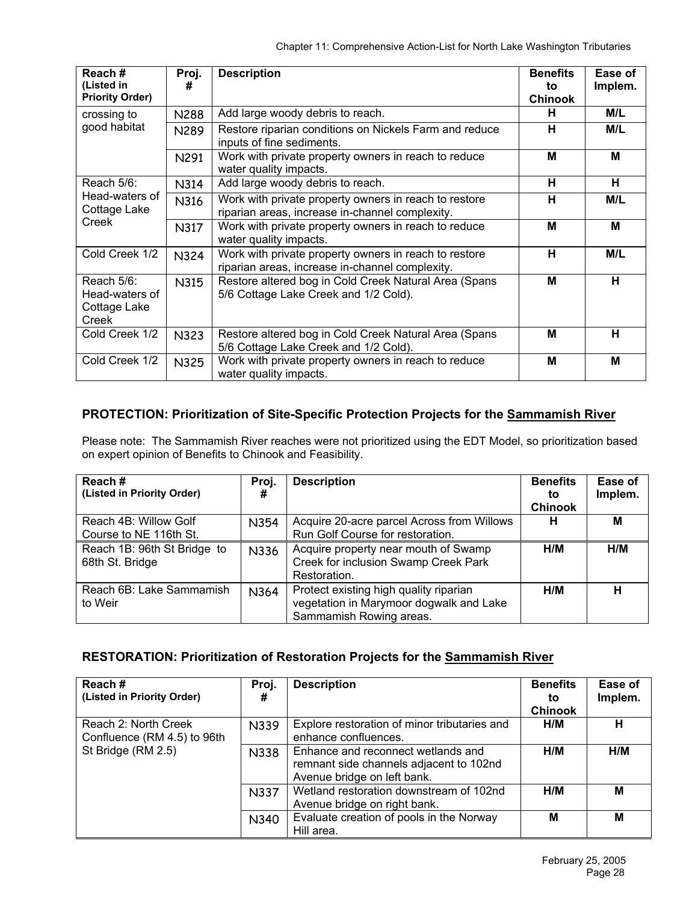| Reach # (Listed in Priority Order) | Proj. # | Description | Benefits to Chinook | Ease of Implem. |
|---|---|---|---|---|
| crossing to good habitat | N288 | Add large woody debris to reach. | H | M/L |
| | N289 | Restore riparian conditions on Nickels Farm and reduce inputs of fine sediments. | H | M/L |
| | N291 | Work with private property owners in reach to reduce water quality impacts. | M | M |
| Reach 5/6: Head-waters of Cottage Lake Creek | N314 | Add large woody debris to reach. | H | H |
| | N316 | Work with private property owners in reach to restore riparian areas, increase in-channel complexity. | H | M/L |
| | N317 | Work with private property owners in reach to reduce water quality impacts. | M | M |
| Cold Creek 1/2 | N324 | Work with private property owners in reach to restore riparian areas, increase in-channel complexity. | H | M/L |
| Reach 5/6: Head-waters of Cottage Lake Creek | N315 | Restore altered bog in Cold Creek Natural Area (Spans 5/6 Cottage Lake Creek and 1/2 Cold). | M | H |
| Cold Creek 1/2 | N323 | Restore altered bog in Cold Creek Natural Area (Spans 5/6 Cottage Lake Creek and 1/2 Cold). | M | H |
| Cold Creek 1/2 | N325 | Work with private property owners in reach to reduce water quality impacts. | M | M |

### PROTECTION: Prioritization of Site-Specific Protection Projects for the Sammamish River

Please note: The Sammamish River reaches were not prioritized using the EDT Model, so prioritization based on expert opinion of Benefits to Chinook and Feasibility.

| Reach # (Listed in Priority Order) | Proj. # | Description | Benefits to Chinook | Ease of Implem. |
|---|---|---|---|---|
| Reach 4B: Willow Golf Course to NE 116th St. | N354 | Acquire 20-acre parcel Across from Willows Run Golf Course for restoration. | H | M |
| Reach 1B: 96th St Bridge to 68th St. Bridge | N336 | Acquire property near mouth of Swamp Creek for inclusion Swamp Creek Park Restoration. | H/M | H/M |
| Reach 6B: Lake Sammamish to Weir | N364 | Protect existing high quality riparian vegetation in Marymoor dogwalk and Lake Sammamish Rowing areas. | H/M | H |

### RESTORATION: Prioritization of Restoration Projects for the Sammamish River

| Reach # (Listed in Priority Order) | Proj. # | Description | Benefits to Chinook | Ease of Implem. |
|---|---|---|---|---|
| Reach 2: North Creek Confluence (RM 4.5) to 96th St Bridge (RM 2.5) | N339 | Explore restoration of minor tributaries and enhance confluences. | H/M | H |
| | N338 | Enhance and reconnect wetlands and remnant side channels adjacent to 102nd Avenue bridge on left bank. | H/M | H/M |
| | N337 | Wetland restoration downstream of 102nd Avenue bridge on right bank. | H/M | M |
| | N340 | Evaluate creation of pools in the Norway Hill area. | M | M |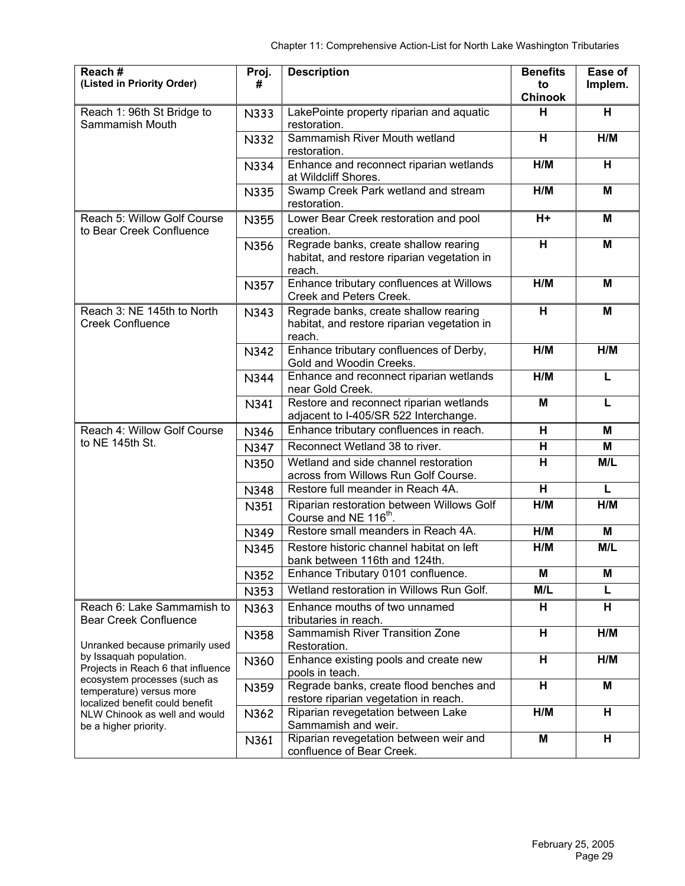| Reach # (Listed in Priority Order) | Proj. # | Description | Benefits to Chinook | Ease of Implem. |
|---|---|---|---|---|
| Reach 1: 96th St Bridge to Sammamish Mouth | N333 | LakePointe property riparian and aquatic restoration. | H | H |
| | N332 | Sammamish River Mouth wetland restoration. | H | H/M |
| | N334 | Enhance and reconnect riparian wetlands at Wildcliff Shores. | H/M | H |
| | N335 | Swamp Creek Park wetland and stream restoration. | H/M | M |
| Reach 5: Willow Golf Course to Bear Creek Confluence | N355 | Lower Bear Creek restoration and pool creation. | H+ | M |
| | N356 | Regrade banks, create shallow rearing habitat, and restore riparian vegetation in reach. | H | M |
| | N357 | Enhance tributary confluences at Willows Creek and Peters Creek. | H/M | M |
| Reach 3: NE 145th to North Creek Confluence | N343 | Regrade banks, create shallow rearing habitat, and restore riparian vegetation in reach. | H | M |
| | N342 | Enhance tributary confluences of Derby, Gold and Woodin Creeks. | H/M | H/M |
| | N344 | Enhance and reconnect riparian wetlands near Gold Creek. | H/M | L |
| | N341 | Restore and reconnect riparian wetlands adjacent to I-405/SR 522 Interchange. | M | L |
| Reach 4: Willow Golf Course to NE 145th St. | N346 | Enhance tributary confluences in reach. | H | M |
| | N347 | Reconnect Wetland 38 to river. | H | M |
| | N350 | Wetland and side channel restoration across from Willows Run Golf Course. | H | M/L |
| | N348 | Restore full meander in Reach 4A. | H | L |
| | N351 | Riparian restoration between Willows Golf Course and NE 116th. | H/M | H/M |
| | N349 | Restore small meanders in Reach 4A. | H/M | M |
| | N345 | Restore historic channel habitat on left bank between 116th and 124th. | H/M | M/L |
| | N352 | Enhance Tributary 0101 confluence. | M | M |
| | N353 | Wetland restoration in Willows Run Golf. | M/L | L |
| Reach 6: Lake Sammamish to Bear Creek Confluence<br><br>Unranked because primarily used by Issaquah population. Projects in Reach 6 that influence ecosystem processes (such as temperature) versus more localized benefit could benefit NLW Chinook as well and would be a higher priority. | N363 | Enhance mouths of two unnamed tributaries in reach. | H | H |
| | N358 | Sammamish River Transition Zone Restoration. | H | H/M |
| | N360 | Enhance existing pools and create new pools in teach. | H | H/M |
| | N359 | Regrade banks, create flood benches and restore riparian vegetation in reach. | H | M |
| | N362 | Riparian revegetation between Lake Sammamish and weir. | H/M | H |
| | N361 | Riparian revegetation between weir and confluence of Bear Creek. | M | H |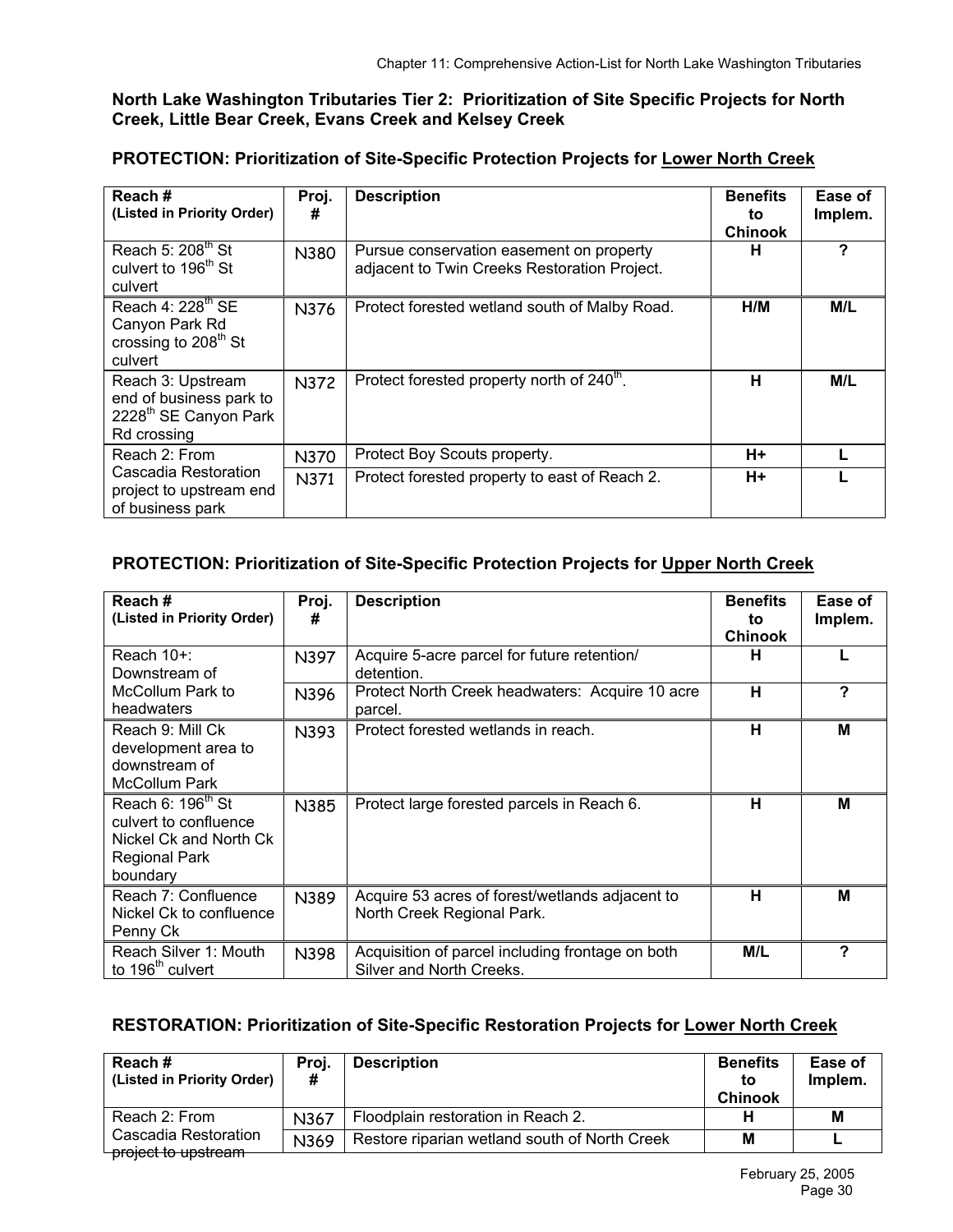**North Lake Washington Tributaries Tier 2: Prioritization of Site Specific Projects for North Creek, Little Bear Creek, Evans Creek and Kelsey Creek**

**PROTECTION: Prioritization of Site-Specific Protection Projects for Lower North Creek**

| Reach # (Listed in Priority Order) | Proj. # | Description | Benefits to Chinook | Ease of Implem. |
|---|---|---|---|---|
| Reach 5: 208th St culvert to 196th St culvert | N380 | Pursue conservation easement on property adjacent to Twin Creeks Restoration Project. | H | ? |
| Reach 4: 228th SE Canyon Park Rd crossing to 208th St culvert | N376 | Protect forested wetland south of Malby Road. | H/M | M/L |
| Reach 3: Upstream end of business park to 2228th SE Canyon Park Rd crossing | N372 | Protect forested property north of 240th. | H | M/L |
| Reach 2: From Cascadia Restoration project to upstream end of business park | N370 | Protect Boy Scouts property. | H+ | L |
| | N371 | Protect forested property to east of Reach 2. | H+ | L |

**PROTECTION: Prioritization of Site-Specific Protection Projects for Upper North Creek**

| Reach # (Listed in Priority Order) | Proj. # | Description | Benefits to Chinook | Ease of Implem. |
|---|---|---|---|---|
| Reach 10+: Downstream of McCollum Park to headwaters | N397 | Acquire 5-acre parcel for future retention/ detention. | H | L |
| | N396 | Protect North Creek headwaters: Acquire 10 acre parcel. | H | ? |
| Reach 9: Mill Ck development area to downstream of McCollum Park | N393 | Protect forested wetlands in reach. | H | M |
| Reach 6: 196th St culvert to confluence Nickel Ck and North Ck Regional Park boundary | N385 | Protect large forested parcels in Reach 6. | H | M |
| Reach 7: Confluence Nickel Ck to confluence Penny Ck | N389 | Acquire 53 acres of forest/wetlands adjacent to North Creek Regional Park. | H | M |
| Reach Silver 1: Mouth to 196th culvert | N398 | Acquisition of parcel including frontage on both Silver and North Creeks. | M/L | ? |

**RESTORATION: Prioritization of Site-Specific Restoration Projects for Lower North Creek**

| Reach # (Listed in Priority Order) | Proj. # | Description | Benefits to Chinook | Ease of Implem. |
|---|---|---|---|---|
| Reach 2: From Cascadia Restoration project to upstream | N367 | Floodplain restoration in Reach 2. | H | M |
| | N369 | Restore riparian wetland south of North Creek | M | L |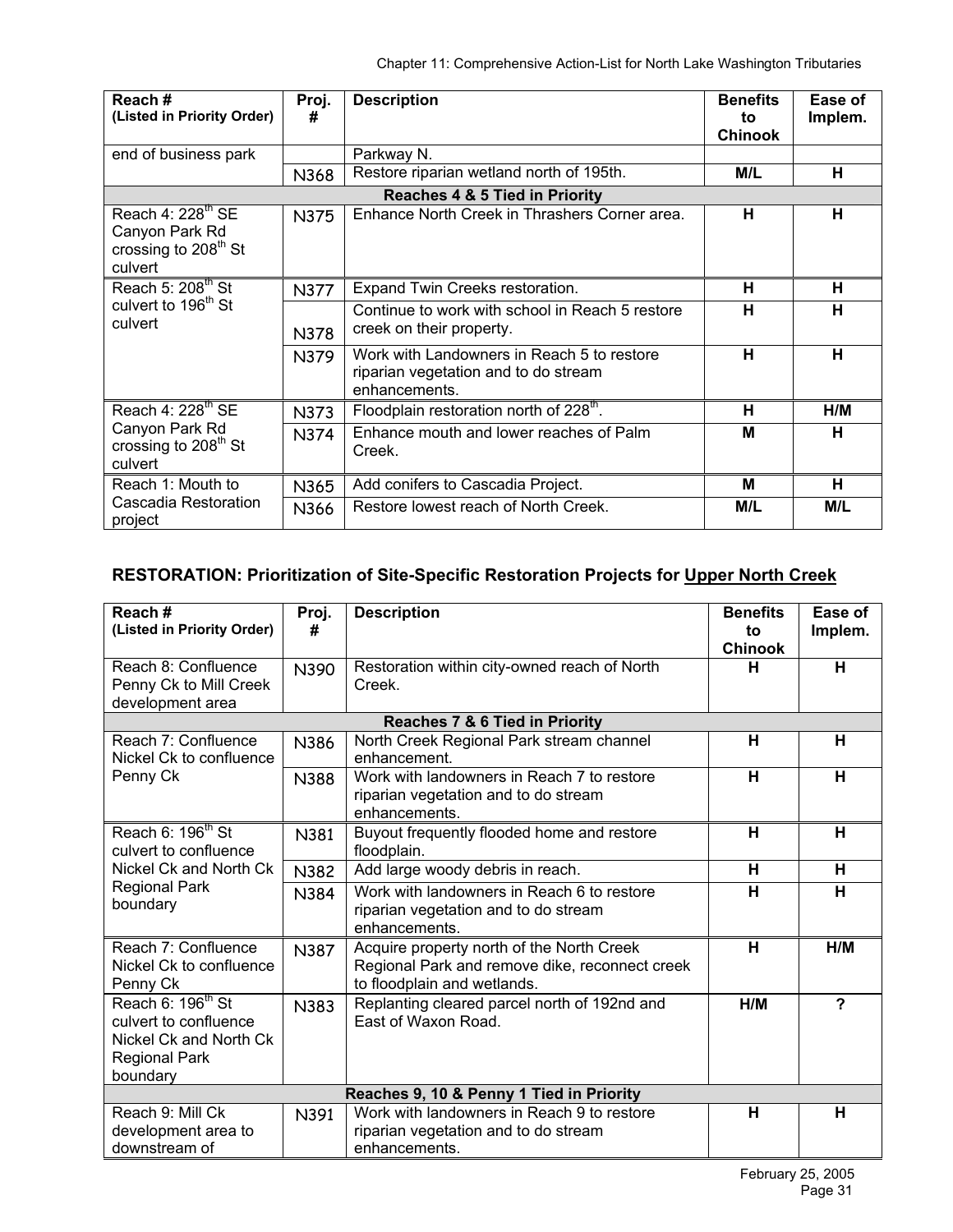| Reach # (Listed in Priority Order) | Proj. # | Description | Benefits to Chinook | Ease of Implem. |
|---|---|---|---|---|
| end of business park | | Parkway N. | | |
| | N368 | Restore riparian wetland north of 195th. | M/L | H |
| **Reaches 4 & 5 Tied in Priority** | | | | |
| Reach 4: 228th SE Canyon Park Rd crossing to 208th St culvert | N375 | Enhance North Creek in Thrashers Corner area. | H | H |
| Reach 5: 208th St culvert to 196th St culvert | N377 | Expand Twin Creeks restoration. | H | H |
| | N378 | Continue to work with school in Reach 5 restore creek on their property. | H | H |
| | N379 | Work with Landowners in Reach 5 to restore riparian vegetation and to do stream enhancements. | H | H |
| Reach 4: 228th SE Canyon Park Rd crossing to 208th St culvert | N373 | Floodplain restoration north of 228th. | H | H/M |
| | N374 | Enhance mouth and lower reaches of Palm Creek. | M | H |
| Reach 1: Mouth to Cascadia Restoration project | N365 | Add conifers to Cascadia Project. | M | H |
| | N366 | Restore lowest reach of North Creek. | M/L | M/L |

## RESTORATION: Prioritization of Site-Specific Restoration Projects for Upper North Creek

| Reach # (Listed in Priority Order) | Proj. # | Description | Benefits to Chinook | Ease of Implem. |
|---|---|---|---|---|
| Reach 8: Confluence Penny Ck to Mill Creek development area | N390 | Restoration within city-owned reach of North Creek. | H | H |
| **Reaches 7 & 6 Tied in Priority** | | | | |
| Reach 7: Confluence Nickel Ck to confluence Penny Ck | N386 | North Creek Regional Park stream channel enhancement. | H | H |
| | N388 | Work with landowners in Reach 7 to restore riparian vegetation and to do stream enhancements. | H | H |
| Reach 6: 196th St culvert to confluence Nickel Ck and North Ck Regional Park boundary | N381 | Buyout frequently flooded home and restore floodplain. | H | H |
| | N382 | Add large woody debris in reach. | H | H |
| | N384 | Work with landowners in Reach 6 to restore riparian vegetation and to do stream enhancements. | H | H |
| Reach 7: Confluence Nickel Ck to confluence Penny Ck | N387 | Acquire property north of the North Creek Regional Park and remove dike, reconnect creek to floodplain and wetlands. | H | H/M |
| Reach 6: 196th St culvert to confluence Nickel Ck and North Ck Regional Park boundary | N383 | Replanting cleared parcel north of 192nd and East of Waxon Road. | H/M | ? |
| **Reaches 9, 10 & Penny 1 Tied in Priority** | | | | |
| Reach 9: Mill Ck development area to downstream of | N391 | Work with landowners in Reach 9 to restore riparian vegetation and to do stream enhancements. | H | H |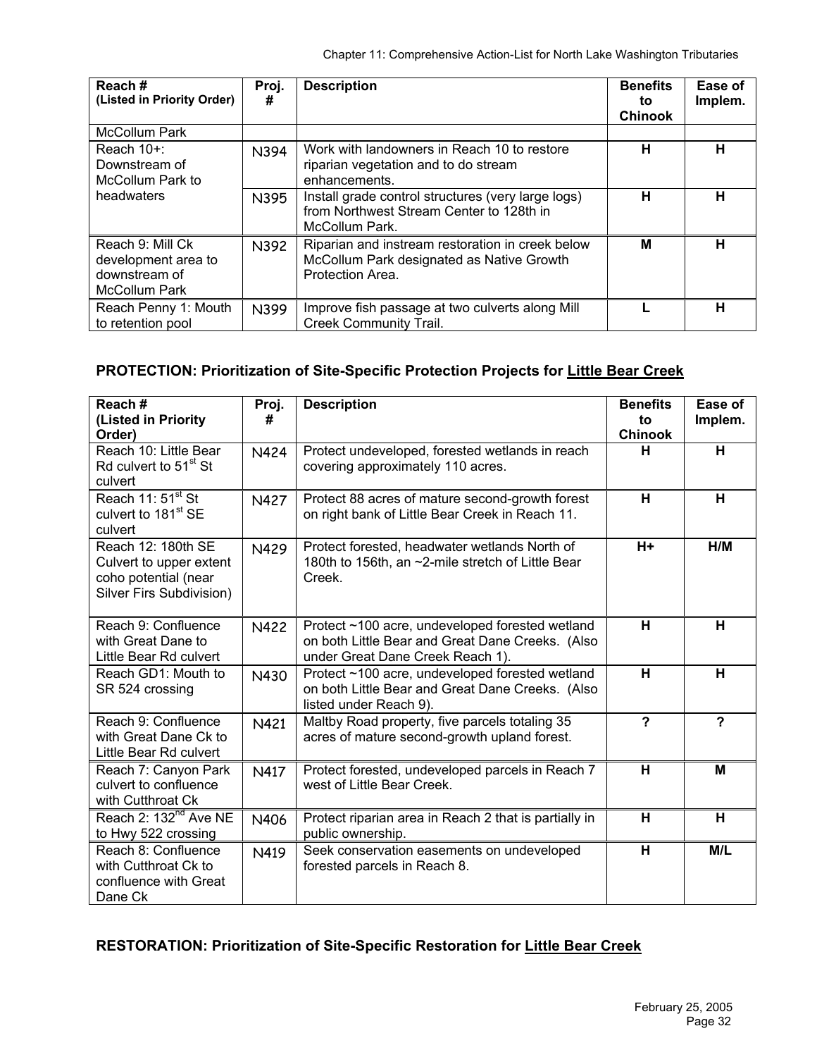| Reach # (Listed in Priority Order) | Proj. # | Description | Benefits to Chinook | Ease of Implem. |
|---|---|---|---|---|
| McCollum Park | | | | |
| Reach 10+: Downstream of McCollum Park to headwaters | N394 | Work with landowners in Reach 10 to restore riparian vegetation and to do stream enhancements. | H | H |
| | N395 | Install grade control structures (very large logs) from Northwest Stream Center to 128th in McCollum Park. | H | H |
| Reach 9: Mill Ck development area to downstream of McCollum Park | N392 | Riparian and instream restoration in creek below McCollum Park designated as Native Growth Protection Area. | M | H |
| Reach Penny 1: Mouth to retention pool | N399 | Improve fish passage at two culverts along Mill Creek Community Trail. | L | H |

## PROTECTION: Prioritization of Site-Specific Protection Projects for Little Bear Creek

| Reach # (Listed in Priority Order) | Proj. # | Description | Benefits to Chinook | Ease of Implem. |
|---|---|---|---|---|
| Reach 10: Little Bear Rd culvert to 51st St culvert | N424 | Protect undeveloped, forested wetlands in reach covering approximately 110 acres. | H | H |
| Reach 11: 51st St culvert to 181st SE culvert | N427 | Protect 88 acres of mature second-growth forest on right bank of Little Bear Creek in Reach 11. | H | H |
| Reach 12: 180th SE Culvert to upper extent coho potential (near Silver Firs Subdivision) | N429 | Protect forested, headwater wetlands North of 180th to 156th, an ~2-mile stretch of Little Bear Creek. | H+ | H/M |
| Reach 9: Confluence with Great Dane to Little Bear Rd culvert | N422 | Protect ~100 acre, undeveloped forested wetland on both Little Bear and Great Dane Creeks. (Also under Great Dane Creek Reach 1). | H | H |
| Reach GD1: Mouth to SR 524 crossing | N430 | Protect ~100 acre, undeveloped forested wetland on both Little Bear and Great Dane Creeks. (Also listed under Reach 9). | H | H |
| Reach 9: Confluence with Great Dane Ck to Little Bear Rd culvert | N421 | Maltby Road property, five parcels totaling 35 acres of mature second-growth upland forest. | ? | ? |
| Reach 7: Canyon Park culvert to confluence with Cutthroat Ck | N417 | Protect forested, undeveloped parcels in Reach 7 west of Little Bear Creek. | H | M |
| Reach 2: 132nd Ave NE to Hwy 522 crossing | N406 | Protect riparian area in Reach 2 that is partially in public ownership. | H | H |
| Reach 8: Confluence with Cutthroat Ck to confluence with Great Dane Ck | N419 | Seek conservation easements on undeveloped forested parcels in Reach 8. | H | M/L |

## RESTORATION: Prioritization of Site-Specific Restoration for Little Bear Creek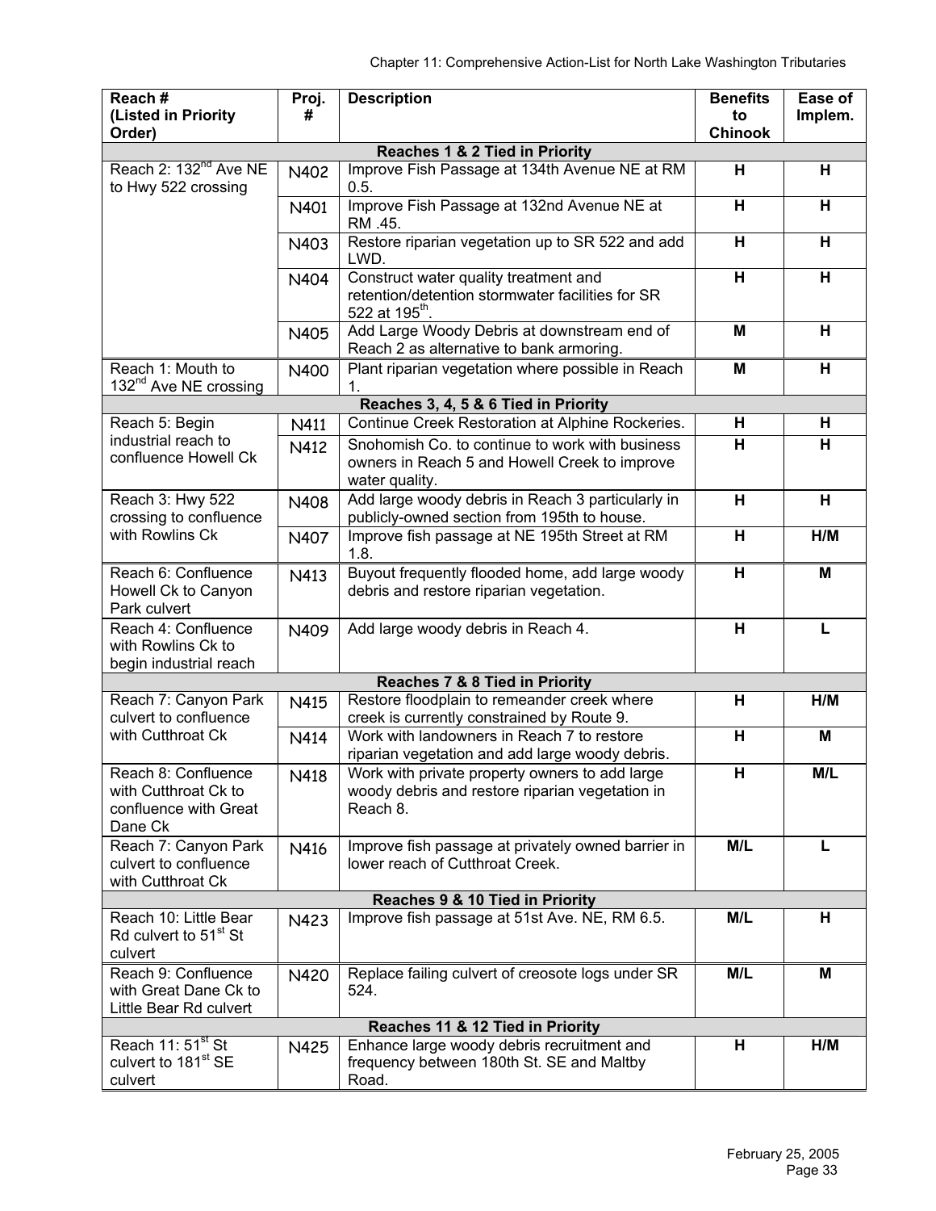| Reach # (Listed in Priority Order) | Proj. # | Description | Benefits to Chinook | Ease of Implem. |
|---|---|---|---|---|
| **Reaches 1 & 2 Tied in Priority** | | | | |
| Reach 2: 132nd Ave NE to Hwy 522 crossing | N402 | Improve Fish Passage at 134th Avenue NE at RM 0.5. | H | H |
| | N401 | Improve Fish Passage at 132nd Avenue NE at RM .45. | H | H |
| | N403 | Restore riparian vegetation up to SR 522 and add LWD. | H | H |
| | N404 | Construct water quality treatment and retention/detention stormwater facilities for SR 522 at 195th. | H | H |
| | N405 | Add Large Woody Debris at downstream end of Reach 2 as alternative to bank armoring. | M | H |
| Reach 1: Mouth to 132nd Ave NE crossing | N400 | Plant riparian vegetation where possible in Reach 1. | M | H |
| **Reaches 3, 4, 5 & 6 Tied in Priority** | | | | |
| Reach 5: Begin industrial reach to confluence Howell Ck | N411 | Continue Creek Restoration at Alphine Rockeries. | H | H |
| | N412 | Snohomish Co. to continue to work with business owners in Reach 5 and Howell Creek to improve water quality. | H | H |
| Reach 3: Hwy 522 crossing to confluence with Rowlins Ck | N408 | Add large woody debris in Reach 3 particularly in publicly-owned section from 195th to house. | H | H |
| | N407 | Improve fish passage at NE 195th Street at RM 1.8. | H | H/M |
| Reach 6: Confluence Howell Ck to Canyon Park culvert | N413 | Buyout frequently flooded home, add large woody debris and restore riparian vegetation. | H | M |
| Reach 4: Confluence with Rowlins Ck to begin industrial reach | N409 | Add large woody debris in Reach 4. | H | L |
| **Reaches 7 & 8 Tied in Priority** | | | | |
| Reach 7: Canyon Park culvert to confluence with Cutthroat Ck | N415 | Restore floodplain to remeander creek where creek is currently constrained by Route 9. | H | H/M |
| | N414 | Work with landowners in Reach 7 to restore riparian vegetation and add large woody debris. | H | M |
| Reach 8: Confluence with Cutthroat Ck to confluence with Great Dane Ck | N418 | Work with private property owners to add large woody debris and restore riparian vegetation in Reach 8. | H | M/L |
| Reach 7: Canyon Park culvert to confluence with Cutthroat Ck | N416 | Improve fish passage at privately owned barrier in lower reach of Cutthroat Creek. | M/L | L |
| **Reaches 9 & 10 Tied in Priority** | | | | |
| Reach 10: Little Bear Rd culvert to 51st St culvert | N423 | Improve fish passage at 51st Ave. NE, RM 6.5. | M/L | H |
| Reach 9: Confluence with Great Dane Ck to Little Bear Rd culvert | N420 | Replace failing culvert of creosote logs under SR 524. | M/L | M |
| **Reaches 11 & 12 Tied in Priority** | | | | |
| Reach 11: 51st St culvert to 181st SE culvert | N425 | Enhance large woody debris recruitment and frequency between 180th St. SE and Maltby Road. | H | H/M |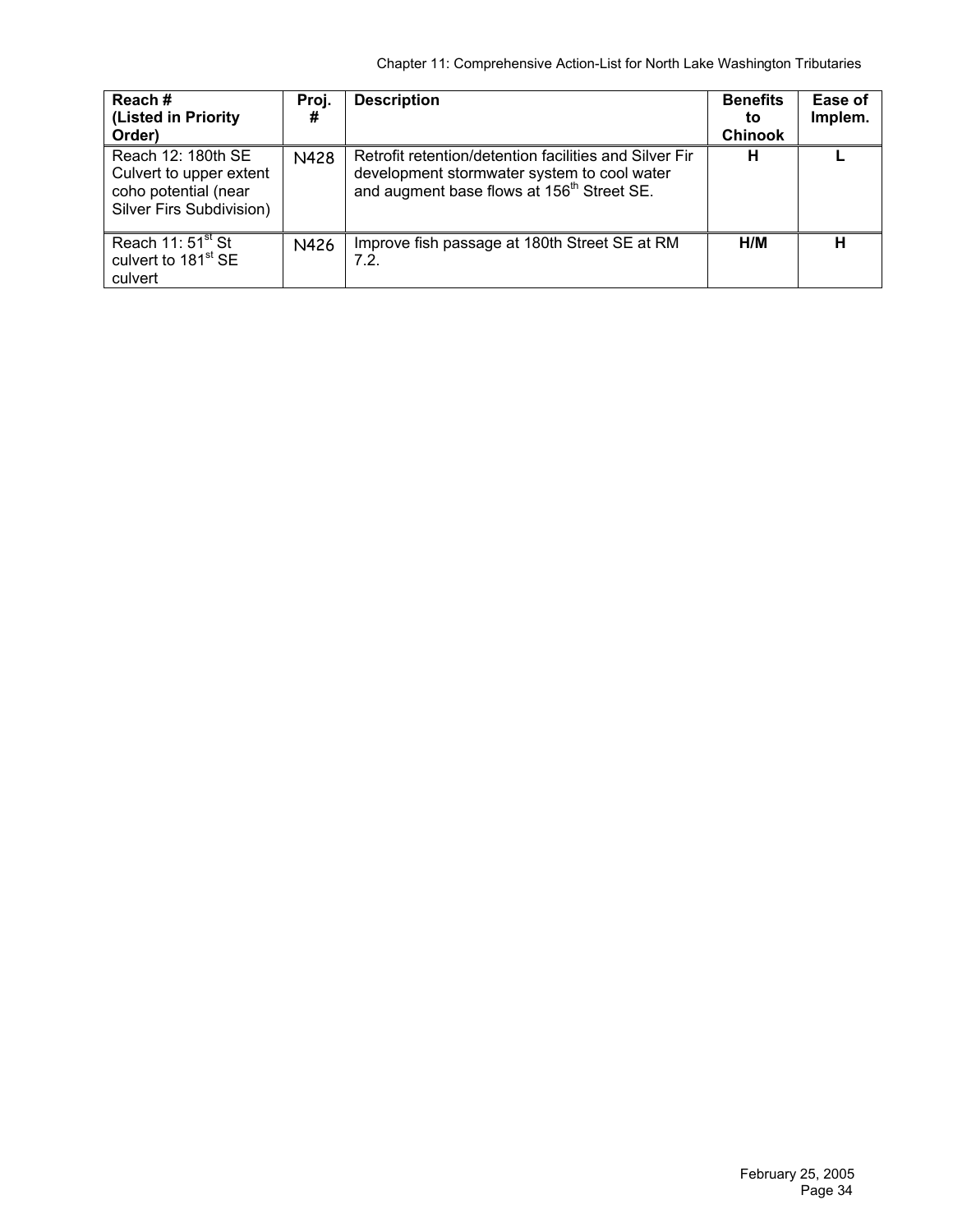| Reach # (Listed in Priority Order) | Proj. # | Description | Benefits to Chinook | Ease of Implem. |
|---|---|---|---|---|
| Reach 12: 180th SE Culvert to upper extent coho potential (near Silver Firs Subdivision) | N428 | Retrofit retention/detention facilities and Silver Fir development stormwater system to cool water and augment base flows at 156th Street SE. | **H** | **L** |
| Reach 11: 51st St culvert to 181st SE culvert | N426 | Improve fish passage at 180th Street SE at RM 7.2. | **H/M** | **H** |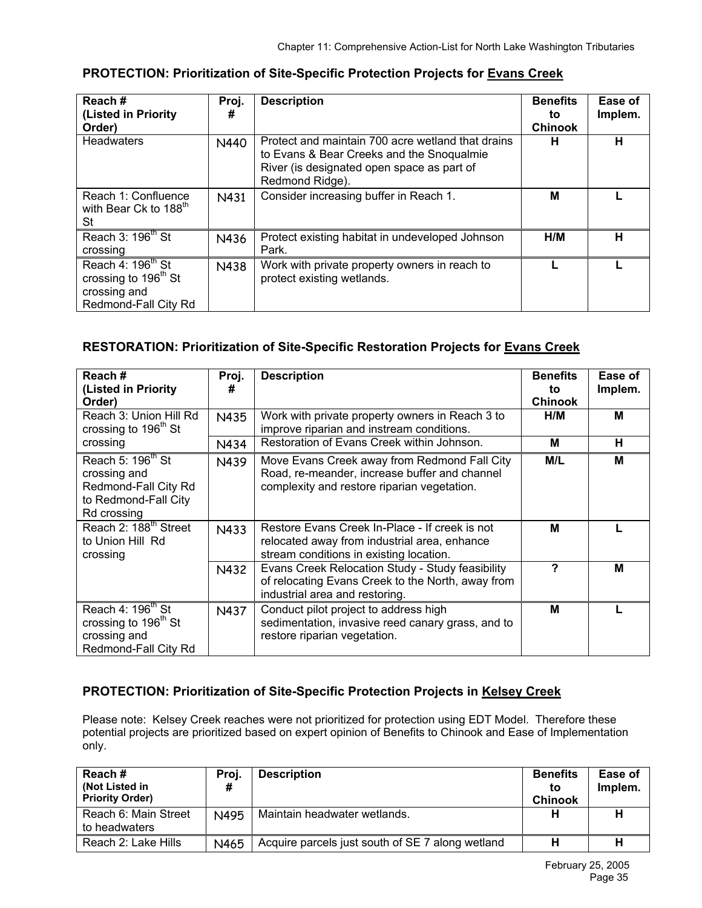## PROTECTION: Prioritization of Site-Specific Protection Projects for Evans Creek

| Reach # (Listed in Priority Order) | Proj. # | Description | Benefits to Chinook | Ease of Implem. |
|---|---|---|---|---|
| Headwaters | N440 | Protect and maintain 700 acre wetland that drains to Evans & Bear Creeks and the Snoqualmie River (is designated open space as part of Redmond Ridge). | H | H |
| Reach 1: Confluence with Bear Ck to 188th St | N431 | Consider increasing buffer in Reach 1. | M | L |
| Reach 3: 196th St crossing | N436 | Protect existing habitat in undeveloped Johnson Park. | H/M | H |
| Reach 4: 196th St crossing to 196th St crossing and Redmond-Fall City Rd | N438 | Work with private property owners in reach to protect existing wetlands. | L | L |

## RESTORATION: Prioritization of Site-Specific Restoration Projects for Evans Creek

| Reach # (Listed in Priority Order) | Proj. # | Description | Benefits to Chinook | Ease of Implem. |
|---|---|---|---|---|
| Reach 3: Union Hill Rd crossing to 196th St crossing | N435 | Work with private property owners in Reach 3 to improve riparian and instream conditions. | H/M | M |
| | N434 | Restoration of Evans Creek within Johnson. | M | H |
| Reach 5: 196th St crossing and Redmond-Fall City Rd to Redmond-Fall City Rd crossing | N439 | Move Evans Creek away from Redmond Fall City Road, re-meander, increase buffer and channel complexity and restore riparian vegetation. | M/L | M |
| Reach 2: 188th Street to Union Hill Rd crossing | N433 | Restore Evans Creek In-Place - If creek is not relocated away from industrial area, enhance stream conditions in existing location. | M | L |
| | N432 | Evans Creek Relocation Study - Study feasibility of relocating Evans Creek to the North, away from industrial area and restoring. | ? | M |
| Reach 4: 196th St crossing to 196th St crossing and Redmond-Fall City Rd | N437 | Conduct pilot project to address high sedimentation, invasive reed canary grass, and to restore riparian vegetation. | M | L |

## PROTECTION: Prioritization of Site-Specific Protection Projects in Kelsey Creek

Please note: Kelsey Creek reaches were not prioritized for protection using EDT Model. Therefore these potential projects are prioritized based on expert opinion of Benefits to Chinook and Ease of Implementation only.

| Reach # (Not Listed in Priority Order) | Proj. # | Description | Benefits to Chinook | Ease of Implem. |
|---|---|---|---|---|
| Reach 6: Main Street to headwaters | N495 | Maintain headwater wetlands. | H | H |
| Reach 2: Lake Hills | N465 | Acquire parcels just south of SE 7 along wetland | H | H |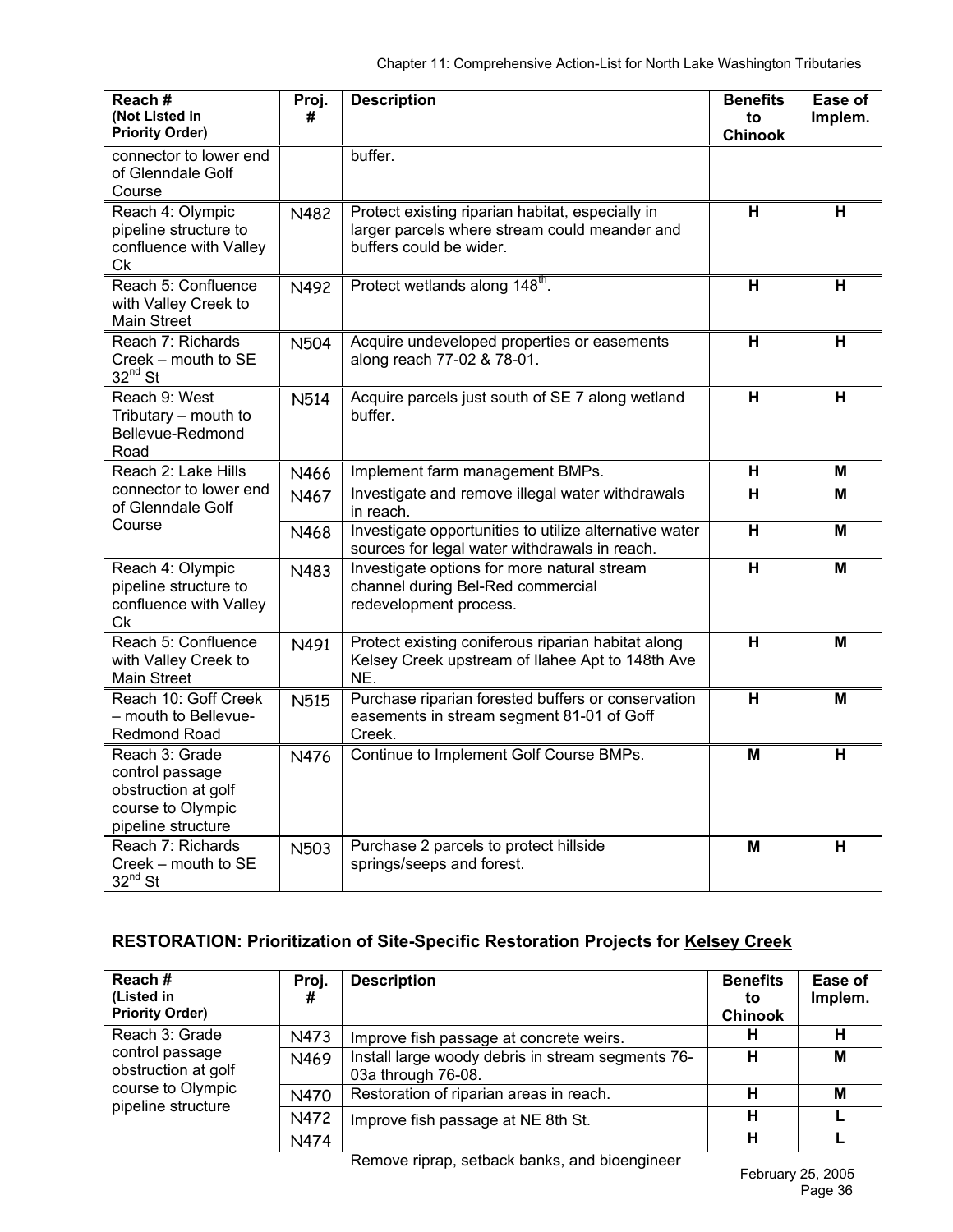| Reach # (Not Listed in Priority Order) | Proj. # | Description | Benefits to Chinook | Ease of Implem. |
|---|---|---|---|---|
| connector to lower end of Glenndale Golf Course | | buffer. | | |
| Reach 4: Olympic pipeline structure to confluence with Valley Ck | N482 | Protect existing riparian habitat, especially in larger parcels where stream could meander and buffers could be wider. | H | H |
| Reach 5: Confluence with Valley Creek to Main Street | N492 | Protect wetlands along 148th. | H | H |
| Reach 7: Richards Creek – mouth to SE 32nd St | N504 | Acquire undeveloped properties or easements along reach 77-02 & 78-01. | H | H |
| Reach 9: West Tributary – mouth to Bellevue-Redmond Road | N514 | Acquire parcels just south of SE 7 along wetland buffer. | H | H |
| Reach 2: Lake Hills connector to lower end of Glenndale Golf Course | N466 | Implement farm management BMPs. | H | M |
| | N467 | Investigate and remove illegal water withdrawals in reach. | H | M |
| | N468 | Investigate opportunities to utilize alternative water sources for legal water withdrawals in reach. | H | M |
| Reach 4: Olympic pipeline structure to confluence with Valley Ck | N483 | Investigate options for more natural stream channel during Bel-Red commercial redevelopment process. | H | M |
| Reach 5: Confluence with Valley Creek to Main Street | N491 | Protect existing coniferous riparian habitat along Kelsey Creek upstream of Ilahee Apt to 148th Ave NE. | H | M |
| Reach 10: Goff Creek – mouth to Bellevue-Redmond Road | N515 | Purchase riparian forested buffers or conservation easements in stream segment 81-01 of Goff Creek. | H | M |
| Reach 3: Grade control passage obstruction at golf course to Olympic pipeline structure | N476 | Continue to Implement Golf Course BMPs. | M | H |
| Reach 7: Richards Creek – mouth to SE 32nd St | N503 | Purchase 2 parcels to protect hillside springs/seeps and forest. | M | H |

## RESTORATION: Prioritization of Site-Specific Restoration Projects for Kelsey Creek

| Reach # (Listed in Priority Order) | Proj. # | Description | Benefits to Chinook | Ease of Implem. |
|---|---|---|---|---|
| Reach 3: Grade control passage obstruction at golf course to Olympic pipeline structure | N473 | Improve fish passage at concrete weirs. | H | H |
| | N469 | Install large woody debris in stream segments 76-03a through 76-08. | H | M |
| | N470 | Restoration of riparian areas in reach. | H | M |
| | N472 | Improve fish passage at NE 8th St. | H | L |
| | N474 | Remove riprap, setback banks, and bioengineer | H | L |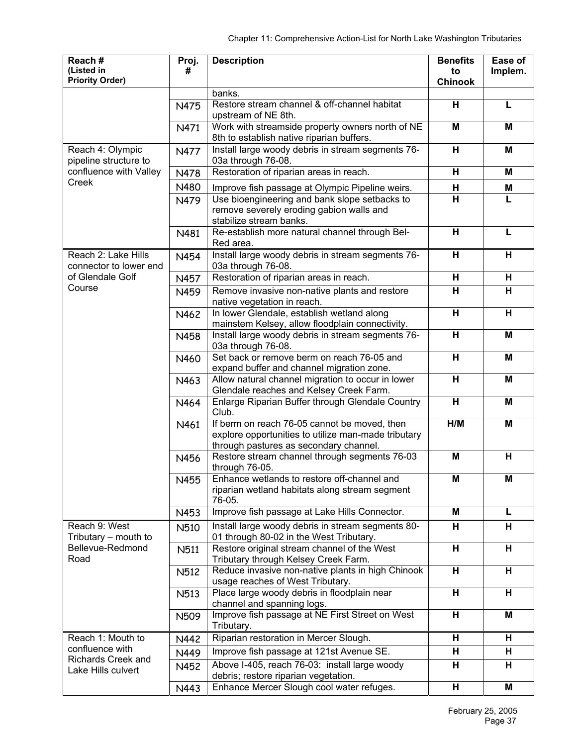| Reach # (Listed in Priority Order) | Proj. # | Description | Benefits to Chinook | Ease of Implem. |
|---|---|---|---|---|
| | | banks. | | |
| | N475 | Restore stream channel & off-channel habitat upstream of NE 8th. | H | L |
| | N471 | Work with streamside property owners north of NE 8th to establish native riparian buffers. | M | M |
| Reach 4: Olympic pipeline structure to confluence with Valley Creek | N477 | Install large woody debris in stream segments 76-03a through 76-08. | H | M |
| | N478 | Restoration of riparian areas in reach. | H | M |
| | N480 | Improve fish passage at Olympic Pipeline weirs. | H | M |
| | N479 | Use bioengineering and bank slope setbacks to remove severely eroding gabion walls and stabilize stream banks. | H | L |
| | N481 | Re-establish more natural channel through Bel-Red area. | H | L |
| Reach 2: Lake Hills connector to lower end of Glendale Golf Course | N454 | Install large woody debris in stream segments 76-03a through 76-08. | H | H |
| | N457 | Restoration of riparian areas in reach. | H | H |
| | N459 | Remove invasive non-native plants and restore native vegetation in reach. | H | H |
| | N462 | In lower Glendale, establish wetland along mainstem Kelsey, allow floodplain connectivity. | H | H |
| | N458 | Install large woody debris in stream segments 76-03a through 76-08. | H | M |
| | N460 | Set back or remove berm on reach 76-05 and expand buffer and channel migration zone. | H | M |
| | N463 | Allow natural channel migration to occur in lower Glendale reaches and Kelsey Creek Farm. | H | M |
| | N464 | Enlarge Riparian Buffer through Glendale Country Club. | H | M |
| | N461 | If berm on reach 76-05 cannot be moved, then explore opportunities to utilize man-made tributary through pastures as secondary channel. | H/M | M |
| | N456 | Restore stream channel through segments 76-03 through 76-05. | M | H |
| | N455 | Enhance wetlands to restore off-channel and riparian wetland habitats along stream segment 76-05. | M | M |
| | N453 | Improve fish passage at Lake Hills Connector. | M | L |
| Reach 9: West Tributary – mouth to Bellevue-Redmond Road | N510 | Install large woody debris in stream segments 80-01 through 80-02 in the West Tributary. | H | H |
| | N511 | Restore original stream channel of the West Tributary through Kelsey Creek Farm. | H | H |
| | N512 | Reduce invasive non-native plants in high Chinook usage reaches of West Tributary. | H | H |
| | N513 | Place large woody debris in floodplain near channel and spanning logs. | H | H |
| | N509 | Improve fish passage at NE First Street on West Tributary. | H | M |
| Reach 1: Mouth to confluence with Richards Creek and Lake Hills culvert | N442 | Riparian restoration in Mercer Slough. | H | H |
| | N449 | Improve fish passage at 121st Avenue SE. | H | H |
| | N452 | Above I-405, reach 76-03: install large woody debris; restore riparian vegetation. | H | H |
| | N443 | Enhance Mercer Slough cool water refuges. | H | M |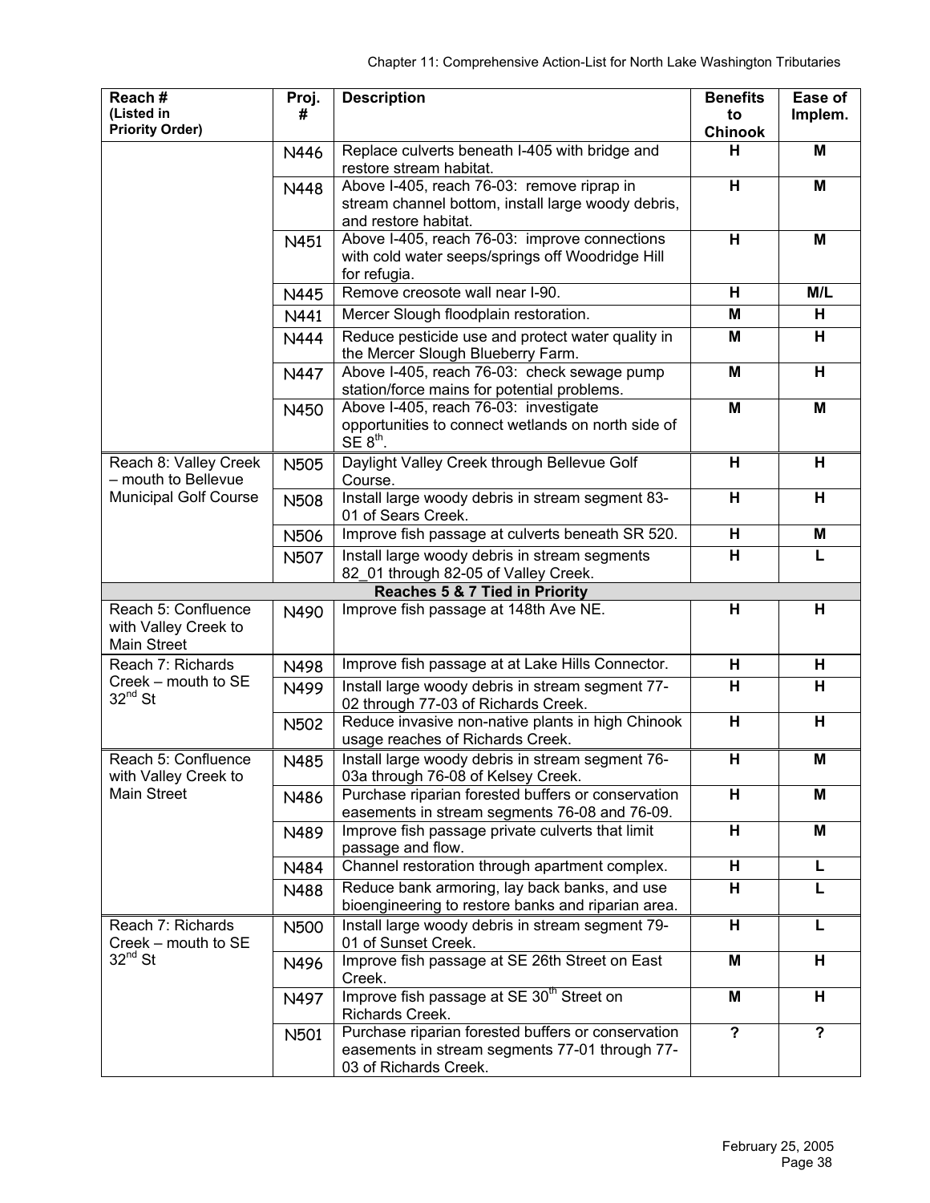| Reach # (Listed in Priority Order) | Proj. # | Description | Benefits to Chinook | Ease of Implem. |
|---|---|---|---|---|
| | N446 | Replace culverts beneath I-405 with bridge and restore stream habitat. | H | M |
| | N448 | Above I-405, reach 76-03: remove riprap in stream channel bottom, install large woody debris, and restore habitat. | H | M |
| | N451 | Above I-405, reach 76-03: improve connections with cold water seeps/springs off Woodridge Hill for refugia. | H | M |
| | N445 | Remove creosote wall near I-90. | H | M/L |
| | N441 | Mercer Slough floodplain restoration. | M | H |
| | N444 | Reduce pesticide use and protect water quality in the Mercer Slough Blueberry Farm. | M | H |
| | N447 | Above I-405, reach 76-03: check sewage pump station/force mains for potential problems. | M | H |
| | N450 | Above I-405, reach 76-03: investigate opportunities to connect wetlands on north side of SE 8th. | M | M |
| Reach 8: Valley Creek – mouth to Bellevue Municipal Golf Course | N505 | Daylight Valley Creek through Bellevue Golf Course. | H | H |
| | N508 | Install large woody debris in stream segment 83-01 of Sears Creek. | H | H |
| | N506 | Improve fish passage at culverts beneath SR 520. | H | M |
| | N507 | Install large woody debris in stream segments 82_01 through 82-05 of Valley Creek. | H | L |
| **Reaches 5 & 7 Tied in Priority** | | | | |
| Reach 5: Confluence with Valley Creek to Main Street | N490 | Improve fish passage at 148th Ave NE. | H | H |
| Reach 7: Richards Creek – mouth to SE 32nd St | N498 | Improve fish passage at at Lake Hills Connector. | H | H |
| | N499 | Install large woody debris in stream segment 77-02 through 77-03 of Richards Creek. | H | H |
| | N502 | Reduce invasive non-native plants in high Chinook usage reaches of Richards Creek. | H | H |
| Reach 5: Confluence with Valley Creek to Main Street | N485 | Install large woody debris in stream segment 76-03a through 76-08 of Kelsey Creek. | H | M |
| | N486 | Purchase riparian forested buffers or conservation easements in stream segments 76-08 and 76-09. | H | M |
| | N489 | Improve fish passage private culverts that limit passage and flow. | H | M |
| | N484 | Channel restoration through apartment complex. | H | L |
| | N488 | Reduce bank armoring, lay back banks, and use bioengineering to restore banks and riparian area. | H | L |
| Reach 7: Richards Creek – mouth to SE 32nd St | N500 | Install large woody debris in stream segment 79-01 of Sunset Creek. | H | L |
| | N496 | Improve fish passage at SE 26th Street on East Creek. | M | H |
| | N497 | Improve fish passage at SE 30th Street on Richards Creek. | M | H |
| | N501 | Purchase riparian forested buffers or conservation easements in stream segments 77-01 through 77-03 of Richards Creek. | ? | ? |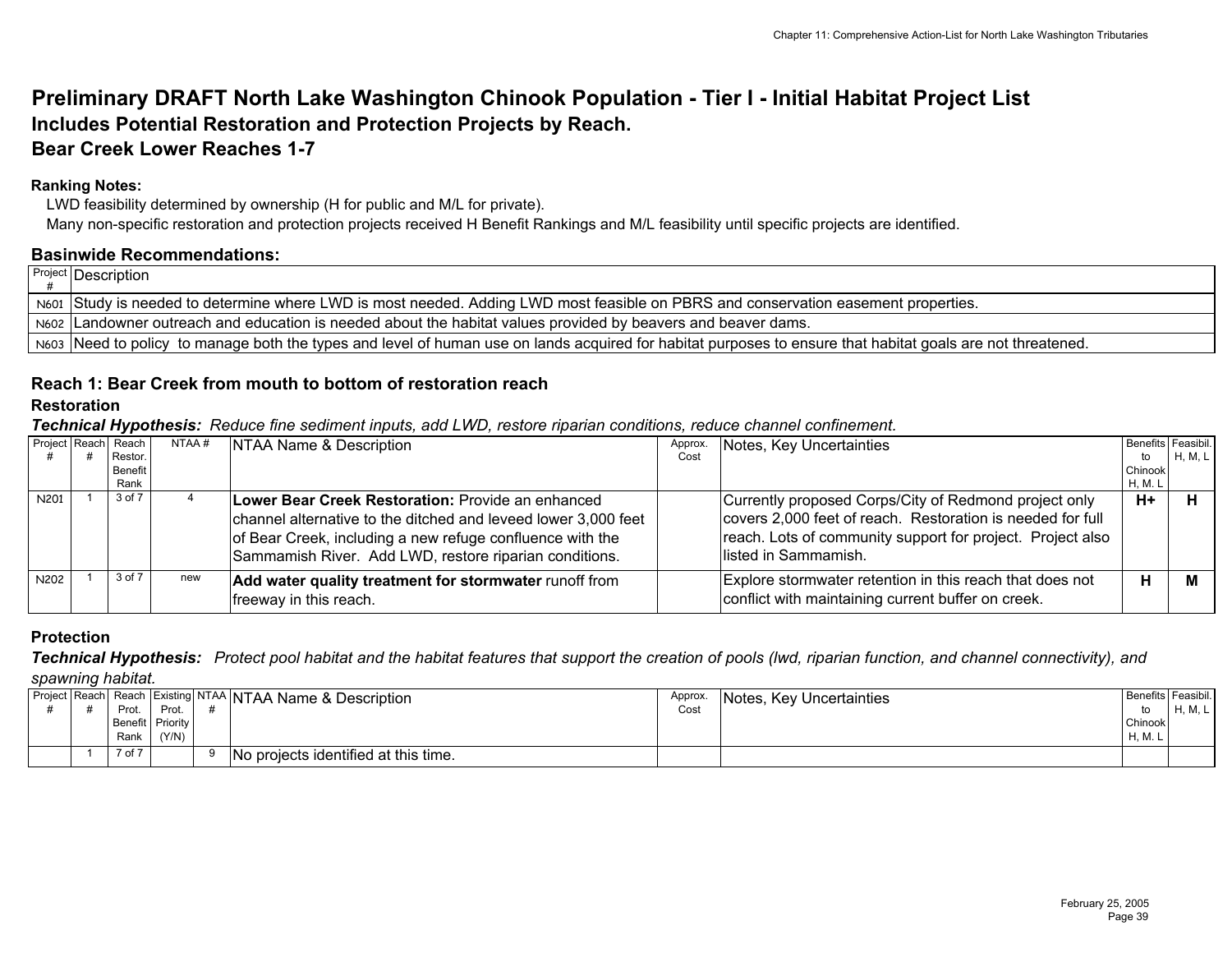# Preliminary DRAFT North Lake Washington Chinook Population - Tier I - Initial Habitat Project List

## Includes Potential Restoration and Protection Projects by Reach.

## Bear Creek Lower Reaches 1-7

**Ranking Notes:**

LWD feasibility determined by ownership (H for public and M/L for private).

Many non-specific restoration and protection projects received H Benefit Rankings and M/L feasibility until specific projects are identified.

### Basinwide Recommendations:

| Project # | Description |
|---|---|
| N601 | Study is needed to determine where LWD is most needed. Adding LWD most feasible on PBRS and conservation easement properties. |
| N602 | Landowner outreach and education is needed about the habitat values provided by beavers and beaver dams. |
| N603 | Need to policy to manage both the types and level of human use on lands acquired for habitat purposes to ensure that habitat goals are not threatened. |

### Reach 1: Bear Creek from mouth to bottom of restoration reach

**Restoration**

***Technical Hypothesis:*** *Reduce fine sediment inputs, add LWD, restore riparian conditions, reduce channel confinement.*

| Project # | Reach # | Reach Restor. Benefit Rank | NTAA # | NTAA Name & Description | Approx. Cost | Notes, Key Uncertainties | Benefits to Chinook H, M, L | Feasibil. H, M, L |
|---|---|---|---|---|---|---|---|---|
| N201 | 1 | 3 of 7 | 4 | **Lower Bear Creek Restoration:** Provide an enhanced channel alternative to the ditched and leveed lower 3,000 feet of Bear Creek, including a new refuge confluence with the Sammamish River. Add LWD, restore riparian conditions. | | Currently proposed Corps/City of Redmond project only covers 2,000 feet of reach. Restoration is needed for full reach. Lots of community support for project. Project also listed in Sammamish. | **H+** | **H** |
| N202 | 1 | 3 of 7 | new | **Add water quality treatment for stormwater** runoff from freeway in this reach. | | Explore stormwater retention in this reach that does not conflict with maintaining current buffer on creek. | **H** | **M** |

**Protection**

***Technical Hypothesis:*** *Protect pool habitat and the habitat features that support the creation of pools (lwd, riparian function, and channel connectivity), and spawning habitat.*

| Project # | Reach # | Reach Prot. Benefit Rank | Existing Prot. Priority (Y/N) | NTAA # | NTAA Name & Description | Approx. Cost | Notes, Key Uncertainties | Benefits to Chinook H, M. L | Feasibil. H, M, L |
|---|---|---|---|---|---|---|---|---|---|
| | 1 | 7 of 7 | | 9 | No projects identified at this time. | | | | |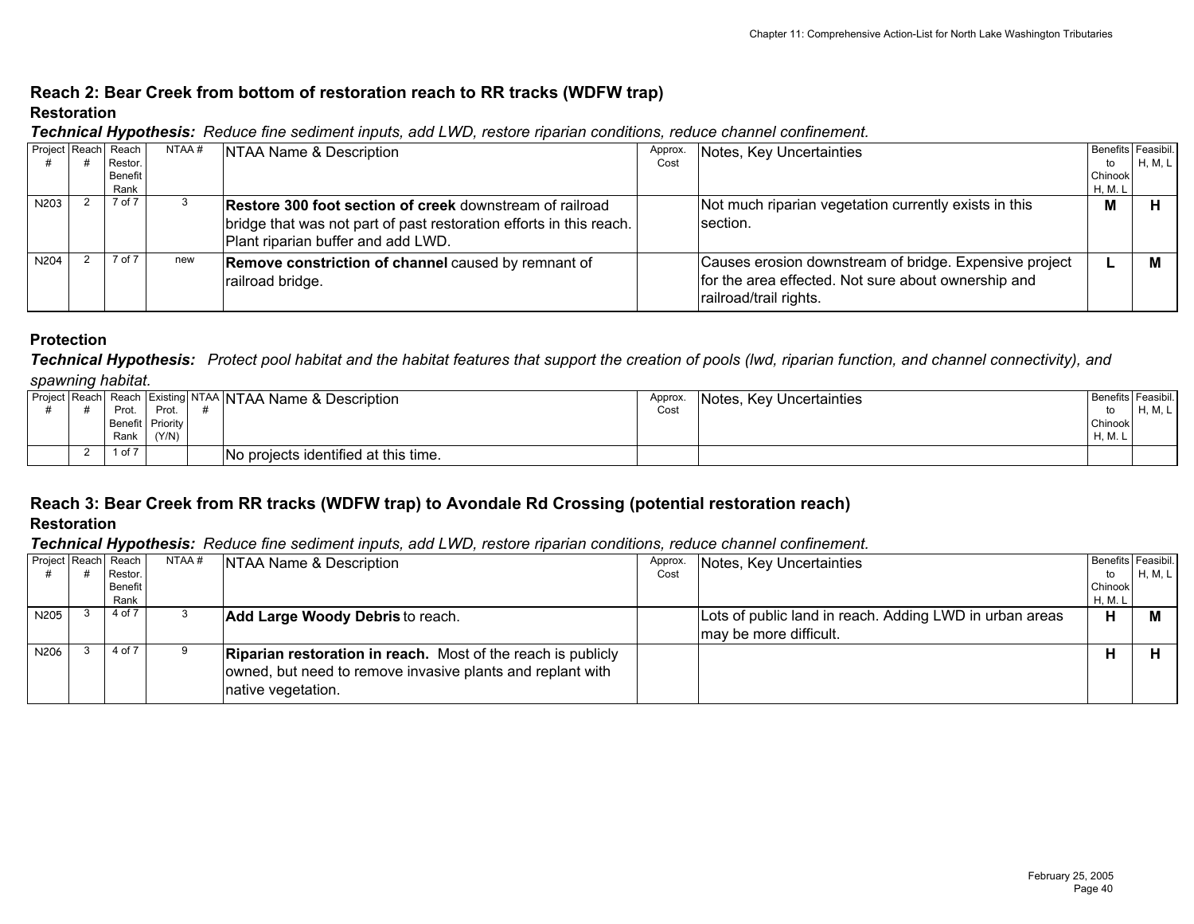## Reach 2: Bear Creek from bottom of restoration reach to RR tracks (WDFW trap)

### Restoration

***Technical Hypothesis:*** *Reduce fine sediment inputs, add LWD, restore riparian conditions, reduce channel confinement.*

| Project # | Reach # | Reach Restor. Benefit Rank | NTAA # | NTAA Name & Description | Approx. Cost | Notes, Key Uncertainties | Benefits to Chinook H, M. L | Feasibil. H, M, L |
|---|---|---|---|---|---|---|---|---|
| N203 | 2 | 7 of 7 | 3 | **Restore 300 foot section of creek** downstream of railroad bridge that was not part of past restoration efforts in this reach. Plant riparian buffer and add LWD. | | Not much riparian vegetation currently exists in this section. | **M** | **H** |
| N204 | 2 | 7 of 7 | new | **Remove constriction of channel** caused by remnant of railroad bridge. | | Causes erosion downstream of bridge. Expensive project for the area effected. Not sure about ownership and railroad/trail rights. | **L** | **M** |

### Protection

***Technical Hypothesis:*** *Protect pool habitat and the habitat features that support the creation of pools (lwd, riparian function, and channel connectivity), and spawning habitat.*

| Project # | Reach # | Reach Prot. Benefit Rank | Existing Prot. Priority (Y/N) | NTAA # | NTAA Name & Description | Approx. Cost | Notes, Key Uncertainties | Benefits to Chinook H, M. L | Feasibil. H, M, L |
|---|---|---|---|---|---|---|---|---|---|
| | 2 | 1 of 7 | | | No projects identified at this time. | | | | |

## Reach 3: Bear Creek from RR tracks (WDFW trap) to Avondale Rd Crossing (potential restoration reach)

### Restoration

***Technical Hypothesis:*** *Reduce fine sediment inputs, add LWD, restore riparian conditions, reduce channel confinement.*

| Project # | Reach # | Reach Restor. Benefit Rank | NTAA # | NTAA Name & Description | Approx. Cost | Notes, Key Uncertainties | Benefits to Chinook H, M. L | Feasibil. H, M, L |
|---|---|---|---|---|---|---|---|---|
| N205 | 3 | 4 of 7 | 3 | **Add Large Woody Debris** to reach. | | Lots of public land in reach. Adding LWD in urban areas may be more difficult. | **H** | **M** |
| N206 | 3 | 4 of 7 | 9 | **Riparian restoration in reach.** Most of the reach is publicly owned, but need to remove invasive plants and replant with native vegetation. | | | **H** | **H** |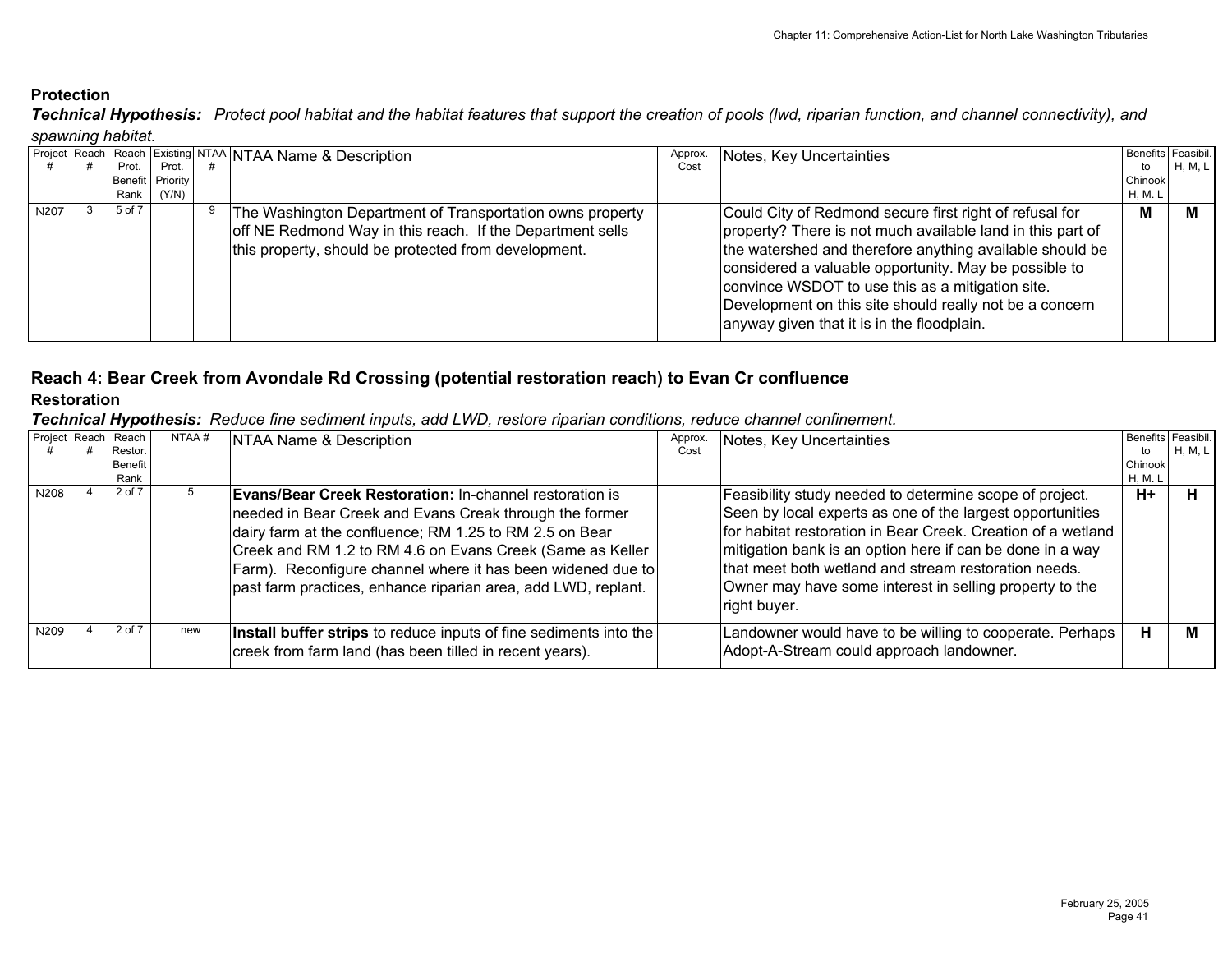## Protection

***Technical Hypothesis:*** *Protect pool habitat and the habitat features that support the creation of pools (lwd, riparian function, and channel connectivity), and spawning habitat.*

| Project # | Reach # | Reach Prot. Benefit Rank | Existing Prot. Priority (Y/N) | NTAA # | NTAA Name & Description | Approx. Cost | Notes, Key Uncertainties | Benefits to Chinook H, M. L | Feasibil. H, M, L |
|---|---|---|---|---|---|---|---|---|---|
| N207 | 3 | 5 of 7 | | 9 | The Washington Department of Transportation owns property off NE Redmond Way in this reach. If the Department sells this property, should be protected from development. | | Could City of Redmond secure first right of refusal for property? There is not much available land in this part of the watershed and therefore anything available should be considered a valuable opportunity. May be possible to convince WSDOT to use this as a mitigation site. Development on this site should really not be a concern anyway given that it is in the floodplain. | **M** | **M** |

## Reach 4: Bear Creek from Avondale Rd Crossing (potential restoration reach) to Evan Cr confluence

### Restoration

***Technical Hypothesis:*** *Reduce fine sediment inputs, add LWD, restore riparian conditions, reduce channel confinement.*

| Project # | Reach # | Reach Restor. Benefit Rank | NTAA # | NTAA Name & Description | Approx. Cost | Notes, Key Uncertainties | Benefits to Chinook H, M. L | Feasibil. H, M, L |
|---|---|---|---|---|---|---|---|---|
| N208 | 4 | 2 of 7 | 5 | **Evans/Bear Creek Restoration:** In-channel restoration is needed in Bear Creek and Evans Creak through the former dairy farm at the confluence; RM 1.25 to RM 2.5 on Bear Creek and RM 1.2 to RM 4.6 on Evans Creek (Same as Keller Farm). Reconfigure channel where it has been widened due to past farm practices, enhance riparian area, add LWD, replant. | | Feasibility study needed to determine scope of project. Seen by local experts as one of the largest opportunities for habitat restoration in Bear Creek. Creation of a wetland mitigation bank is an option here if can be done in a way that meet both wetland and stream restoration needs. Owner may have some interest in selling property to the right buyer. | **H+** | **H** |
| N209 | 4 | 2 of 7 | new | **Install buffer strips** to reduce inputs of fine sediments into the creek from farm land (has been tilled in recent years). | | Landowner would have to be willing to cooperate. Perhaps Adopt-A-Stream could approach landowner. | **H** | **M** |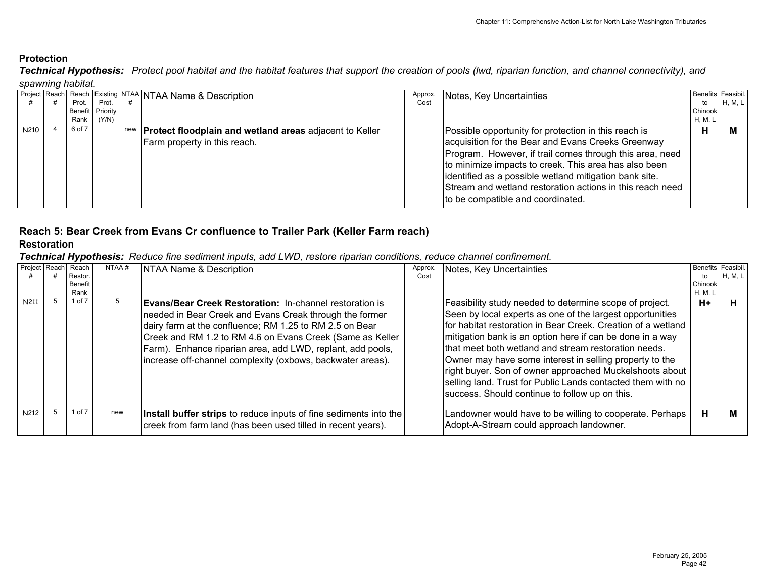**Protection**

***Technical Hypothesis:*** *Protect pool habitat and the habitat features that support the creation of pools (lwd, riparian function, and channel connectivity), and spawning habitat.*

| Project # | Reach # | Reach Prot. Benefit Rank | Existing Prot. Priority (Y/N) | NTAA # | NTAA Name & Description | Approx. Cost | Notes, Key Uncertainties | Benefits to Chinook H, M. L | Feasibil. H, M, L |
|---|---|---|---|---|---|---|---|---|---|
| N210 | 4 | 6 of 7 | | new | **Protect floodplain and wetland areas** adjacent to Keller Farm property in this reach. | | Possible opportunity for protection in this reach is acquisition for the Bear and Evans Creeks Greenway Program. However, if trail comes through this area, need to minimize impacts to creek. This area has also been identified as a possible wetland mitigation bank site. Stream and wetland restoration actions in this reach need to be compatible and coordinated. | **H** | **M** |

## Reach 5: Bear Creek from Evans Cr confluence to Trailer Park (Keller Farm reach)

**Restoration**

***Technical Hypothesis:*** *Reduce fine sediment inputs, add LWD, restore riparian conditions, reduce channel confinement.*

| Project # | Reach # | Reach Restor. Benefit Rank | NTAA # | NTAA Name & Description | Approx. Cost | Notes, Key Uncertainties | Benefits to Chinook H, M. L | Feasibil. H, M, L |
|---|---|---|---|---|---|---|---|---|
| N211 | 5 | 1 of 7 | 5 | **Evans/Bear Creek Restoration:** In-channel restoration is needed in Bear Creek and Evans Creak through the former dairy farm at the confluence; RM 1.25 to RM 2.5 on Bear Creek and RM 1.2 to RM 4.6 on Evans Creek (Same as Keller Farm). Enhance riparian area, add LWD, replant, add pools, increase off-channel complexity (oxbows, backwater areas). | | Feasibility study needed to determine scope of project. Seen by local experts as one of the largest opportunities for habitat restoration in Bear Creek. Creation of a wetland mitigation bank is an option here if can be done in a way that meet both wetland and stream restoration needs. Owner may have some interest in selling property to the right buyer. Son of owner approached Muckelshoots about selling land. Trust for Public Lands contacted them with no success. Should continue to follow up on this. | **H+** | **H** |
| N212 | 5 | 1 of 7 | new | **Install buffer strips** to reduce inputs of fine sediments into the creek from farm land (has been used tilled in recent years). | | Landowner would have to be willing to cooperate. Perhaps Adopt-A-Stream could approach landowner. | **H** | **M** |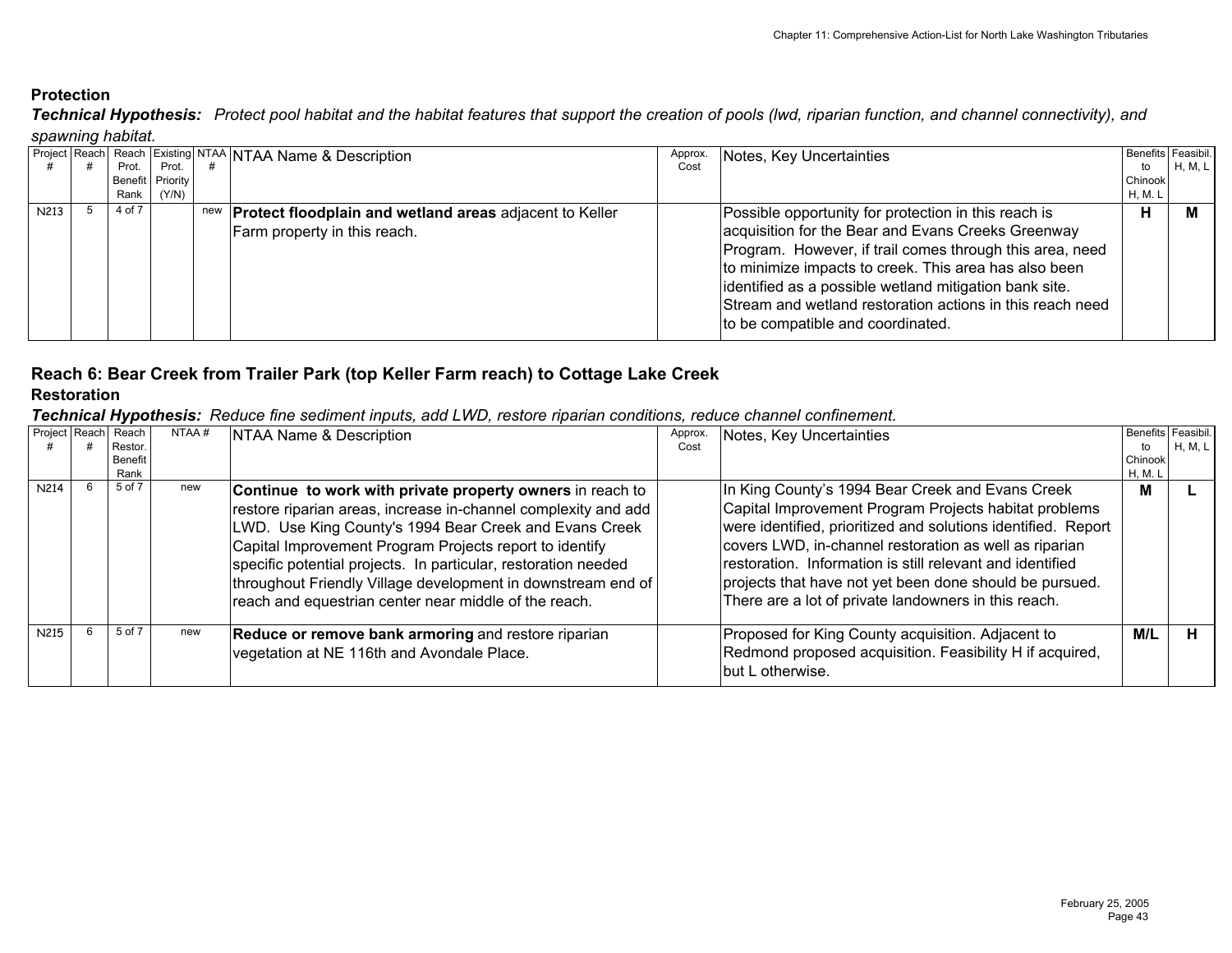## Protection

***Technical Hypothesis:*** *Protect pool habitat and the habitat features that support the creation of pools (lwd, riparian function, and channel connectivity), and spawning habitat.*

| Project # | Reach # | Reach Prot. Benefit Rank | Existing Prot. Priority (Y/N) | NTAA # | NTAA Name & Description | Approx. Cost | Notes, Key Uncertainties | Benefits to Chinook H, M. L | Feasibil. H, M, L |
|---|---|---|---|---|---|---|---|---|---|
| N213 | 5 | 4 of 7 | | new | **Protect floodplain and wetland areas** adjacent to Keller Farm property in this reach. | | Possible opportunity for protection in this reach is acquisition for the Bear and Evans Creeks Greenway Program. However, if trail comes through this area, need to minimize impacts to creek. This area has also been identified as a possible wetland mitigation bank site. Stream and wetland restoration actions in this reach need to be compatible and coordinated. | **H** | **M** |

## Reach 6: Bear Creek from Trailer Park (top Keller Farm reach) to Cottage Lake Creek

### Restoration

***Technical Hypothesis:*** *Reduce fine sediment inputs, add LWD, restore riparian conditions, reduce channel confinement.*

| Project # | Reach # | Reach Restor. Benefit Rank | NTAA # | NTAA Name & Description | Approx. Cost | Notes, Key Uncertainties | Benefits to Chinook H, M. L | Feasibil. H, M, L |
|---|---|---|---|---|---|---|---|---|
| N214 | 6 | 5 of 7 | new | **Continue to work with private property owners** in reach to restore riparian areas, increase in-channel complexity and add LWD. Use King County's 1994 Bear Creek and Evans Creek Capital Improvement Program Projects report to identify specific potential projects. In particular, restoration needed throughout Friendly Village development in downstream end of reach and equestrian center near middle of the reach. | | In King County's 1994 Bear Creek and Evans Creek Capital Improvement Program Projects habitat problems were identified, prioritized and solutions identified. Report covers LWD, in-channel restoration as well as riparian restoration. Information is still relevant and identified projects that have not yet been done should be pursued. There are a lot of private landowners in this reach. | **M** | **L** |
| N215 | 6 | 5 of 7 | new | **Reduce or remove bank armoring** and restore riparian vegetation at NE 116th and Avondale Place. | | Proposed for King County acquisition. Adjacent to Redmond proposed acquisition. Feasibility H if acquired, but L otherwise. | **M/L** | **H** |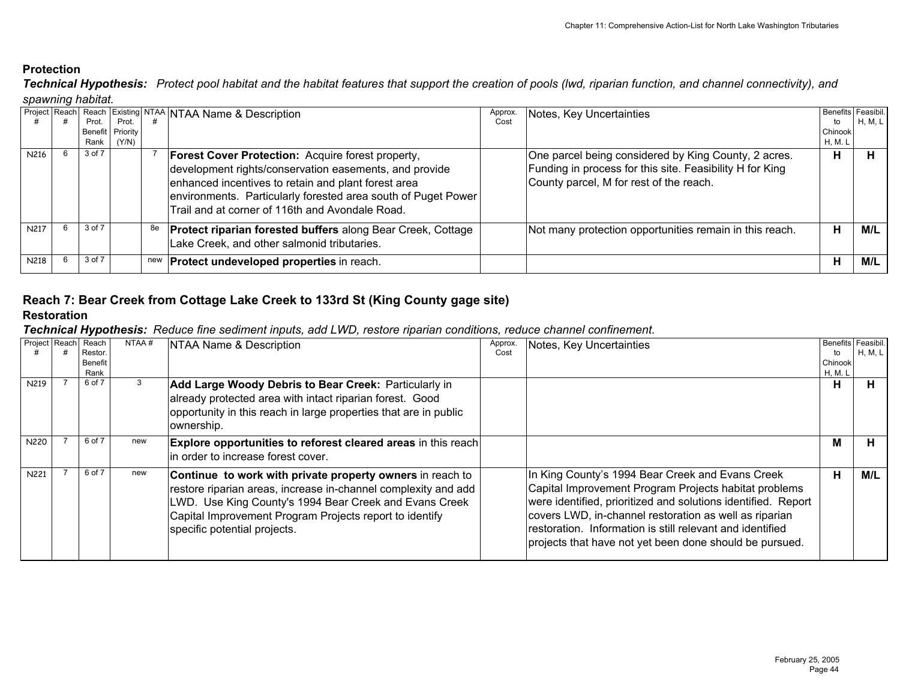### Protection

***Technical Hypothesis:*** *Protect pool habitat and the habitat features that support the creation of pools (lwd, riparian function, and channel connectivity), and spawning habitat.*

| Project # | Reach # | Reach Prot. Benefit Rank | Existing Prot. Priority (Y/N) | NTAA # | NTAA Name & Description | Approx. Cost | Notes, Key Uncertainties | Benefits to Chinook H, M. L | Feasibil. H, M, L |
|---|---|---|---|---|---|---|---|---|---|
| N216 | 6 | 3 of 7 | | 7 | **Forest Cover Protection:** Acquire forest property, development rights/conservation easements, and provide enhanced incentives to retain and plant forest area environments. Particularly forested area south of Puget Power Trail and at corner of 116th and Avondale Road. | | One parcel being considered by King County, 2 acres. Funding in process for this site. Feasibility H for King County parcel, M for rest of the reach. | **H** | **H** |
| N217 | 6 | 3 of 7 | | 8e | **Protect riparian forested buffers** along Bear Creek, Cottage Lake Creek, and other salmonid tributaries. | | Not many protection opportunities remain in this reach. | **H** | **M/L** |
| N218 | 6 | 3 of 7 | | new | **Protect undeveloped properties** in reach. | | | **H** | **M/L** |

## Reach 7: Bear Creek from Cottage Lake Creek to 133rd St (King County gage site)

### Restoration

***Technical Hypothesis:*** *Reduce fine sediment inputs, add LWD, restore riparian conditions, reduce channel confinement.*

| Project # | Reach # | Reach Restor. Benefit Rank | NTAA # | NTAA Name & Description | Approx. Cost | Notes, Key Uncertainties | Benefits to Chinook H, M. L | Feasibil. H, M, L |
|---|---|---|---|---|---|---|---|---|
| N219 | 7 | 6 of 7 | 3 | **Add Large Woody Debris to Bear Creek:** Particularly in already protected area with intact riparian forest. Good opportunity in this reach in large properties that are in public ownership. | | | **H** | **H** |
| N220 | 7 | 6 of 7 | new | **Explore opportunities to reforest cleared areas** in this reach in order to increase forest cover. | | | **M** | **H** |
| N221 | 7 | 6 of 7 | new | **Continue to work with private property owners** in reach to restore riparian areas, increase in-channel complexity and add LWD. Use King County's 1994 Bear Creek and Evans Creek Capital Improvement Program Projects report to identify specific potential projects. | | In King County's 1994 Bear Creek and Evans Creek Capital Improvement Program Projects habitat problems were identified, prioritized and solutions identified. Report covers LWD, in-channel restoration as well as riparian restoration. Information is still relevant and identified projects that have not yet been done should be pursued. | **H** | **M/L** |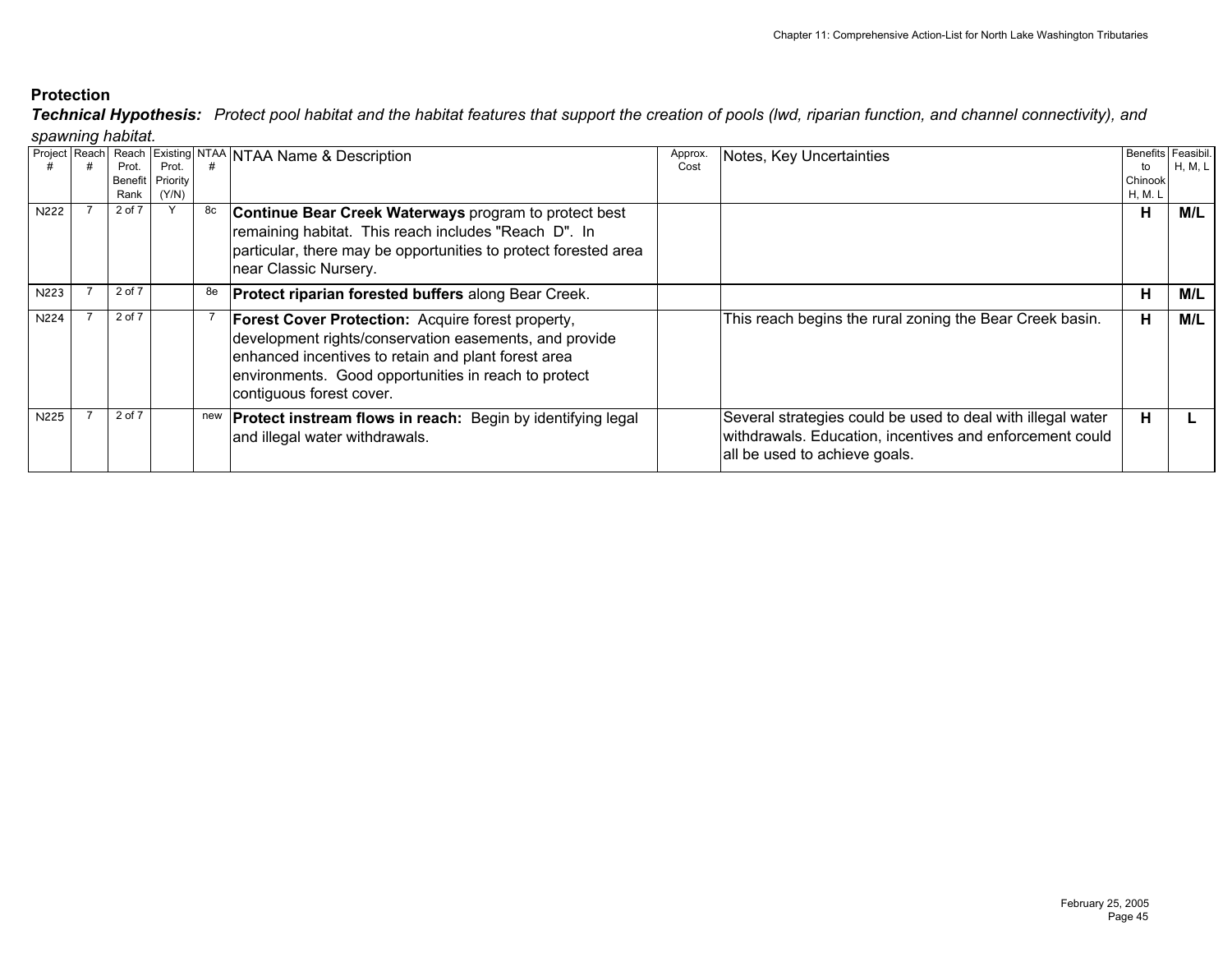**Protection**

***Technical Hypothesis:*** *Protect pool habitat and the habitat features that support the creation of pools (lwd, riparian function, and channel connectivity), and spawning habitat.*

| Project # | Reach # | Reach Prot. Benefit Rank | Existing Prot. Priority (Y/N) | NTAA # | NTAA Name & Description | Approx. Cost | Notes, Key Uncertainties | Benefits to Chinook H, M. L | Feasibil. H, M, L |
|---|---|---|---|---|---|---|---|---|---|
| N222 | 7 | 2 of 7 | Y | 8c | **Continue Bear Creek Waterways** program to protect best remaining habitat. This reach includes "Reach D". In particular, there may be opportunities to protect forested area near Classic Nursery. | | | **H** | **M/L** |
| N223 | 7 | 2 of 7 | | 8e | **Protect riparian forested buffers** along Bear Creek. | | | **H** | **M/L** |
| N224 | 7 | 2 of 7 | | 7 | **Forest Cover Protection:** Acquire forest property, development rights/conservation easements, and provide enhanced incentives to retain and plant forest area environments. Good opportunities in reach to protect contiguous forest cover. | | This reach begins the rural zoning the Bear Creek basin. | **H** | **M/L** |
| N225 | 7 | 2 of 7 | | new | **Protect instream flows in reach:** Begin by identifying legal and illegal water withdrawals. | | Several strategies could be used to deal with illegal water withdrawals. Education, incentives and enforcement could all be used to achieve goals. | **H** | **L** |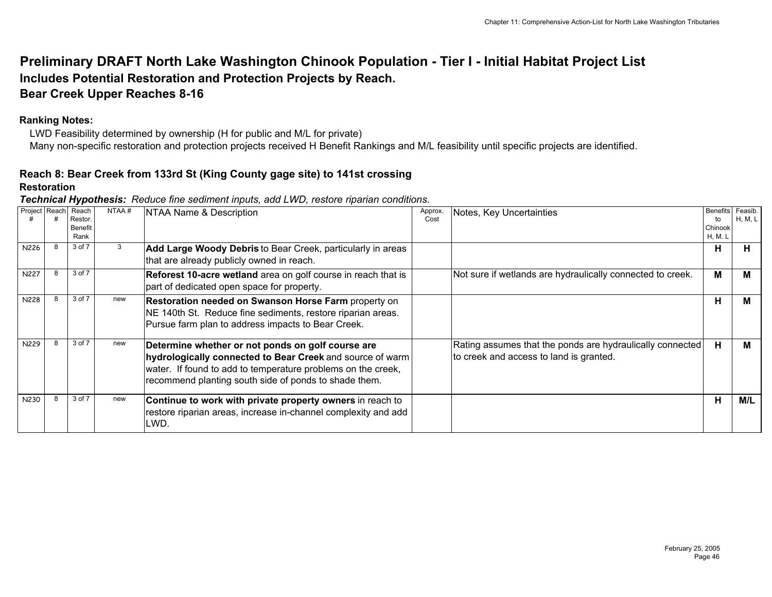# Preliminary DRAFT North Lake Washington Chinook Population - Tier I - Initial Habitat Project List

## Includes Potential Restoration and Protection Projects by Reach.

## Bear Creek Upper Reaches 8-16

**Ranking Notes:**

LWD Feasibility determined by ownership (H for public and M/L for private)

Many non-specific restoration and protection projects received H Benefit Rankings and M/L feasibility until specific projects are identified.

### Reach 8: Bear Creek from 133rd St (King County gage site) to 141st crossing

**Restoration**

***Technical Hypothesis:*** *Reduce fine sediment inputs, add LWD, restore riparian conditions.*

| Project # | Reach # | Reach Restor. Benefit Rank | NTAA # | NTAA Name & Description | Approx. Cost | Notes, Key Uncertainties | Benefits to Chinook H, M. L | Feasib. H, M, L |
|---|---|---|---|---|---|---|---|---|
| N226 | 8 | 3 of 7 | 3 | **Add Large Woody Debris** to Bear Creek, particularly in areas that are already publicly owned in reach. | | | **H** | **H** |
| N227 | 8 | 3 of 7 | | **Reforest 10-acre wetland** area on golf course in reach that is part of dedicated open space for property. | | Not sure if wetlands are hydraulically connected to creek. | **M** | **M** |
| N228 | 8 | 3 of 7 | new | **Restoration needed on Swanson Horse Farm** property on NE 140th St. Reduce fine sediments, restore riparian areas. Pursue farm plan to address impacts to Bear Creek. | | | **H** | **M** |
| N229 | 8 | 3 of 7 | new | **Determine whether or not ponds on golf course are hydrologically connected to Bear Creek** and source of warm water. If found to add to temperature problems on the creek, recommend planting south side of ponds to shade them. | | Rating assumes that the ponds are hydraulically connected to creek and access to land is granted. | **H** | **M** |
| N230 | 8 | 3 of 7 | new | **Continue to work with private property owners** in reach to restore riparian areas, increase in-channel complexity and add LWD. | | | **H** | **M/L** |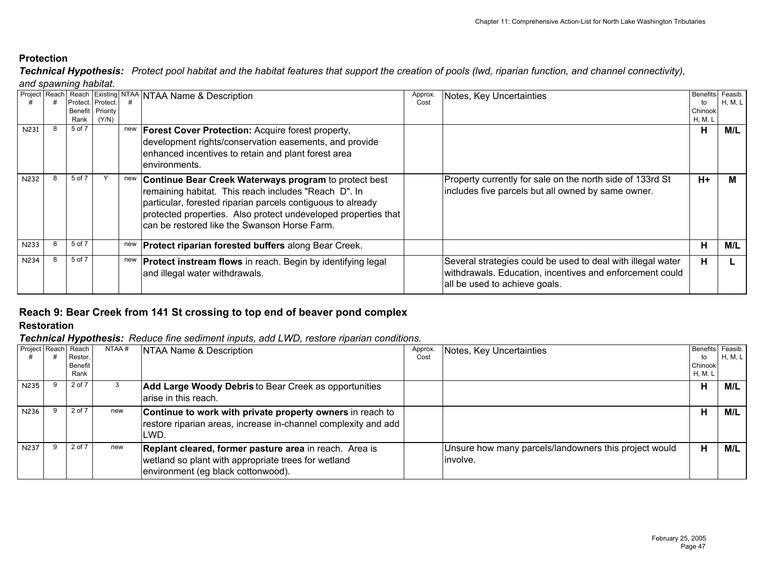### Protection

***Technical Hypothesis:*** *Protect pool habitat and the habitat features that support the creation of pools (lwd, riparian function, and channel connectivity), and spawning habitat.*

| Project # | Reach # | Reach Protect. Benefit Rank | Existing Protect. Priority (Y/N) | NTAA # | NTAA Name & Description | Approx. Cost | Notes, Key Uncertainties | Benefits to Chinook H, M, L | Feasib. H, M, L |
|---|---|---|---|---|---|---|---|---|---|
| N231 | 8 | 5 of 7 | | new | **Forest Cover Protection:** Acquire forest property, development rights/conservation easements, and provide enhanced incentives to retain and plant forest area environments. | | | **H** | **M/L** |
| N232 | 8 | 5 of 7 | Y | new | **Continue Bear Creek Waterways program** to protect best remaining habitat. This reach includes "Reach D". In particular, forested riparian parcels contiguous to already protected properties. Also protect undeveloped properties that can be restored like the Swanson Horse Farm. | | Property currently for sale on the north side of 133rd St includes five parcels but all owned by same owner. | **H+** | **M** |
| N233 | 8 | 5 of 7 | | new | **Protect riparian forested buffers** along Bear Creek. | | | **H** | **M/L** |
| N234 | 8 | 5 of 7 | | new | **Protect instream flows** in reach. Begin by identifying legal and illegal water withdrawals. | | Several strategies could be used to deal with illegal water withdrawals. Education, incentives and enforcement could all be used to achieve goals. | **H** | **L** |

## Reach 9: Bear Creek from 141 St crossing to top end of beaver pond complex

### Restoration

***Technical Hypothesis:*** *Reduce fine sediment inputs, add LWD, restore riparian conditions.*

| Project # | Reach # | Reach Restor. Benefit Rank | NTAA # | NTAA Name & Description | Approx. Cost | Notes, Key Uncertainties | Benefits to Chinook H, M, L | Feasib. H, M, L |
|---|---|---|---|---|---|---|---|---|
| N235 | 9 | 2 of 7 | 3 | **Add Large Woody Debris** to Bear Creek as opportunities arise in this reach. | | | **H** | **M/L** |
| N236 | 9 | 2 of 7 | new | **Continue to work with private property owners** in reach to restore riparian areas, increase in-channel complexity and add LWD. | | | **H** | **M/L** |
| N237 | 9 | 2 of 7 | new | **Replant cleared, former pasture area** in reach. Area is wetland so plant with appropriate trees for wetland environment (eg black cottonwood). | | Unsure how many parcels/landowners this project would involve. | **H** | **M/L** |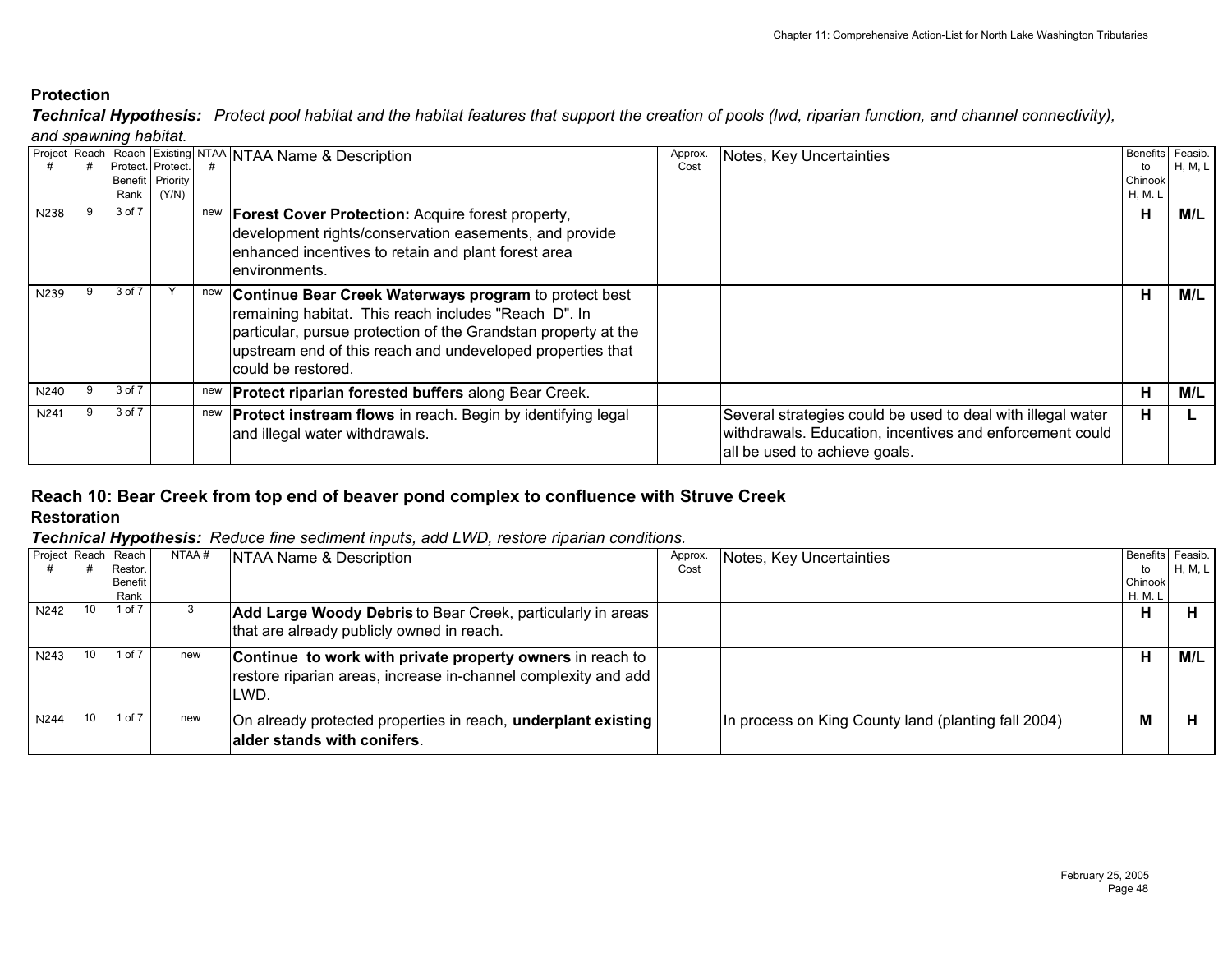### Protection

***Technical Hypothesis:*** *Protect pool habitat and the habitat features that support the creation of pools (lwd, riparian function, and channel connectivity), and spawning habitat.*

| Project # | Reach # | Reach Protect. Benefit Rank | Existing Protect. Priority (Y/N) | NTAA # | NTAA Name & Description | Approx. Cost | Notes, Key Uncertainties | Benefits to Chinook H, M, L | Feasib. H, M, L |
|---|---|---|---|---|---|---|---|---|---|
| N238 | 9 | 3 of 7 | | new | **Forest Cover Protection:** Acquire forest property, development rights/conservation easements, and provide enhanced incentives to retain and plant forest area environments. | | | **H** | **M/L** |
| N239 | 9 | 3 of 7 | Y | new | **Continue Bear Creek Waterways program** to protect best remaining habitat. This reach includes "Reach D". In particular, pursue protection of the Grandstan property at the upstream end of this reach and undeveloped properties that could be restored. | | | **H** | **M/L** |
| N240 | 9 | 3 of 7 | | new | **Protect riparian forested buffers** along Bear Creek. | | | **H** | **M/L** |
| N241 | 9 | 3 of 7 | | new | **Protect instream flows** in reach. Begin by identifying legal and illegal water withdrawals. | | Several strategies could be used to deal with illegal water withdrawals. Education, incentives and enforcement could all be used to achieve goals. | **H** | **L** |

## Reach 10: Bear Creek from top end of beaver pond complex to confluence with Struve Creek

### Restoration

***Technical Hypothesis:*** *Reduce fine sediment inputs, add LWD, restore riparian conditions.*

| Project # | Reach # | Reach Restor. Benefit Rank | NTAA # | NTAA Name & Description | Approx. Cost | Notes, Key Uncertainties | Benefits to Chinook H, M, L | Feasib. H, M, L |
|---|---|---|---|---|---|---|---|---|
| N242 | 10 | 1 of 7 | 3 | **Add Large Woody Debris** to Bear Creek, particularly in areas that are already publicly owned in reach. | | | **H** | **H** |
| N243 | 10 | 1 of 7 | new | **Continue to work with private property owners** in reach to restore riparian areas, increase in-channel complexity and add LWD. | | | **H** | **M/L** |
| N244 | 10 | 1 of 7 | new | On already protected properties in reach, **underplant existing alder stands with conifers**. | | In process on King County land (planting fall 2004) | **M** | **H** |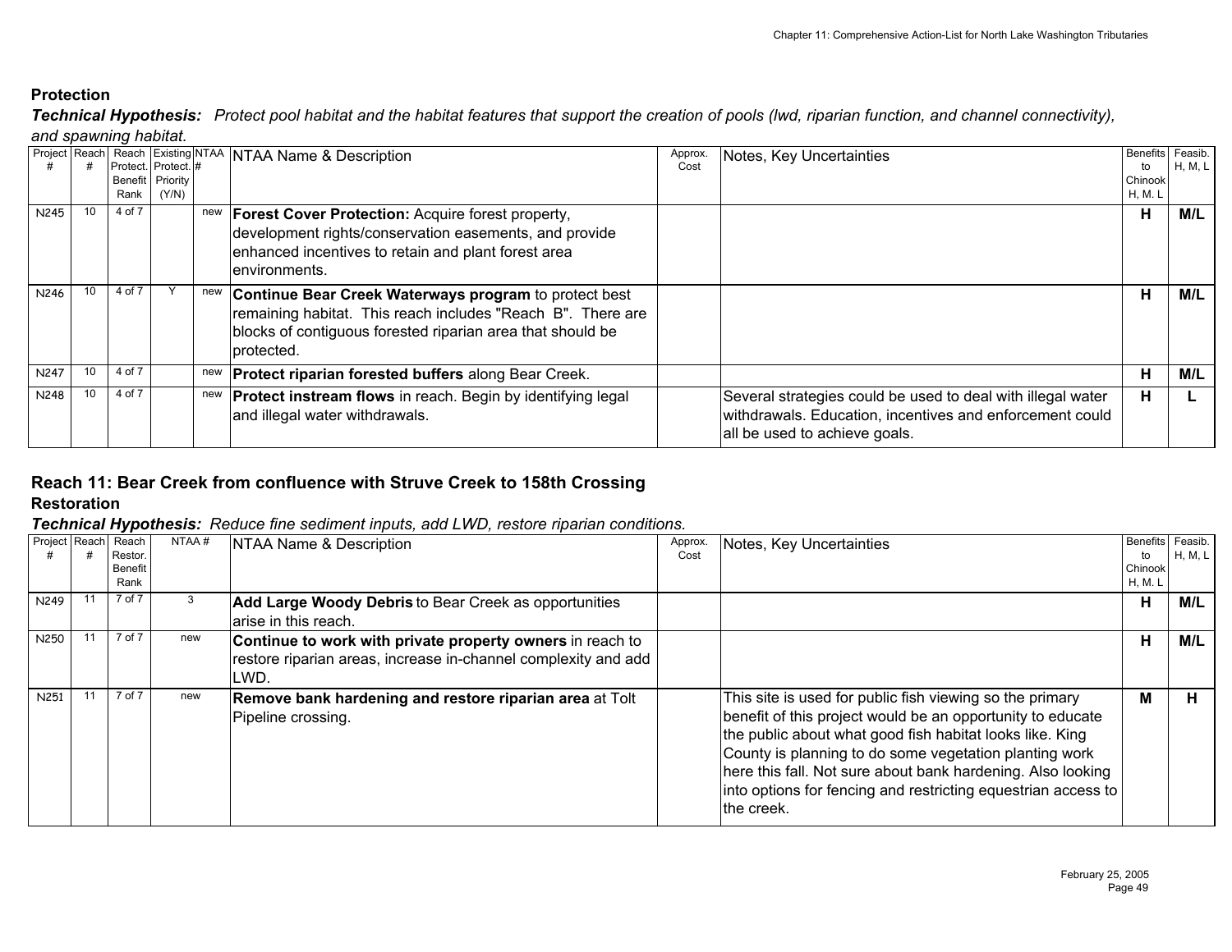### Protection

***Technical Hypothesis:*** *Protect pool habitat and the habitat features that support the creation of pools (lwd, riparian function, and channel connectivity), and spawning habitat.*

| Project # | Reach # | Reach Protect. Benefit Rank | Existing Protect. Priority (Y/N) | NTAA # | NTAA Name & Description | Approx. Cost | Notes, Key Uncertainties | Benefits to Chinook H, M, L | Feasib. H, M, L |
|---|---|---|---|---|---|---|---|---|---|
| N245 | 10 | 4 of 7 | | new | **Forest Cover Protection:** Acquire forest property, development rights/conservation easements, and provide enhanced incentives to retain and plant forest area environments. | | | **H** | **M/L** |
| N246 | 10 | 4 of 7 | Y | new | **Continue Bear Creek Waterways program** to protect best remaining habitat. This reach includes "Reach B". There are blocks of contiguous forested riparian area that should be protected. | | | **H** | **M/L** |
| N247 | 10 | 4 of 7 | | new | **Protect riparian forested buffers** along Bear Creek. | | | **H** | **M/L** |
| N248 | 10 | 4 of 7 | | new | **Protect instream flows** in reach. Begin by identifying legal and illegal water withdrawals. | | Several strategies could be used to deal with illegal water withdrawals. Education, incentives and enforcement could all be used to achieve goals. | **H** | **L** |

## Reach 11: Bear Creek from confluence with Struve Creek to 158th Crossing

### Restoration

***Technical Hypothesis:*** *Reduce fine sediment inputs, add LWD, restore riparian conditions.*

| Project # | Reach # | Reach Restor. Benefit Rank | NTAA # | NTAA Name & Description | Approx. Cost | Notes, Key Uncertainties | Benefits to Chinook H, M, L | Feasib. H, M, L |
|---|---|---|---|---|---|---|---|---|
| N249 | 11 | 7 of 7 | 3 | **Add Large Woody Debris** to Bear Creek as opportunities arise in this reach. | | | **H** | **M/L** |
| N250 | 11 | 7 of 7 | new | **Continue to work with private property owners** in reach to restore riparian areas, increase in-channel complexity and add LWD. | | | **H** | **M/L** |
| N251 | 11 | 7 of 7 | new | **Remove bank hardening and restore riparian area** at Tolt Pipeline crossing. | | This site is used for public fish viewing so the primary benefit of this project would be an opportunity to educate the public about what good fish habitat looks like. King County is planning to do some vegetation planting work here this fall. Not sure about bank hardening. Also looking into options for fencing and restricting equestrian access to the creek. | **M** | **H** |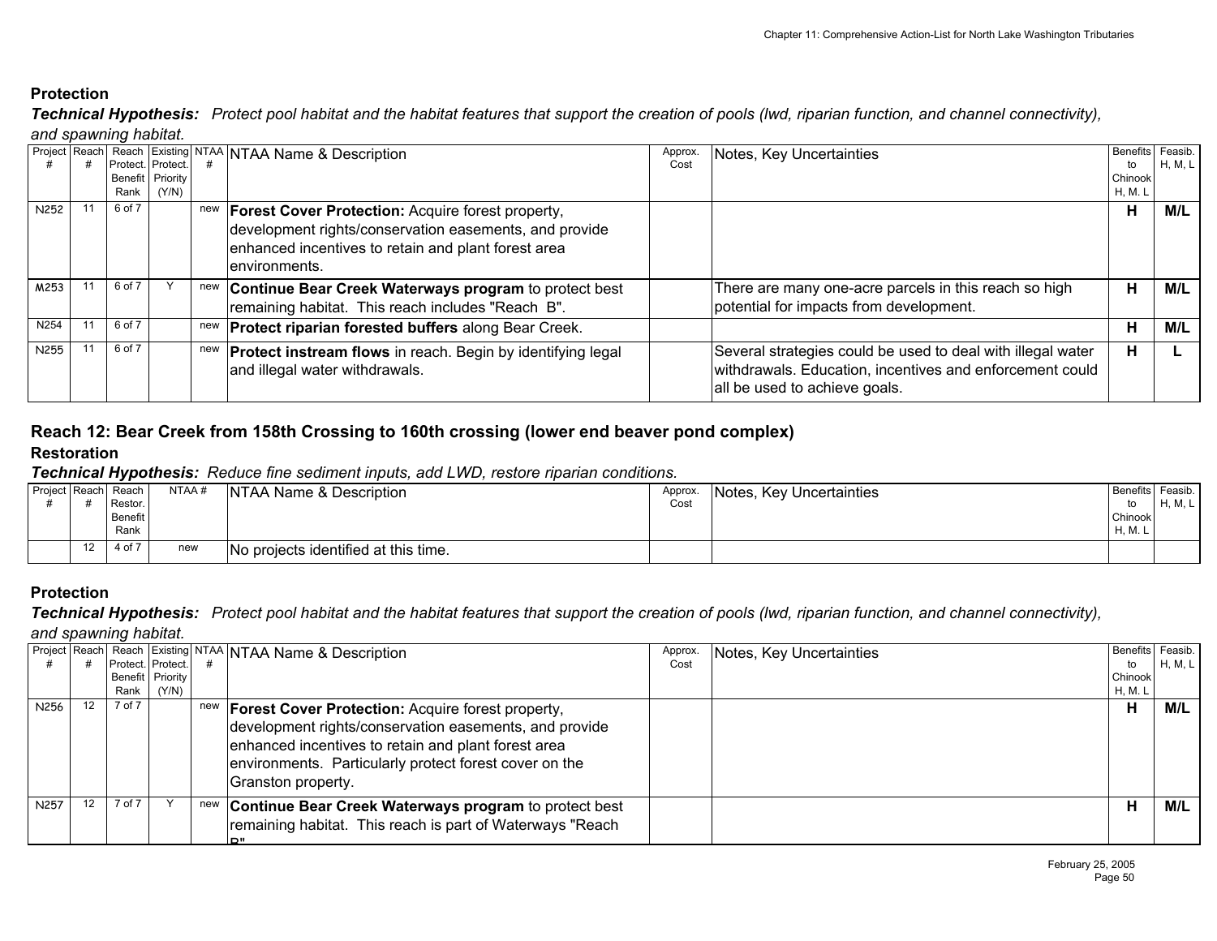### Protection

***Technical Hypothesis:*** *Protect pool habitat and the habitat features that support the creation of pools (lwd, riparian function, and channel connectivity), and spawning habitat.*

| Project # | Reach # | Reach Protect. Benefit Rank | Existing Protect. Priority (Y/N) | NTAA # | NTAA Name & Description | Approx. Cost | Notes, Key Uncertainties | Benefits to Chinook H, M. L | Feasib. H, M, L |
|---|---|---|---|---|---|---|---|---|---|
| N252 | 11 | 6 of 7 | | new | **Forest Cover Protection:** Acquire forest property, development rights/conservation easements, and provide enhanced incentives to retain and plant forest area environments. | | | H | M/L |
| M253 | 11 | 6 of 7 | Y | new | **Continue Bear Creek Waterways program** to protect best remaining habitat. This reach includes "Reach B". | | There are many one-acre parcels in this reach so high potential for impacts from development. | H | M/L |
| N254 | 11 | 6 of 7 | | new | **Protect riparian forested buffers** along Bear Creek. | | | H | M/L |
| N255 | 11 | 6 of 7 | | new | **Protect instream flows** in reach. Begin by identifying legal and illegal water withdrawals. | | Several strategies could be used to deal with illegal water withdrawals. Education, incentives and enforcement could all be used to achieve goals. | H | L |

## Reach 12: Bear Creek from 158th Crossing to 160th crossing (lower end beaver pond complex)

### Restoration

***Technical Hypothesis:*** *Reduce fine sediment inputs, add LWD, restore riparian conditions.*

| Project # | Reach # | Reach Restor. Benefit Rank | NTAA # | NTAA Name & Description | Approx. Cost | Notes, Key Uncertainties | Benefits to Chinook H, M. L | Feasib. H, M, L |
|---|---|---|---|---|---|---|---|---|
| | 12 | 4 of 7 | new | No projects identified at this time. | | | | |

### Protection

***Technical Hypothesis:*** *Protect pool habitat and the habitat features that support the creation of pools (lwd, riparian function, and channel connectivity), and spawning habitat.*

| Project # | Reach # | Reach Protect. Benefit Rank | Existing Protect. Priority (Y/N) | NTAA # | NTAA Name & Description | Approx. Cost | Notes, Key Uncertainties | Benefits to Chinook H, M. L | Feasib. H, M, L |
|---|---|---|---|---|---|---|---|---|---|
| N256 | 12 | 7 of 7 | | new | **Forest Cover Protection:** Acquire forest property, development rights/conservation easements, and provide enhanced incentives to retain and plant forest area environments. Particularly protect forest cover on the Granston property. | | | H | M/L |
| N257 | 12 | 7 of 7 | Y | new | **Continue Bear Creek Waterways program** to protect best remaining habitat. This reach is part of Waterways "Reach B" | | | H | M/L |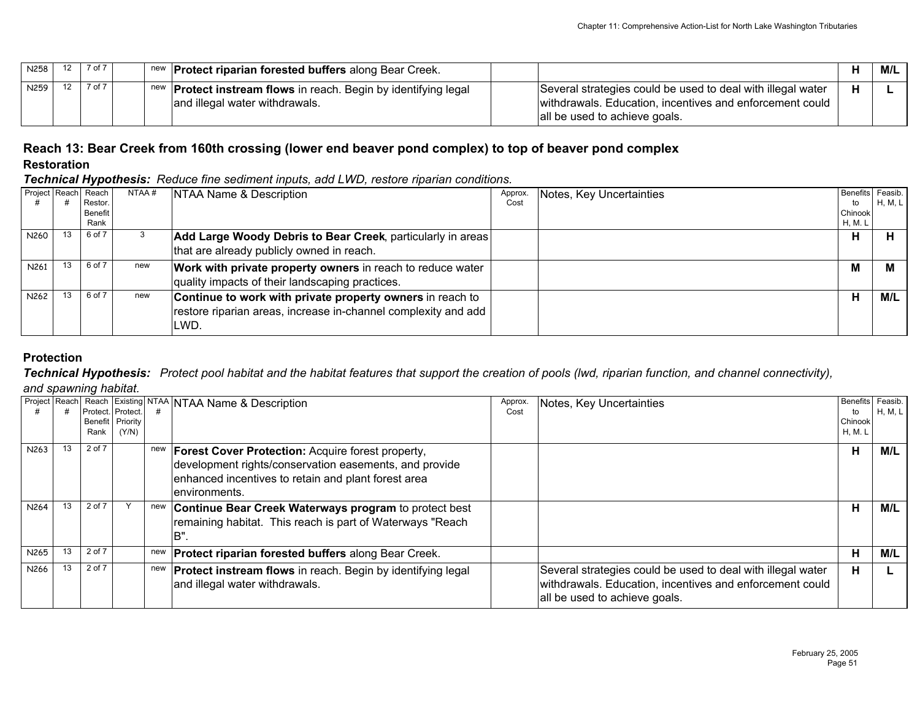| | | | | | | | | | |
|---|---|---|---|---|---|---|---|---|---|
| N258 | 12 | 7 of 7 | | new | **Protect riparian forested buffers** along Bear Creek. | | | H | M/L |
| N259 | 12 | 7 of 7 | | new | **Protect instream flows** in reach. Begin by identifying legal and illegal water withdrawals. | | Several strategies could be used to deal with illegal water withdrawals. Education, incentives and enforcement could all be used to achieve goals. | H | L |

## Reach 13: Bear Creek from 160th crossing (lower end beaver pond complex) to top of beaver pond complex

### Restoration

***Technical Hypothesis:*** *Reduce fine sediment inputs, add LWD, restore riparian conditions.*

| Project # | Reach # | Reach Restor. Benefit Rank | NTAA # | NTAA Name & Description | Approx. Cost | Notes, Key Uncertainties | Benefits to Chinook H, M. L | Feasib. H, M, L |
|---|---|---|---|---|---|---|---|---|
| N260 | 13 | 6 of 7 | 3 | **Add Large Woody Debris to Bear Creek**, particularly in areas that are already publicly owned in reach. | | | H | H |
| N261 | 13 | 6 of 7 | new | **Work with private property owners** in reach to reduce water quality impacts of their landscaping practices. | | | M | M |
| N262 | 13 | 6 of 7 | new | **Continue to work with private property owners** in reach to restore riparian areas, increase in-channel complexity and add LWD. | | | H | M/L |

### Protection

***Technical Hypothesis:*** *Protect pool habitat and the habitat features that support the creation of pools (lwd, riparian function, and channel connectivity), and spawning habitat.*

| Project # | Reach # | Reach Protect. Benefit Rank | Existing Protect. Priority (Y/N) | NTAA # | NTAA Name & Description | Approx. Cost | Notes, Key Uncertainties | Benefits to Chinook H, M. L | Feasib. H, M, L |
|---|---|---|---|---|---|---|---|---|---|
| N263 | 13 | 2 of 7 | | new | **Forest Cover Protection:** Acquire forest property, development rights/conservation easements, and provide enhanced incentives to retain and plant forest area environments. | | | H | M/L |
| N264 | 13 | 2 of 7 | Y | new | **Continue Bear Creek Waterways program** to protect best remaining habitat. This reach is part of Waterways "Reach B". | | | H | M/L |
| N265 | 13 | 2 of 7 | | new | **Protect riparian forested buffers** along Bear Creek. | | | H | M/L |
| N266 | 13 | 2 of 7 | | new | **Protect instream flows** in reach. Begin by identifying legal and illegal water withdrawals. | | Several strategies could be used to deal with illegal water withdrawals. Education, incentives and enforcement could all be used to achieve goals. | H | L |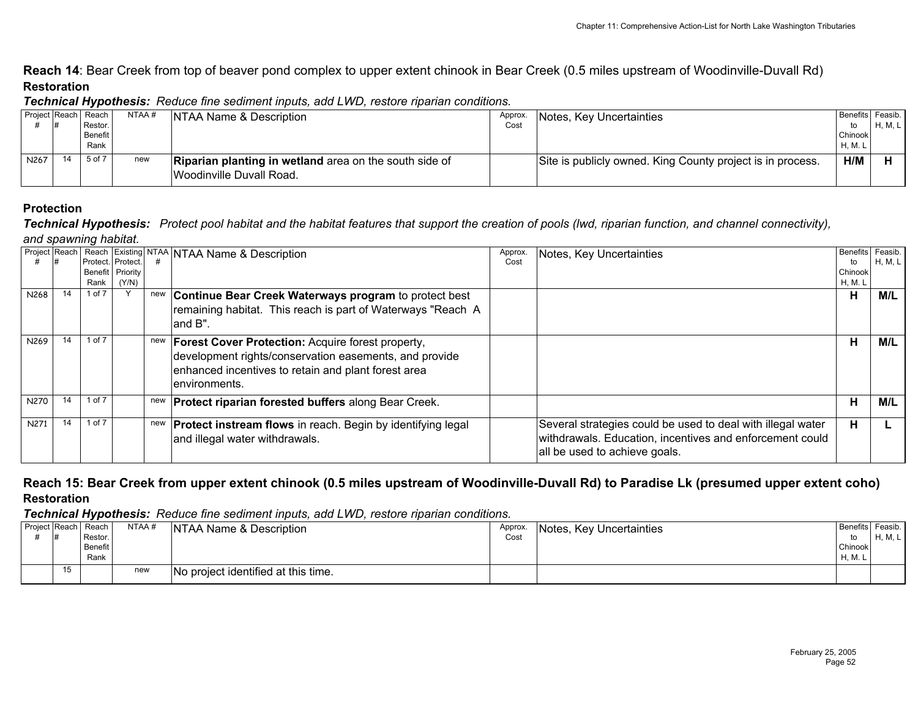## Reach 14: Bear Creek from top of beaver pond complex to upper extent chinook in Bear Creek (0.5 miles upstream of Woodinville-Duvall Rd)

### Restoration

***Technical Hypothesis:** Reduce fine sediment inputs, add LWD, restore riparian conditions.*

| Project # | Reach # | Reach Restor. Benefit Rank | NTAA # | NTAA Name & Description | Approx. Cost | Notes, Key Uncertainties | Benefits to Chinook H, M, L | Feasib. H, M, L |
|---|---|---|---|---|---|---|---|---|
| N267 | 14 | 5 of 7 | new | **Riparian planting in wetland** area on the south side of Woodinville Duvall Road. | | Site is publicly owned. King County project is in process. | **H/M** | **H** |

### Protection

***Technical Hypothesis:** Protect pool habitat and the habitat features that support the creation of pools (lwd, riparian function, and channel connectivity), and spawning habitat.*

| Project # | Reach # | Reach Protect. Benefit Rank | Existing Protect. Priority (Y/N) | NTAA # | NTAA Name & Description | Approx. Cost | Notes, Key Uncertainties | Benefits to Chinook H, M, L | Feasib. H, M, L |
|---|---|---|---|---|---|---|---|---|---|
| N268 | 14 | 1 of 7 | Y | new | **Continue Bear Creek Waterways program** to protect best remaining habitat. This reach is part of Waterways "Reach A and B". | | | **H** | **M/L** |
| N269 | 14 | 1 of 7 | | new | **Forest Cover Protection:** Acquire forest property, development rights/conservation easements, and provide enhanced incentives to retain and plant forest area environments. | | | **H** | **M/L** |
| N270 | 14 | 1 of 7 | | new | **Protect riparian forested buffers** along Bear Creek. | | | **H** | **M/L** |
| N271 | 14 | 1 of 7 | | new | **Protect instream flows** in reach. Begin by identifying legal and illegal water withdrawals. | | Several strategies could be used to deal with illegal water withdrawals. Education, incentives and enforcement could all be used to achieve goals. | **H** | **L** |

## Reach 15: Bear Creek from upper extent chinook (0.5 miles upstream of Woodinville-Duvall Rd) to Paradise Lk (presumed upper extent coho)

### Restoration

***Technical Hypothesis:** Reduce fine sediment inputs, add LWD, restore riparian conditions.*

| Project # | Reach # | Reach Restor. Benefit Rank | NTAA # | NTAA Name & Description | Approx. Cost | Notes, Key Uncertainties | Benefits to Chinook H, M, L | Feasib. H, M, L |
|---|---|---|---|---|---|---|---|---|
| | 15 | | new | No project identified at this time. | | | | |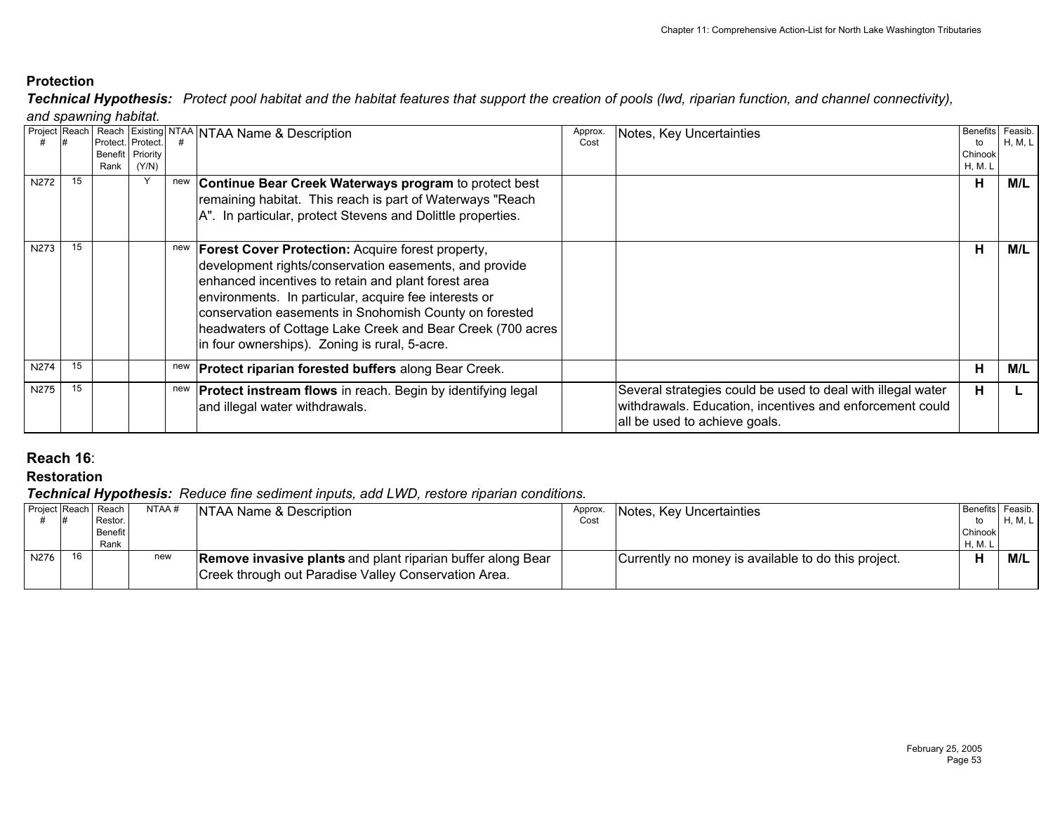**Protection**

***Technical Hypothesis:*** *Protect pool habitat and the habitat features that support the creation of pools (lwd, riparian function, and channel connectivity), and spawning habitat.*

| Project # | Reach # | Reach Protect. Benefit Rank | Existing Protect. Priority (Y/N) | NTAA # | NTAA Name & Description | Approx. Cost | Notes, Key Uncertainties | Benefits to Chinook H, M. L | Feasib. H, M, L |
|---|---|---|---|---|---|---|---|---|---|
| N272 | 15 | | Y | new | **Continue Bear Creek Waterways program** to protect best remaining habitat. This reach is part of Waterways "Reach A". In particular, protect Stevens and Dolittle properties. | | | **H** | **M/L** |
| N273 | 15 | | | new | **Forest Cover Protection:** Acquire forest property, development rights/conservation easements, and provide enhanced incentives to retain and plant forest area environments. In particular, acquire fee interests or conservation easements in Snohomish County on forested headwaters of Cottage Lake Creek and Bear Creek (700 acres in four ownerships). Zoning is rural, 5-acre. | | | **H** | **M/L** |
| N274 | 15 | | | new | **Protect riparian forested buffers** along Bear Creek. | | | **H** | **M/L** |
| N275 | 15 | | | new | **Protect instream flows** in reach. Begin by identifying legal and illegal water withdrawals. | | Several strategies could be used to deal with illegal water withdrawals. Education, incentives and enforcement could all be used to achieve goals. | **H** | **L** |

## **Reach 16**:

**Restoration**

***Technical Hypothesis:*** *Reduce fine sediment inputs, add LWD, restore riparian conditions.*

| Project # | Reach # | Reach Restor. Benefit Rank | NTAA # | NTAA Name & Description | Approx. Cost | Notes, Key Uncertainties | Benefits to Chinook H, M. L | Feasib. H, M, L |
|---|---|---|---|---|---|---|---|---|
| N276 | 16 | | new | **Remove invasive plants** and plant riparian buffer along Bear Creek through out Paradise Valley Conservation Area. | | Currently no money is available to do this project. | **H** | **M/L** |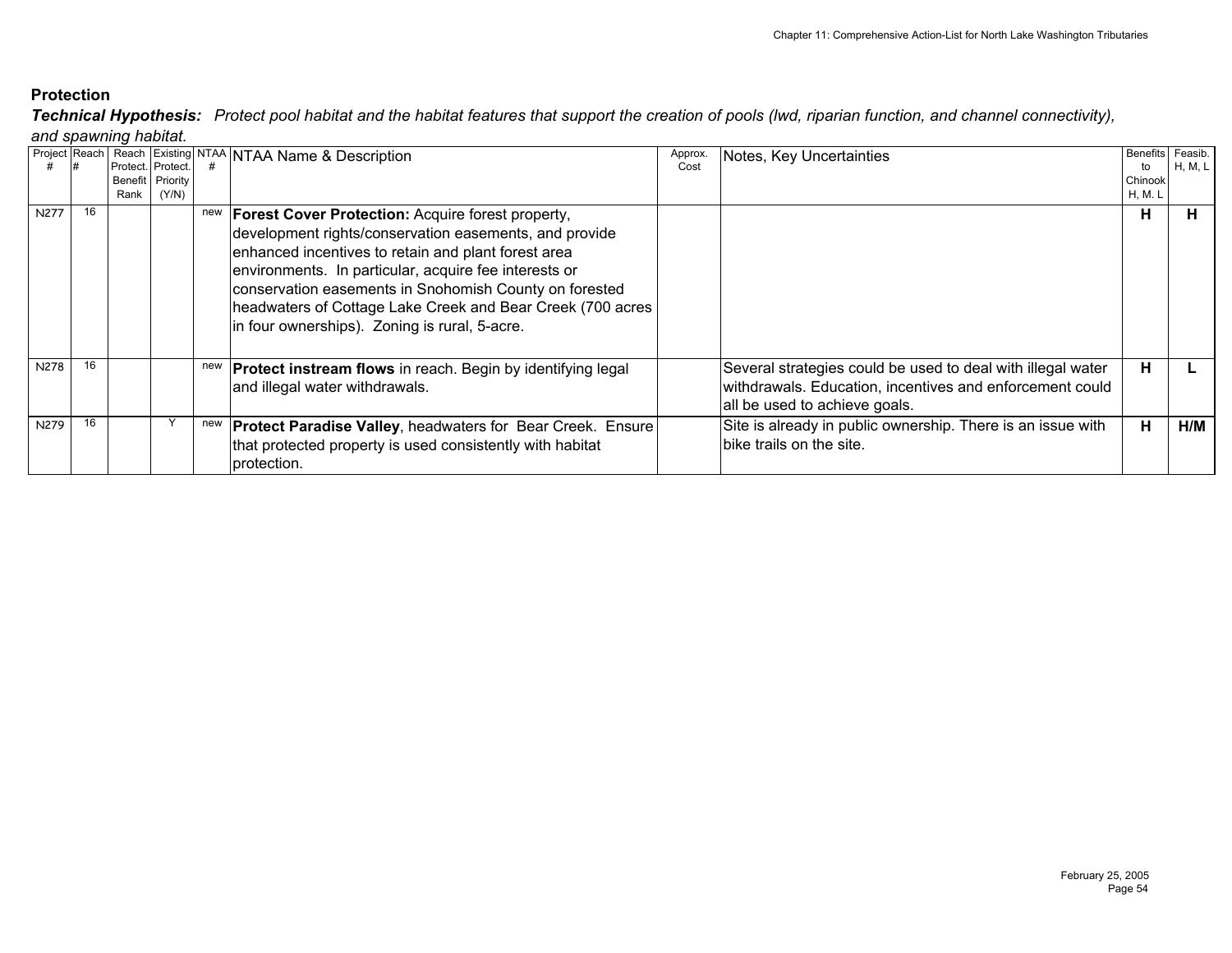## Protection

***Technical Hypothesis:*** *Protect pool habitat and the habitat features that support the creation of pools (lwd, riparian function, and channel connectivity), and spawning habitat.*

| Project # | Reach # | Reach Protect. Benefit Rank | Existing Protect. Priority (Y/N) | NTAA # | NTAA Name & Description | Approx. Cost | Notes, Key Uncertainties | Benefits to Chinook H, M. L | Feasib. H, M, L |
|---|---|---|---|---|---|---|---|---|---|
| N277 | 16 | | | new | **Forest Cover Protection:** Acquire forest property, development rights/conservation easements, and provide enhanced incentives to retain and plant forest area environments. In particular, acquire fee interests or conservation easements in Snohomish County on forested headwaters of Cottage Lake Creek and Bear Creek (700 acres in four ownerships). Zoning is rural, 5-acre. | | | **H** | **H** |
| N278 | 16 | | | new | **Protect instream flows** in reach. Begin by identifying legal and illegal water withdrawals. | | Several strategies could be used to deal with illegal water withdrawals. Education, incentives and enforcement could all be used to achieve goals. | **H** | **L** |
| N279 | 16 | | Y | new | **Protect Paradise Valley**, headwaters for Bear Creek. Ensure that protected property is used consistently with habitat protection. | | Site is already in public ownership. There is an issue with bike trails on the site. | **H** | **H/M** |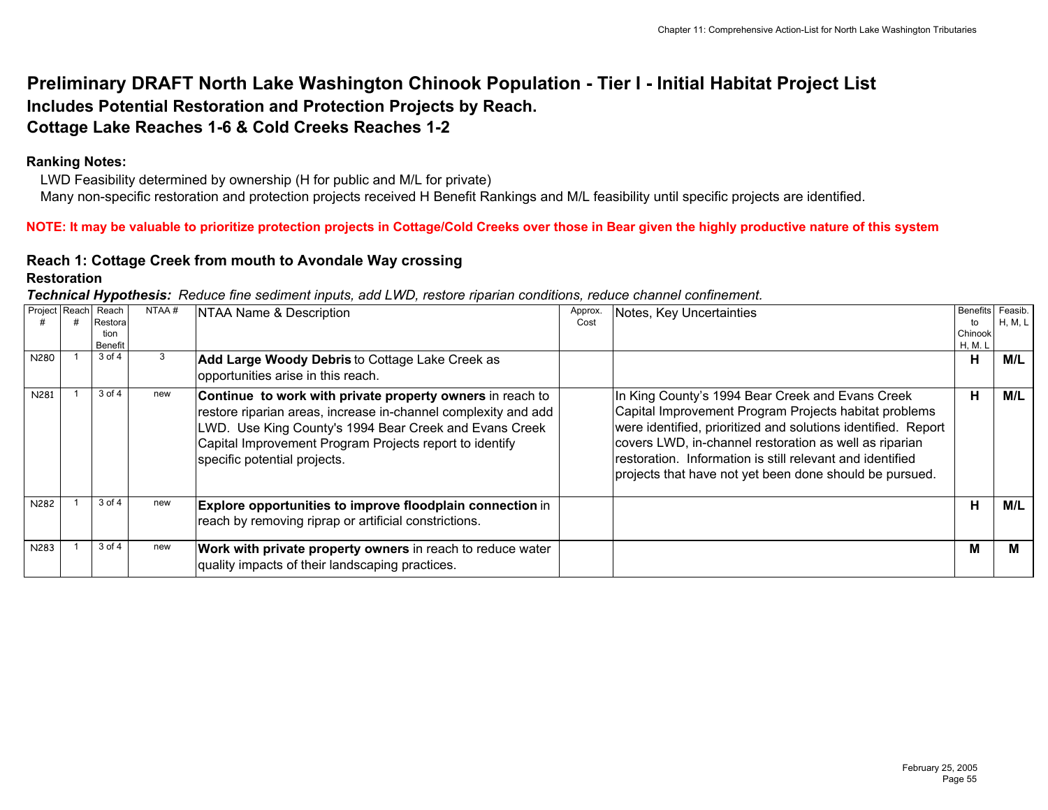# Preliminary DRAFT North Lake Washington Chinook Population - Tier I - Initial Habitat Project List

## Includes Potential Restoration and Protection Projects by Reach.

## Cottage Lake Reaches 1-6 & Cold Creeks Reaches 1-2

**Ranking Notes:**

LWD Feasibility determined by ownership (H for public and M/L for private)

Many non-specific restoration and protection projects received H Benefit Rankings and M/L feasibility until specific projects are identified.

**NOTE: It may be valuable to prioritize protection projects in Cottage/Cold Creeks over those in Bear given the highly productive nature of this system**

### Reach 1: Cottage Creek from mouth to Avondale Way crossing

**Restoration**

***Technical Hypothesis:*** *Reduce fine sediment inputs, add LWD, restore riparian conditions, reduce channel confinement.*

| Project # | Reach # | Reach Restoration Benefit | NTAA # | NTAA Name & Description | Approx. Cost | Notes, Key Uncertainties | Benefits to Chinook H, M, L | Feasib. H, M, L |
|---|---|---|---|---|---|---|---|---|
| N280 | 1 | 3 of 4 | 3 | **Add Large Woody Debris** to Cottage Lake Creek as opportunities arise in this reach. | | | **H** | **M/L** |
| N281 | 1 | 3 of 4 | new | **Continue to work with private property owners** in reach to restore riparian areas, increase in-channel complexity and add LWD. Use King County's 1994 Bear Creek and Evans Creek Capital Improvement Program Projects report to identify specific potential projects. | | In King County's 1994 Bear Creek and Evans Creek Capital Improvement Program Projects habitat problems were identified, prioritized and solutions identified. Report covers LWD, in-channel restoration as well as riparian restoration. Information is still relevant and identified projects that have not yet been done should be pursued. | **H** | **M/L** |
| N282 | 1 | 3 of 4 | new | **Explore opportunities to improve floodplain connection** in reach by removing riprap or artificial constrictions. | | | **H** | **M/L** |
| N283 | 1 | 3 of 4 | new | **Work with private property owners** in reach to reduce water quality impacts of their landscaping practices. | | | **M** | **M** |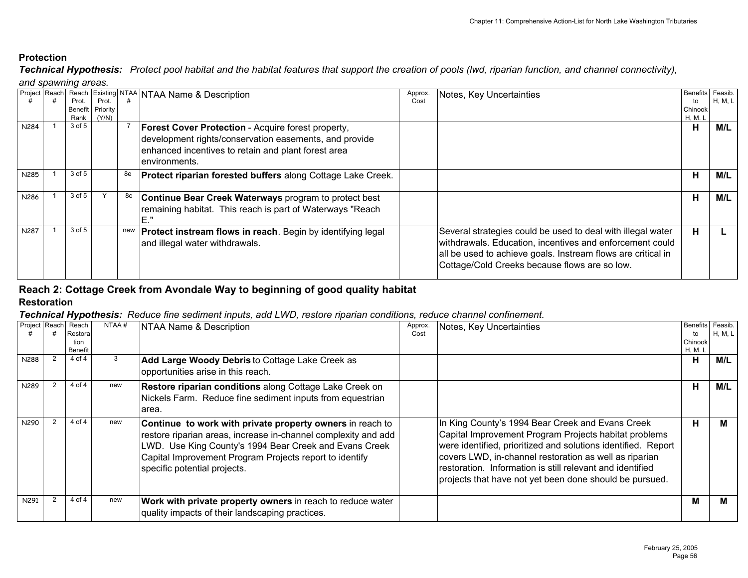**Protection**

***Technical Hypothesis:*** *Protect pool habitat and the habitat features that support the creation of pools (lwd, riparian function, and channel connectivity), and spawning areas.*

| Project # | Reach # | Reach Prot. Benefit Rank | Existing Prot. Priority (Y/N) | NTAA # | NTAA Name & Description | Approx. Cost | Notes, Key Uncertainties | Benefits to Chinook H, M, L | Feasib. H, M, L |
|---|---|---|---|---|---|---|---|---|---|
| N284 | 1 | 3 of 5 | | 7 | **Forest Cover Protection** - Acquire forest property, development rights/conservation easements, and provide enhanced incentives to retain and plant forest area environments. | | | **H** | **M/L** |
| N285 | 1 | 3 of 5 | | 8e | **Protect riparian forested buffers** along Cottage Lake Creek. | | | **H** | **M/L** |
| N286 | 1 | 3 of 5 | Y | 8c | **Continue Bear Creek Waterways** program to protect best remaining habitat. This reach is part of Waterways "Reach E." | | | **H** | **M/L** |
| N287 | 1 | 3 of 5 | | new | **Protect instream flows in reach**. Begin by identifying legal and illegal water withdrawals. | | Several strategies could be used to deal with illegal water withdrawals. Education, incentives and enforcement could all be used to achieve goals. Instream flows are critical in Cottage/Cold Creeks because flows are so low. | **H** | **L** |

## Reach 2: Cottage Creek from Avondale Way to beginning of good quality habitat

**Restoration**

***Technical Hypothesis:*** *Reduce fine sediment inputs, add LWD, restore riparian conditions, reduce channel confinement.*

| Project # | Reach # | Reach Restoration Benefit | NTAA # | NTAA Name & Description | Approx. Cost | Notes, Key Uncertainties | Benefits to Chinook H, M, L | Feasib. H, M, L |
|---|---|---|---|---|---|---|---|---|
| N288 | 2 | 4 of 4 | 3 | **Add Large Woody Debris** to Cottage Lake Creek as opportunities arise in this reach. | | | **H** | **M/L** |
| N289 | 2 | 4 of 4 | new | **Restore riparian conditions** along Cottage Lake Creek on Nickels Farm. Reduce fine sediment inputs from equestrian area. | | | **H** | **M/L** |
| N290 | 2 | 4 of 4 | new | **Continue to work with private property owners** in reach to restore riparian areas, increase in-channel complexity and add LWD. Use King County's 1994 Bear Creek and Evans Creek Capital Improvement Program Projects report to identify specific potential projects. | | In King County's 1994 Bear Creek and Evans Creek Capital Improvement Program Projects habitat problems were identified, prioritized and solutions identified. Report covers LWD, in-channel restoration as well as riparian restoration. Information is still relevant and identified projects that have not yet been done should be pursued. | **H** | **M** |
| N291 | 2 | 4 of 4 | new | **Work with private property owners** in reach to reduce water quality impacts of their landscaping practices. | | | **M** | **M** |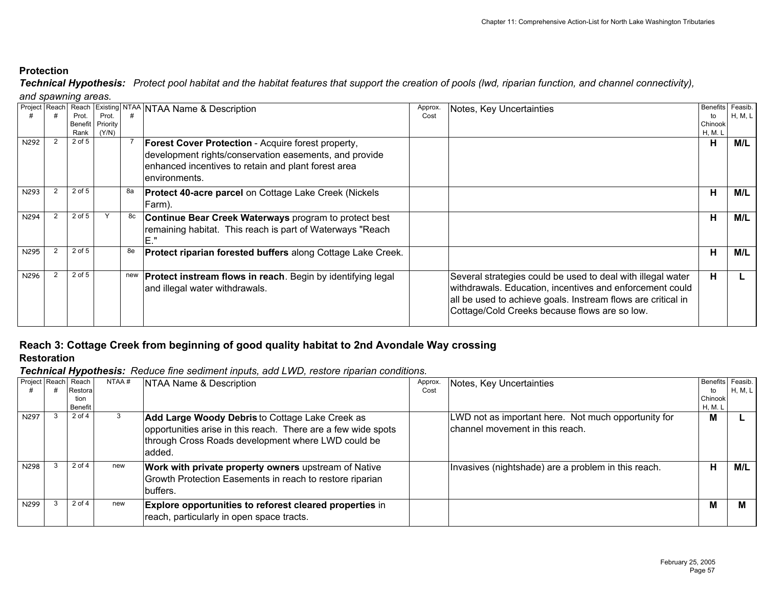### Protection

***Technical Hypothesis:*** *Protect pool habitat and the habitat features that support the creation of pools (lwd, riparian function, and channel connectivity), and spawning areas.*

| Project # | Reach # | Reach Prot. Benefit Rank | Existing Prot. Priority (Y/N) | NTAA # | NTAA Name & Description | Approx. Cost | Notes, Key Uncertainties | Benefits to Chinook H, M. L | Feasib. H, M, L |
|---|---|---|---|---|---|---|---|---|---|
| N292 | 2 | 2 of 5 | | 7 | **Forest Cover Protection** - Acquire forest property, development rights/conservation easements, and provide enhanced incentives to retain and plant forest area environments. | | | **H** | **M/L** |
| N293 | 2 | 2 of 5 | | 8a | **Protect 40-acre parcel** on Cottage Lake Creek (Nickels Farm). | | | **H** | **M/L** |
| N294 | 2 | 2 of 5 | Y | 8c | **Continue Bear Creek Waterways** program to protect best remaining habitat. This reach is part of Waterways "Reach E." | | | **H** | **M/L** |
| N295 | 2 | 2 of 5 | | 8e | **Protect riparian forested buffers** along Cottage Lake Creek. | | | **H** | **M/L** |
| N296 | 2 | 2 of 5 | | new | **Protect instream flows in reach**. Begin by identifying legal and illegal water withdrawals. | | Several strategies could be used to deal with illegal water withdrawals. Education, incentives and enforcement could all be used to achieve goals. Instream flows are critical in Cottage/Cold Creeks because flows are so low. | **H** | **L** |

## Reach 3: Cottage Creek from beginning of good quality habitat to 2nd Avondale Way crossing

### Restoration

***Technical Hypothesis:*** *Reduce fine sediment inputs, add LWD, restore riparian conditions.*

| Project # | Reach # | Reach Restoration Benefit | NTAA # | NTAA Name & Description | Approx. Cost | Notes, Key Uncertainties | Benefits to Chinook H, M. L | Feasib. H, M, L |
|---|---|---|---|---|---|---|---|---|
| N297 | 3 | 2 of 4 | 3 | **Add Large Woody Debris** to Cottage Lake Creek as opportunities arise in this reach. There are a few wide spots through Cross Roads development where LWD could be added. | | LWD not as important here. Not much opportunity for channel movement in this reach. | **M** | **L** |
| N298 | 3 | 2 of 4 | new | **Work with private property owners** upstream of Native Growth Protection Easements in reach to restore riparian buffers. | | Invasives (nightshade) are a problem in this reach. | **H** | **M/L** |
| N299 | 3 | 2 of 4 | new | **Explore opportunities to reforest cleared properties** in reach, particularly in open space tracts. | | | **M** | **M** |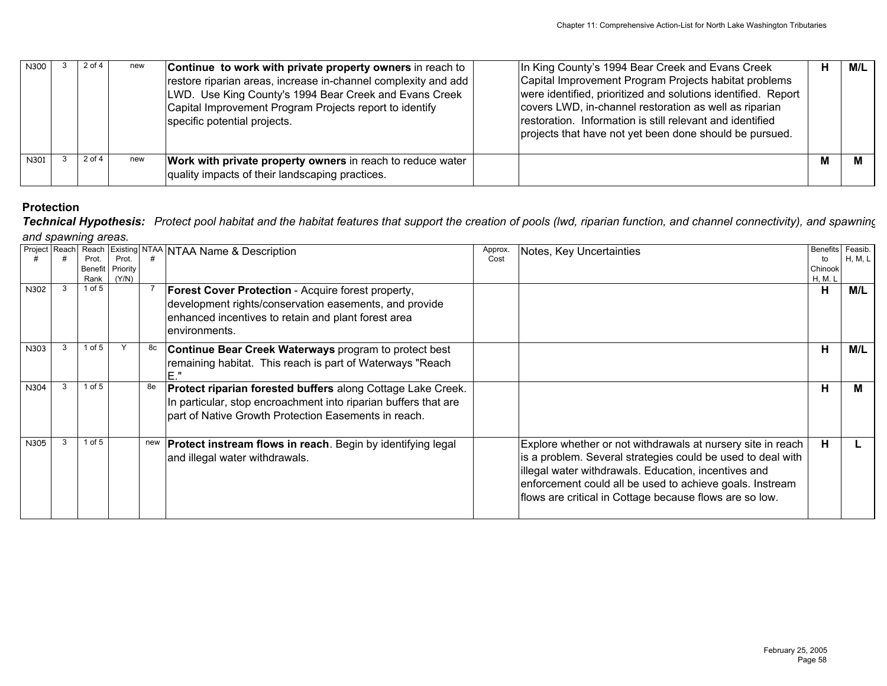| N300 | 3 | 2 of 4 | | new | **Continue to work with private property owners** in reach to restore riparian areas, increase in-channel complexity and add LWD. Use King County's 1994 Bear Creek and Evans Creek Capital Improvement Program Projects report to identify specific potential projects. | | In King County's 1994 Bear Creek and Evans Creek Capital Improvement Program Projects habitat problems were identified, prioritized and solutions identified. Report covers LWD, in-channel restoration as well as riparian restoration. Information is still relevant and identified projects that have not yet been done should be pursued. | H | M/L |
|---|---|---|---|---|---|---|---|---|---|
| N301 | 3 | 2 of 4 | | new | **Work with private property owners** in reach to reduce water quality impacts of their landscaping practices. | | | M | M |

**Protection**

***Technical Hypothesis:*** *Protect pool habitat and the habitat features that support the creation of pools (lwd, riparian function, and channel connectivity), and spawning and spawning areas.*

| Project # | Reach # | Reach Prot. Benefit Rank | Existing Prot. Priority (Y/N) | NTAA # | NTAA Name & Description | Approx. Cost | Notes, Key Uncertainties | Benefits to Chinook H, M, L | Feasib. H, M, L |
|---|---|---|---|---|---|---|---|---|---|
| N302 | 3 | 1 of 5 | | 7 | **Forest Cover Protection** - Acquire forest property, development rights/conservation easements, and provide enhanced incentives to retain and plant forest area environments. | | | H | M/L |
| N303 | 3 | 1 of 5 | Y | 8c | **Continue Bear Creek Waterways** program to protect best remaining habitat. This reach is part of Waterways "Reach E." | | | H | M/L |
| N304 | 3 | 1 of 5 | | 8e | **Protect riparian forested buffers** along Cottage Lake Creek. In particular, stop encroachment into riparian buffers that are part of Native Growth Protection Easements in reach. | | | H | M |
| N305 | 3 | 1 of 5 | | new | **Protect instream flows in reach**. Begin by identifying legal and illegal water withdrawals. | | Explore whether or not withdrawals at nursery site in reach is a problem. Several strategies could be used to deal with illegal water withdrawals. Education, incentives and enforcement could all be used to achieve goals. Instream flows are critical in Cottage because flows are so low. | H | L |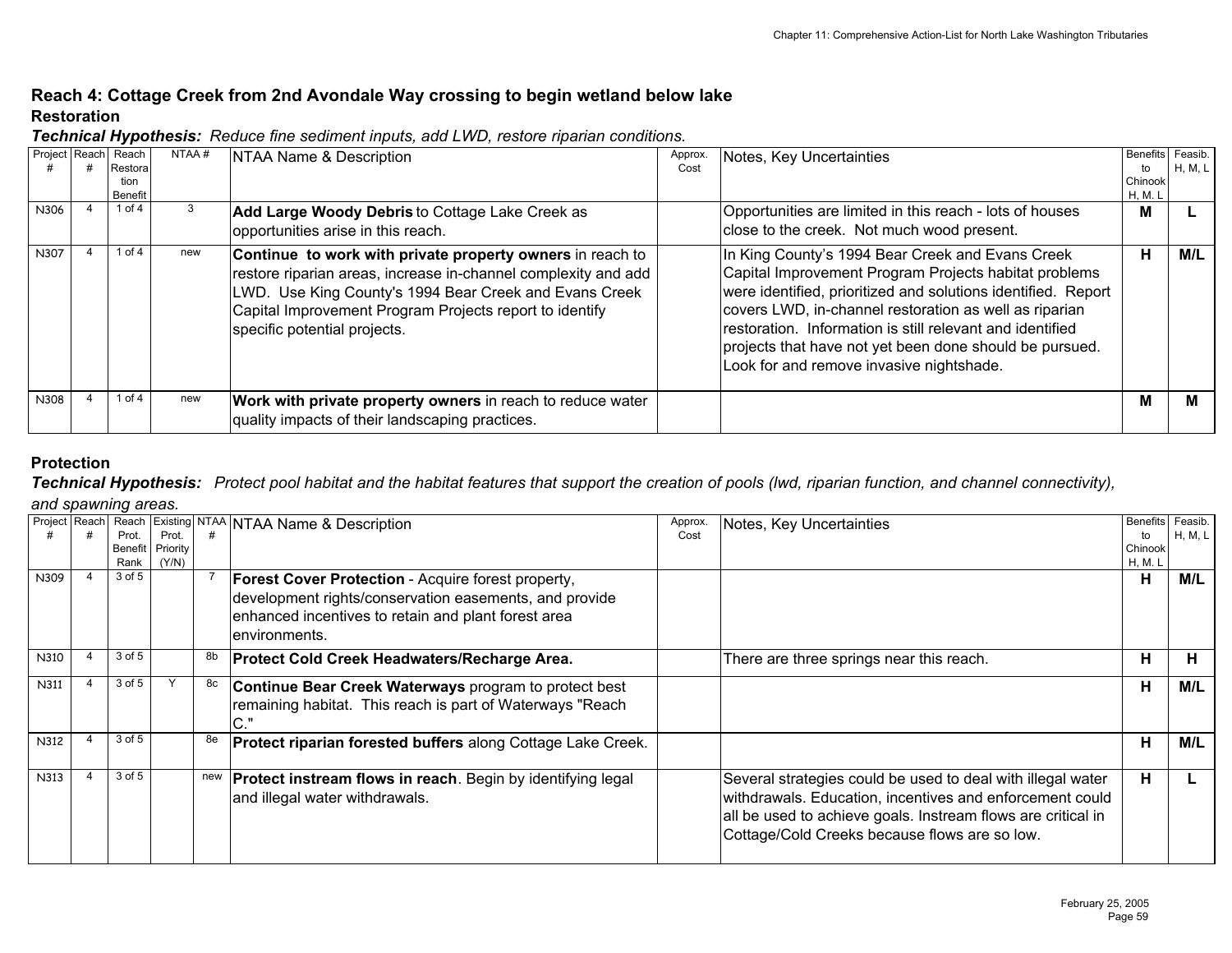## Reach 4: Cottage Creek from 2nd Avondale Way crossing to begin wetland below lake

### Restoration

***Technical Hypothesis:*** *Reduce fine sediment inputs, add LWD, restore riparian conditions.*

| Project # | Reach # | Reach Restoration Benefit | NTAA # | NTAA Name & Description | Approx. Cost | Notes, Key Uncertainties | Benefits to Chinook H, M. L | Feasib. H, M, L |
|---|---|---|---|---|---|---|---|---|
| N306 | 4 | 1 of 4 | 3 | **Add Large Woody Debris** to Cottage Lake Creek as opportunities arise in this reach. | | Opportunities are limited in this reach - lots of houses close to the creek. Not much wood present. | **M** | **L** |
| N307 | 4 | 1 of 4 | new | **Continue to work with private property owners** in reach to restore riparian areas, increase in-channel complexity and add LWD. Use King County's 1994 Bear Creek and Evans Creek Capital Improvement Program Projects report to identify specific potential projects. | | In King County's 1994 Bear Creek and Evans Creek Capital Improvement Program Projects habitat problems were identified, prioritized and solutions identified. Report covers LWD, in-channel restoration as well as riparian restoration. Information is still relevant and identified projects that have not yet been done should be pursued. Look for and remove invasive nightshade. | **H** | **M/L** |
| N308 | 4 | 1 of 4 | new | **Work with private property owners** in reach to reduce water quality impacts of their landscaping practices. | | | **M** | **M** |

### Protection

***Technical Hypothesis:*** *Protect pool habitat and the habitat features that support the creation of pools (lwd, riparian function, and channel connectivity), and spawning areas.*

| Project # | Reach # | Reach Prot. Benefit Rank | Existing Prot. Priority (Y/N) | NTAA # | NTAA Name & Description | Approx. Cost | Notes, Key Uncertainties | Benefits to Chinook H, M. L | Feasib. H, M, L |
|---|---|---|---|---|---|---|---|---|---|
| N309 | 4 | 3 of 5 | | 7 | **Forest Cover Protection** - Acquire forest property, development rights/conservation easements, and provide enhanced incentives to retain and plant forest area environments. | | | **H** | **M/L** |
| N310 | 4 | 3 of 5 | | 8b | **Protect Cold Creek Headwaters/Recharge Area.** | | There are three springs near this reach. | **H** | **H** |
| N311 | 4 | 3 of 5 | Y | 8c | **Continue Bear Creek Waterways** program to protect best remaining habitat. This reach is part of Waterways "Reach C." | | | **H** | **M/L** |
| N312 | 4 | 3 of 5 | | 8e | **Protect riparian forested buffers** along Cottage Lake Creek. | | | **H** | **M/L** |
| N313 | 4 | 3 of 5 | | new | **Protect instream flows in reach**. Begin by identifying legal and illegal water withdrawals. | | Several strategies could be used to deal with illegal water withdrawals. Education, incentives and enforcement could all be used to achieve goals. Instream flows are critical in Cottage/Cold Creeks because flows are so low. | **H** | **L** |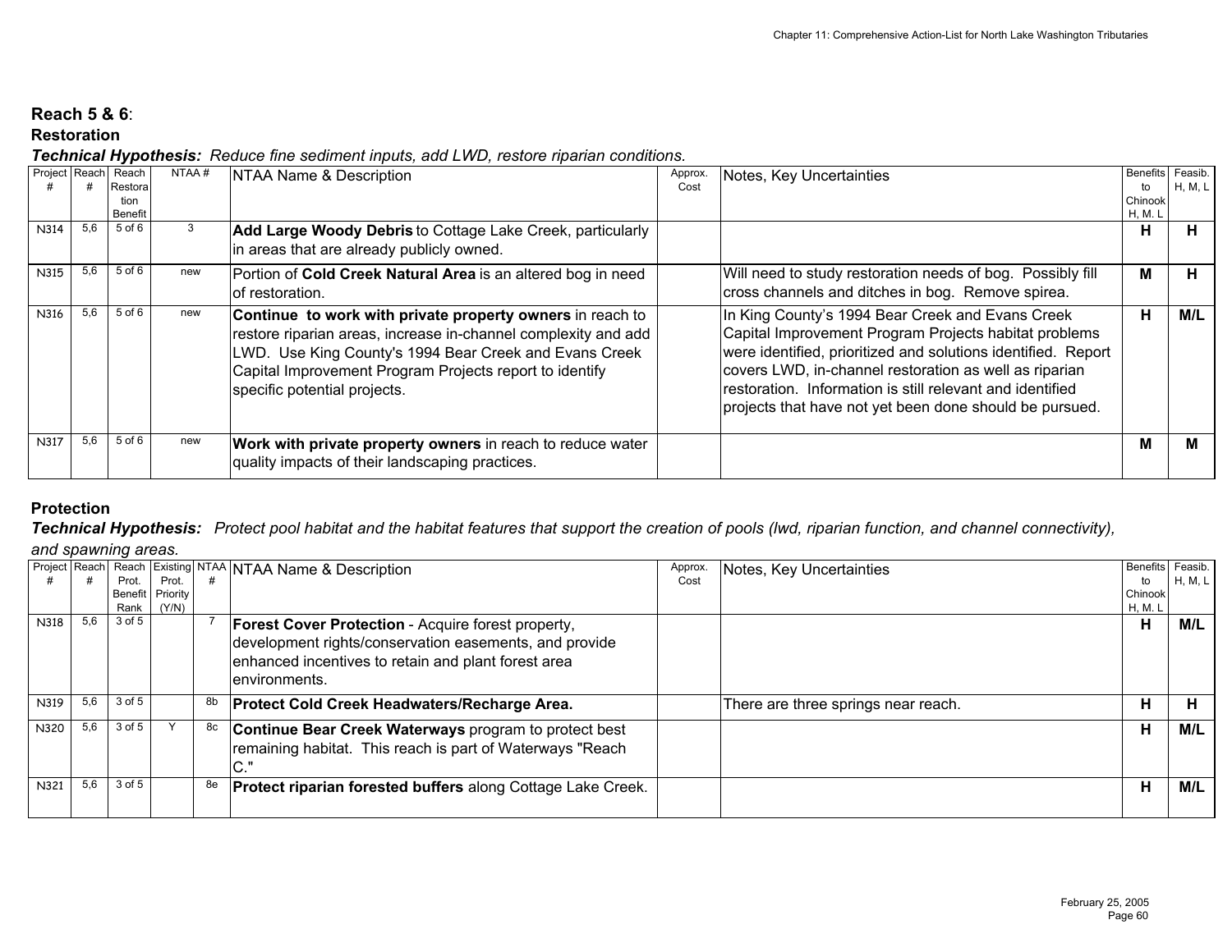**Reach 5 & 6**:

**Restoration**

***Technical Hypothesis:*** *Reduce fine sediment inputs, add LWD, restore riparian conditions.*

| Project # | Reach # | Reach Restoration Benefit | NTAA # | NTAA Name & Description | Approx. Cost | Notes, Key Uncertainties | Benefits to Chinook H, M, L | Feasib. H, M, L |
|---|---|---|---|---|---|---|---|---|
| N314 | 5,6 | 5 of 6 | 3 | **Add Large Woody Debris** to Cottage Lake Creek, particularly in areas that are already publicly owned. | | | **H** | **H** |
| N315 | 5,6 | 5 of 6 | new | Portion of **Cold Creek Natural Area** is an altered bog in need of restoration. | | Will need to study restoration needs of bog. Possibly fill cross channels and ditches in bog. Remove spirea. | **M** | **H** |
| N316 | 5,6 | 5 of 6 | new | **Continue to work with private property owners** in reach to restore riparian areas, increase in-channel complexity and add LWD. Use King County's 1994 Bear Creek and Evans Creek Capital Improvement Program Projects report to identify specific potential projects. | | In King County's 1994 Bear Creek and Evans Creek Capital Improvement Program Projects habitat problems were identified, prioritized and solutions identified. Report covers LWD, in-channel restoration as well as riparian restoration. Information is still relevant and identified projects that have not yet been done should be pursued. | **H** | **M/L** |
| N317 | 5,6 | 5 of 6 | new | **Work with private property owners** in reach to reduce water quality impacts of their landscaping practices. | | | **M** | **M** |

**Protection**

***Technical Hypothesis:*** *Protect pool habitat and the habitat features that support the creation of pools (lwd, riparian function, and channel connectivity), and spawning areas.*

| Project # | Reach # | Reach Prot. Benefit Rank | Existing Prot. Priority (Y/N) | NTAA # | NTAA Name & Description | Approx. Cost | Notes, Key Uncertainties | Benefits to Chinook H, M, L | Feasib. H, M, L |
|---|---|---|---|---|---|---|---|---|---|
| N318 | 5,6 | 3 of 5 | | 7 | **Forest Cover Protection** - Acquire forest property, development rights/conservation easements, and provide enhanced incentives to retain and plant forest area environments. | | | **H** | **M/L** |
| N319 | 5,6 | 3 of 5 | | 8b | **Protect Cold Creek Headwaters/Recharge Area.** | | There are three springs near reach. | **H** | **H** |
| N320 | 5,6 | 3 of 5 | Y | 8c | **Continue Bear Creek Waterways** program to protect best remaining habitat. This reach is part of Waterways "Reach C." | | | **H** | **M/L** |
| N321 | 5,6 | 3 of 5 | | 8e | **Protect riparian forested buffers** along Cottage Lake Creek. | | | **H** | **M/L** |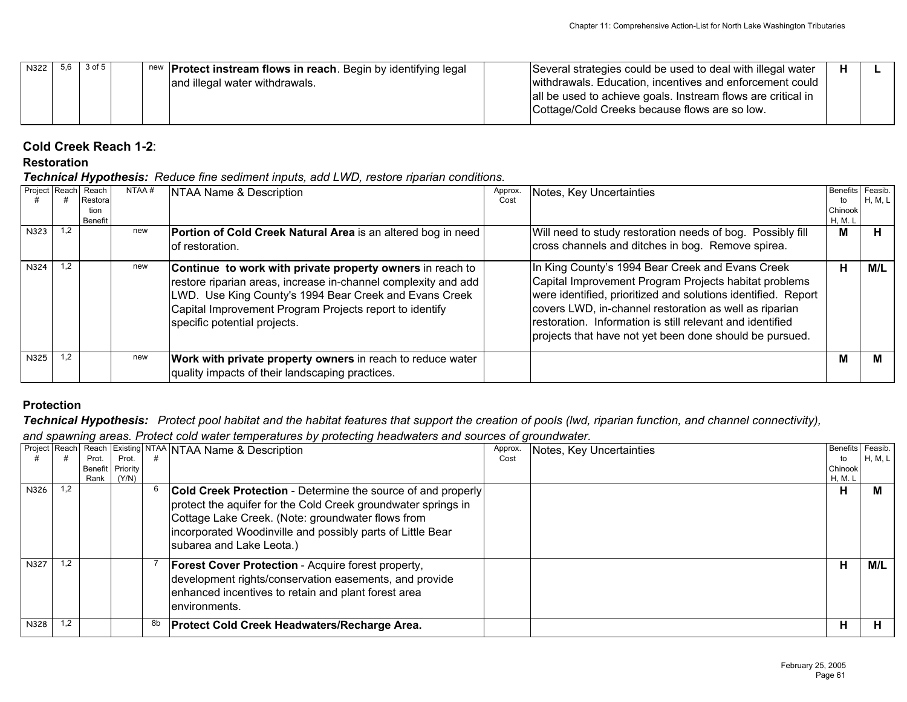| | | | | | | | | | |
|---|---|---|---|---|---|---|---|---|---|
| N322 | 5,6 | 3 of 5 | | new | **Protect instream flows in reach**. Begin by identifying legal and illegal water withdrawals. | | Several strategies could be used to deal with illegal water withdrawals. Education, incentives and enforcement could all be used to achieve goals. Instream flows are critical in Cottage/Cold Creeks because flows are so low. | **H** | **L** |

### Cold Creek Reach 1-2:

**Restoration**

***Technical Hypothesis:*** *Reduce fine sediment inputs, add LWD, restore riparian conditions.*

| Project # | Reach # | Reach Restoration Benefit | NTAA # | NTAA Name & Description | Approx. Cost | Notes, Key Uncertainties | Benefits to Chinook H, M, L | Feasib. H, M, L |
|---|---|---|---|---|---|---|---|---|
| N323 | 1,2 | | new | **Portion of Cold Creek Natural Area** is an altered bog in need of restoration. | | Will need to study restoration needs of bog. Possibly fill cross channels and ditches in bog. Remove spirea. | **M** | **H** |
| N324 | 1,2 | | new | **Continue to work with private property owners** in reach to restore riparian areas, increase in-channel complexity and add LWD. Use King County's 1994 Bear Creek and Evans Creek Capital Improvement Program Projects report to identify specific potential projects. | | In King County's 1994 Bear Creek and Evans Creek Capital Improvement Program Projects habitat problems were identified, prioritized and solutions identified. Report covers LWD, in-channel restoration as well as riparian restoration. Information is still relevant and identified projects that have not yet been done should be pursued. | **H** | **M/L** |
| N325 | 1,2 | | new | **Work with private property owners** in reach to reduce water quality impacts of their landscaping practices. | | | **M** | **M** |

**Protection**

***Technical Hypothesis:*** *Protect pool habitat and the habitat features that support the creation of pools (lwd, riparian function, and channel connectivity), and spawning areas. Protect cold water temperatures by protecting headwaters and sources of groundwater.*

| Project # | Reach # | Reach Prot. Benefit Rank | Existing Prot. Priority (Y/N) | NTAA # | NTAA Name & Description | Approx. Cost | Notes, Key Uncertainties | Benefits to Chinook H, M, L | Feasib. H, M, L |
|---|---|---|---|---|---|---|---|---|---|
| N326 | 1,2 | | | 6 | **Cold Creek Protection** - Determine the source of and properly protect the aquifer for the Cold Creek groundwater springs in Cottage Lake Creek. (Note: groundwater flows from incorporated Woodinville and possibly parts of Little Bear subarea and Lake Leota.) | | | **H** | **M** |
| N327 | 1,2 | | | 7 | **Forest Cover Protection** - Acquire forest property, development rights/conservation easements, and provide enhanced incentives to retain and plant forest area environments. | | | **H** | **M/L** |
| N328 | 1,2 | | | 8b | **Protect Cold Creek Headwaters/Recharge Area.** | | | **H** | **H** |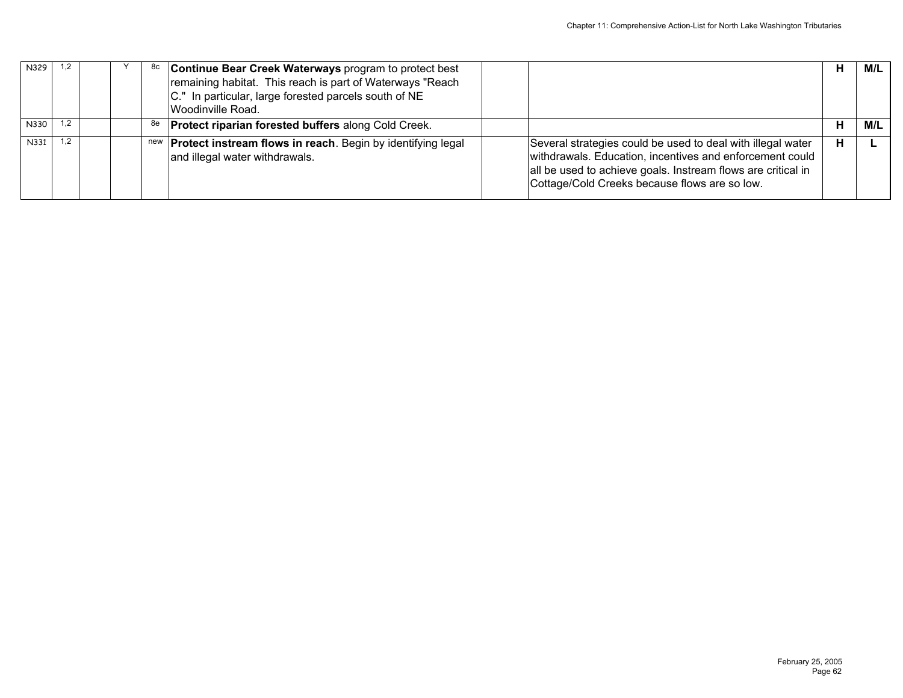| | | | | | | | | | |
|---|---|---|---|---|---|---|---|---|---|
| N329 | 1,2 | | Y | 8c | **Continue Bear Creek Waterways** program to protect best remaining habitat. This reach is part of Waterways "Reach C." In particular, large forested parcels south of NE Woodinville Road. | | | **H** | **M/L** |
| N330 | 1,2 | | | 8e | **Protect riparian forested buffers** along Cold Creek. | | | **H** | **M/L** |
| N331 | 1,2 | | | new | **Protect instream flows in reach**. Begin by identifying legal and illegal water withdrawals. | | Several strategies could be used to deal with illegal water withdrawals. Education, incentives and enforcement could all be used to achieve goals. Instream flows are critical in Cottage/Cold Creeks because flows are so low. | **H** | **L** |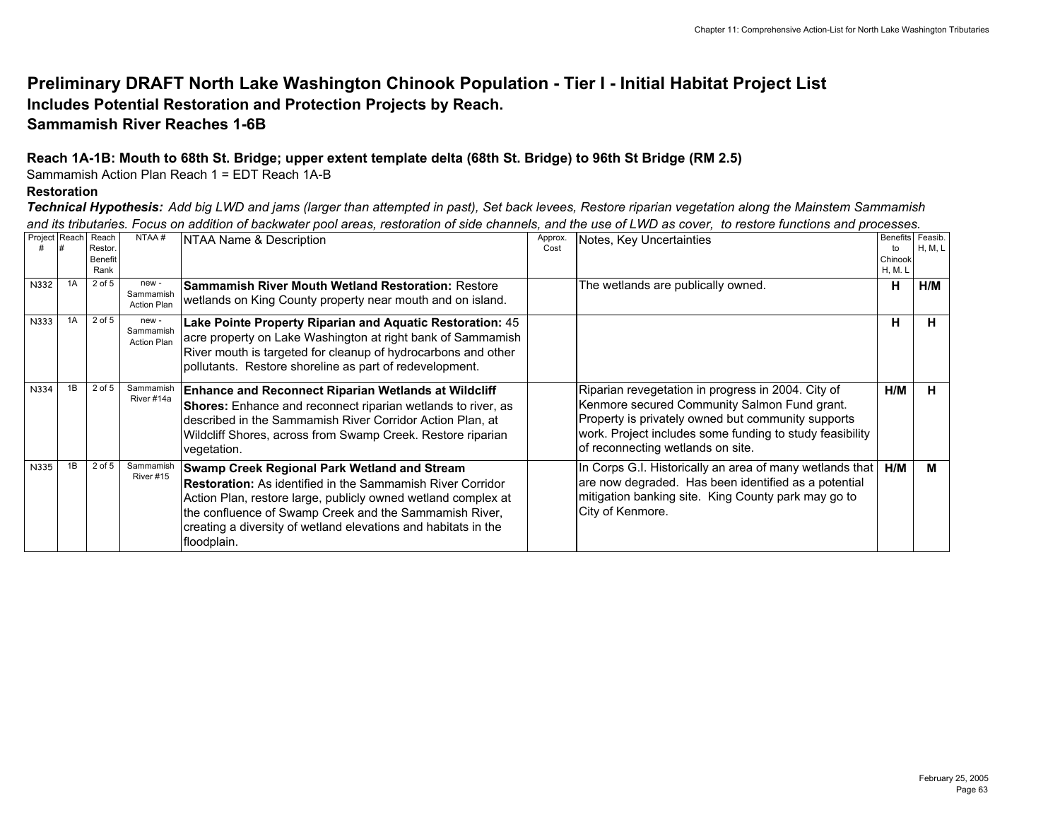# Preliminary DRAFT North Lake Washington Chinook Population - Tier I - Initial Habitat Project List

## Includes Potential Restoration and Protection Projects by Reach.

## Sammamish River Reaches 1-6B

### Reach 1A-1B: Mouth to 68th St. Bridge; upper extent template delta (68th St. Bridge) to 96th St Bridge (RM 2.5)

Sammamish Action Plan Reach 1 = EDT Reach 1A-B

**Restoration**

***Technical Hypothesis:*** *Add big LWD and jams (larger than attempted in past), Set back levees, Restore riparian vegetation along the Mainstem Sammamish and its tributaries. Focus on addition of backwater pool areas, restoration of side channels, and the use of LWD as cover, to restore functions and processes.*

| Project # | Reach # | Reach Restor. Benefit Rank | NTAA # | NTAA Name & Description | Approx. Cost | Notes, Key Uncertainties | Benefits to Chinook H, M. L | Feasib. H, M, L |
|---|---|---|---|---|---|---|---|---|
| N332 | 1A | 2 of 5 | new - Sammamish Action Plan | **Sammamish River Mouth Wetland Restoration:** Restore wetlands on King County property near mouth and on island. | | The wetlands are publically owned. | **H** | **H/M** |
| N333 | 1A | 2 of 5 | new - Sammamish Action Plan | **Lake Pointe Property Riparian and Aquatic Restoration:** 45 acre property on Lake Washington at right bank of Sammamish River mouth is targeted for cleanup of hydrocarbons and other pollutants. Restore shoreline as part of redevelopment. | | | **H** | **H** |
| N334 | 1B | 2 of 5 | Sammamish River #14a | **Enhance and Reconnect Riparian Wetlands at Wildcliff Shores:** Enhance and reconnect riparian wetlands to river, as described in the Sammamish River Corridor Action Plan, at Wildcliff Shores, across from Swamp Creek. Restore riparian vegetation. | | Riparian revegetation in progress in 2004. City of Kenmore secured Community Salmon Fund grant. Property is privately owned but community supports work. Project includes some funding to study feasibility of reconnecting wetlands on site. | **H/M** | **H** |
| N335 | 1B | 2 of 5 | Sammamish River #15 | **Swamp Creek Regional Park Wetland and Stream Restoration:** As identified in the Sammamish River Corridor Action Plan, restore large, publicly owned wetland complex at the confluence of Swamp Creek and the Sammamish River, creating a diversity of wetland elevations and habitats in the floodplain. | | In Corps G.I. Historically an area of many wetlands that are now degraded. Has been identified as a potential mitigation banking site. King County park may go to City of Kenmore. | **H/M** | **M** |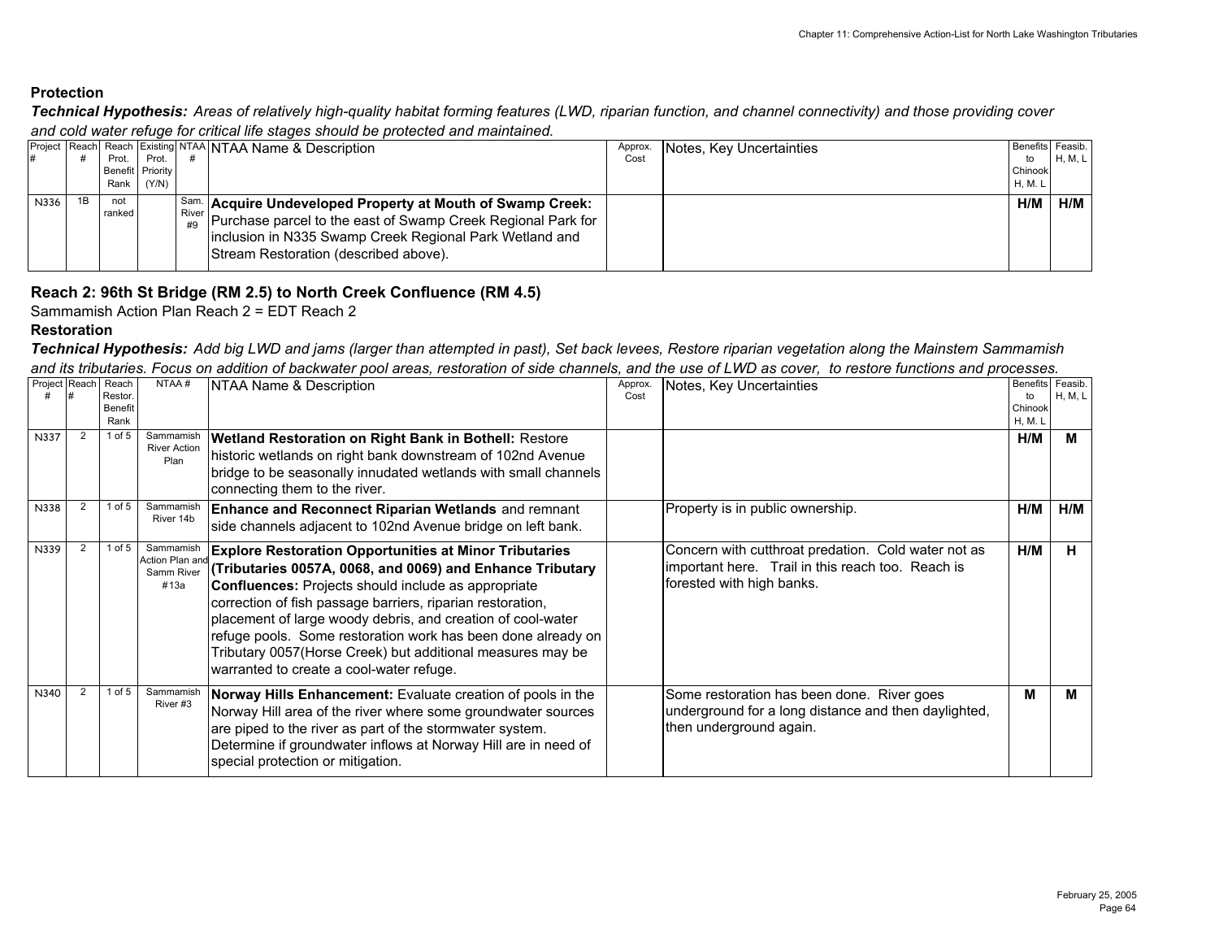### Protection

***Technical Hypothesis:*** *Areas of relatively high-quality habitat forming features (LWD, riparian function, and channel connectivity) and those providing cover and cold water refuge for critical life stages should be protected and maintained.*

| Project # | Reach # | Reach Prot. Benefit Rank | Existing Prot. Priority (Y/N) | NTAA # | NTAA Name & Description | Approx. Cost | Notes, Key Uncertainties | Benefits to Chinook H, M, L | Feasib. H, M, L |
|---|---|---|---|---|---|---|---|---|---|
| N336 | 1B | not ranked | | Sam. River #9 | **Acquire Undeveloped Property at Mouth of Swamp Creek:** Purchase parcel to the east of Swamp Creek Regional Park for inclusion in N335 Swamp Creek Regional Park Wetland and Stream Restoration (described above). | | | **H/M** | **H/M** |

## Reach 2: 96th St Bridge (RM 2.5) to North Creek Confluence (RM 4.5)

Sammamish Action Plan Reach 2 = EDT Reach 2

### Restoration

***Technical Hypothesis:*** *Add big LWD and jams (larger than attempted in past), Set back levees, Restore riparian vegetation along the Mainstem Sammamish and its tributaries. Focus on addition of backwater pool areas, restoration of side channels, and the use of LWD as cover, to restore functions and processes.*

| Project # | Reach # | Reach Restor. Benefit Rank | NTAA # | NTAA Name & Description | Approx. Cost | Notes, Key Uncertainties | Benefits to Chinook H, M, L | Feasib. H, M, L |
|---|---|---|---|---|---|---|---|---|
| N337 | 2 | 1 of 5 | Sammamish River Action Plan | **Wetland Restoration on Right Bank in Bothell:** Restore historic wetlands on right bank downstream of 102nd Avenue bridge to be seasonally innudated wetlands with small channels connecting them to the river. | | | **H/M** | **M** |
| N338 | 2 | 1 of 5 | Sammamish River 14b | **Enhance and Reconnect Riparian Wetlands** and remnant side channels adjacent to 102nd Avenue bridge on left bank. | | Property is in public ownership. | **H/M** | **H/M** |
| N339 | 2 | 1 of 5 | Sammamish Action Plan and Samm River #13a | **Explore Restoration Opportunities at Minor Tributaries (Tributaries 0057A, 0068, and 0069) and Enhance Tributary Confluences:** Projects should include as appropriate correction of fish passage barriers, riparian restoration, placement of large woody debris, and creation of cool-water refuge pools. Some restoration work has been done already on Tributary 0057(Horse Creek) but additional measures may be warranted to create a cool-water refuge. | | Concern with cutthroat predation. Cold water not as important here. Trail in this reach too. Reach is forested with high banks. | **H/M** | **H** |
| N340 | 2 | 1 of 5 | Sammamish River #3 | **Norway Hills Enhancement:** Evaluate creation of pools in the Norway Hill area of the river where some groundwater sources are piped to the river as part of the stormwater system. Determine if groundwater inflows at Norway Hill are in need of special protection or mitigation. | | Some restoration has been done. River goes underground for a long distance and then daylighted, then underground again. | **M** | **M** |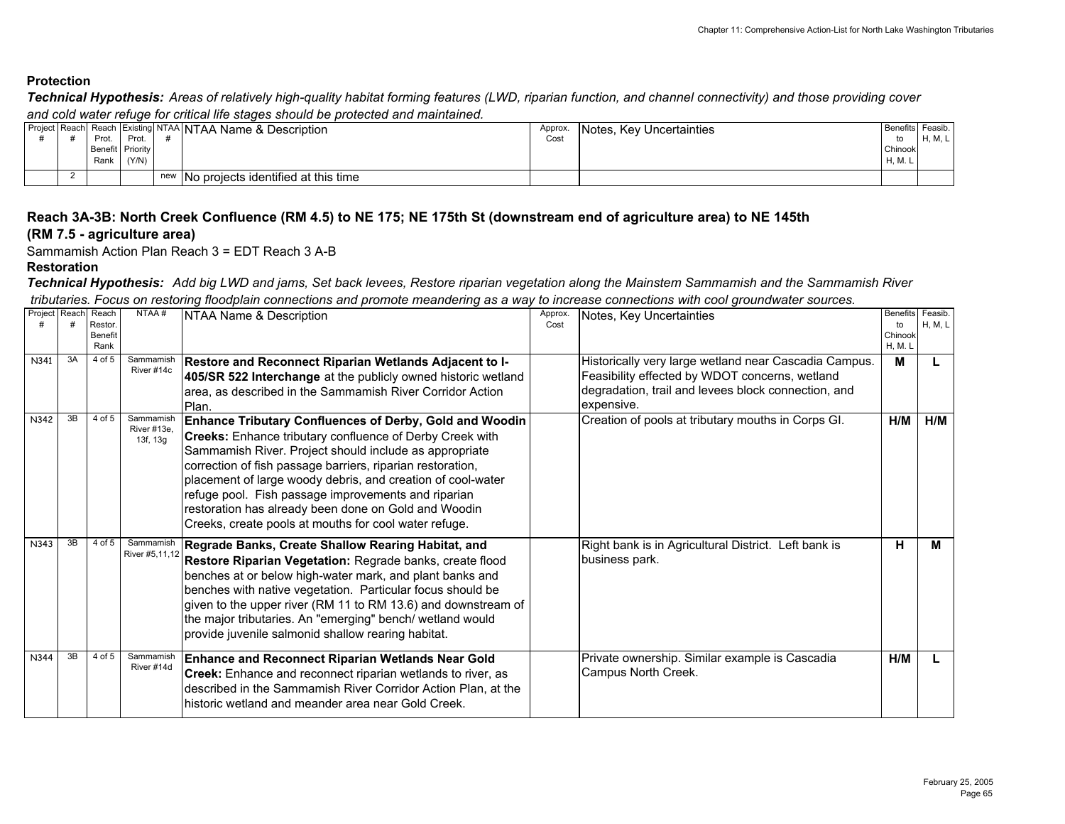**Protection**

***Technical Hypothesis:*** *Areas of relatively high-quality habitat forming features (LWD, riparian function, and channel connectivity) and those providing cover and cold water refuge for critical life stages should be protected and maintained.*

| Project # | Reach # | Reach Prot. Benefit Rank | Existing Prot. Priority (Y/N) | NTAA # | NTAA Name & Description | Approx. Cost | Notes, Key Uncertainties | Benefits to Chinook H, M, L | Feasib. H, M, L |
|---|---|---|---|---|---|---|---|---|---|
| | 2 | | | new | No projects identified at this time | | | | |

## Reach 3A-3B: North Creek Confluence (RM 4.5) to NE 175; NE 175th St (downstream end of agriculture area) to NE 145th (RM 7.5 - agriculture area)

Sammamish Action Plan Reach 3 = EDT Reach 3 A-B

**Restoration**

***Technical Hypothesis:*** *Add big LWD and jams, Set back levees, Restore riparian vegetation along the Mainstem Sammamish and the Sammamish River tributaries. Focus on restoring floodplain connections and promote meandering as a way to increase connections with cool groundwater sources.*

| Project # | Reach # | Reach Restor. Benefit Rank | NTAA # | NTAA Name & Description | Approx. Cost | Notes, Key Uncertainties | Benefits to Chinook H, M, L | Feasib. H, M, L |
|---|---|---|---|---|---|---|---|---|
| N341 | 3A | 4 of 5 | Sammamish River #14c | **Restore and Reconnect Riparian Wetlands Adjacent to I-405/SR 522 Interchange** at the publicly owned historic wetland area, as described in the Sammamish River Corridor Action Plan. | | Historically very large wetland near Cascadia Campus. Feasibility effected by WDOT concerns, wetland degradation, trail and levees block connection, and expensive. | **M** | **L** |
| N342 | 3B | 4 of 5 | Sammamish River #13e, 13f, 13g | **Enhance Tributary Confluences of Derby, Gold and Woodin Creeks:** Enhance tributary confluence of Derby Creek with Sammamish River. Project should include as appropriate correction of fish passage barriers, riparian restoration, placement of large woody debris, and creation of cool-water refuge pool. Fish passage improvements and riparian restoration has already been done on Gold and Woodin Creeks, create pools at mouths for cool water refuge. | | Creation of pools at tributary mouths in Corps GI. | **H/M** | **H/M** |
| N343 | 3B | 4 of 5 | Sammamish River #5,11,12 | **Regrade Banks, Create Shallow Rearing Habitat, and Restore Riparian Vegetation:** Regrade banks, create flood benches at or below high-water mark, and plant banks and benches with native vegetation. Particular focus should be given to the upper river (RM 11 to RM 13.6) and downstream of the major tributaries. An "emerging" bench/ wetland would provide juvenile salmonid shallow rearing habitat. | | Right bank is in Agricultural District. Left bank is business park. | **H** | **M** |
| N344 | 3B | 4 of 5 | Sammamish River #14d | **Enhance and Reconnect Riparian Wetlands Near Gold Creek:** Enhance and reconnect riparian wetlands to river, as described in the Sammamish River Corridor Action Plan, at the historic wetland and meander area near Gold Creek. | | Private ownership. Similar example is Cascadia Campus North Creek. | **H/M** | **L** |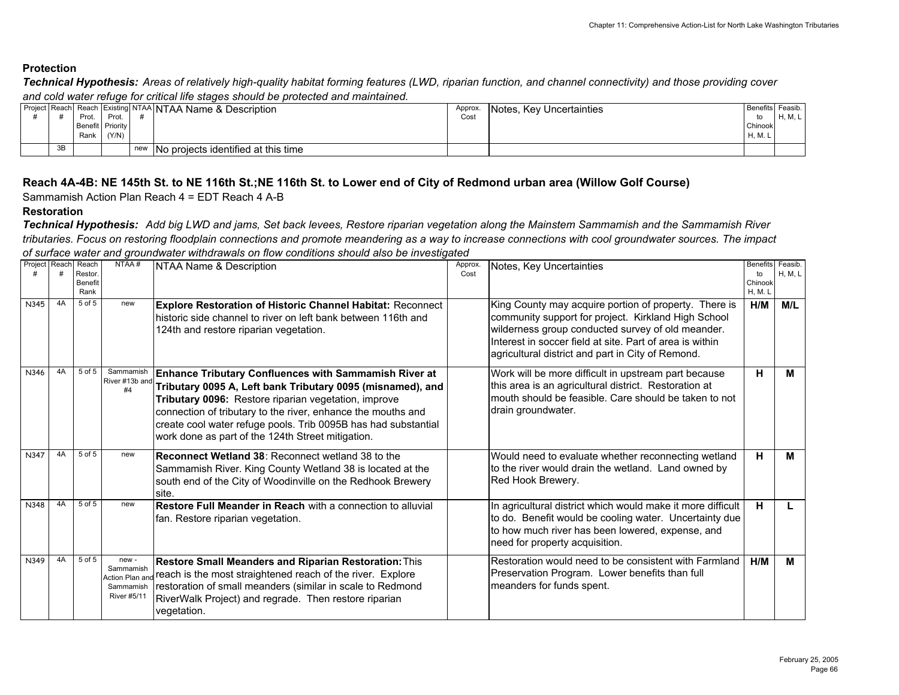**Protection**

***Technical Hypothesis:*** *Areas of relatively high-quality habitat forming features (LWD, riparian function, and channel connectivity) and those providing cover and cold water refuge for critical life stages should be protected and maintained.*

| Project # | Reach # | Reach Prot. Benefit Rank | Existing Prot. Priority (Y/N) | NTAA # | NTAA Name & Description | Approx. Cost | Notes, Key Uncertainties | Benefits to Chinook H, M, L | Feasib. H, M, L |
|---|---|---|---|---|---|---|---|---|---|
| | 3B | | | new | No projects identified at this time | | | | |

## Reach 4A-4B: NE 145th St. to NE 116th St.;NE 116th St. to Lower end of City of Redmond urban area (Willow Golf Course)

Sammamish Action Plan Reach 4 = EDT Reach 4 A-B

**Restoration**

***Technical Hypothesis:*** *Add big LWD and jams, Set back levees, Restore riparian vegetation along the Mainstem Sammamish and the Sammamish River tributaries. Focus on restoring floodplain connections and promote meandering as a way to increase connections with cool groundwater sources. The impact of surface water and groundwater withdrawals on flow conditions should also be investigated*

| Project # | Reach # | Reach Restor. Benefit Rank | NTAA # | NTAA Name & Description | Approx. Cost | Notes, Key Uncertainties | Benefits to Chinook H, M, L | Feasib. H, M, L |
|---|---|---|---|---|---|---|---|---|
| N345 | 4A | 5 of 5 | new | **Explore Restoration of Historic Channel Habitat:** Reconnect historic side channel to river on left bank between 116th and 124th and restore riparian vegetation. | | King County may acquire portion of property. There is community support for project. Kirkland High School wilderness group conducted survey of old meander. Interest in soccer field at site. Part of area is within agricultural district and part in City of Remond. | **H/M** | **M/L** |
| N346 | 4A | 5 of 5 | Sammamish River #13b and #4 | **Enhance Tributary Confluences with Sammamish River at Tributary 0095 A, Left bank Tributary 0095 (misnamed), and Tributary 0096:** Restore riparian vegetation, improve connection of tributary to the river, enhance the mouths and create cool water refuge pools. Trib 0095B has had substantial work done as part of the 124th Street mitigation. | | Work will be more difficult in upstream part because this area is an agricultural district. Restoration at mouth should be feasible. Care should be taken to not drain groundwater. | **H** | **M** |
| N347 | 4A | 5 of 5 | new | **Reconnect Wetland 38**: Reconnect wetland 38 to the Sammamish River. King County Wetland 38 is located at the south end of the City of Woodinville on the Redhook Brewery site. | | Would need to evaluate whether reconnecting wetland to the river would drain the wetland. Land owned by Red Hook Brewery. | **H** | **M** |
| N348 | 4A | 5 of 5 | new | **Restore Full Meander in Reach** with a connection to alluvial fan. Restore riparian vegetation. | | In agricultural district which would make it more difficult to do. Benefit would be cooling water. Uncertainty due to how much river has been lowered, expense, and need for property acquisition. | **H** | **L** |
| N349 | 4A | 5 of 5 | new - Sammamish Action Plan and Sammamish River #5/11 | **Restore Small Meanders and Riparian Restoration:** This reach is the most straightened reach of the river. Explore restoration of small meanders (similar in scale to Redmond RiverWalk Project) and regrade. Then restore riparian vegetation. | | Restoration would need to be consistent with Farmland Preservation Program. Lower benefits than full meanders for funds spent. | **H/M** | **M** |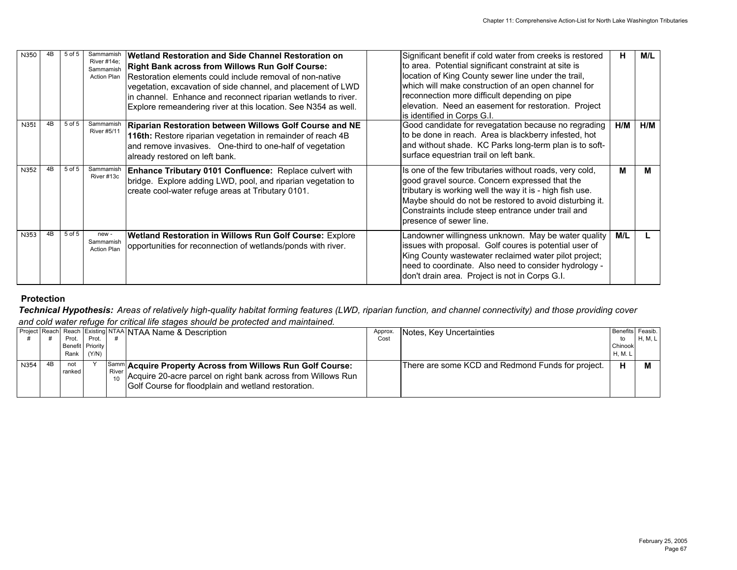| | | | | | | | | |
|---|---|---|---|---|---|---|---|---|
| N350 | 4B | 5 of 5 | Sammamish River #14e; Sammamish Action Plan | **Wetland Restoration and Side Channel Restoration on Right Bank across from Willows Run Golf Course:** Restoration elements could include removal of non-native vegetation, excavation of side channel, and placement of LWD in channel. Enhance and reconnect riparian wetlands to river. Explore remeandering river at this location. See N354 as well. | | Significant benefit if cold water from creeks is restored to area. Potential significant constraint at site is location of King County sewer line under the trail, which will make construction of an open channel for reconnection more difficult depending on pipe elevation. Need an easement for restoration. Project is identified in Corps G.I. | **H** | **M/L** |
| N351 | 4B | 5 of 5 | Sammamish River #5/11 | **Riparian Restoration between Willows Golf Course and NE 116th:** Restore riparian vegetation in remainder of reach 4B and remove invasives. One-third to one-half of vegetation already restored on left bank. | | Good candidate for revegatation because no regrading to be done in reach. Area is blackberry infested, hot and without shade. KC Parks long-term plan is to soft-surface equestrian trail on left bank. | **H/M** | **H/M** |
| N352 | 4B | 5 of 5 | Sammamish River #13c | **Enhance Tributary 0101 Confluence:** Replace culvert with bridge. Explore adding LWD, pool, and riparian vegetation to create cool-water refuge areas at Tributary 0101. | | Is one of the few tributaries without roads, very cold, good gravel source. Concern expressed that the tributary is working well the way it is - high fish use. Maybe should do not be restored to avoid disturbing it. Constraints include steep entrance under trail and presence of sewer line. | **M** | **M** |
| N353 | 4B | 5 of 5 | new - Sammamish Action Plan | **Wetland Restoration in Willows Run Golf Course:** Explore opportunities for reconnection of wetlands/ponds with river. | | Landowner willingness unknown. May be water quality issues with proposal. Golf coures is potential user of King County wastewater reclaimed water pilot project; need to coordinate. Also need to consider hydrology - don't drain area. Project is not in Corps G.I. | **M/L** | **L** |

**Protection**

***Technical Hypothesis:*** *Areas of relatively high-quality habitat forming features (LWD, riparian function, and channel connectivity) and those providing cover and cold water refuge for critical life stages should be protected and maintained.*

| Project # | Reach # | Reach Prot. Benefit Rank | Existing Prot. Priority (Y/N) | NTAA # | NTAA Name & Description | Approx. Cost | Notes, Key Uncertainties | Benefits to Chinook H, M. L | Feasib. H, M, L |
|---|---|---|---|---|---|---|---|---|---|
| N354 | 4B | not ranked | Y | Samm River 10 | **Acquire Property Across from Willows Run Golf Course:** Acquire 20-acre parcel on right bank across from Willows Run Golf Course for floodplain and wetland restoration. | | There are some KCD and Redmond Funds for project. | **H** | **M** |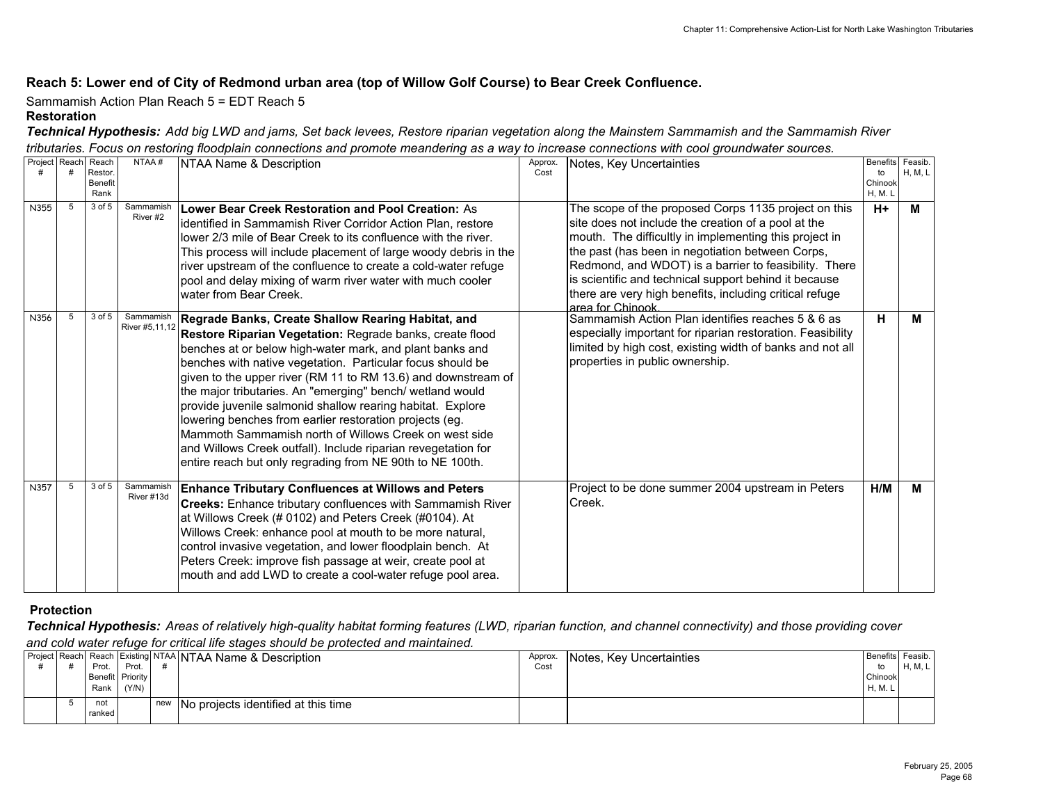## Reach 5: Lower end of City of Redmond urban area (top of Willow Golf Course) to Bear Creek Confluence.

Sammamish Action Plan Reach 5 = EDT Reach 5

### Restoration

***Technical Hypothesis:*** *Add big LWD and jams, Set back levees, Restore riparian vegetation along the Mainstem Sammamish and the Sammamish River tributaries. Focus on restoring floodplain connections and promote meandering as a way to increase connections with cool groundwater sources.*

| Project # | Reach # | Reach Restor. Benefit Rank | NTAA # | NTAA Name & Description | Approx. Cost | Notes, Key Uncertainties | Benefits to Chinook H, M. L | Feasib. H, M, L |
|---|---|---|---|---|---|---|---|---|
| N355 | 5 | 3 of 5 | Sammamish River #2 | **Lower Bear Creek Restoration and Pool Creation:** As identified in Sammamish River Corridor Action Plan, restore lower 2/3 mile of Bear Creek to its confluence with the river. This process will include placement of large woody debris in the river upstream of the confluence to create a cold-water refuge pool and delay mixing of warm river water with much cooler water from Bear Creek. | | The scope of the proposed Corps 1135 project on this site does not include the creation of a pool at the mouth. The difficultly in implementing this project in the past (has been in negotiation between Corps, Redmond, and WDOT) is a barrier to feasibility. There is scientific and technical support behind it because there are very high benefits, including critical refuge area for Chinook. | **H+** | **M** |
| N356 | 5 | 3 of 5 | Sammamish River #5,11,12 | **Regrade Banks, Create Shallow Rearing Habitat, and Restore Riparian Vegetation:** Regrade banks, create flood benches at or below high-water mark, and plant banks and benches with native vegetation. Particular focus should be given to the upper river (RM 11 to RM 13.6) and downstream of the major tributaries. An "emerging" bench/ wetland would provide juvenile salmonid shallow rearing habitat. Explore lowering benches from earlier restoration projects (eg. Mammoth Sammamish north of Willows Creek on west side and Willows Creek outfall). Include riparian revegetation for entire reach but only regrading from NE 90th to NE 100th. | | Sammamish Action Plan identifies reaches 5 & 6 as especially important for riparian restoration. Feasibility limited by high cost, existing width of banks and not all properties in public ownership. | **H** | **M** |
| N357 | 5 | 3 of 5 | Sammamish River #13d | **Enhance Tributary Confluences at Willows and Peters Creeks:** Enhance tributary confluences with Sammamish River at Willows Creek (# 0102) and Peters Creek (#0104). At Willows Creek: enhance pool at mouth to be more natural, control invasive vegetation, and lower floodplain bench. At Peters Creek: improve fish passage at weir, create pool at mouth and add LWD to create a cool-water refuge pool area. | | Project to be done summer 2004 upstream in Peters Creek. | **H/M** | **M** |

### Protection

***Technical Hypothesis:*** *Areas of relatively high-quality habitat forming features (LWD, riparian function, and channel connectivity) and those providing cover and cold water refuge for critical life stages should be protected and maintained.*

| Project # | Reach # | Reach Prot. Benefit Rank | Existing Prot. Priority (Y/N) | NTAA # | NTAA Name & Description | Approx. Cost | Notes, Key Uncertainties | Benefits to Chinook H, M. L | Feasib. H, M, L |
|---|---|---|---|---|---|---|---|---|---|
| | 5 | not ranked | | new | No projects identified at this time | | | | |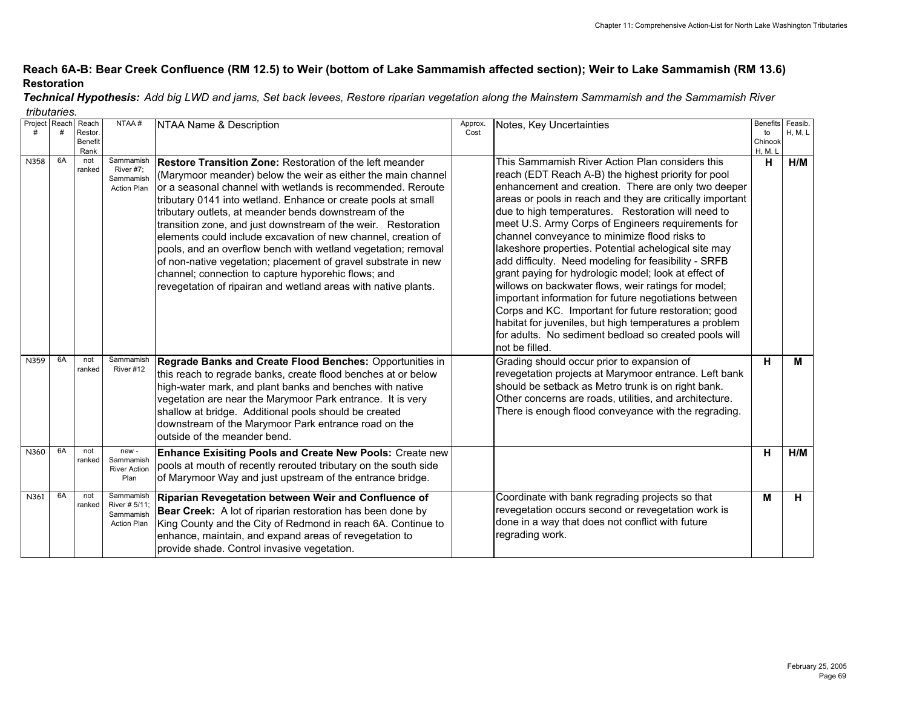## Reach 6A-B: Bear Creek Confluence (RM 12.5) to Weir (bottom of Lake Sammamish affected section); Weir to Lake Sammamish (RM 13.6)

### Restoration

***Technical Hypothesis:*** *Add big LWD and jams, Set back levees, Restore riparian vegetation along the Mainstem Sammamish and the Sammamish River tributaries.*

| Project # | Reach # | Reach Restor. Benefit Rank | NTAA # | NTAA Name & Description | Approx. Cost | Notes, Key Uncertainties | Benefits to Chinook H, M, L | Feasib. H, M, L |
|---|---|---|---|---|---|---|---|---|
| N358 | 6A | not ranked | Sammamish River #7; Sammamish Action Plan | **Restore Transition Zone:** Restoration of the left meander (Marymoor meander) below the weir as either the main channel or a seasonal channel with wetlands is recommended. Reroute tributary 0141 into wetland. Enhance or create pools at small tributary outlets, at meander bends downstream of the transition zone, and just downstream of the weir. Restoration elements could include excavation of new channel, creation of pools, and an overflow bench with wetland vegetation; removal of non-native vegetation; placement of gravel substrate in new channel; connection to capture hyporehic flows; and revegetation of ripairan and wetland areas with native plants. | | This Sammamish River Action Plan considers this reach (EDT Reach A-B) the highest priority for pool enhancement and creation. There are only two deeper areas or pools in reach and they are critically important due to high temperatures. Restoration will need to meet U.S. Army Corps of Engineers requirements for channel conveyance to minimize flood risks to lakeshore properties. Potential achelogical site may add difficulty. Need modeling for feasibility - SRFB grant paying for hydrologic model; look at effect of willows on backwater flows, weir ratings for model; important information for future negotiations between Corps and KC. Important for future restoration; good habitat for juveniles, but high temperatures a problem for adults. No sediment bedload so created pools will not be filled. | **H** | **H/M** |
| N359 | 6A | not ranked | Sammamish River #12 | **Regrade Banks and Create Flood Benches:** Opportunities in this reach to regrade banks, create flood benches at or below high-water mark, and plant banks and benches with native vegetation are near the Marymoor Park entrance. It is very shallow at bridge. Additional pools should be created downstream of the Marymoor Park entrance road on the outside of the meander bend. | | Grading should occur prior to expansion of revegetation projects at Marymoor entrance. Left bank should be setback as Metro trunk is on right bank. Other concerns are roads, utilities, and architecture. There is enough flood conveyance with the regrading. | **H** | **M** |
| N360 | 6A | not ranked | new - Sammamish River Action Plan | **Enhance Exisiting Pools and Create New Pools:** Create new pools at mouth of recently rerouted tributary on the south side of Marymoor Way and just upstream of the entrance bridge. | | | **H** | **H/M** |
| N361 | 6A | not ranked | Sammamish River # 5/11; Sammamish Action Plan | **Riparian Revegetation between Weir and Confluence of Bear Creek:** A lot of riparian restoration has been done by King County and the City of Redmond in reach 6A. Continue to enhance, maintain, and expand areas of revegetation to provide shade. Control invasive vegetation. | | Coordinate with bank regrading projects so that revegetation occurs second or revegetation work is done in a way that does not conflict with future regrading work. | **M** | **H** |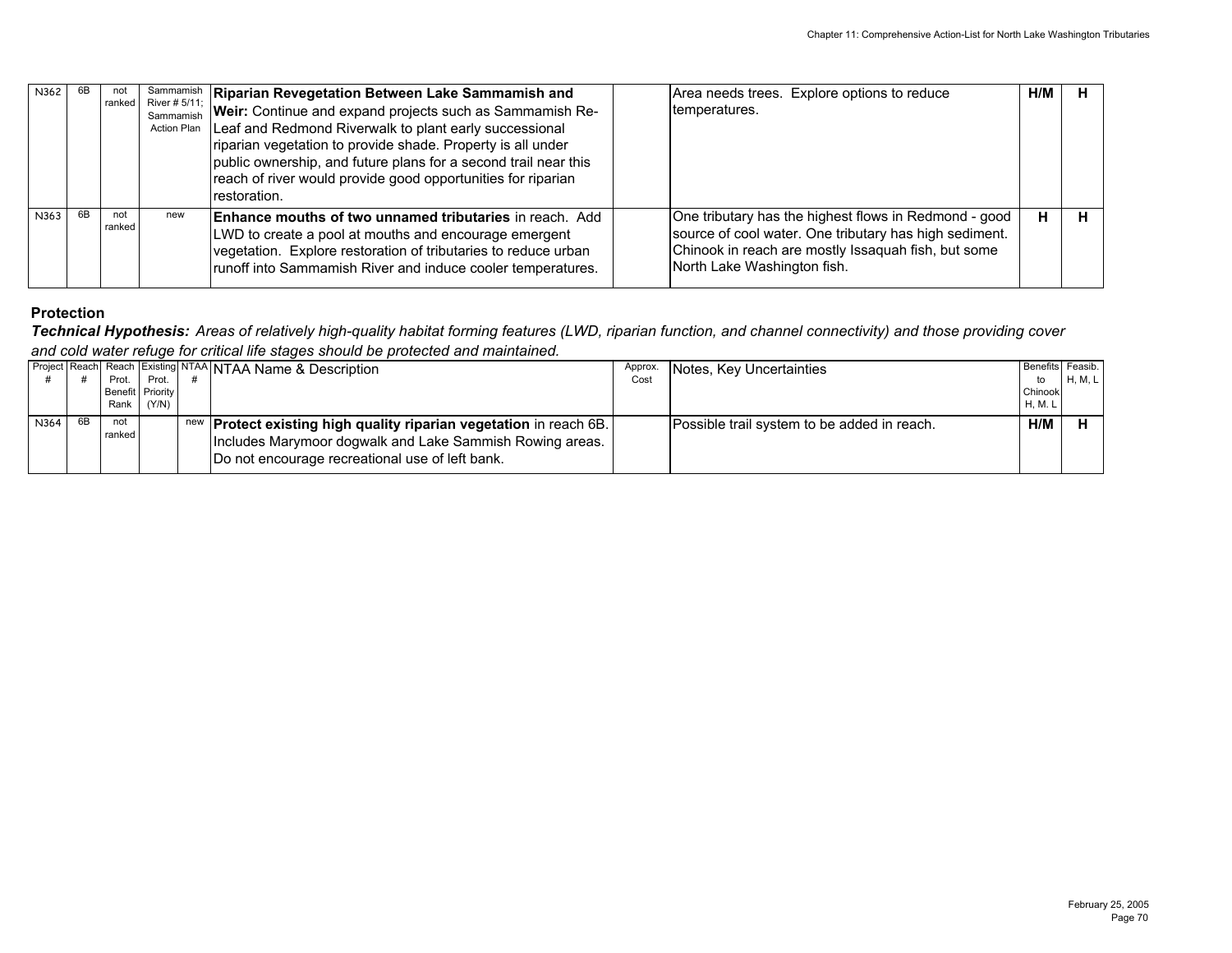| Project # | Reach # | Reach Prot. Benefit Rank | Existing Prot. Priority (Y/N) | NTAA # | NTAA Name & Description | Approx. Cost | Notes, Key Uncertainties | Benefits to Chinook H, M. L | Feasib. H, M, L |
|---|---|---|---|---|---|---|---|---|---|
| N362 | 6B | not ranked | | Sammamish River # 5/11; Sammamish Action Plan | **Riparian Revegetation Between Lake Sammamish and Weir:** Continue and expand projects such as Sammamish Re-Leaf and Redmond Riverwalk to plant early successional riparian vegetation to provide shade. Property is all under public ownership, and future plans for a second trail near this reach of river would provide good opportunities for riparian restoration. | | Area needs trees. Explore options to reduce temperatures. | H/M | H |
| N363 | 6B | not ranked | | new | **Enhance mouths of two unnamed tributaries** in reach. Add LWD to create a pool at mouths and encourage emergent vegetation. Explore restoration of tributaries to reduce urban runoff into Sammamish River and induce cooler temperatures. | | One tributary has the highest flows in Redmond - good source of cool water. One tributary has high sediment. Chinook in reach are mostly Issaquah fish, but some North Lake Washington fish. | H | H |

**Protection**

***Technical Hypothesis:*** *Areas of relatively high-quality habitat forming features (LWD, riparian function, and channel connectivity) and those providing cover and cold water refuge for critical life stages should be protected and maintained.*

| Project # | Reach # | Reach Prot. Benefit Rank | Existing Prot. Priority (Y/N) | NTAA # | NTAA Name & Description | Approx. Cost | Notes, Key Uncertainties | Benefits to Chinook H, M. L | Feasib. H, M, L |
|---|---|---|---|---|---|---|---|---|---|
| N364 | 6B | not ranked | | new | **Protect existing high quality riparian vegetation** in reach 6B. Includes Marymoor dogwalk and Lake Sammish Rowing areas. Do not encourage recreational use of left bank. | | Possible trail system to be added in reach. | H/M | H |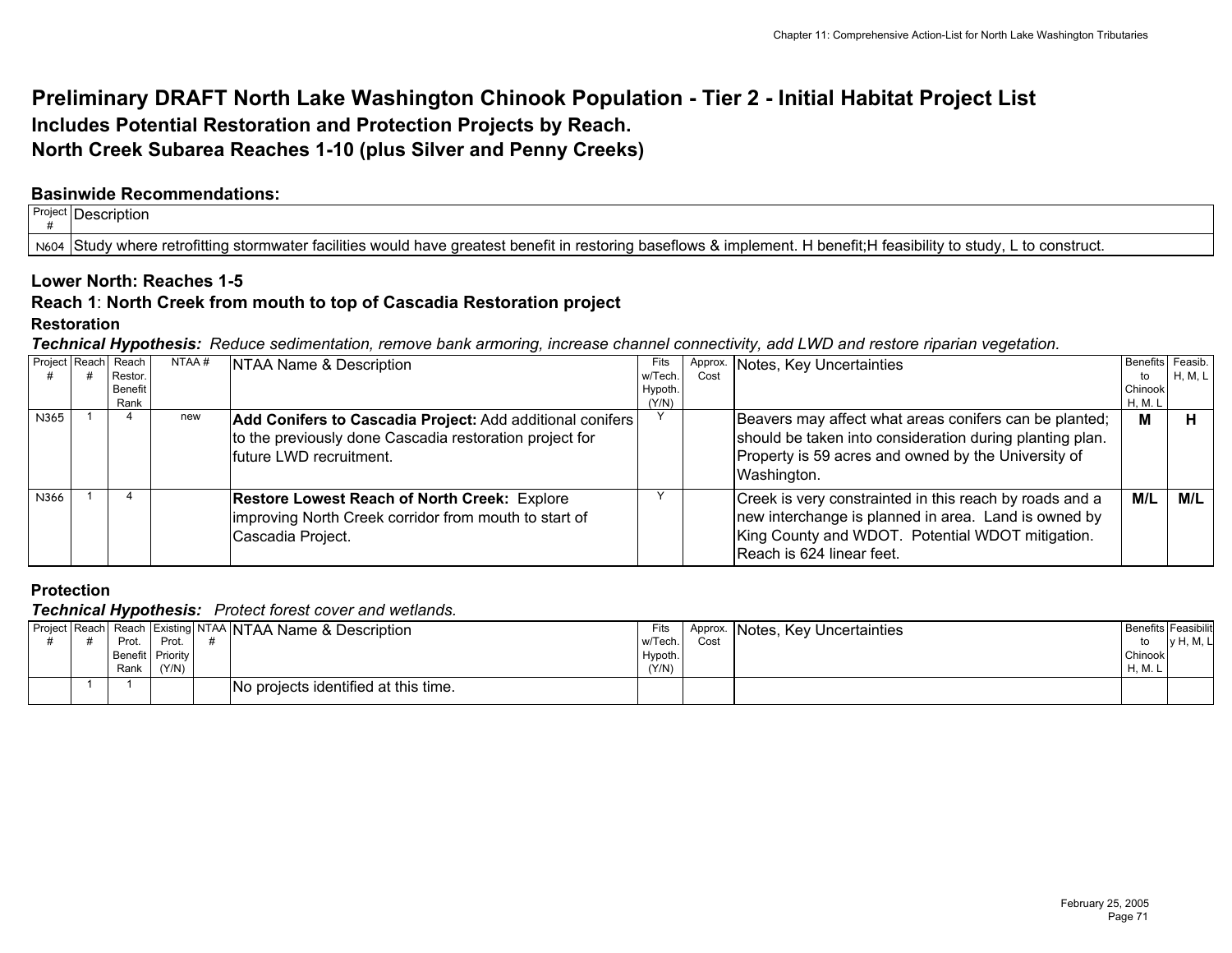# Preliminary DRAFT North Lake Washington Chinook Population - Tier 2 - Initial Habitat Project List

## Includes Potential Restoration and Protection Projects by Reach.

## North Creek Subarea Reaches 1-10 (plus Silver and Penny Creeks)

### Basinwide Recommendations:

| Project # | Description |
|---|---|
| N604 | Study where retrofitting stormwater facilities would have greatest benefit in restoring baseflows & implement. H benefit;H feasibility to study, L to construct. |

### Lower North: Reaches 1-5

### Reach 1: North Creek from mouth to top of Cascadia Restoration project

#### Restoration

***Technical Hypothesis:*** *Reduce sedimentation, remove bank armoring, increase channel connectivity, add LWD and restore riparian vegetation.*

| Project # | Reach # | Reach Restor. Benefit Rank | NTAA # | NTAA Name & Description | Fits w/Tech. Hypoth. (Y/N) | Approx. Cost | Notes, Key Uncertainties | Benefits to Chinook H, M. L | Feasib. H, M, L |
|---|---|---|---|---|---|---|---|---|---|
| N365 | 1 | 4 | new | **Add Conifers to Cascadia Project:** Add additional conifers to the previously done Cascadia restoration project for future LWD recruitment. | Y | | Beavers may affect what areas conifers can be planted; should be taken into consideration during planting plan. Property is 59 acres and owned by the University of Washington. | **M** | **H** |
| N366 | 1 | 4 | | **Restore Lowest Reach of North Creek:** Explore improving North Creek corridor from mouth to start of Cascadia Project. | Y | | Creek is very constrainted in this reach by roads and a new interchange is planned in area. Land is owned by King County and WDOT. Potential WDOT mitigation. Reach is 624 linear feet. | **M/L** | **M/L** |

#### Protection

***Technical Hypothesis:*** *Protect forest cover and wetlands.*

| Project # | Reach # | Reach Prot. Benefit Rank | Existing Prot. Priority (Y/N) | NTAA # | NTAA Name & Description | Fits w/Tech. Hypoth. (Y/N) | Approx. Cost | Notes, Key Uncertainties | Benefits to Chinook H, M. L | Feasibility H, M, L |
|---|---|---|---|---|---|---|---|---|---|---|
| | 1 | 1 | | | No projects identified at this time. | | | | | |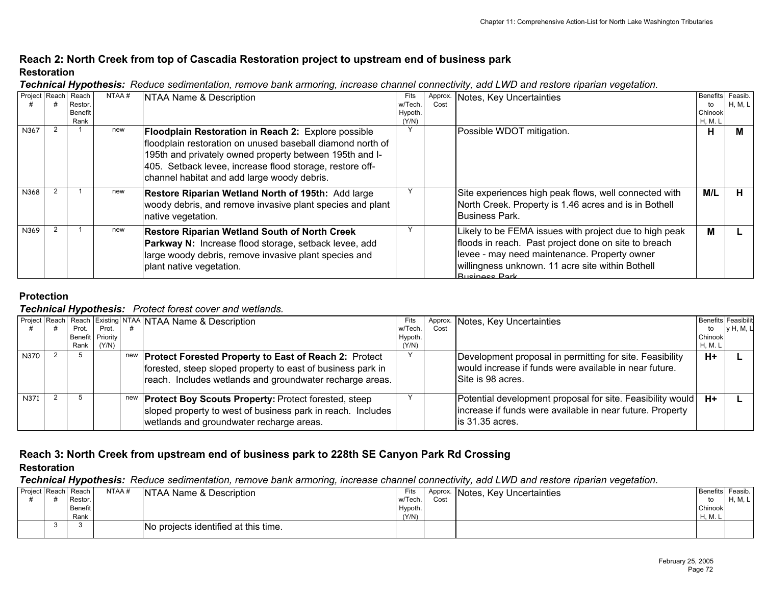## Reach 2: North Creek from top of Cascadia Restoration project to upstream end of business park

### Restoration

***Technical Hypothesis:*** *Reduce sedimentation, remove bank armoring, increase channel connectivity, add LWD and restore riparian vegetation.*

| Project # | Reach # | Reach Restor. Benefit Rank | NTAA # | NTAA Name & Description | Fits w/Tech. Hypoth. (Y/N) | Approx. Cost | Notes, Key Uncertainties | Benefits to Chinook H, M. L | Feasib. H, M, L |
|---|---|---|---|---|---|---|---|---|---|
| N367 | 2 | 1 | new | **Floodplain Restoration in Reach 2:** Explore possible floodplain restoration on unused baseball diamond north of 195th and privately owned property between 195th and I-405. Setback levee, increase flood storage, restore off-channel habitat and add large woody debris. | Y | | Possible WDOT mitigation. | **H** | **M** |
| N368 | 2 | 1 | new | **Restore Riparian Wetland North of 195th:** Add large woody debris, and remove invasive plant species and plant native vegetation. | Y | | Site experiences high peak flows, well connected with North Creek. Property is 1.46 acres and is in Bothell Business Park. | **M/L** | **H** |
| N369 | 2 | 1 | new | **Restore Riparian Wetland South of North Creek Parkway N:** Increase flood storage, setback levee, add large woody debris, remove invasive plant species and plant native vegetation. | Y | | Likely to be FEMA issues with project due to high peak floods in reach. Past project done on site to breach levee - may need maintenance. Property owner willingness unknown. 11 acre site within Bothell Business Park. | **M** | **L** |

### Protection

***Technical Hypothesis:*** *Protect forest cover and wetlands.*

| Project # | Reach # | Reach Prot. Benefit Rank | Existing Prot. Priority (Y/N) | NTAA # | NTAA Name & Description | Fits w/Tech. Hypoth. (Y/N) | Approx. Cost | Notes, Key Uncertainties | Benefits to Chinook H, M. L | Feasibility H, M, L |
|---|---|---|---|---|---|---|---|---|---|---|
| N370 | 2 | 5 | | new | **Protect Forested Property to East of Reach 2:** Protect forested, steep sloped property to east of business park in reach. Includes wetlands and groundwater recharge areas. | Y | | Development proposal in permitting for site. Feasibility would increase if funds were available in near future. Site is 98 acres. | **H+** | **L** |
| N371 | 2 | 5 | | new | **Protect Boy Scouts Property:** Protect forested, steep sloped property to west of business park in reach. Includes wetlands and groundwater recharge areas. | Y | | Potential development proposal for site. Feasibility would increase if funds were available in near future. Property is 31.35 acres. | **H+** | **L** |

## Reach 3: North Creek from upstream end of business park to 228th SE Canyon Park Rd Crossing

### Restoration

***Technical Hypothesis:*** *Reduce sedimentation, remove bank armoring, increase channel connectivity, add LWD and restore riparian vegetation.*

| Project # | Reach # | Reach Restor. Benefit Rank | NTAA # | NTAA Name & Description | Fits w/Tech. Hypoth. (Y/N) | Approx. Cost | Notes, Key Uncertainties | Benefits to Chinook H, M. L | Feasib. H, M, L |
|---|---|---|---|---|---|---|---|---|---|
| | 3 | 3 | | No projects identified at this time. | | | | | |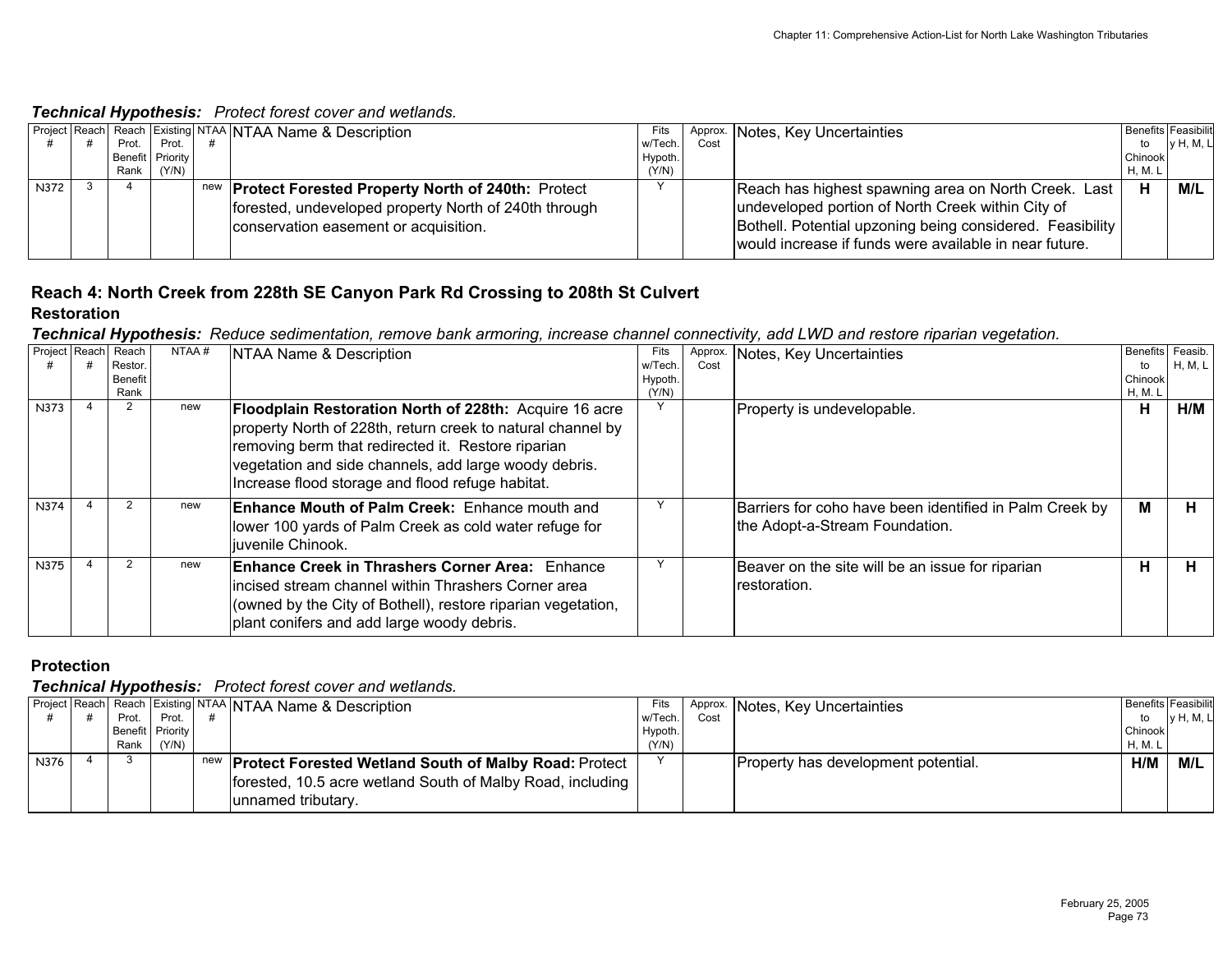***Technical Hypothesis:*** *Protect forest cover and wetlands.*

| Project # | Reach # | Reach Prot. Benefit Rank | Existing Prot. Priority (Y/N) | NTAA # | NTAA Name & Description | Fits w/Tech. Hypoth. (Y/N) | Approx. Cost | Notes, Key Uncertainties | Benefits to Chinook H, M. L | Feasibility H, M, L |
|---|---|---|---|---|---|---|---|---|---|---|
| N372 | 3 | 4 | | new | **Protect Forested Property North of 240th:** Protect forested, undeveloped property North of 240th through conservation easement or acquisition. | Y | | Reach has highest spawning area on North Creek. Last undeveloped portion of North Creek within City of Bothell. Potential upzoning being considered. Feasibility would increase if funds were available in near future. | **H** | **M/L** |

## Reach 4: North Creek from 228th SE Canyon Park Rd Crossing to 208th St Culvert

### Restoration

***Technical Hypothesis:*** *Reduce sedimentation, remove bank armoring, increase channel connectivity, add LWD and restore riparian vegetation.*

| Project # | Reach # | Reach Restor. Benefit Rank | NTAA # | NTAA Name & Description | Fits w/Tech. Hypoth. (Y/N) | Approx. Cost | Notes, Key Uncertainties | Benefits to Chinook H, M. L | Feasib. H, M, L |
|---|---|---|---|---|---|---|---|---|---|
| N373 | 4 | 2 | new | **Floodplain Restoration North of 228th:** Acquire 16 acre property North of 228th, return creek to natural channel by removing berm that redirected it. Restore riparian vegetation and side channels, add large woody debris. Increase flood storage and flood refuge habitat. | Y | | Property is undevelopable. | **H** | **H/M** |
| N374 | 4 | 2 | new | **Enhance Mouth of Palm Creek:** Enhance mouth and lower 100 yards of Palm Creek as cold water refuge for juvenile Chinook. | Y | | Barriers for coho have been identified in Palm Creek by the Adopt-a-Stream Foundation. | **M** | **H** |
| N375 | 4 | 2 | new | **Enhance Creek in Thrashers Corner Area:** Enhance incised stream channel within Thrashers Corner area (owned by the City of Bothell), restore riparian vegetation, plant conifers and add large woody debris. | Y | | Beaver on the site will be an issue for riparian restoration. | **H** | **H** |

### Protection

***Technical Hypothesis:*** *Protect forest cover and wetlands.*

| Project # | Reach # | Reach Prot. Benefit Rank | Existing Prot. Priority (Y/N) | NTAA # | NTAA Name & Description | Fits w/Tech. Hypoth. (Y/N) | Approx. Cost | Notes, Key Uncertainties | Benefits to Chinook H, M. L | Feasibility H, M, L |
|---|---|---|---|---|---|---|---|---|---|---|
| N376 | 4 | 3 | | new | **Protect Forested Wetland South of Malby Road:** Protect forested, 10.5 acre wetland South of Malby Road, including unnamed tributary. | Y | | Property has development potential. | **H/M** | **M/L** |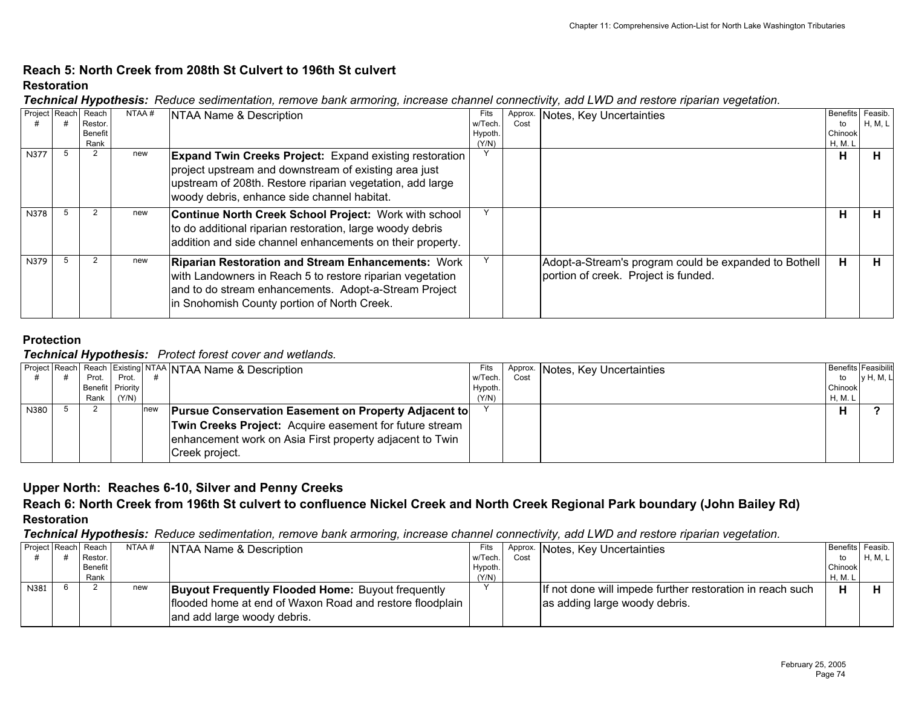## Reach 5: North Creek from 208th St Culvert to 196th St culvert

### Restoration

***Technical Hypothesis:*** *Reduce sedimentation, remove bank armoring, increase channel connectivity, add LWD and restore riparian vegetation.*

| Project # | Reach # | Reach Restor. Benefit Rank | NTAA # | NTAA Name & Description | Fits w/Tech. Hypoth. (Y/N) | Approx. Cost | Notes, Key Uncertainties | Benefits to Chinook H, M, L | Feasib. H, M, L |
|---|---|---|---|---|---|---|---|---|---|
| N377 | 5 | 2 | new | **Expand Twin Creeks Project:** Expand existing restoration project upstream and downstream of existing area just upstream of 208th. Restore riparian vegetation, add large woody debris, enhance side channel habitat. | Y | | | **H** | **H** |
| N378 | 5 | 2 | new | **Continue North Creek School Project:** Work with school to do additional riparian restoration, large woody debris addition and side channel enhancements on their property. | Y | | | **H** | **H** |
| N379 | 5 | 2 | new | **Riparian Restoration and Stream Enhancements:** Work with Landowners in Reach 5 to restore riparian vegetation and to do stream enhancements. Adopt-a-Stream Project in Snohomish County portion of North Creek. | Y | | Adopt-a-Stream's program could be expanded to Bothell portion of creek. Project is funded. | **H** | **H** |

### Protection

***Technical Hypothesis:*** *Protect forest cover and wetlands.*

| Project # | Reach # | Reach Prot. Benefit Rank | Existing Prot. Priority (Y/N) | NTAA # | NTAA Name & Description | Fits w/Tech. Hypoth. (Y/N) | Approx. Cost | Notes, Key Uncertainties | Benefits to Chinook H, M, L | Feasibility H, M, L |
|---|---|---|---|---|---|---|---|---|---|---|
| N380 | 5 | 2 | | new | **Pursue Conservation Easement on Property Adjacent to Twin Creeks Project:** Acquire easement for future stream enhancement work on Asia First property adjacent to Twin Creek project. | Y | | | **H** | **?** |

## Upper North: Reaches 6-10, Silver and Penny Creeks

## Reach 6: North Creek from 196th St culvert to confluence Nickel Creek and North Creek Regional Park boundary (John Bailey Rd)

### Restoration

***Technical Hypothesis:*** *Reduce sedimentation, remove bank armoring, increase channel connectivity, add LWD and restore riparian vegetation.*

| Project # | Reach # | Reach Restor. Benefit Rank | NTAA # | NTAA Name & Description | Fits w/Tech. Hypoth. (Y/N) | Approx. Cost | Notes, Key Uncertainties | Benefits to Chinook H, M, L | Feasib. H, M, L |
|---|---|---|---|---|---|---|---|---|---|
| N381 | 6 | 2 | new | **Buyout Frequently Flooded Home:** Buyout frequently flooded home at end of Waxon Road and restore floodplain and add large woody debris. | Y | | If not done will impede further restoration in reach such as adding large woody debris. | **H** | **H** |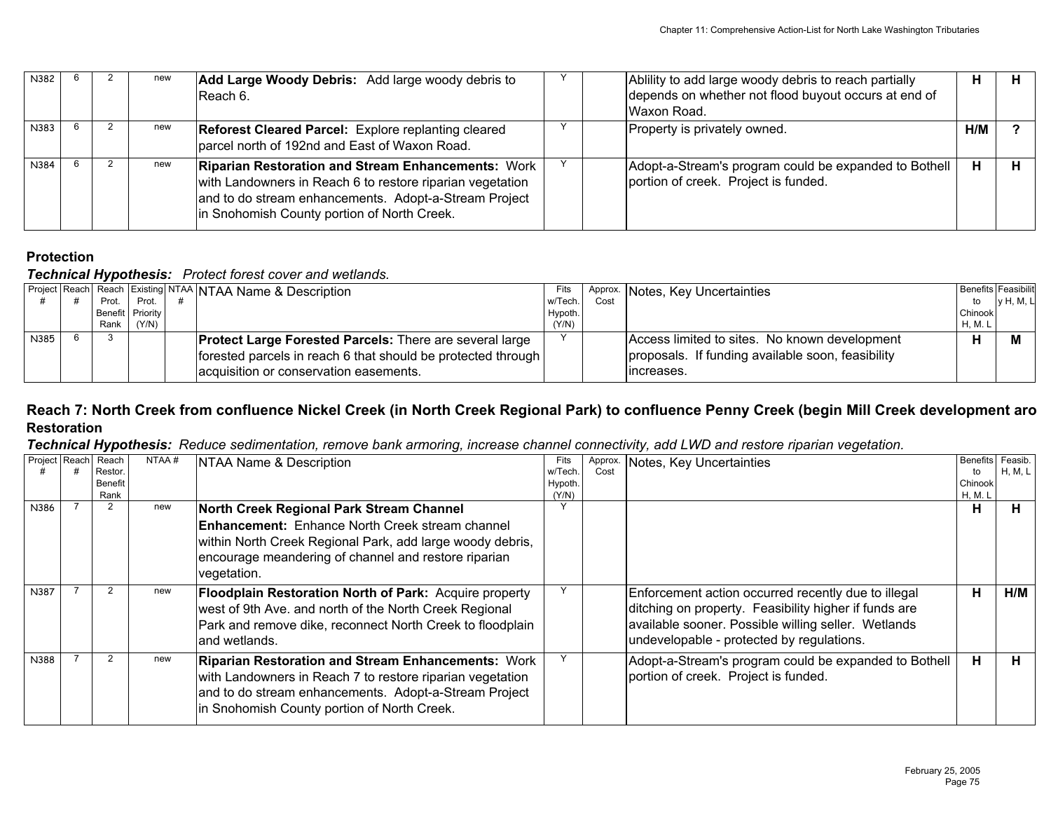| N382 | 6 | 2 | new | **Add Large Woody Debris:** Add large woody debris to Reach 6. | Y | | Ablility to add large woody debris to reach partially depends on whether not flood buyout occurs at end of Waxon Road. | H | H |
|---|---|---|---|---|---|---|---|---|---|
| N383 | 6 | 2 | new | **Reforest Cleared Parcel:** Explore replanting cleared parcel north of 192nd and East of Waxon Road. | Y | | Property is privately owned. | H/M | ? |
| N384 | 6 | 2 | new | **Riparian Restoration and Stream Enhancements:** Work with Landowners in Reach 6 to restore riparian vegetation and to do stream enhancements. Adopt-a-Stream Project in Snohomish County portion of North Creek. | Y | | Adopt-a-Stream's program could be expanded to Bothell portion of creek. Project is funded. | H | H |

**Protection**

***Technical Hypothesis:*** *Protect forest cover and wetlands.*

| Project # | Reach # | Reach Prot. Benefit Rank | Existing Prot. Priority (Y/N) | NTAA # | NTAA Name & Description | Fits w/Tech. Hypoth. (Y/N) | Approx. Cost | Notes, Key Uncertainties | Benefits to Chinook H, M, L | Feasibility H, M, L |
|---|---|---|---|---|---|---|---|---|---|---|
| N385 | 6 | 3 | | | **Protect Large Forested Parcels:** There are several large forested parcels in reach 6 that should be protected through acquisition or conservation easements. | Y | | Access limited to sites. No known development proposals. If funding available soon, feasibility increases. | H | M |

## Reach 7: North Creek from confluence Nickel Creek (in North Creek Regional Park) to confluence Penny Creek (begin Mill Creek development aro

**Restoration**

***Technical Hypothesis:*** *Reduce sedimentation, remove bank armoring, increase channel connectivity, add LWD and restore riparian vegetation.*

| Project # | Reach # | Reach Restor. Benefit Rank | NTAA # | NTAA Name & Description | Fits w/Tech. Hypoth. (Y/N) | Approx. Cost | Notes, Key Uncertainties | Benefits to Chinook H, M, L | Feasib. H, M, L |
|---|---|---|---|---|---|---|---|---|---|
| N386 | 7 | 2 | new | **North Creek Regional Park Stream Channel Enhancement:** Enhance North Creek stream channel within North Creek Regional Park, add large woody debris, encourage meandering of channel and restore riparian vegetation. | Y | | | H | H |
| N387 | 7 | 2 | new | **Floodplain Restoration North of Park:** Acquire property west of 9th Ave. and north of the North Creek Regional Park and remove dike, reconnect North Creek to floodplain and wetlands. | Y | | Enforcement action occurred recently due to illegal ditching on property. Feasibility higher if funds are available sooner. Possible willing seller. Wetlands undevelopable - protected by regulations. | H | H/M |
| N388 | 7 | 2 | new | **Riparian Restoration and Stream Enhancements:** Work with Landowners in Reach 7 to restore riparian vegetation and to do stream enhancements. Adopt-a-Stream Project in Snohomish County portion of North Creek. | Y | | Adopt-a-Stream's program could be expanded to Bothell portion of creek. Project is funded. | H | H |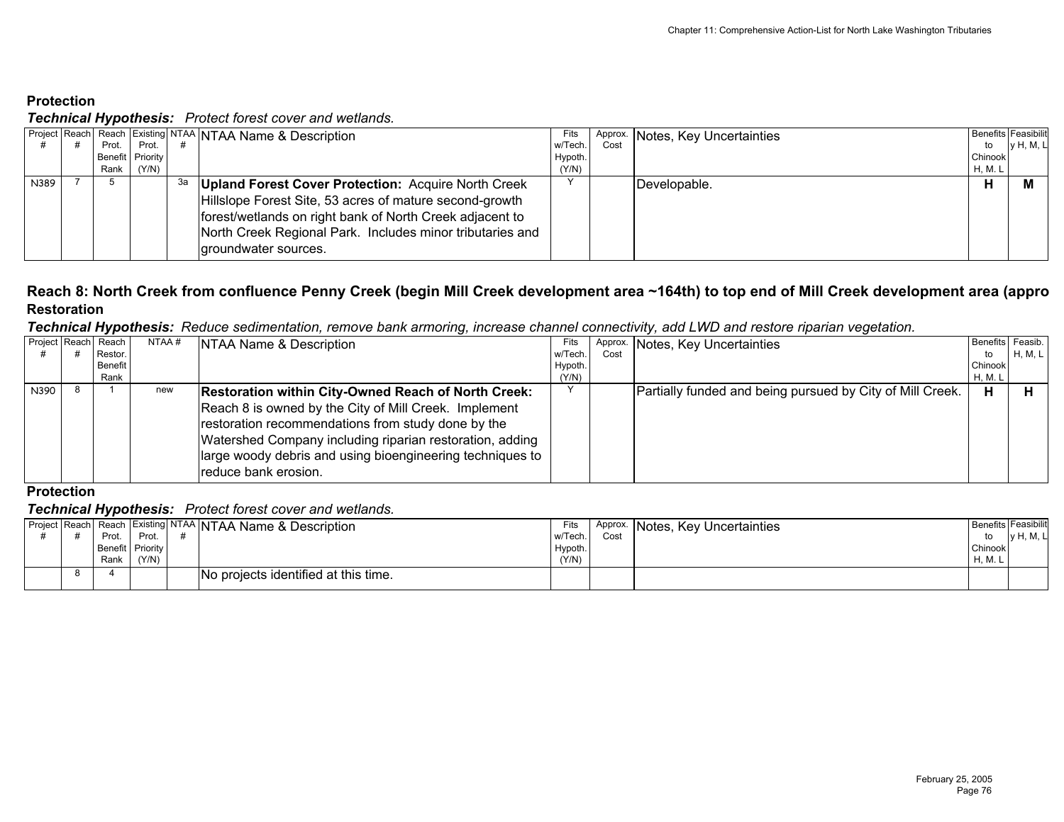**Protection**

***Technical Hypothesis:*** *Protect forest cover and wetlands.*

| Project # | Reach # | Reach Prot. Benefit Rank | Existing Prot. Priority (Y/N) | NTAA # | NTAA Name & Description | Fits w/Tech. Hypoth. (Y/N) | Approx. Cost | Notes, Key Uncertainties | Benefits to Chinook H, M. L | Feasibility H, M, L |
|---|---|---|---|---|---|---|---|---|---|---|
| N389 | 7 | 5 | | 3a | **Upland Forest Cover Protection:** Acquire North Creek Hillslope Forest Site, 53 acres of mature second-growth forest/wetlands on right bank of North Creek adjacent to North Creek Regional Park. Includes minor tributaries and groundwater sources. | Y | | Developable. | **H** | **M** |

## Reach 8: North Creek from confluence Penny Creek (begin Mill Creek development area ~164th) to top end of Mill Creek development area (appro

**Restoration**

***Technical Hypothesis:*** *Reduce sedimentation, remove bank armoring, increase channel connectivity, add LWD and restore riparian vegetation.*

| Project # | Reach # | Reach Restor. Benefit Rank | NTAA # | NTAA Name & Description | Fits w/Tech. Hypoth. (Y/N) | Approx. Cost | Notes, Key Uncertainties | Benefits to Chinook H, M. L | Feasib. H, M, L |
|---|---|---|---|---|---|---|---|---|---|
| N390 | 8 | 1 | new | **Restoration within City-Owned Reach of North Creek:** Reach 8 is owned by the City of Mill Creek. Implement restoration recommendations from study done by the Watershed Company including riparian restoration, adding large woody debris and using bioengineering techniques to reduce bank erosion. | Y | | Partially funded and being pursued by City of Mill Creek. | **H** | **H** |

**Protection**

***Technical Hypothesis:*** *Protect forest cover and wetlands.*

| Project # | Reach # | Reach Prot. Benefit Rank | Existing Prot. Priority (Y/N) | NTAA # | NTAA Name & Description | Fits w/Tech. Hypoth. (Y/N) | Approx. Cost | Notes, Key Uncertainties | Benefits to Chinook H, M. L | Feasibility H, M, L |
|---|---|---|---|---|---|---|---|---|---|---|
| | 8 | 4 | | | No projects identified at this time. | | | | | |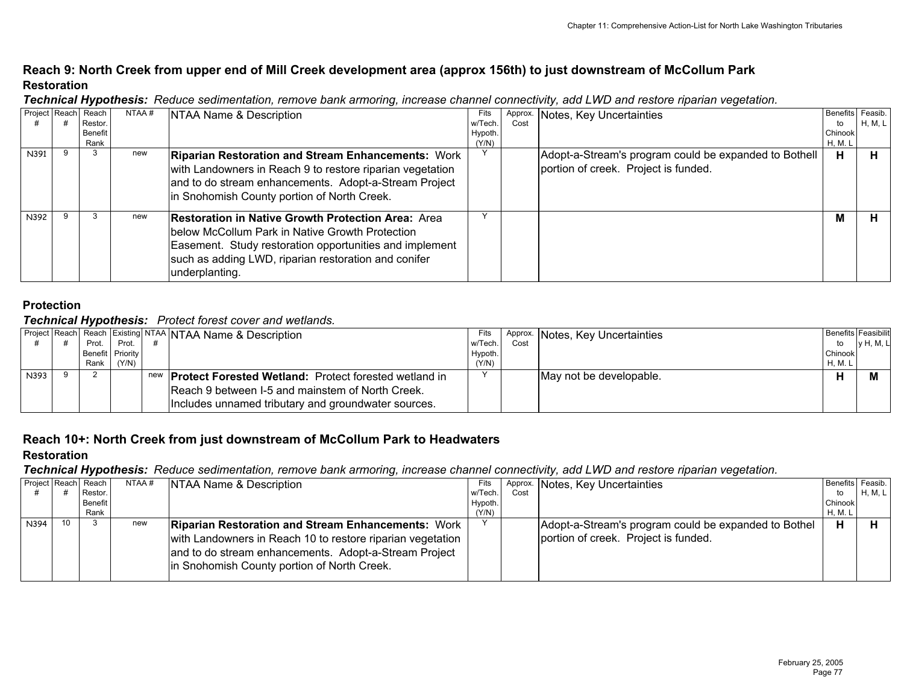## Reach 9: North Creek from upper end of Mill Creek development area (approx 156th) to just downstream of McCollum Park

### Restoration

***Technical Hypothesis:*** *Reduce sedimentation, remove bank armoring, increase channel connectivity, add LWD and restore riparian vegetation.*

| Project # | Reach # | Reach Restor. Benefit Rank | NTAA # | NTAA Name & Description | Fits w/Tech. Hypoth. (Y/N) | Approx. Cost | Notes, Key Uncertainties | Benefits to Chinook H, M, L | Feasib. H, M, L |
|---|---|---|---|---|---|---|---|---|---|
| N391 | 9 | 3 | new | **Riparian Restoration and Stream Enhancements:** Work with Landowners in Reach 9 to restore riparian vegetation and to do stream enhancements. Adopt-a-Stream Project in Snohomish County portion of North Creek. | Y | | Adopt-a-Stream's program could be expanded to Bothell portion of creek. Project is funded. | **H** | **H** |
| N392 | 9 | 3 | new | **Restoration in Native Growth Protection Area:** Area below McCollum Park in Native Growth Protection Easement. Study restoration opportunities and implement such as adding LWD, riparian restoration and conifer underplanting. | Y | | | **M** | **H** |

### Protection

***Technical Hypothesis:*** *Protect forest cover and wetlands.*

| Project # | Reach # | Reach Prot. Benefit Rank | Existing Prot. Priority (Y/N) | NTAA # | NTAA Name & Description | Fits w/Tech. Hypoth. (Y/N) | Approx. Cost | Notes, Key Uncertainties | Benefits to Chinook H, M, L | Feasibility H, M, L |
|---|---|---|---|---|---|---|---|---|---|---|
| N393 | 9 | 2 | | new | **Protect Forested Wetland:** Protect forested wetland in Reach 9 between I-5 and mainstem of North Creek. Includes unnamed tributary and groundwater sources. | Y | | May not be developable. | **H** | **M** |

## Reach 10+: North Creek from just downstream of McCollum Park to Headwaters

### Restoration

***Technical Hypothesis:*** *Reduce sedimentation, remove bank armoring, increase channel connectivity, add LWD and restore riparian vegetation.*

| Project # | Reach # | Reach Restor. Benefit Rank | NTAA # | NTAA Name & Description | Fits w/Tech. Hypoth. (Y/N) | Approx. Cost | Notes, Key Uncertainties | Benefits to Chinook H, M, L | Feasib. H, M, L |
|---|---|---|---|---|---|---|---|---|---|
| N394 | 10 | 3 | new | **Riparian Restoration and Stream Enhancements:** Work with Landowners in Reach 10 to restore riparian vegetation and to do stream enhancements. Adopt-a-Stream Project in Snohomish County portion of North Creek. | Y | | Adopt-a-Stream's program could be expanded to Bothel portion of creek. Project is funded. | **H** | **H** |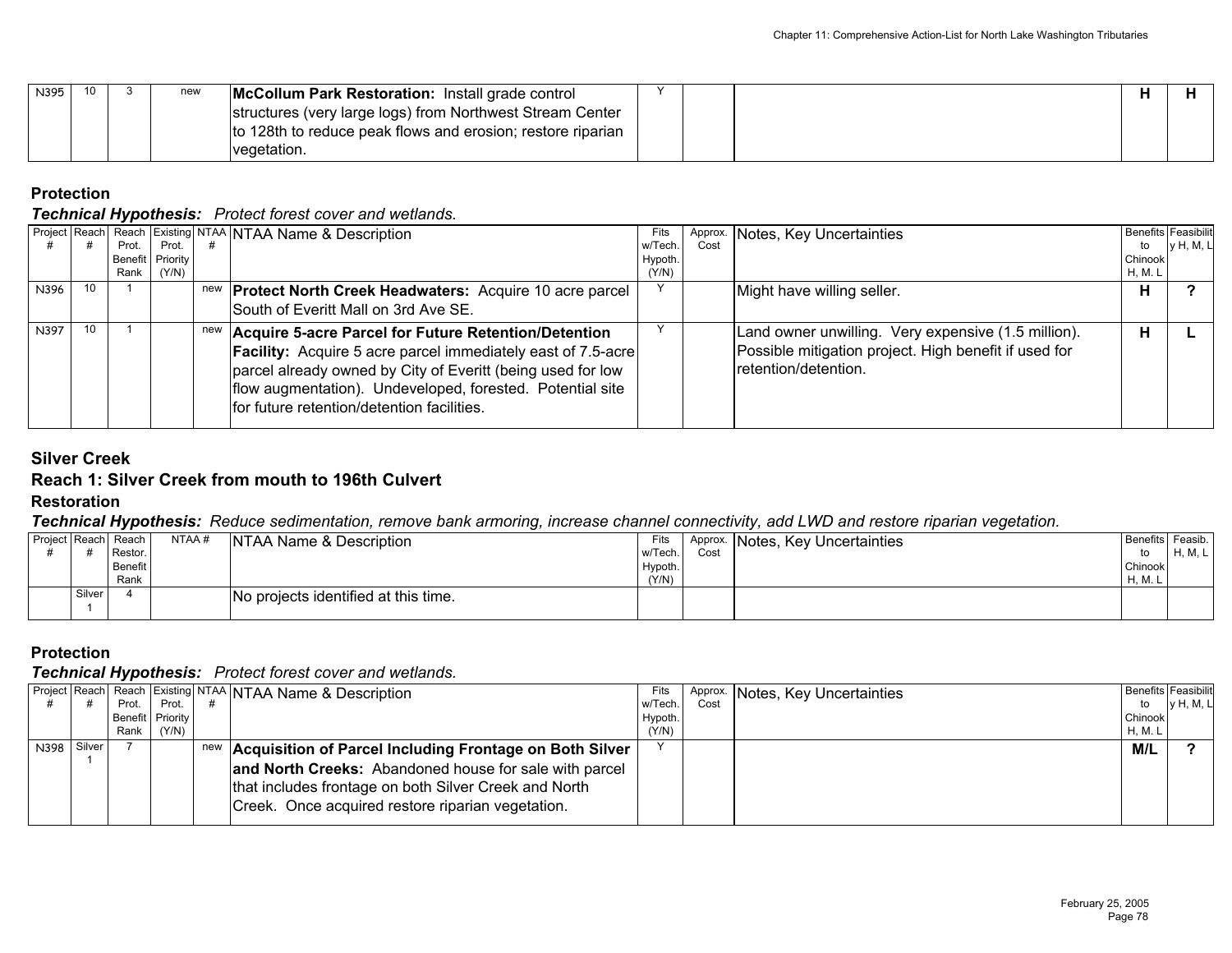| N395 | 10 | 3 | new | **McCollum Park Restoration:** Install grade control structures (very large logs) from Northwest Stream Center to 128th to reduce peak flows and erosion; restore riparian vegetation. | Y | | | **H** | **H** |
|---|---|---|---|---|---|---|---|---|---|

## Protection

***Technical Hypothesis:*** *Protect forest cover and wetlands.*

| Project # | Reach # | Reach Prot. Benefit Rank | Existing Prot. Priority (Y/N) | NTAA # | NTAA Name & Description | Fits w/Tech. Hypoth. (Y/N) | Approx. Cost | Notes, Key Uncertainties | Benefits to Chinook H, M, L | Feasibility H, M, L |
|---|---|---|---|---|---|---|---|---|---|---|
| N396 | 10 | 1 | | new | **Protect North Creek Headwaters:** Acquire 10 acre parcel South of Everitt Mall on 3rd Ave SE. | Y | | Might have willing seller. | **H** | **?** |
| N397 | 10 | 1 | | new | **Acquire 5-acre Parcel for Future Retention/Detention Facility:** Acquire 5 acre parcel immediately east of 7.5-acre parcel already owned by City of Everitt (being used for low flow augmentation). Undeveloped, forested. Potential site for future retention/detention facilities. | Y | | Land owner unwilling. Very expensive (1.5 million). Possible mitigation project. High benefit if used for retention/detention. | **H** | **L** |

# Silver Creek

## Reach 1: Silver Creek from mouth to 196th Culvert

### Restoration

***Technical Hypothesis:*** *Reduce sedimentation, remove bank armoring, increase channel connectivity, add LWD and restore riparian vegetation.*

| Project # | Reach # | Reach Restor. Benefit Rank | NTAA # | NTAA Name & Description | Fits w/Tech. Hypoth. (Y/N) | Approx. Cost | Notes, Key Uncertainties | Benefits to Chinook H, M, L | Feasib. H, M, L |
|---|---|---|---|---|---|---|---|---|---|
| | Silver 1 | 4 | | No projects identified at this time. | | | | | |

### Protection

***Technical Hypothesis:*** *Protect forest cover and wetlands.*

| Project # | Reach # | Reach Prot. Benefit Rank | Existing Prot. Priority (Y/N) | NTAA # | NTAA Name & Description | Fits w/Tech. Hypoth. (Y/N) | Approx. Cost | Notes, Key Uncertainties | Benefits to Chinook H, M, L | Feasibility H, M, L |
|---|---|---|---|---|---|---|---|---|---|---|
| N398 | Silver 1 | 7 | | new | **Acquisition of Parcel Including Frontage on Both Silver and North Creeks:** Abandoned house for sale with parcel that includes frontage on both Silver Creek and North Creek. Once acquired restore riparian vegetation. | Y | | | **M/L** | **?** |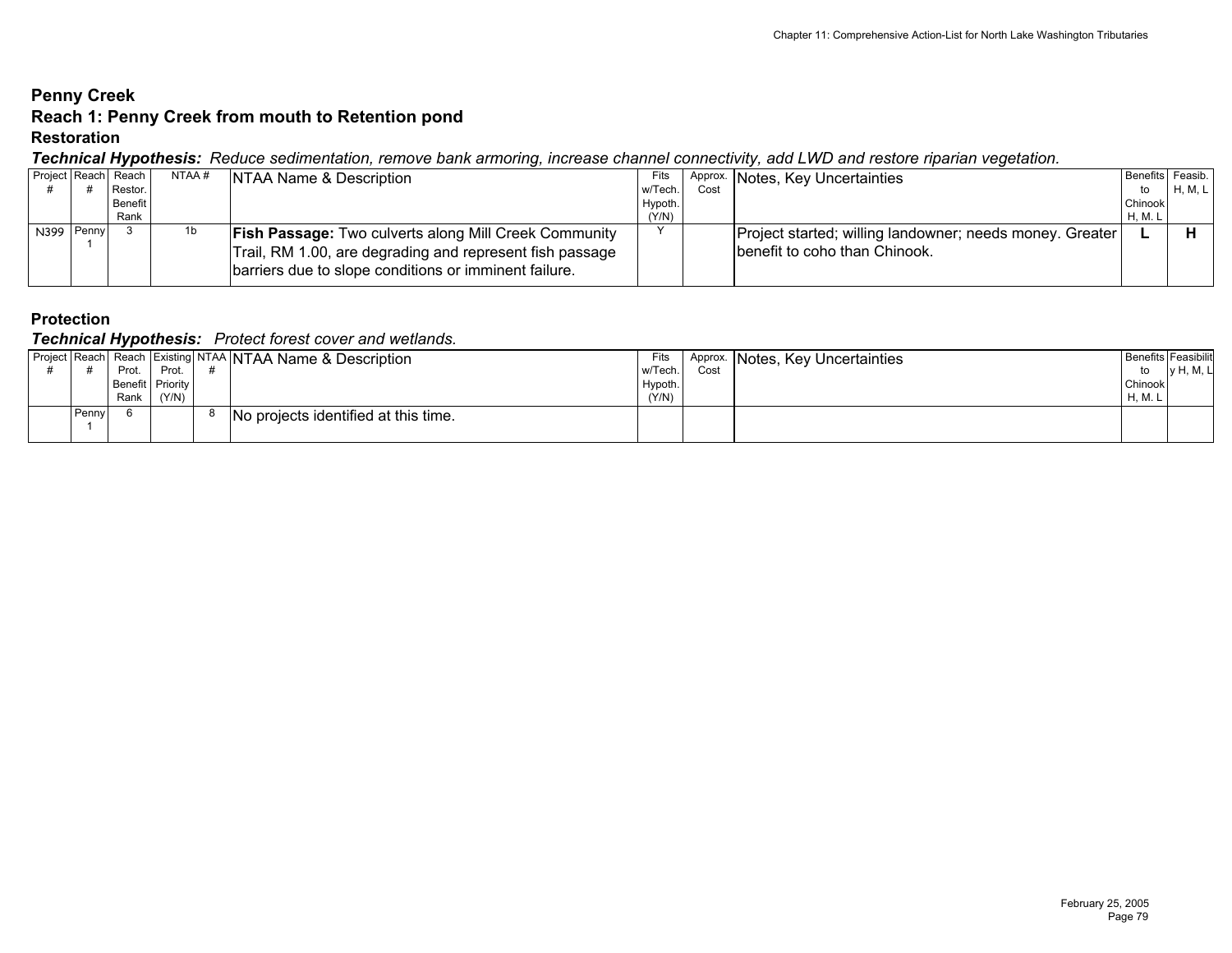## Penny Creek

## Reach 1: Penny Creek from mouth to Retention pond

### Restoration

***Technical Hypothesis:*** *Reduce sedimentation, remove bank armoring, increase channel connectivity, add LWD and restore riparian vegetation.*

| Project # | Reach # | Reach Restor. Benefit Rank | NTAA # | NTAA Name & Description | Fits w/Tech. Hypoth. (Y/N) | Approx. Cost | Notes, Key Uncertainties | Benefits to Chinook H, M. L | Feasib. H, M, L |
|---|---|---|---|---|---|---|---|---|---|
| N399 | Penny 1 | 3 | 1b | **Fish Passage:** Two culverts along Mill Creek Community Trail, RM 1.00, are degrading and represent fish passage barriers due to slope conditions or imminent failure. | Y | | Project started; willing landowner; needs money. Greater benefit to coho than Chinook. | **L** | **H** |

### Protection

***Technical Hypothesis:*** *Protect forest cover and wetlands.*

| Project # | Reach # | Reach Prot. Benefit Rank | Existing Prot. Priority (Y/N) | NTAA # | NTAA Name & Description | Fits w/Tech. Hypoth. (Y/N) | Approx. Cost | Notes, Key Uncertainties | Benefits to Chinook H, M. L | Feasibility H, M, L |
|---|---|---|---|---|---|---|---|---|---|---|
| | Penny 1 | 6 | | 8 | No projects identified at this time. | | | | | |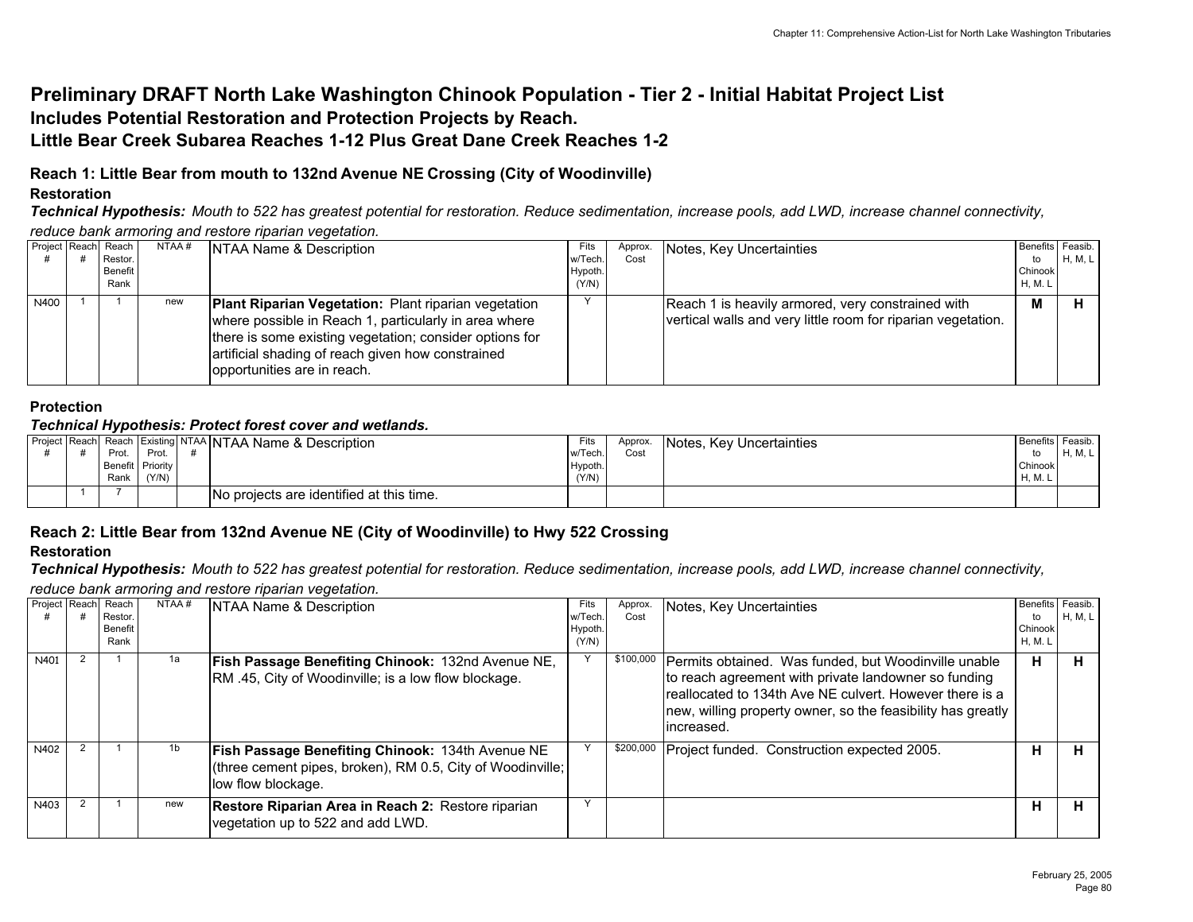# Preliminary DRAFT North Lake Washington Chinook Population - Tier 2 - Initial Habitat Project List

## Includes Potential Restoration and Protection Projects by Reach.

## Little Bear Creek Subarea Reaches 1-12 Plus Great Dane Creek Reaches 1-2

### Reach 1: Little Bear from mouth to 132nd Avenue NE Crossing (City of Woodinville)

**Restoration**

***Technical Hypothesis:*** *Mouth to 522 has greatest potential for restoration. Reduce sedimentation, increase pools, add LWD, increase channel connectivity, reduce bank armoring and restore riparian vegetation.*

| Project # | Reach # | Reach Restor. Benefit Rank | NTAA # | NTAA Name & Description | Fits w/Tech. Hypoth. (Y/N) | Approx. Cost | Notes, Key Uncertainties | Benefits to Chinook H, M, L | Feasib. H, M, L |
|---|---|---|---|---|---|---|---|---|---|
| N400 | 1 | 1 | new | **Plant Riparian Vegetation:** Plant riparian vegetation where possible in Reach 1, particularly in area where there is some existing vegetation; consider options for artificial shading of reach given how constrained opportunities are in reach. | Y | | Reach 1 is heavily armored, very constrained with vertical walls and very little room for riparian vegetation. | **M** | **H** |

**Protection**

***Technical Hypothesis: Protect forest cover and wetlands.***

| Project # | Reach # | Reach Prot. Benefit Rank | Existing Prot. Priority (Y/N) | NTAA # | NTAA Name & Description | Fits w/Tech. Hypoth. (Y/N) | Approx. Cost | Notes, Key Uncertainties | Benefits to Chinook H, M, L | Feasib. H, M, L |
|---|---|---|---|---|---|---|---|---|---|---|
| | 1 | 7 | | | No projects are identified at this time. | | | | | |

### Reach 2: Little Bear from 132nd Avenue NE (City of Woodinville) to Hwy 522 Crossing

**Restoration**

***Technical Hypothesis:*** *Mouth to 522 has greatest potential for restoration. Reduce sedimentation, increase pools, add LWD, increase channel connectivity, reduce bank armoring and restore riparian vegetation.*

| Project # | Reach # | Reach Restor. Benefit Rank | NTAA # | NTAA Name & Description | Fits w/Tech. Hypoth. (Y/N) | Approx. Cost | Notes, Key Uncertainties | Benefits to Chinook H, M, L | Feasib. H, M, L |
|---|---|---|---|---|---|---|---|---|---|
| N401 | 2 | 1 | 1a | **Fish Passage Benefiting Chinook:** 132nd Avenue NE, RM .45, City of Woodinville; is a low flow blockage. | Y | $100,000 | Permits obtained. Was funded, but Woodinville unable to reach agreement with private landowner so funding reallocated to 134th Ave NE culvert. However there is a new, willing property owner, so the feasibility has greatly increased. | **H** | **H** |
| N402 | 2 | 1 | 1b | **Fish Passage Benefiting Chinook:** 134th Avenue NE (three cement pipes, broken), RM 0.5, City of Woodinville; low flow blockage. | Y | $200,000 | Project funded. Construction expected 2005. | **H** | **H** |
| N403 | 2 | 1 | new | **Restore Riparian Area in Reach 2:** Restore riparian vegetation up to 522 and add LWD. | Y | | | **H** | **H** |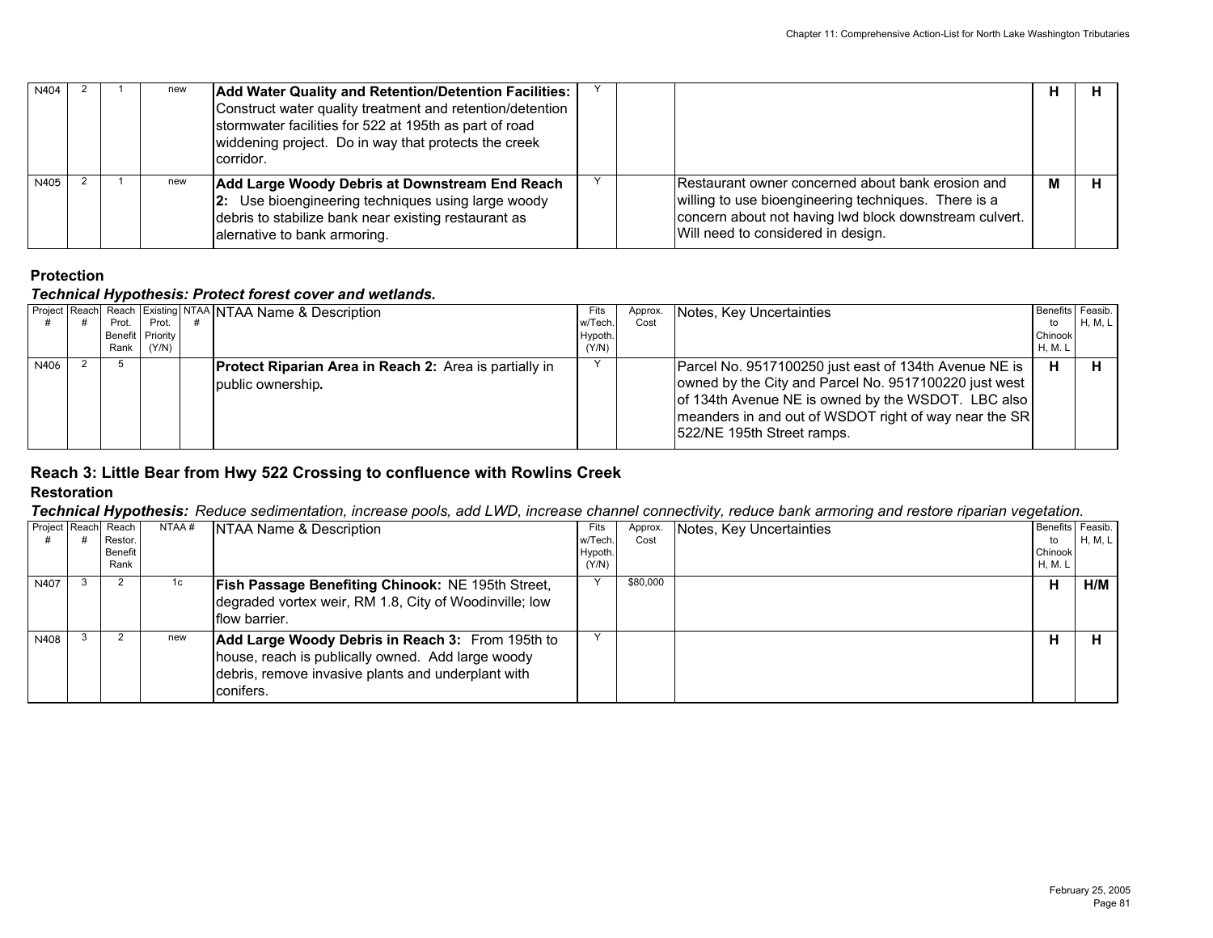| N404 | 2 | 1 | new | **Add Water Quality and Retention/Detention Facilities:** Construct water quality treatment and retention/detention stormwater facilities for 522 at 195th as part of road widening project. Do in way that protects the creek corridor. | Y | | | **H** | **H** |
|---|---|---|---|---|---|---|---|---|---|
| N405 | 2 | 1 | new | **Add Large Woody Debris at Downstream End Reach 2:** Use bioengineering techniques using large woody debris to stabilize bank near existing restaurant as alernative to bank armoring. | Y | | Restaurant owner concerned about bank erosion and willing to use bioengineering techniques. There is a concern about not having lwd block downstream culvert. Will need to considered in design. | **M** | **H** |

### Protection

***Technical Hypothesis: Protect forest cover and wetlands.***

| Project # | Reach # | Reach Prot. Benefit Rank | Existing Prot. Priority (Y/N) | NTAA # | NTAA Name & Description | Fits w/Tech. Hypoth. (Y/N) | Approx. Cost | Notes, Key Uncertainties | Benefits to Chinook H, M. L | Feasib. H, M, L |
|---|---|---|---|---|---|---|---|---|---|---|
| N406 | 2 | 5 | | | **Protect Riparian Area in Reach 2:** Area is partially in public ownership**.** | Y | | Parcel No. 9517100250 just east of 134th Avenue NE is owned by the City and Parcel No. 9517100220 just west of 134th Avenue NE is owned by the WSDOT. LBC also meanders in and out of WSDOT right of way near the SR 522/NE 195th Street ramps. | **H** | **H** |

## Reach 3: Little Bear from Hwy 522 Crossing to confluence with Rowlins Creek

### Restoration

***Technical Hypothesis:*** *Reduce sedimentation, increase pools, add LWD, increase channel connectivity, reduce bank armoring and restore riparian vegetation.*

| Project # | Reach # | Reach Restor. Benefit Rank | NTAA # | NTAA Name & Description | Fits w/Tech. Hypoth. (Y/N) | Approx. Cost | Notes, Key Uncertainties | Benefits to Chinook H, M. L | Feasib. H, M, L |
|---|---|---|---|---|---|---|---|---|---|
| N407 | 3 | 2 | 1c | **Fish Passage Benefiting Chinook:** NE 195th Street, degraded vortex weir, RM 1.8, City of Woodinville; low flow barrier. | Y | $80,000 | | **H** | **H/M** |
| N408 | 3 | 2 | new | **Add Large Woody Debris in Reach 3:** From 195th to house, reach is publically owned. Add large woody debris, remove invasive plants and underplant with conifers. | Y | | | **H** | **H** |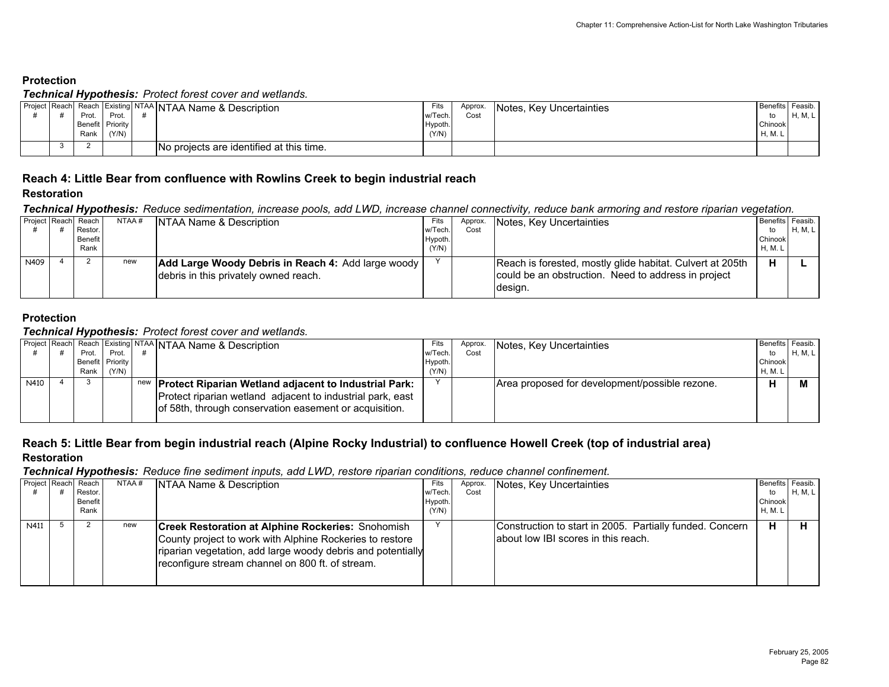### Protection

***Technical Hypothesis:*** *Protect forest cover and wetlands.*

| Project # | Reach # | Reach Prot. Benefit Rank | Existing Prot. Priority (Y/N) | NTAA # | NTAA Name & Description | Fits w/Tech. Hypoth. (Y/N) | Approx. Cost | Notes, Key Uncertainties | Benefits to Chinook H, M. L | Feasib. H, M, L |
|---|---|---|---|---|---|---|---|---|---|---|
| | 3 | 2 | | | No projects are identified at this time. | | | | | |

## Reach 4: Little Bear from confluence with Rowlins Creek to begin industrial reach

### Restoration

***Technical Hypothesis:*** *Reduce sedimentation, increase pools, add LWD, increase channel connectivity, reduce bank armoring and restore riparian vegetation.*

| Project # | Reach # | Reach Restor. Benefit Rank | NTAA # | NTAA Name & Description | Fits w/Tech. Hypoth. (Y/N) | Approx. Cost | Notes, Key Uncertainties | Benefits to Chinook H, M. L | Feasib. H, M, L |
|---|---|---|---|---|---|---|---|---|---|
| N409 | 4 | 2 | new | **Add Large Woody Debris in Reach 4:** Add large woody debris in this privately owned reach. | Y | | Reach is forested, mostly glide habitat. Culvert at 205th could be an obstruction. Need to address in project design. | **H** | **L** |

### Protection

***Technical Hypothesis:*** *Protect forest cover and wetlands.*

| Project # | Reach # | Reach Prot. Benefit Rank | Existing Prot. Priority (Y/N) | NTAA # | NTAA Name & Description | Fits w/Tech. Hypoth. (Y/N) | Approx. Cost | Notes, Key Uncertainties | Benefits to Chinook H, M. L | Feasib. H, M, L |
|---|---|---|---|---|---|---|---|---|---|---|
| N410 | 4 | 3 | | new | **Protect Riparian Wetland adjacent to Industrial Park:** Protect riparian wetland adjacent to industrial park, east of 58th, through conservation easement or acquisition. | Y | | Area proposed for development/possible rezone. | **H** | **M** |

## Reach 5: Little Bear from begin industrial reach (Alpine Rocky Industrial) to confluence Howell Creek (top of industrial area)

### Restoration

***Technical Hypothesis:*** *Reduce fine sediment inputs, add LWD, restore riparian conditions, reduce channel confinement.*

| Project # | Reach # | Reach Restor. Benefit Rank | NTAA # | NTAA Name & Description | Fits w/Tech. Hypoth. (Y/N) | Approx. Cost | Notes, Key Uncertainties | Benefits to Chinook H, M. L | Feasib. H, M, L |
|---|---|---|---|---|---|---|---|---|---|
| N411 | 5 | 2 | new | **Creek Restoration at Alphine Rockeries:** Snohomish County project to work with Alpine Rockeries to restore riparian vegetation, add large woody debris and potentially reconfigure stream channel on 800 ft. of stream. | Y | | Construction to start in 2005. Partially funded. Concern about low IBI scores in this reach. | **H** | **H** |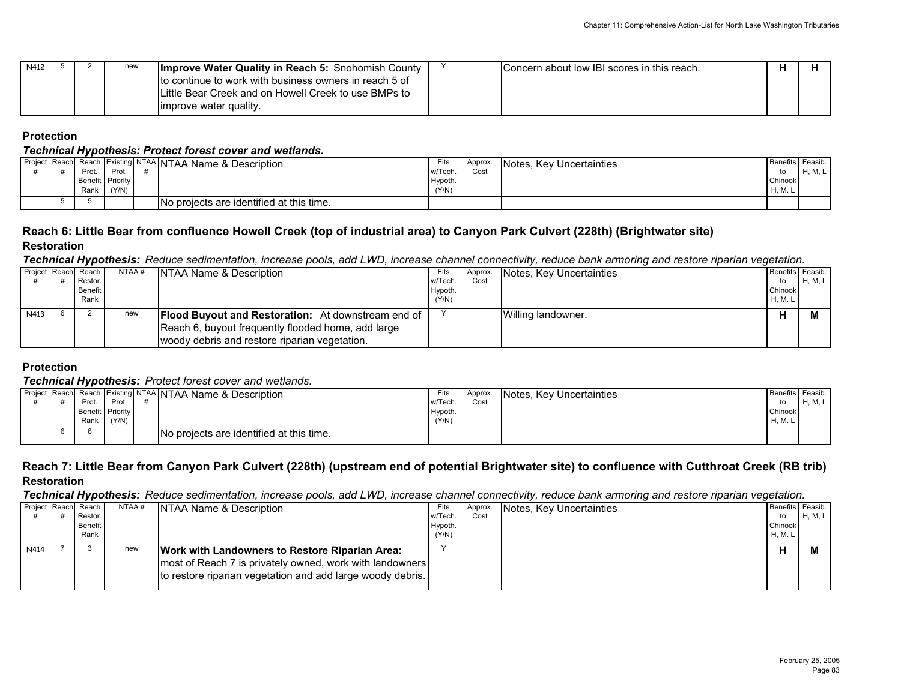| N412 | 5 | 2 | new | **Improve Water Quality in Reach 5:** Snohomish County to continue to work with business owners in reach 5 of Little Bear Creek and on Howell Creek to use BMPs to improve water quality. | Y | | Concern about low IBI scores in this reach. | **H** | **H** |
|---|---|---|---|---|---|---|---|---|---|

**Protection**

***Technical Hypothesis: Protect forest cover and wetlands.***

| Project # | Reach # | Reach Prot. Benefit Rank | Existing Prot. Priority (Y/N) | NTAA # | NTAA Name & Description | Fits w/Tech. Hypoth. (Y/N) | Approx. Cost | Notes, Key Uncertainties | Benefits to Chinook H, M. L | Feasib. H, M, L |
|---|---|---|---|---|---|---|---|---|---|---|
| | 5 | 5 | | | No projects are identified at this time. | | | | | |

## Reach 6: Little Bear from confluence Howell Creek (top of industrial area) to Canyon Park Culvert (228th) (Brightwater site)

**Restoration**

***Technical Hypothesis:*** *Reduce sedimentation, increase pools, add LWD, increase channel connectivity, reduce bank armoring and restore riparian vegetation.*

| Project # | Reach # | Reach Restor. Benefit Rank | NTAA # | NTAA Name & Description | Fits w/Tech. Hypoth. (Y/N) | Approx. Cost | Notes, Key Uncertainties | Benefits to Chinook H, M. L | Feasib. H, M, L |
|---|---|---|---|---|---|---|---|---|---|
| N413 | 6 | 2 | new | **Flood Buyout and Restoration:** At downstream end of Reach 6, buyout frequently flooded home, add large woody debris and restore riparian vegetation. | Y | | Willing landowner. | **H** | **M** |

**Protection**

***Technical Hypothesis:*** *Protect forest cover and wetlands.*

| Project # | Reach # | Reach Prot. Benefit Rank | Existing Prot. Priority (Y/N) | NTAA # | NTAA Name & Description | Fits w/Tech. Hypoth. (Y/N) | Approx. Cost | Notes, Key Uncertainties | Benefits to Chinook H, M. L | Feasib. H, M, L |
|---|---|---|---|---|---|---|---|---|---|---|
| | 6 | 6 | | | No projects are identified at this time. | | | | | |

## Reach 7: Little Bear from Canyon Park Culvert (228th) (upstream end of potential Brightwater site) to confluence with Cutthroat Creek (RB trib)

**Restoration**

***Technical Hypothesis:*** *Reduce sedimentation, increase pools, add LWD, increase channel connectivity, reduce bank armoring and restore riparian vegetation.*

| Project # | Reach # | Reach Restor. Benefit Rank | NTAA # | NTAA Name & Description | Fits w/Tech. Hypoth. (Y/N) | Approx. Cost | Notes, Key Uncertainties | Benefits to Chinook H, M. L | Feasib. H, M, L |
|---|---|---|---|---|---|---|---|---|---|
| N414 | 7 | 3 | new | **Work with Landowners to Restore Riparian Area:** most of Reach 7 is privately owned, work with landowners to restore riparian vegetation and add large woody debris. | Y | | | **H** | **M** |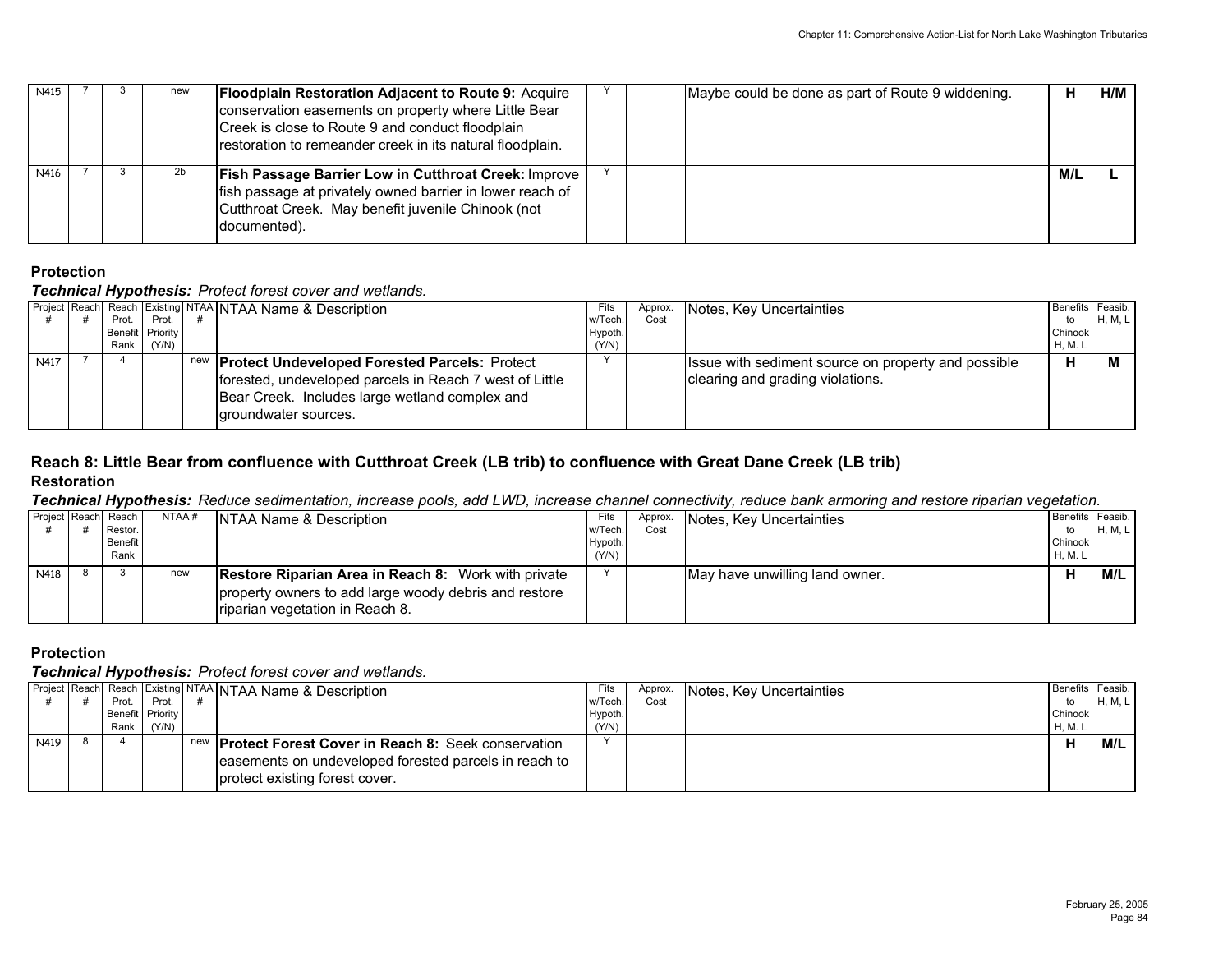| N415 | 7 | 3 | new | **Floodplain Restoration Adjacent to Route 9:** Acquire conservation easements on property where Little Bear Creek is close to Route 9 and conduct floodplain restoration to remeander creek in its natural floodplain. | Y | | Maybe could be done as part of Route 9 widdening. | **H** | **H/M** |
|---|---|---|---|---|---|---|---|---|---|
| N416 | 7 | 3 | 2b | **Fish Passage Barrier Low in Cutthroat Creek:** Improve fish passage at privately owned barrier in lower reach of Cutthroat Creek. May benefit juvenile Chinook (not documented). | Y | | | **M/L** | **L** |

### Protection

***Technical Hypothesis:*** *Protect forest cover and wetlands.*

| Project # | Reach # | Reach Prot. Benefit Rank | Existing Prot. Priority (Y/N) | NTAA # | NTAA Name & Description | Fits w/Tech. Hypoth. (Y/N) | Approx. Cost | Notes, Key Uncertainties | Benefits to Chinook H, M, L | Feasib. H, M, L |
|---|---|---|---|---|---|---|---|---|---|---|
| N417 | 7 | 4 | | new | **Protect Undeveloped Forested Parcels:** Protect forested, undeveloped parcels in Reach 7 west of Little Bear Creek. Includes large wetland complex and groundwater sources. | Y | | Issue with sediment source on property and possible clearing and grading violations. | **H** | **M** |

## Reach 8: Little Bear from confluence with Cutthroat Creek (LB trib) to confluence with Great Dane Creek (LB trib)

### Restoration

***Technical Hypothesis:*** *Reduce sedimentation, increase pools, add LWD, increase channel connectivity, reduce bank armoring and restore riparian vegetation.*

| Project # | Reach # | Reach Restor. Benefit Rank | NTAA # | NTAA Name & Description | Fits w/Tech. Hypoth. (Y/N) | Approx. Cost | Notes, Key Uncertainties | Benefits to Chinook H, M, L | Feasib. H, M, L |
|---|---|---|---|---|---|---|---|---|---|
| N418 | 8 | 3 | new | **Restore Riparian Area in Reach 8:** Work with private property owners to add large woody debris and restore riparian vegetation in Reach 8. | Y | | May have unwilling land owner. | **H** | **M/L** |

### Protection

***Technical Hypothesis:*** *Protect forest cover and wetlands.*

| Project # | Reach # | Reach Prot. Benefit Rank | Existing Prot. Priority (Y/N) | NTAA # | NTAA Name & Description | Fits w/Tech. Hypoth. (Y/N) | Approx. Cost | Notes, Key Uncertainties | Benefits to Chinook H, M, L | Feasib. H, M, L |
|---|---|---|---|---|---|---|---|---|---|---|
| N419 | 8 | 4 | | new | **Protect Forest Cover in Reach 8:** Seek conservation easements on undeveloped forested parcels in reach to protect existing forest cover. | Y | | | **H** | **M/L** |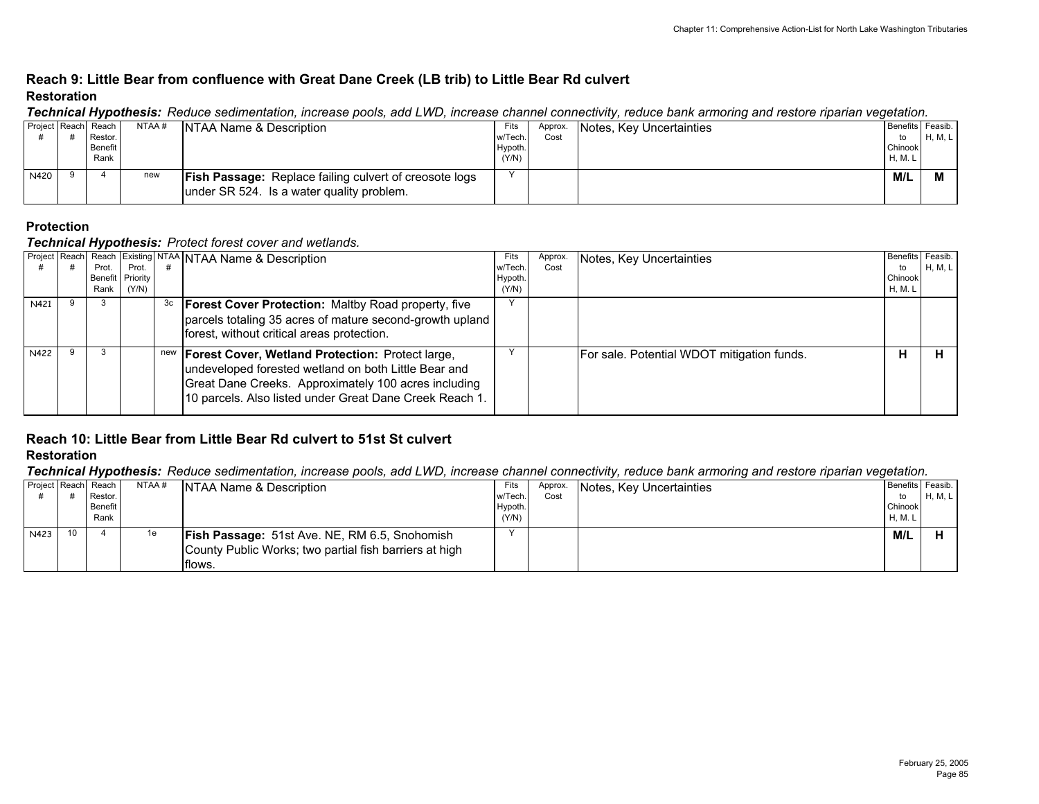## Reach 9: Little Bear from confluence with Great Dane Creek (LB trib) to Little Bear Rd culvert

### Restoration

***Technical Hypothesis:*** *Reduce sedimentation, increase pools, add LWD, increase channel connectivity, reduce bank armoring and restore riparian vegetation.*

| Project # | Reach # | Reach Restor. Benefit Rank | NTAA # | NTAA Name & Description | Fits w/Tech. Hypoth. (Y/N) | Approx. Cost | Notes, Key Uncertainties | Benefits to Chinook H, M. L | Feasib. H, M, L |
|---|---|---|---|---|---|---|---|---|---|
| N420 | 9 | 4 | new | **Fish Passage:** Replace failing culvert of creosote logs under SR 524. Is a water quality problem. | Y | | | **M/L** | **M** |

### Protection

***Technical Hypothesis:*** *Protect forest cover and wetlands.*

| Project # | Reach # | Reach Prot. Benefit Rank | Existing Prot. Priority (Y/N) | NTAA # | NTAA Name & Description | Fits w/Tech. Hypoth. (Y/N) | Approx. Cost | Notes, Key Uncertainties | Benefits to Chinook H, M. L | Feasib. H, M, L |
|---|---|---|---|---|---|---|---|---|---|---|
| N421 | 9 | 3 | | 3c | **Forest Cover Protection:** Maltby Road property, five parcels totaling 35 acres of mature second-growth upland forest, without critical areas protection. | Y | | | | |
| N422 | 9 | 3 | | new | **Forest Cover, Wetland Protection:** Protect large, undeveloped forested wetland on both Little Bear and Great Dane Creeks. Approximately 100 acres including 10 parcels. Also listed under Great Dane Creek Reach 1. | Y | | For sale. Potential WDOT mitigation funds. | **H** | **H** |

## Reach 10: Little Bear from Little Bear Rd culvert to 51st St culvert

### Restoration

***Technical Hypothesis:*** *Reduce sedimentation, increase pools, add LWD, increase channel connectivity, reduce bank armoring and restore riparian vegetation.*

| Project # | Reach # | Reach Restor. Benefit Rank | NTAA # | NTAA Name & Description | Fits w/Tech. Hypoth. (Y/N) | Approx. Cost | Notes, Key Uncertainties | Benefits to Chinook H, M. L | Feasib. H, M, L |
|---|---|---|---|---|---|---|---|---|---|
| N423 | 10 | 4 | 1e | **Fish Passage:** 51st Ave. NE, RM 6.5, Snohomish County Public Works; two partial fish barriers at high flows. | Y | | | **M/L** | **H** |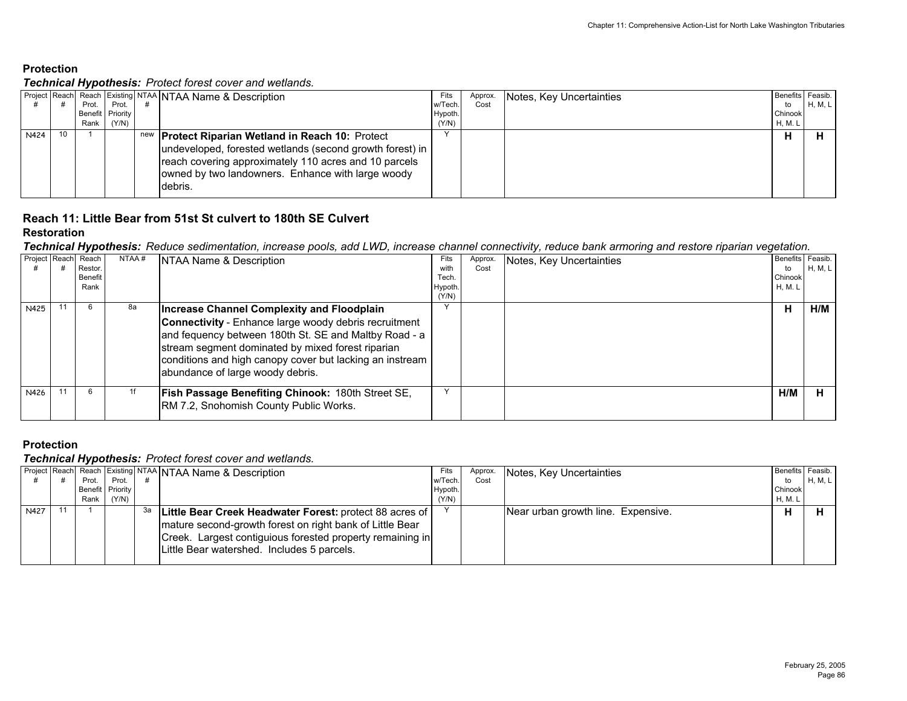**Protection**

***Technical Hypothesis:*** *Protect forest cover and wetlands.*

| Project # | Reach # | Reach Prot. Benefit Rank | Existing Prot. Priority (Y/N) | NTAA # | NTAA Name & Description | Fits w/Tech. Hypoth. (Y/N) | Approx. Cost | Notes, Key Uncertainties | Benefits to Chinook H, M. L | Feasib. H, M, L |
|---|---|---|---|---|---|---|---|---|---|---|
| N424 | 10 | 1 | | new | **Protect Riparian Wetland in Reach 10:** Protect undeveloped, forested wetlands (second growth forest) in reach covering approximately 110 acres and 10 parcels owned by two landowners. Enhance with large woody debris. | Y | | | **H** | **H** |

## Reach 11: Little Bear from 51st St culvert to 180th SE Culvert

**Restoration**

***Technical Hypothesis:*** *Reduce sedimentation, increase pools, add LWD, increase channel connectivity, reduce bank armoring and restore riparian vegetation.*

| Project # | Reach # | Reach Restor. Benefit Rank | NTAA # | NTAA Name & Description | Fits with Tech. Hypoth. (Y/N) | Approx. Cost | Notes, Key Uncertainties | Benefits to Chinook H, M. L | Feasib. H, M, L |
|---|---|---|---|---|---|---|---|---|---|
| N425 | 11 | 6 | 8a | **Increase Channel Complexity and Floodplain Connectivity** - Enhance large woody debris recruitment and fequency between 180th St. SE and Maltby Road - a stream segment dominated by mixed forest riparian conditions and high canopy cover but lacking an instream abundance of large woody debris. | Y | | | **H** | **H/M** |
| N426 | 11 | 6 | 1f | **Fish Passage Benefiting Chinook:** 180th Street SE, RM 7.2, Snohomish County Public Works. | Y | | | **H/M** | **H** |

**Protection**

***Technical Hypothesis:*** *Protect forest cover and wetlands.*

| Project # | Reach # | Reach Prot. Benefit Rank | Existing Prot. Priority (Y/N) | NTAA # | NTAA Name & Description | Fits w/Tech. Hypoth. (Y/N) | Approx. Cost | Notes, Key Uncertainties | Benefits to Chinook H, M. L | Feasib. H, M, L |
|---|---|---|---|---|---|---|---|---|---|---|
| N427 | 11 | 1 | | 3a | **Little Bear Creek Headwater Forest:** protect 88 acres of mature second-growth forest on right bank of Little Bear Creek. Largest contiguious forested property remaining in Little Bear watershed. Includes 5 parcels. | Y | | Near urban growth line. Expensive. | **H** | **H** |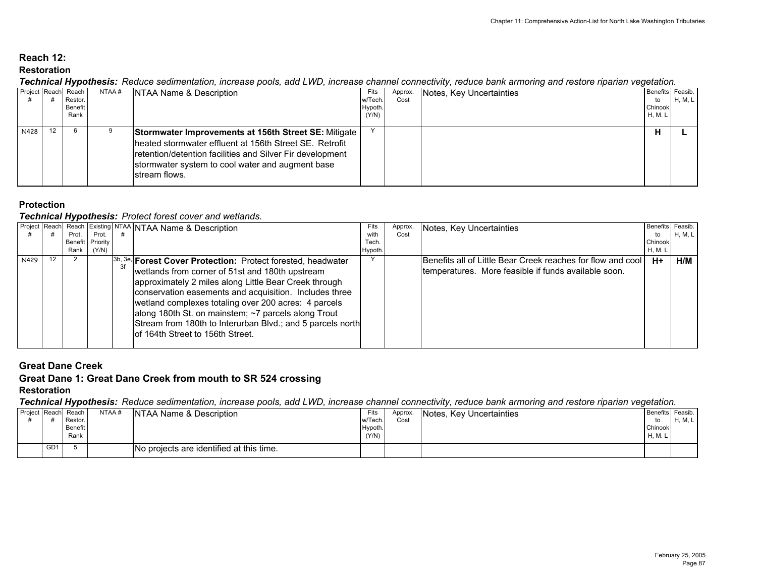## Reach 12:

### Restoration

***Technical Hypothesis:*** *Reduce sedimentation, increase pools, add LWD, increase channel connectivity, reduce bank armoring and restore riparian vegetation.*

| Project # | Reach # | Reach Restor. Benefit Rank | NTAA # | NTAA Name & Description | Fits w/Tech. Hypoth. (Y/N) | Approx. Cost | Notes, Key Uncertainties | Benefits to Chinook H, M. L | Feasib. H, M, L |
|---|---|---|---|---|---|---|---|---|---|
| N428 | 12 | 6 | 9 | **Stormwater Improvements at 156th Street SE:** Mitigate heated stormwater effluent at 156th Street SE. Retrofit retention/detention facilities and Silver Fir development stormwater system to cool water and augment base stream flows. | Y | | | **H** | **L** |

### Protection

***Technical Hypothesis:*** *Protect forest cover and wetlands.*

| Project # | Reach # | Reach Prot. Benefit Rank | Existing Prot. Priority (Y/N) | NTAA # | NTAA Name & Description | Fits with Tech. Hypoth. | Approx. Cost | Notes, Key Uncertainties | Benefits to Chinook H, M. L | Feasib. H, M, L |
|---|---|---|---|---|---|---|---|---|---|---|
| N429 | 12 | 2 | | 3b, 3e, 3f | **Forest Cover Protection:** Protect forested, headwater wetlands from corner of 51st and 180th upstream approximately 2 miles along Little Bear Creek through conservation easements and acquisition. Includes three wetland complexes totaling over 200 acres: 4 parcels along 180th St. on mainstem; ~7 parcels along Trout Stream from 180th to Interurban Blvd.; and 5 parcels north of 164th Street to 156th Street. | Y | | Benefits all of Little Bear Creek reaches for flow and cool temperatures. More feasible if funds available soon. | **H+** | **H/M** |

## Great Dane Creek

### Great Dane 1: Great Dane Creek from mouth to SR 524 crossing

### Restoration

***Technical Hypothesis:*** *Reduce sedimentation, increase pools, add LWD, increase channel connectivity, reduce bank armoring and restore riparian vegetation.*

| Project # | Reach # | Reach Restor. Benefit Rank | NTAA # | NTAA Name & Description | Fits w/Tech. Hypoth. (Y/N) | Approx. Cost | Notes, Key Uncertainties | Benefits to Chinook H, M. L | Feasib. H, M, L |
|---|---|---|---|---|---|---|---|---|---|
| | GD1 | 5 | | No projects are identified at this time. | | | | | |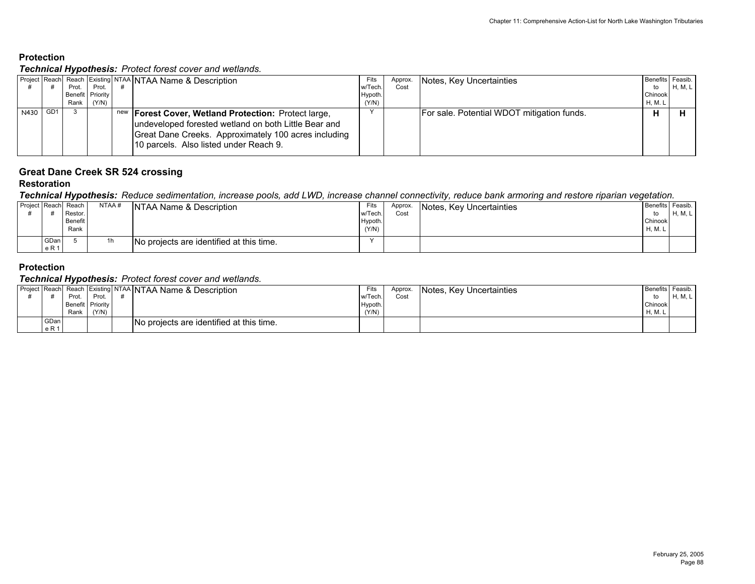## Protection

***Technical Hypothesis:*** *Protect forest cover and wetlands.*

| Project # | Reach # | Reach Prot. Benefit Rank | Existing Prot. Priority (Y/N) | NTAA # | NTAA Name & Description | Fits w/Tech. Hypoth. (Y/N) | Approx. Cost | Notes, Key Uncertainties | Benefits to Chinook H, M. L | Feasib. H, M, L |
|---|---|---|---|---|---|---|---|---|---|---|
| N430 | GD1 | 3 | | new | **Forest Cover, Wetland Protection:** Protect large, undeveloped forested wetland on both Little Bear and Great Dane Creeks. Approximately 100 acres including 10 parcels. Also listed under Reach 9. | Y | | For sale. Potential WDOT mitigation funds. | **H** | **H** |

## Great Dane Creek SR 524 crossing

### Restoration

***Technical Hypothesis:*** *Reduce sedimentation, increase pools, add LWD, increase channel connectivity, reduce bank armoring and restore riparian vegetation.*

| Project # | Reach # | Reach Restor. Benefit Rank | NTAA # | NTAA Name & Description | Fits w/Tech. Hypoth. (Y/N) | Approx. Cost | Notes, Key Uncertainties | Benefits to Chinook H, M. L | Feasib. H, M, L |
|---|---|---|---|---|---|---|---|---|---|
| | GDane R 1 | 5 | 1h | No projects are identified at this time. | Y | | | | |

### Protection

***Technical Hypothesis:*** *Protect forest cover and wetlands.*

| Project # | Reach # | Reach Prot. Benefit Rank | Existing Prot. Priority (Y/N) | NTAA # | NTAA Name & Description | Fits w/Tech. Hypoth. (Y/N) | Approx. Cost | Notes, Key Uncertainties | Benefits to Chinook H, M. L | Feasib. H, M, L |
|---|---|---|---|---|---|---|---|---|---|---|
| | GDane R 1 | | | | No projects are identified at this time. | | | | | |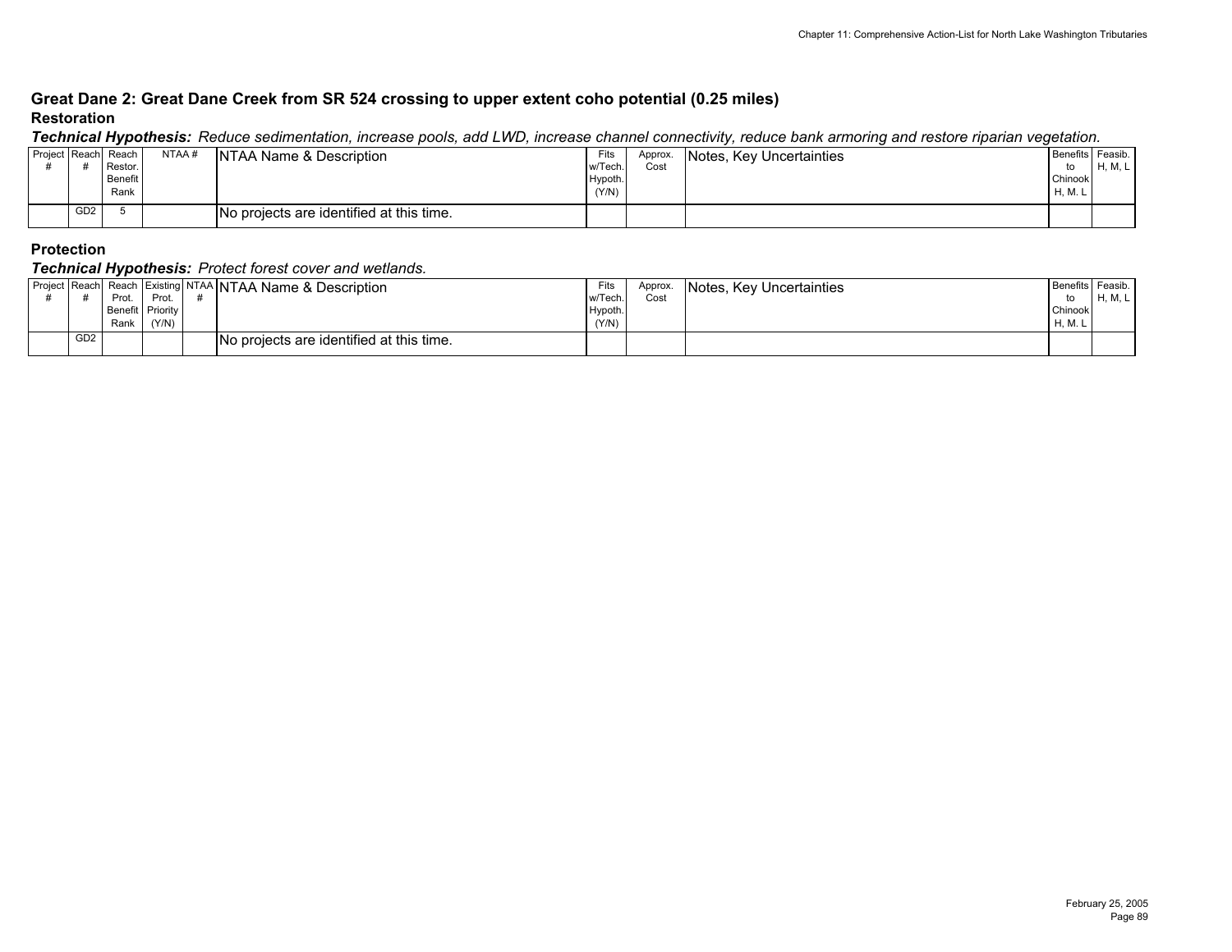## Great Dane 2: Great Dane Creek from SR 524 crossing to upper extent coho potential (0.25 miles)

### Restoration

***Technical Hypothesis:*** *Reduce sedimentation, increase pools, add LWD, increase channel connectivity, reduce bank armoring and restore riparian vegetation.*

| Project # | Reach # | Reach Restor. Benefit Rank | NTAA # | NTAA Name & Description | Fits w/Tech. Hypoth. (Y/N) | Approx. Cost | Notes, Key Uncertainties | Benefits to Chinook H, M. L | Feasib. H, M, L |
|---|---|---|---|---|---|---|---|---|---|
| | GD2 | 5 | | No projects are identified at this time. | | | | | |

### Protection

***Technical Hypothesis:*** *Protect forest cover and wetlands.*

| Project # | Reach # | Reach Prot. Benefit Rank | Existing Prot. Priority (Y/N) | NTAA # | NTAA Name & Description | Fits w/Tech. Hypoth. (Y/N) | Approx. Cost | Notes, Key Uncertainties | Benefits to Chinook H, M. L | Feasib. H, M, L |
|---|---|---|---|---|---|---|---|---|---|---|
| | GD2 | | | | No projects are identified at this time. | | | | | |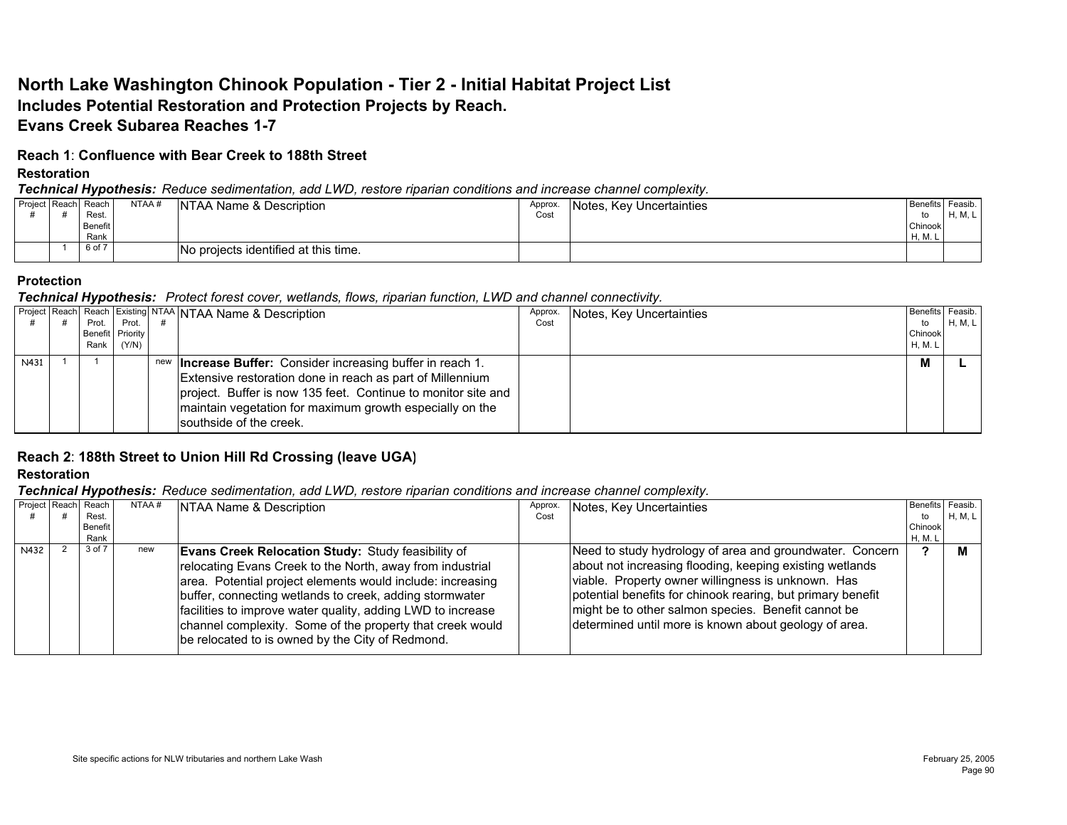# North Lake Washington Chinook Population - Tier 2 - Initial Habitat Project List

## Includes Potential Restoration and Protection Projects by Reach.

## Evans Creek Subarea Reaches 1-7

### Reach 1: Confluence with Bear Creek to 188th Street

#### Restoration

***Technical Hypothesis:*** *Reduce sedimentation, add LWD, restore riparian conditions and increase channel complexity.*

| Project # | Reach # | Reach Rest. Benefit Rank | NTAA # | NTAA Name & Description | Approx. Cost | Notes, Key Uncertainties | Benefits to Chinook H, M, L | Feasib. H, M, L |
|---|---|---|---|---|---|---|---|---|
| | 1 | 6 of 7 | | No projects identified at this time. | | | | |

#### Protection

***Technical Hypothesis:*** *Protect forest cover, wetlands, flows, riparian function, LWD and channel connectivity.*

| Project # | Reach # | Reach Prot. Benefit Rank | Existing Prot. Priority (Y/N) | NTAA # | NTAA Name & Description | Approx. Cost | Notes, Key Uncertainties | Benefits to Chinook H, M, L | Feasib. H, M, L |
|---|---|---|---|---|---|---|---|---|---|
| N431 | 1 | 1 | | new | **Increase Buffer:** Consider increasing buffer in reach 1. Extensive restoration done in reach as part of Millennium project. Buffer is now 135 feet. Continue to monitor site and maintain vegetation for maximum growth especially on the southside of the creek. | | | **M** | **L** |

### Reach 2: 188th Street to Union Hill Rd Crossing (leave UGA)

#### Restoration

***Technical Hypothesis:*** *Reduce sedimentation, add LWD, restore riparian conditions and increase channel complexity.*

| Project # | Reach # | Reach Rest. Benefit Rank | NTAA # | NTAA Name & Description | Approx. Cost | Notes, Key Uncertainties | Benefits to Chinook H, M, L | Feasib. H, M, L |
|---|---|---|---|---|---|---|---|---|
| N432 | 2 | 3 of 7 | new | **Evans Creek Relocation Study:** Study feasibility of relocating Evans Creek to the North, away from industrial area. Potential project elements would include: increasing buffer, connecting wetlands to creek, adding stormwater facilities to improve water quality, adding LWD to increase channel complexity. Some of the property that creek would be relocated to is owned by the City of Redmond. | | Need to study hydrology of area and groundwater. Concern about not increasing flooding, keeping existing wetlands viable. Property owner willingness is unknown. Has potential benefits for chinook rearing, but primary benefit might be to other salmon species. Benefit cannot be determined until more is known about geology of area. | **?** | **M** |

Site specific actions for NLW tributaries and northern Lake Wash

February 25, 2005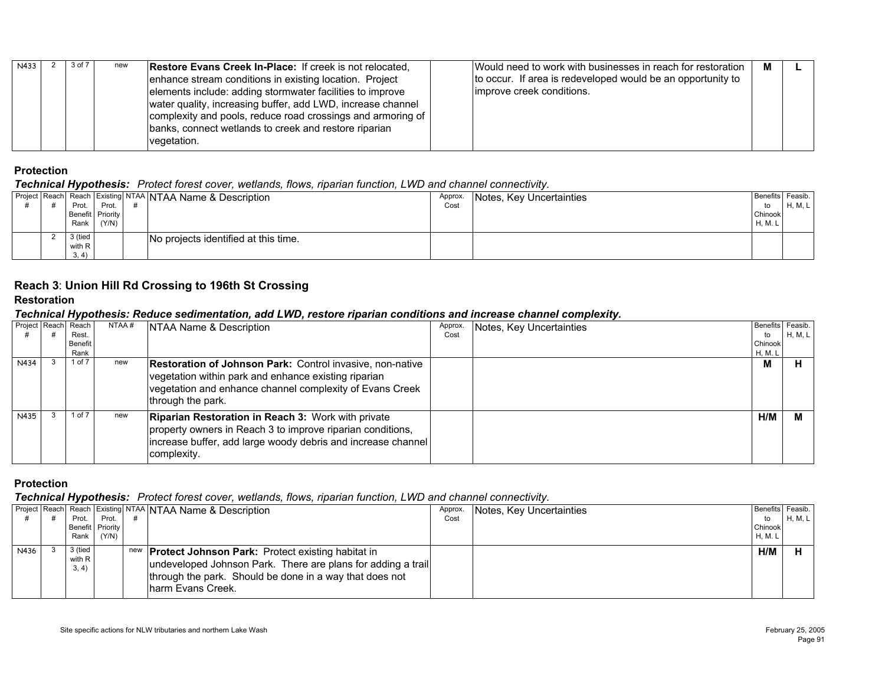| N433 | 2 | 3 of 7 | new | **Restore Evans Creek In-Place:** If creek is not relocated, enhance stream conditions in existing location. Project elements include: adding stormwater facilities to improve water quality, increasing buffer, add LWD, increase channel complexity and pools, reduce road crossings and armoring of banks, connect wetlands to creek and restore riparian vegetation. | | Would need to work with businesses in reach for restoration to occur. If area is redeveloped would be an opportunity to improve creek conditions. | **M** | **L** |
|---|---|---|---|---|---|---|---|---|

**Protection**

***Technical Hypothesis:*** *Protect forest cover, wetlands, flows, riparian function, LWD and channel connectivity.*

| Project # | Reach # | Reach Prot. Benefit Rank | Existing Prot. Priority (Y/N) | NTAA # | NTAA Name & Description | Approx. Cost | Notes, Key Uncertainties | Benefits to Chinook H, M, L | Feasib. H, M, L |
|---|---|---|---|---|---|---|---|---|---|
| | 2 | 3 (tied with R 3, 4) | | | No projects identified at this time. | | | | |

## Reach 3: Union Hill Rd Crossing to 196th St Crossing

**Restoration**

***Technical Hypothesis: Reduce sedimentation, add LWD, restore riparian conditions and increase channel complexity.***

| Project # | Reach # | Reach Rest. Benefit Rank | NTAA # | NTAA Name & Description | Approx. Cost | Notes, Key Uncertainties | Benefits to Chinook H, M, L | Feasib. H, M, L |
|---|---|---|---|---|---|---|---|---|
| N434 | 3 | 1 of 7 | new | **Restoration of Johnson Park:** Control invasive, non-native vegetation within park and enhance existing riparian vegetation and enhance channel complexity of Evans Creek through the park. | | | **M** | **H** |
| N435 | 3 | 1 of 7 | new | **Riparian Restoration in Reach 3:** Work with private property owners in Reach 3 to improve riparian conditions, increase buffer, add large woody debris and increase channel complexity. | | | **H/M** | **M** |

**Protection**

***Technical Hypothesis:*** *Protect forest cover, wetlands, flows, riparian function, LWD and channel connectivity.*

| Project # | Reach # | Reach Prot. Benefit Rank | Existing Prot. Priority (Y/N) | NTAA # | NTAA Name & Description | Approx. Cost | Notes, Key Uncertainties | Benefits to Chinook H, M, L | Feasib. H, M, L |
|---|---|---|---|---|---|---|---|---|---|
| N436 | 3 | 3 (tied with R 3, 4) | | new | **Protect Johnson Park:** Protect existing habitat in undeveloped Johnson Park. There are plans for adding a trail through the park. Should be done in a way that does not harm Evans Creek. | | | **H/M** | **H** |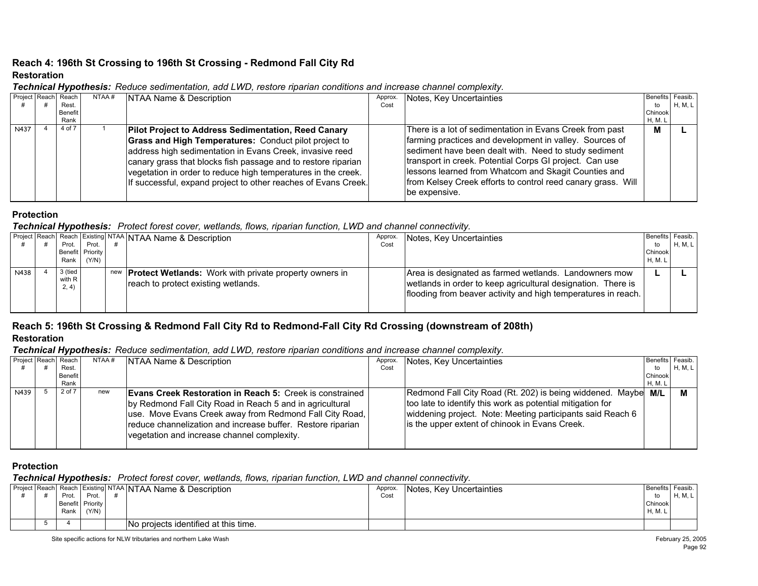## Reach 4: 196th St Crossing to 196th St Crossing - Redmond Fall City Rd

### Restoration

***Technical Hypothesis:*** *Reduce sedimentation, add LWD, restore riparian conditions and increase channel complexity.*

| Project # | Reach # | Reach Rest. Benefit Rank | NTAA # | NTAA Name & Description | Approx. Cost | Notes, Key Uncertainties | Benefits to Chinook H, M, L | Feasib. H, M, L |
|---|---|---|---|---|---|---|---|---|
| N437 | 4 | 4 of 7 | 1 | **Pilot Project to Address Sedimentation, Reed Canary Grass and High Temperatures:** Conduct pilot project to address high sedimentation in Evans Creek, invasive reed canary grass that blocks fish passage and to restore riparian vegetation in order to reduce high temperatures in the creek. If successful, expand project to other reaches of Evans Creek. | | There is a lot of sedimentation in Evans Creek from past farming practices and development in valley. Sources of sediment have been dealt with. Need to study sediment transport in creek. Potential Corps GI project. Can use lessons learned from Whatcom and Skagit Counties and from Kelsey Creek efforts to control reed canary grass. Will be expensive. | **M** | **L** |

### Protection

***Technical Hypothesis:*** *Protect forest cover, wetlands, flows, riparian function, LWD and channel connectivity.*

| Project # | Reach # | Reach Prot. Benefit Rank | Existing Prot. Priority (Y/N) | NTAA # | NTAA Name & Description | Approx. Cost | Notes, Key Uncertainties | Benefits to Chinook H, M, L | Feasib. H, M, L |
|---|---|---|---|---|---|---|---|---|---|
| N438 | 4 | 3 (tied with R 2, 4) | | new | **Protect Wetlands:** Work with private property owners in reach to protect existing wetlands. | | Area is designated as farmed wetlands. Landowners mow wetlands in order to keep agricultural designation. There is flooding from beaver activity and high temperatures in reach. | **L** | **L** |

## Reach 5: 196th St Crossing & Redmond Fall City Rd to Redmond-Fall City Rd Crossing (downstream of 208th)

### Restoration

***Technical Hypothesis:*** *Reduce sedimentation, add LWD, restore riparian conditions and increase channel complexity.*

| Project # | Reach # | Reach Rest. Benefit Rank | NTAA # | NTAA Name & Description | Approx. Cost | Notes, Key Uncertainties | Benefits to Chinook H, M, L | Feasib. H, M, L |
|---|---|---|---|---|---|---|---|---|
| N439 | 5 | 2 of 7 | new | **Evans Creek Restoration in Reach 5:** Creek is constrained by Redmond Fall City Road in Reach 5 and in agricultural use. Move Evans Creek away from Redmond Fall City Road, reduce channelization and increase buffer. Restore riparian vegetation and increase channel complexity. | | Redmond Fall City Road (Rt. 202) is being widened. Maybe too late to identify this work as potential mitigation for widening project. Note: Meeting participants said Reach 6 is the upper extent of chinook in Evans Creek. | **M/L** | **M** |

### Protection

***Technical Hypothesis:*** *Protect forest cover, wetlands, flows, riparian function, LWD and channel connectivity.*

| Project # | Reach # | Reach Prot. Benefit Rank | Existing Prot. Priority (Y/N) | NTAA # | NTAA Name & Description | Approx. Cost | Notes, Key Uncertainties | Benefits to Chinook H, M, L | Feasib. H, M, L |
|---|---|---|---|---|---|---|---|---|---|
| | 5 | 4 | | | No projects identified at this time. | | | | |

Site specific actions for NLW tributaries and northern Lake Wash

February 25, 2005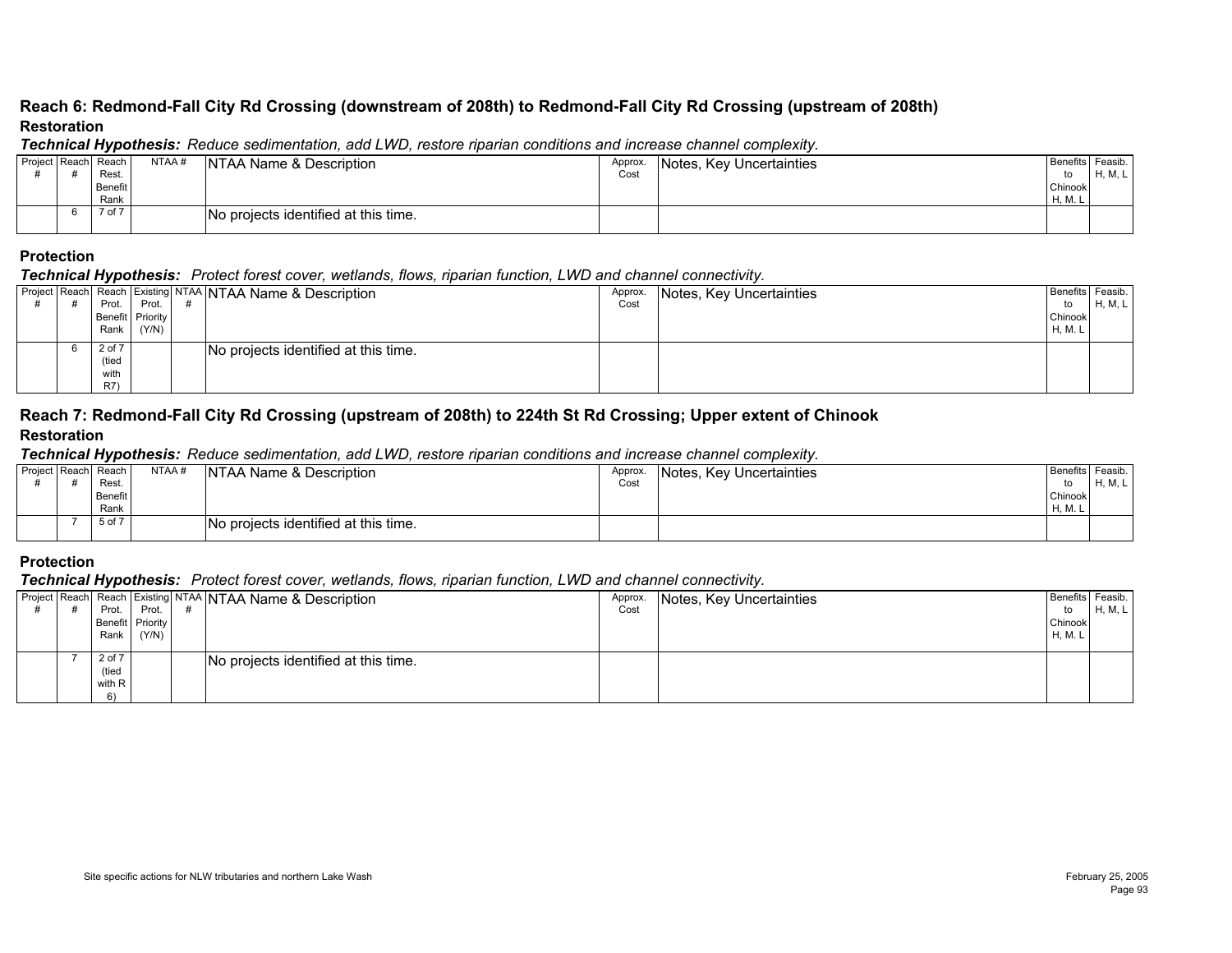## Reach 6: Redmond-Fall City Rd Crossing (downstream of 208th) to Redmond-Fall City Rd Crossing (upstream of 208th)

### Restoration

***Technical Hypothesis:*** *Reduce sedimentation, add LWD, restore riparian conditions and increase channel complexity.*

| Project # | Reach # | Reach Rest. Benefit Rank | NTAA # | NTAA Name & Description | Approx. Cost | Notes, Key Uncertainties | Benefits to Chinook H, M. L | Feasib. H, M, L |
|---|---|---|---|---|---|---|---|---|
| | 6 | 7 of 7 | | No projects identified at this time. | | | | |

### Protection

***Technical Hypothesis:*** *Protect forest cover, wetlands, flows, riparian function, LWD and channel connectivity.*

| Project # | Reach # | Reach Prot. Benefit Rank | Existing Prot. Priority (Y/N) | NTAA # | NTAA Name & Description | Approx. Cost | Notes, Key Uncertainties | Benefits to Chinook H, M. L | Feasib. H, M, L |
|---|---|---|---|---|---|---|---|---|---|
| | 6 | 2 of 7 (tied with R7) | | | No projects identified at this time. | | | | |

## Reach 7: Redmond-Fall City Rd Crossing (upstream of 208th) to 224th St Rd Crossing; Upper extent of Chinook

### Restoration

***Technical Hypothesis:*** *Reduce sedimentation, add LWD, restore riparian conditions and increase channel complexity.*

| Project # | Reach # | Reach Rest. Benefit Rank | NTAA # | NTAA Name & Description | Approx. Cost | Notes, Key Uncertainties | Benefits to Chinook H, M. L | Feasib. H, M, L |
|---|---|---|---|---|---|---|---|---|
| | 7 | 5 of 7 | | No projects identified at this time. | | | | |

### Protection

***Technical Hypothesis:*** *Protect forest cover, wetlands, flows, riparian function, LWD and channel connectivity.*

| Project # | Reach # | Reach Prot. Benefit Rank | Existing Prot. Priority (Y/N) | NTAA # | NTAA Name & Description | Approx. Cost | Notes, Key Uncertainties | Benefits to Chinook H, M. L | Feasib. H, M, L |
|---|---|---|---|---|---|---|---|---|---|
| | 7 | 2 of 7 (tied with R 6) | | | No projects identified at this time. | | | | |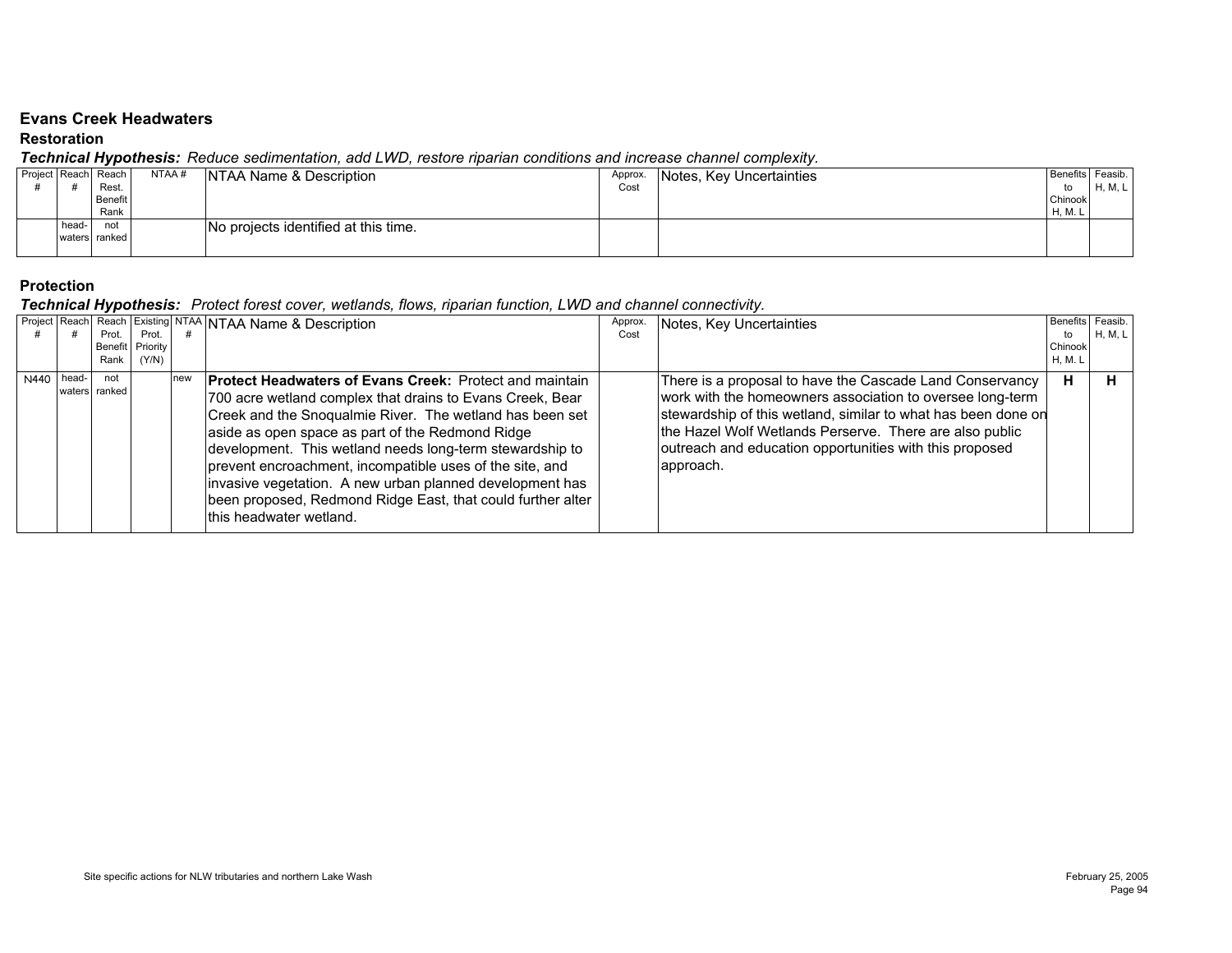## Evans Creek Headwaters

### Restoration

***Technical Hypothesis:*** *Reduce sedimentation, add LWD, restore riparian conditions and increase channel complexity.*

| Project # | Reach # | Reach Rest. Benefit Rank | NTAA # | NTAA Name & Description | Approx. Cost | Notes, Key Uncertainties | Benefits to Chinook H, M. L | Feasib. H, M, L |
|---|---|---|---|---|---|---|---|---|
| | head-waters | not ranked | | No projects identified at this time. | | | | |

### Protection

***Technical Hypothesis:*** *Protect forest cover, wetlands, flows, riparian function, LWD and channel connectivity.*

| Project # | Reach # | Reach Prot. Benefit Rank | Existing Prot. Priority (Y/N) | NTAA # | NTAA Name & Description | Approx. Cost | Notes, Key Uncertainties | Benefits to Chinook H, M. L | Feasib. H, M, L |
|---|---|---|---|---|---|---|---|---|---|
| N440 | head-waters | not ranked | | new | **Protect Headwaters of Evans Creek:** Protect and maintain 700 acre wetland complex that drains to Evans Creek, Bear Creek and the Snoqualmie River. The wetland has been set aside as open space as part of the Redmond Ridge development. This wetland needs long-term stewardship to prevent encroachment, incompatible uses of the site, and invasive vegetation. A new urban planned development has been proposed, Redmond Ridge East, that could further alter this headwater wetland. | | There is a proposal to have the Cascade Land Conservancy work with the homeowners association to oversee long-term stewardship of this wetland, similar to what has been done on the Hazel Wolf Wetlands Perserve. There are also public outreach and education opportunities with this proposed approach. | **H** | **H** |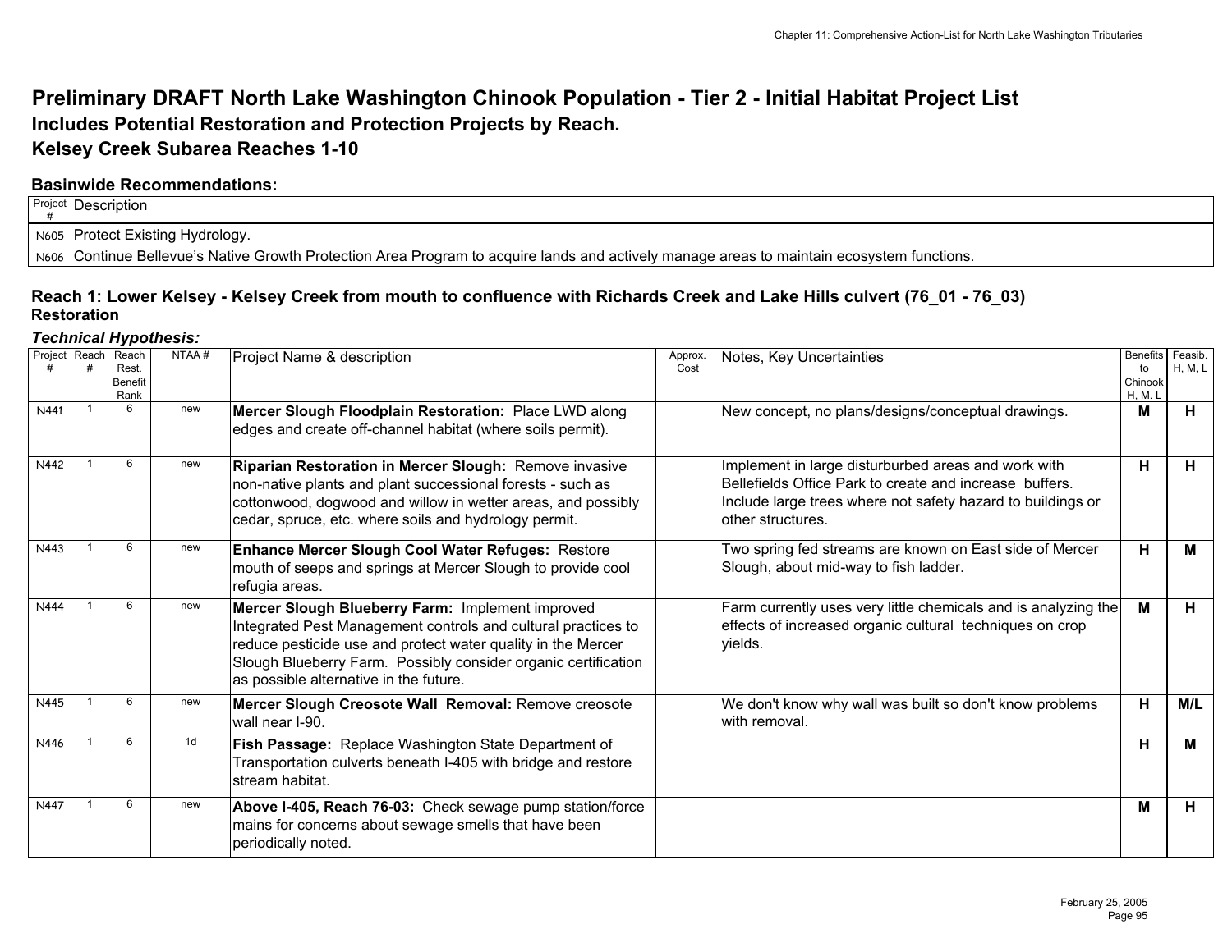# Preliminary DRAFT North Lake Washington Chinook Population - Tier 2 - Initial Habitat Project List

## Includes Potential Restoration and Protection Projects by Reach.

## Kelsey Creek Subarea Reaches 1-10

### Basinwide Recommendations:

| Project # | Description |
|---|---|
| N605 | Protect Existing Hydrology. |
| N606 | Continue Bellevue's Native Growth Protection Area Program to acquire lands and actively manage areas to maintain ecosystem functions. |

### Reach 1: Lower Kelsey - Kelsey Creek from mouth to confluence with Richards Creek and Lake Hills culvert (76_01 - 76_03)

**Restoration**

***Technical Hypothesis:***

| Project # | Reach # | Reach Rest. Benefit Rank | NTAA # | Project Name & description | Approx. Cost | Notes, Key Uncertainties | Benefits to Chinook H, M. L | Feasib. H, M, L |
|---|---|---|---|---|---|---|---|---|
| N441 | 1 | 6 | new | **Mercer Slough Floodplain Restoration:** Place LWD along edges and create off-channel habitat (where soils permit). | | New concept, no plans/designs/conceptual drawings. | **M** | **H** |
| N442 | 1 | 6 | new | **Riparian Restoration in Mercer Slough:** Remove invasive non-native plants and plant successional forests - such as cottonwood, dogwood and willow in wetter areas, and possibly cedar, spruce, etc. where soils and hydrology permit. | | Implement in large disturburbed areas and work with Bellefields Office Park to create and increase buffers. Include large trees where not safety hazard to buildings or other structures. | **H** | **H** |
| N443 | 1 | 6 | new | **Enhance Mercer Slough Cool Water Refuges:** Restore mouth of seeps and springs at Mercer Slough to provide cool refugia areas. | | Two spring fed streams are known on East side of Mercer Slough, about mid-way to fish ladder. | **H** | **M** |
| N444 | 1 | 6 | new | **Mercer Slough Blueberry Farm:** Implement improved Integrated Pest Management controls and cultural practices to reduce pesticide use and protect water quality in the Mercer Slough Blueberry Farm. Possibly consider organic certification as possible alternative in the future. | | Farm currently uses very little chemicals and is analyzing the effects of increased organic cultural techniques on crop yields. | **M** | **H** |
| N445 | 1 | 6 | new | **Mercer Slough Creosote Wall Removal:** Remove creosote wall near I-90. | | We don't know why wall was built so don't know problems with removal. | **H** | **M/L** |
| N446 | 1 | 6 | 1d | **Fish Passage:** Replace Washington State Department of Transportation culverts beneath I-405 with bridge and restore stream habitat. | | | **H** | **M** |
| N447 | 1 | 6 | new | **Above I-405, Reach 76-03:** Check sewage pump station/force mains for concerns about sewage smells that have been periodically noted. | | | **M** | **H** |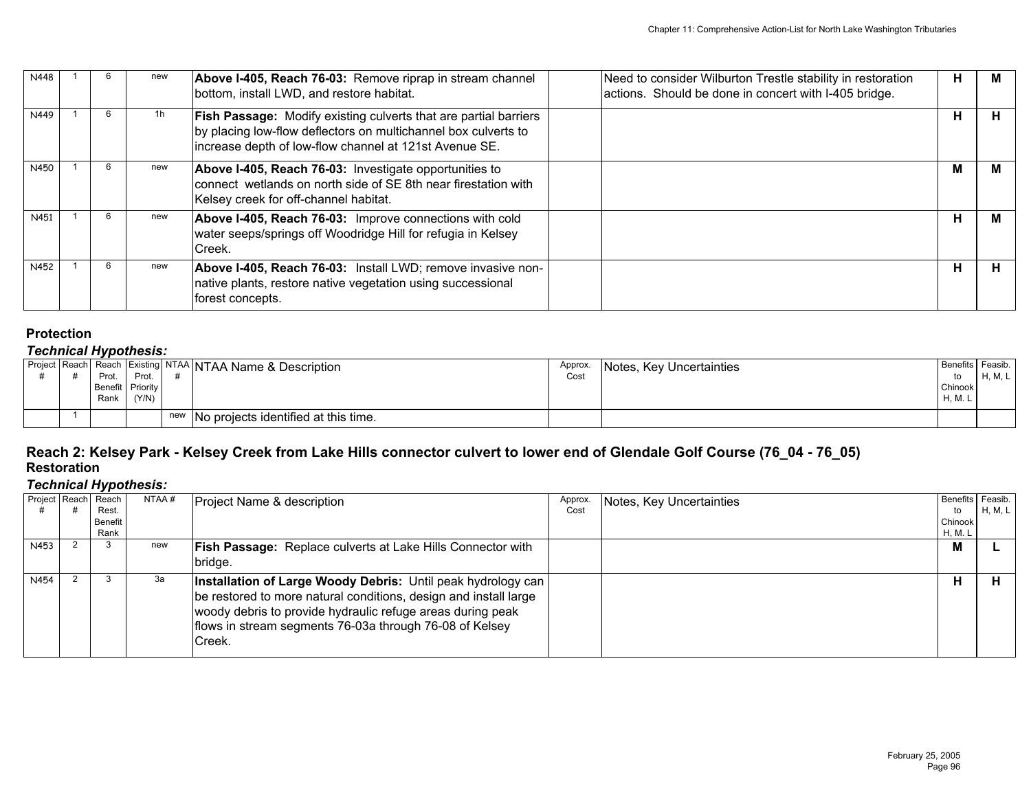| | | | | | | | | |
|---|---|---|---|---|---|---|---|---|
| N448 | 1 | 6 | new | **Above I-405, Reach 76-03:** Remove riprap in stream channel bottom, install LWD, and restore habitat. | | Need to consider Wilburton Trestle stability in restoration actions. Should be done in concert with I-405 bridge. | H | M |
| N449 | 1 | 6 | 1h | **Fish Passage:** Modify existing culverts that are partial barriers by placing low-flow deflectors on multichannel box culverts to increase depth of low-flow channel at 121st Avenue SE. | | | H | H |
| N450 | 1 | 6 | new | **Above I-405, Reach 76-03:** Investigate opportunities to connect wetlands on north side of SE 8th near firestation with Kelsey creek for off-channel habitat. | | | M | M |
| N451 | 1 | 6 | new | **Above I-405, Reach 76-03:** Improve connections with cold water seeps/springs off Woodridge Hill for refugia in Kelsey Creek. | | | H | M |
| N452 | 1 | 6 | new | **Above I-405, Reach 76-03:** Install LWD; remove invasive non-native plants, restore native vegetation using successional forest concepts. | | | H | H |

**Protection**

***Technical Hypothesis:***

| Project # | Reach # | Reach Prot. Benefit Rank | Existing Prot. Priority (Y/N) | NTAA # | NTAA Name & Description | Approx. Cost | Notes, Key Uncertainties | Benefits to Chinook H, M, L | Feasib. H, M, L |
|---|---|---|---|---|---|---|---|---|---|
| | 1 | | | new | No projects identified at this time. | | | | |

## Reach 2: Kelsey Park - Kelsey Creek from Lake Hills connector culvert to lower end of Glendale Golf Course (76_04 - 76_05)

**Restoration**

***Technical Hypothesis:***

| Project # | Reach # | Reach Rest. Benefit Rank | NTAA # | Project Name & description | Approx. Cost | Notes, Key Uncertainties | Benefits to Chinook H, M, L | Feasib. H, M, L |
|---|---|---|---|---|---|---|---|---|
| N453 | 2 | 3 | new | **Fish Passage:** Replace culverts at Lake Hills Connector with bridge. | | | M | L |
| N454 | 2 | 3 | 3a | **Installation of Large Woody Debris:** Until peak hydrology can be restored to more natural conditions, design and install large woody debris to provide hydraulic refuge areas during peak flows in stream segments 76-03a through 76-08 of Kelsey Creek. | | | H | H |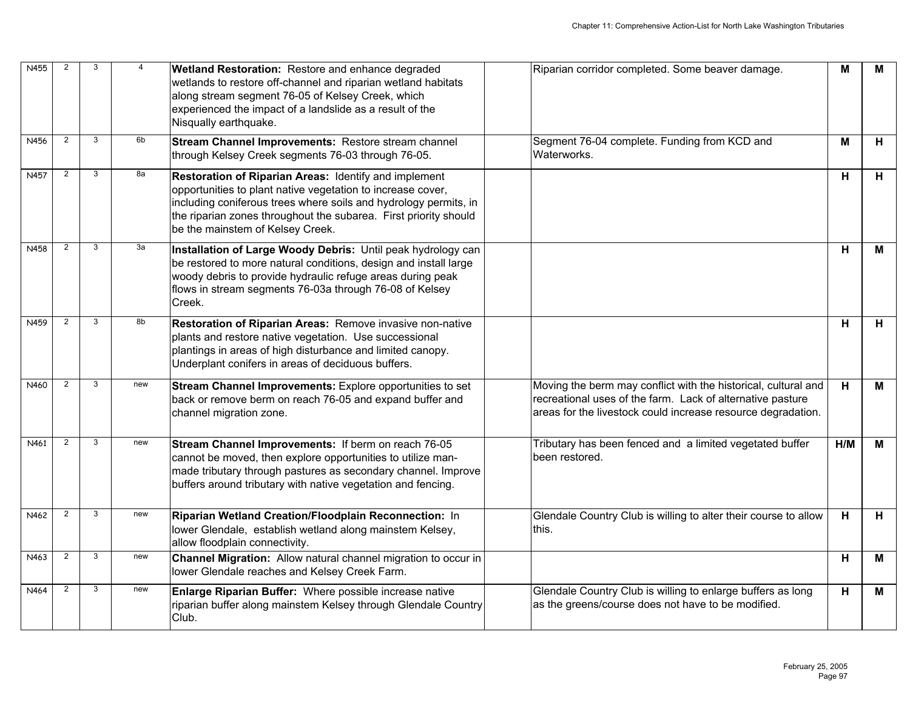| | | | | | | | | |
|---|---|---|---|---|---|---|---|---|
| N455 | 2 | 3 | 4 | **Wetland Restoration:** Restore and enhance degraded wetlands to restore off-channel and riparian wetland habitats along stream segment 76-05 of Kelsey Creek, which experienced the impact of a landslide as a result of the Nisqually earthquake. | | Riparian corridor completed. Some beaver damage. | **M** | **M** |
| N456 | 2 | 3 | 6b | **Stream Channel Improvements:** Restore stream channel through Kelsey Creek segments 76-03 through 76-05. | | Segment 76-04 complete. Funding from KCD and Waterworks. | **M** | **H** |
| N457 | 2 | 3 | 8a | **Restoration of Riparian Areas:** Identify and implement opportunities to plant native vegetation to increase cover, including coniferous trees where soils and hydrology permits, in the riparian zones throughout the subarea. First priority should be the mainstem of Kelsey Creek. | | | **H** | **H** |
| N458 | 2 | 3 | 3a | **Installation of Large Woody Debris:** Until peak hydrology can be restored to more natural conditions, design and install large woody debris to provide hydraulic refuge areas during peak flows in stream segments 76-03a through 76-08 of Kelsey Creek. | | | **H** | **M** |
| N459 | 2 | 3 | 8b | **Restoration of Riparian Areas:** Remove invasive non-native plants and restore native vegetation. Use successional plantings in areas of high disturbance and limited canopy. Underplant conifers in areas of deciduous buffers. | | | **H** | **H** |
| N460 | 2 | 3 | new | **Stream Channel Improvements:** Explore opportunities to set back or remove berm on reach 76-05 and expand buffer and channel migration zone. | | Moving the berm may conflict with the historical, cultural and recreational uses of the farm. Lack of alternative pasture areas for the livestock could increase resource degradation. | **H** | **M** |
| N461 | 2 | 3 | new | **Stream Channel Improvements:** If berm on reach 76-05 cannot be moved, then explore opportunities to utilize man-made tributary through pastures as secondary channel. Improve buffers around tributary with native vegetation and fencing. | | Tributary has been fenced and a limited vegetated buffer been restored. | **H/M** | **M** |
| N462 | 2 | 3 | new | **Riparian Wetland Creation/Floodplain Reconnection:** In lower Glendale, establish wetland along mainstem Kelsey, allow floodplain connectivity. | | Glendale Country Club is willing to alter their course to allow this. | **H** | **H** |
| N463 | 2 | 3 | new | **Channel Migration:** Allow natural channel migration to occur in lower Glendale reaches and Kelsey Creek Farm. | | | **H** | **M** |
| N464 | 2 | 3 | new | **Enlarge Riparian Buffer:** Where possible increase native riparian buffer along mainstem Kelsey through Glendale Country Club. | | Glendale Country Club is willing to enlarge buffers as long as the greens/course does not have to be modified. | **H** | **M** |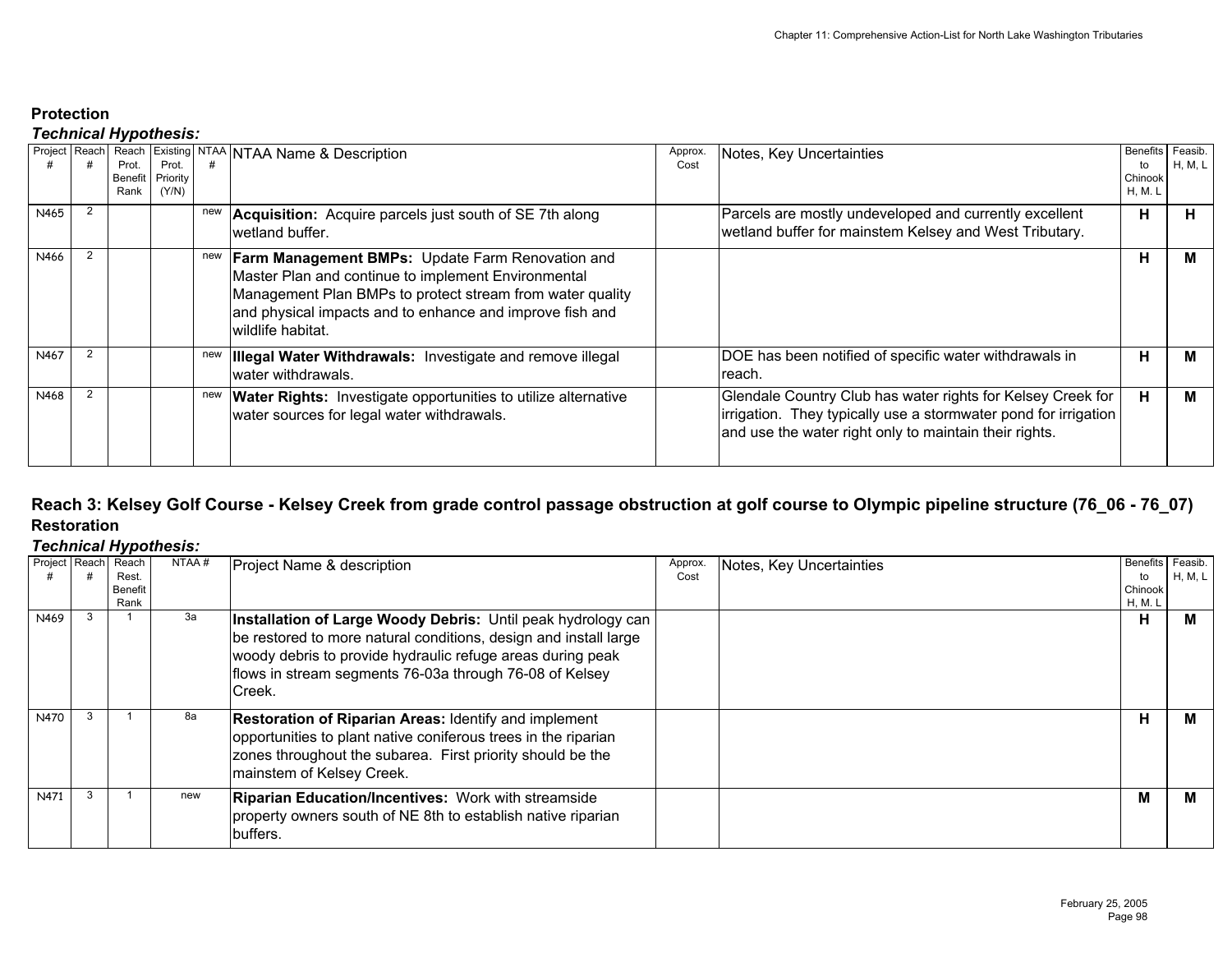### Protection

***Technical Hypothesis:***

| Project # | Reach # | Reach Prot. Benefit Rank | Existing Prot. Priority (Y/N) | NTAA # | NTAA Name & Description | Approx. Cost | Notes, Key Uncertainties | Benefits to Chinook H, M. L | Feasib. H, M, L |
|---|---|---|---|---|---|---|---|---|---|
| N465 | 2 | | | new | **Acquisition:** Acquire parcels just south of SE 7th along wetland buffer. | | Parcels are mostly undeveloped and currently excellent wetland buffer for mainstem Kelsey and West Tributary. | **H** | **H** |
| N466 | 2 | | | new | **Farm Management BMPs:** Update Farm Renovation and Master Plan and continue to implement Environmental Management Plan BMPs to protect stream from water quality and physical impacts and to enhance and improve fish and wildlife habitat. | | | **H** | **M** |
| N467 | 2 | | | new | **Illegal Water Withdrawals:** Investigate and remove illegal water withdrawals. | | DOE has been notified of specific water withdrawals in reach. | **H** | **M** |
| N468 | 2 | | | new | **Water Rights:** Investigate opportunities to utilize alternative water sources for legal water withdrawals. | | Glendale Country Club has water rights for Kelsey Creek for irrigation. They typically use a stormwater pond for irrigation and use the water right only to maintain their rights. | **H** | **M** |

## Reach 3: Kelsey Golf Course - Kelsey Creek from grade control passage obstruction at golf course to Olympic pipeline structure (76_06 - 76_07)

### Restoration

***Technical Hypothesis:***

| Project # | Reach # | Reach Rest. Benefit Rank | NTAA # | Project Name & description | Approx. Cost | Notes, Key Uncertainties | Benefits to Chinook H, M. L | Feasib. H, M, L |
|---|---|---|---|---|---|---|---|---|
| N469 | 3 | 1 | 3a | **Installation of Large Woody Debris:** Until peak hydrology can be restored to more natural conditions, design and install large woody debris to provide hydraulic refuge areas during peak flows in stream segments 76-03a through 76-08 of Kelsey Creek. | | | **H** | **M** |
| N470 | 3 | 1 | 8a | **Restoration of Riparian Areas:** Identify and implement opportunities to plant native coniferous trees in the riparian zones throughout the subarea. First priority should be the mainstem of Kelsey Creek. | | | **H** | **M** |
| N471 | 3 | 1 | new | **Riparian Education/Incentives:** Work with streamside property owners south of NE 8th to establish native riparian buffers. | | | **M** | **M** |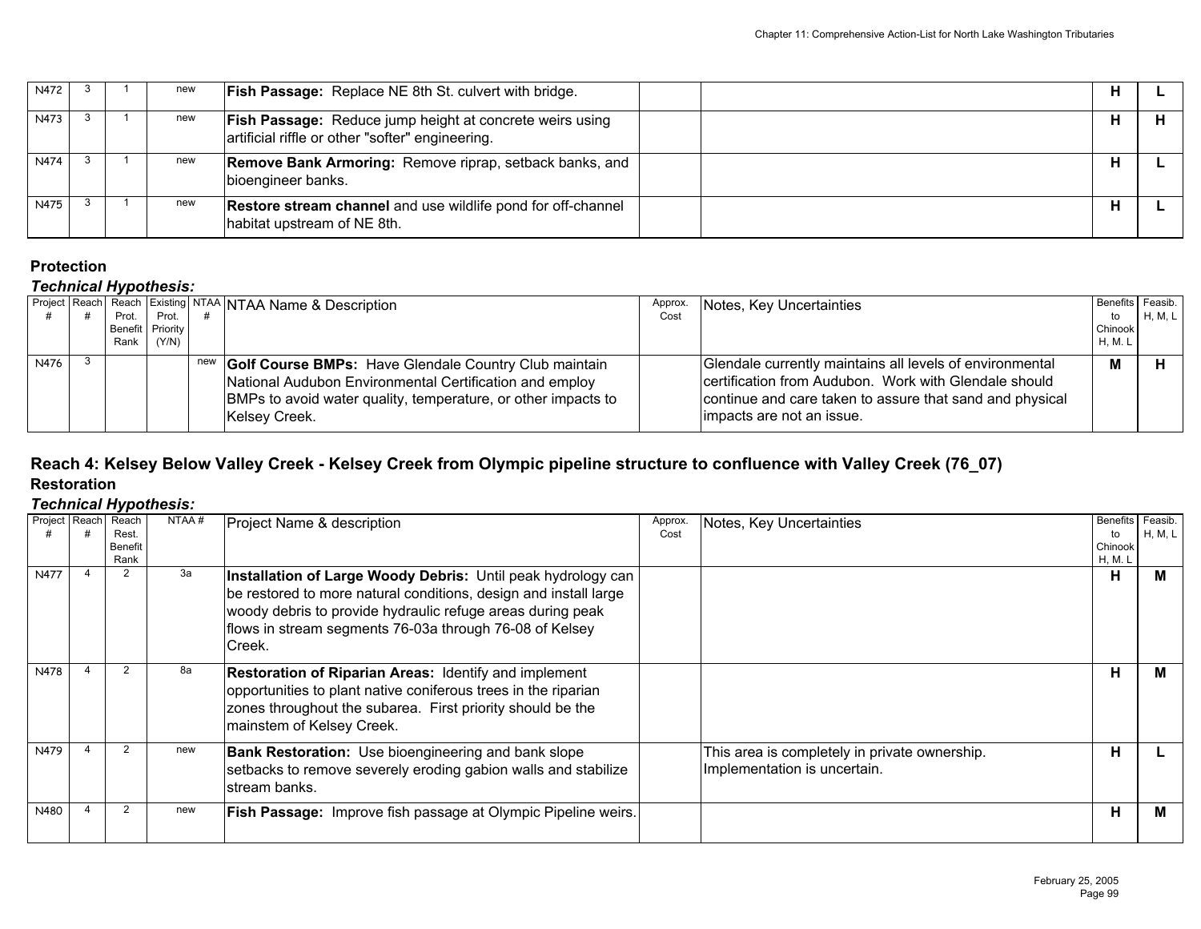| | | | | | | | | |
|---|---|---|---|---|---|---|---|---|
| N472 | 3 | 1 | new | **Fish Passage:** Replace NE 8th St. culvert with bridge. | | | **H** | **L** |
| N473 | 3 | 1 | new | **Fish Passage:** Reduce jump height at concrete weirs using artificial riffle or other "softer" engineering. | | | **H** | **H** |
| N474 | 3 | 1 | new | **Remove Bank Armoring:** Remove riprap, setback banks, and bioengineer banks. | | | **H** | **L** |
| N475 | 3 | 1 | new | **Restore stream channel** and use wildlife pond for off-channel habitat upstream of NE 8th. | | | **H** | **L** |

**Protection**

***Technical Hypothesis:***

| Project # | Reach # | Reach Prot. Benefit Rank | Existing Prot. Priority (Y/N) | NTAA # | NTAA Name & Description | Approx. Cost | Notes, Key Uncertainties | Benefits to Chinook H, M, L | Feasib. H, M, L |
|---|---|---|---|---|---|---|---|---|---|
| N476 | 3 | | | new | **Golf Course BMPs:** Have Glendale Country Club maintain National Audubon Environmental Certification and employ BMPs to avoid water quality, temperature, or other impacts to Kelsey Creek. | | Glendale currently maintains all levels of environmental certification from Audubon. Work with Glendale should continue and care taken to assure that sand and physical impacts are not an issue. | **M** | **H** |

## Reach 4: Kelsey Below Valley Creek - Kelsey Creek from Olympic pipeline structure to confluence with Valley Creek (76_07)

**Restoration**

***Technical Hypothesis:***

| Project # | Reach # | Reach Rest. Benefit Rank | NTAA # | Project Name & description | Approx. Cost | Notes, Key Uncertainties | Benefits to Chinook H, M, L | Feasib. H, M, L |
|---|---|---|---|---|---|---|---|---|
| N477 | 4 | 2 | 3a | **Installation of Large Woody Debris:** Until peak hydrology can be restored to more natural conditions, design and install large woody debris to provide hydraulic refuge areas during peak flows in stream segments 76-03a through 76-08 of Kelsey Creek. | | | **H** | **M** |
| N478 | 4 | 2 | 8a | **Restoration of Riparian Areas:** Identify and implement opportunities to plant native coniferous trees in the riparian zones throughout the subarea. First priority should be the mainstem of Kelsey Creek. | | | **H** | **M** |
| N479 | 4 | 2 | new | **Bank Restoration:** Use bioengineering and bank slope setbacks to remove severely eroding gabion walls and stabilize stream banks. | | This area is completely in private ownership. Implementation is uncertain. | **H** | **L** |
| N480 | 4 | 2 | new | **Fish Passage:** Improve fish passage at Olympic Pipeline weirs. | | | **H** | **M** |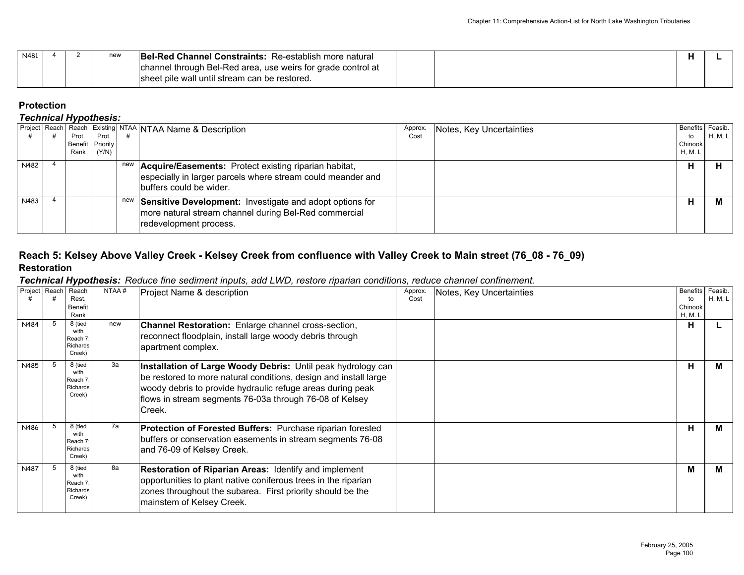| N481 | 4 | 2 | new | **Bel-Red Channel Constraints:** Re-establish more natural channel through Bel-Red area, use weirs for grade control at sheet pile wall until stream can be restored. | | | **H** | **L** |
|---|---|---|---|---|---|---|---|---|

### Protection

***Technical Hypothesis:***

| Project # | Reach # | Reach Prot. Benefit Rank | Existing Prot. Priority (Y/N) | NTAA # | NTAA Name & Description | Approx. Cost | Notes, Key Uncertainties | Benefits to Chinook H, M. L | Feasib. H, M, L |
|---|---|---|---|---|---|---|---|---|---|
| N482 | 4 | | | new | **Acquire/Easements:** Protect existing riparian habitat, especially in larger parcels where stream could meander and buffers could be wider. | | | **H** | **H** |
| N483 | 4 | | | new | **Sensitive Development:** Investigate and adopt options for more natural stream channel during Bel-Red commercial redevelopment process. | | | **H** | **M** |

## Reach 5: Kelsey Above Valley Creek - Kelsey Creek from confluence with Valley Creek to Main street (76_08 - 76_09)

### Restoration

***Technical Hypothesis:*** *Reduce fine sediment inputs, add LWD, restore riparian conditions, reduce channel confinement.*

| Project # | Reach # | Reach Rest. Benefit Rank | NTAA # | Project Name & description | Approx. Cost | Notes, Key Uncertainties | Benefits to Chinook H, M. L | Feasib. H, M, L |
|---|---|---|---|---|---|---|---|---|
| N484 | 5 | 8 (tied with Reach 7: Richards Creek) | new | **Channel Restoration:** Enlarge channel cross-section, reconnect floodplain, install large woody debris through apartment complex. | | | **H** | **L** |
| N485 | 5 | 8 (tied with Reach 7: Richards Creek) | 3a | **Installation of Large Woody Debris:** Until peak hydrology can be restored to more natural conditions, design and install large woody debris to provide hydraulic refuge areas during peak flows in stream segments 76-03a through 76-08 of Kelsey Creek. | | | **H** | **M** |
| N486 | 5 | 8 (tied with Reach 7: Richards Creek) | 7a | **Protection of Forested Buffers:** Purchase riparian forested buffers or conservation easements in stream segments 76-08 and 76-09 of Kelsey Creek. | | | **H** | **M** |
| N487 | 5 | 8 (tied with Reach 7: Richards Creek) | 8a | **Restoration of Riparian Areas:** Identify and implement opportunities to plant native coniferous trees in the riparian zones throughout the subarea. First priority should be the mainstem of Kelsey Creek. | | | **M** | **M** |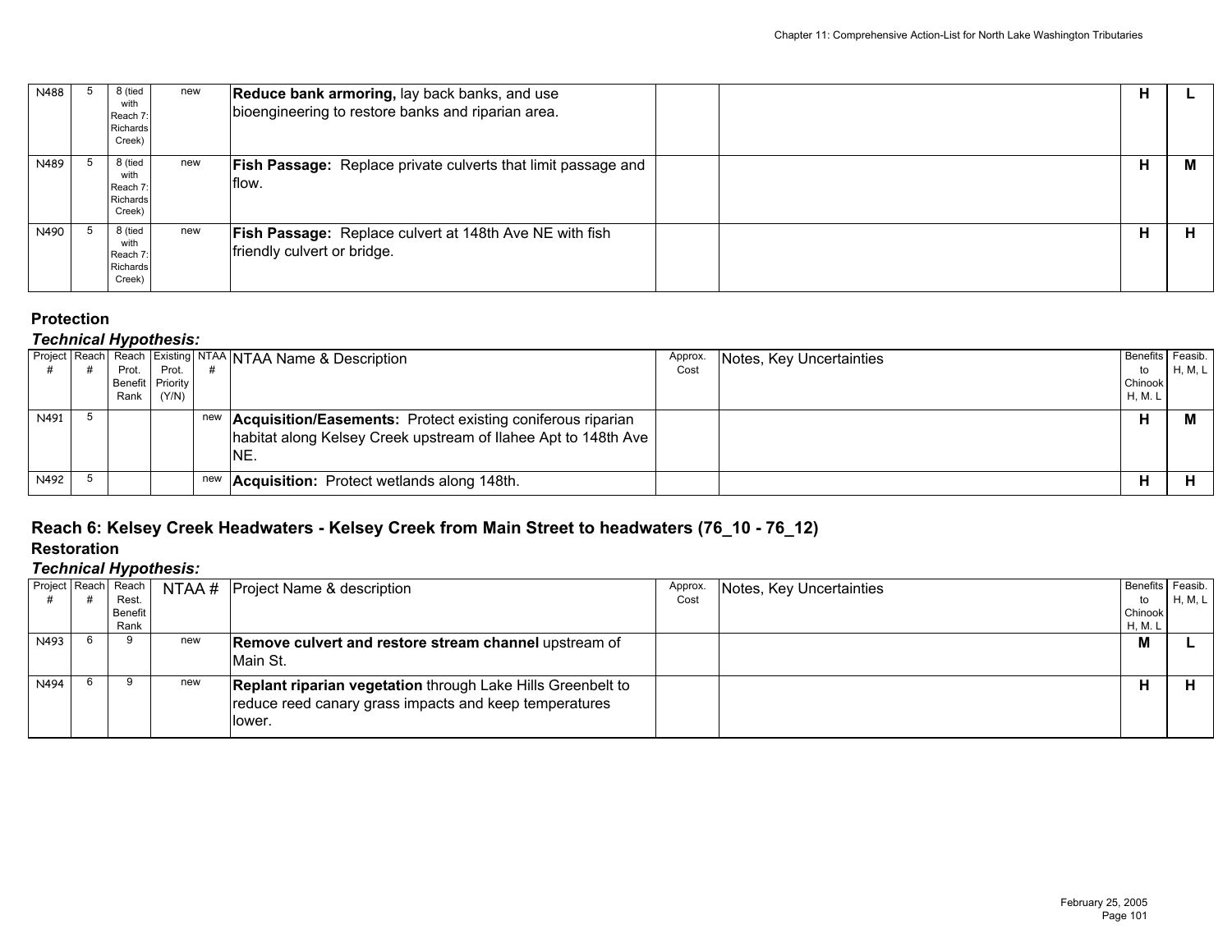| | | | | | | | | |
|---|---|---|---|---|---|---|---|---|
| N488 | 5 | 8 (tied with Reach 7: Richards Creek) | new | **Reduce bank armoring,** lay back banks, and use bioengineering to restore banks and riparian area. | | | **H** | **L** |
| N489 | 5 | 8 (tied with Reach 7: Richards Creek) | new | **Fish Passage:** Replace private culverts that limit passage and flow. | | | **H** | **M** |
| N490 | 5 | 8 (tied with Reach 7: Richards Creek) | new | **Fish Passage:** Replace culvert at 148th Ave NE with fish friendly culvert or bridge. | | | **H** | **H** |

**Protection**

***Technical Hypothesis:***

| Project # | Reach # | Reach Prot. Benefit Rank | Existing Prot. Priority (Y/N) | NTAA # | NTAA Name & Description | Approx. Cost | Notes, Key Uncertainties | Benefits to Chinook H, M. L | Feasib. H, M, L |
|---|---|---|---|---|---|---|---|---|---|
| N491 | 5 | | | new | **Acquisition/Easements:** Protect existing coniferous riparian habitat along Kelsey Creek upstream of Ilahee Apt to 148th Ave NE. | | | **H** | **M** |
| N492 | 5 | | | new | **Acquisition:** Protect wetlands along 148th. | | | **H** | **H** |

## Reach 6: Kelsey Creek Headwaters - Kelsey Creek from Main Street to headwaters (76_10 - 76_12)

**Restoration**

***Technical Hypothesis:***

| Project # | Reach # | Reach Rest. Benefit Rank | NTAA # | Project Name & description | Approx. Cost | Notes, Key Uncertainties | Benefits to Chinook H, M. L | Feasib. H, M, L |
|---|---|---|---|---|---|---|---|---|
| N493 | 6 | 9 | new | **Remove culvert and restore stream channel** upstream of Main St. | | | **M** | **L** |
| N494 | 6 | 9 | new | **Replant riparian vegetation** through Lake Hills Greenbelt to reduce reed canary grass impacts and keep temperatures lower. | | | **H** | **H** |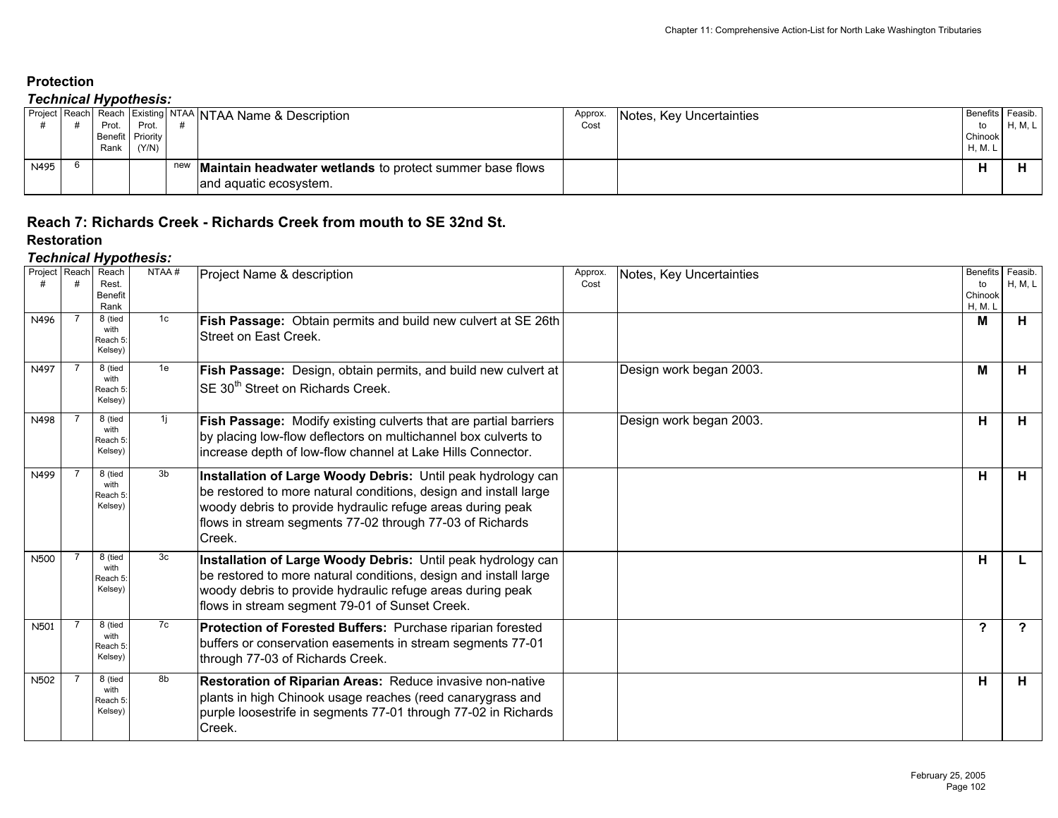## Protection

### *Technical Hypothesis:*

| Project # | Reach # | Reach Prot. Benefit Rank | Existing Prot. Priority (Y/N) | NTAA # | NTAA Name & Description | Approx. Cost | Notes, Key Uncertainties | Benefits to Chinook H, M. L | Feasib. H, M, L |
|---|---|---|---|---|---|---|---|---|---|
| N495 | 6 | | | new | **Maintain headwater wetlands** to protect summer base flows and aquatic ecosystem. | | | **H** | **H** |

## Reach 7: Richards Creek - Richards Creek from mouth to SE 32nd St.

### Restoration

### *Technical Hypothesis:*

| Project # | Reach # | Reach Rest. Benefit Rank | NTAA # | Project Name & description | Approx. Cost | Notes, Key Uncertainties | Benefits to Chinook H, M. L | Feasib. H, M, L |
|---|---|---|---|---|---|---|---|---|
| N496 | 7 | 8 (tied with Reach 5: Kelsey) | 1c | **Fish Passage:** Obtain permits and build new culvert at SE 26th Street on East Creek. | | | **M** | **H** |
| N497 | 7 | 8 (tied with Reach 5: Kelsey) | 1e | **Fish Passage:** Design, obtain permits, and build new culvert at SE 30th Street on Richards Creek. | | Design work began 2003. | **M** | **H** |
| N498 | 7 | 8 (tied with Reach 5: Kelsey) | 1j | **Fish Passage:** Modify existing culverts that are partial barriers by placing low-flow deflectors on multichannel box culverts to increase depth of low-flow channel at Lake Hills Connector. | | Design work began 2003. | **H** | **H** |
| N499 | 7 | 8 (tied with Reach 5: Kelsey) | 3b | **Installation of Large Woody Debris:** Until peak hydrology can be restored to more natural conditions, design and install large woody debris to provide hydraulic refuge areas during peak flows in stream segments 77-02 through 77-03 of Richards Creek. | | | **H** | **H** |
| N500 | 7 | 8 (tied with Reach 5: Kelsey) | 3c | **Installation of Large Woody Debris:** Until peak hydrology can be restored to more natural conditions, design and install large woody debris to provide hydraulic refuge areas during peak flows in stream segment 79-01 of Sunset Creek. | | | **H** | **L** |
| N501 | 7 | 8 (tied with Reach 5: Kelsey) | 7c | **Protection of Forested Buffers:** Purchase riparian forested buffers or conservation easements in stream segments 77-01 through 77-03 of Richards Creek. | | | **?** | **?** |
| N502 | 7 | 8 (tied with Reach 5: Kelsey) | 8b | **Restoration of Riparian Areas:** Reduce invasive non-native plants in high Chinook usage reaches (reed canarygrass and purple loosestrife in segments 77-01 through 77-02 in Richards Creek. | | | **H** | **H** |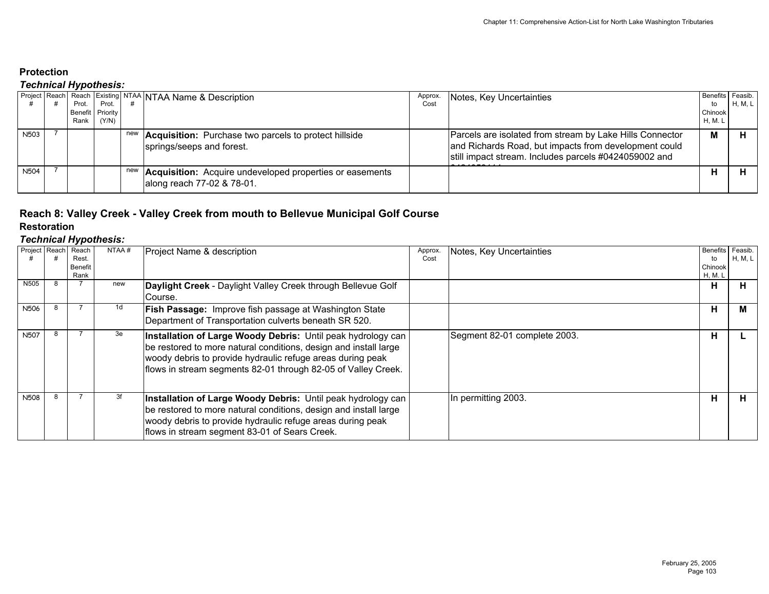### Protection

***Technical Hypothesis:***

| Project # | Reach # | Reach Prot. Benefit Rank | Existing Prot. Priority (Y/N) | NTAA # | NTAA Name & Description | Approx. Cost | Notes, Key Uncertainties | Benefits to Chinook H, M. L | Feasib. H, M, L |
|---|---|---|---|---|---|---|---|---|---|
| N503 | 7 | | | new | **Acquisition:** Purchase two parcels to protect hillside springs/seeps and forest. | | Parcels are isolated from stream by Lake Hills Connector and Richards Road, but impacts from development could still impact stream. Includes parcels #0424059002 and 0424059111 | **M** | **H** |
| N504 | 7 | | | new | **Acquisition:** Acquire undeveloped properties or easements along reach 77-02 & 78-01. | | | **H** | **H** |

## Reach 8: Valley Creek - Valley Creek from mouth to Bellevue Municipal Golf Course

### Restoration

***Technical Hypothesis:***

| Project # | Reach # | Reach Rest. Benefit Rank | NTAA # | Project Name & description | Approx. Cost | Notes, Key Uncertainties | Benefits to Chinook H, M. L | Feasib. H, M, L |
|---|---|---|---|---|---|---|---|---|
| N505 | 8 | 7 | new | **Daylight Creek** - Daylight Valley Creek through Bellevue Golf Course. | | | **H** | **H** |
| N506 | 8 | 7 | 1d | **Fish Passage:** Improve fish passage at Washington State Department of Transportation culverts beneath SR 520. | | | **H** | **M** |
| N507 | 8 | 7 | 3e | **Installation of Large Woody Debris:** Until peak hydrology can be restored to more natural conditions, design and install large woody debris to provide hydraulic refuge areas during peak flows in stream segments 82-01 through 82-05 of Valley Creek. | | Segment 82-01 complete 2003. | **H** | **L** |
| N508 | 8 | 7 | 3f | **Installation of Large Woody Debris:** Until peak hydrology can be restored to more natural conditions, design and install large woody debris to provide hydraulic refuge areas during peak flows in stream segment 83-01 of Sears Creek. | | In permitting 2003. | **H** | **H** |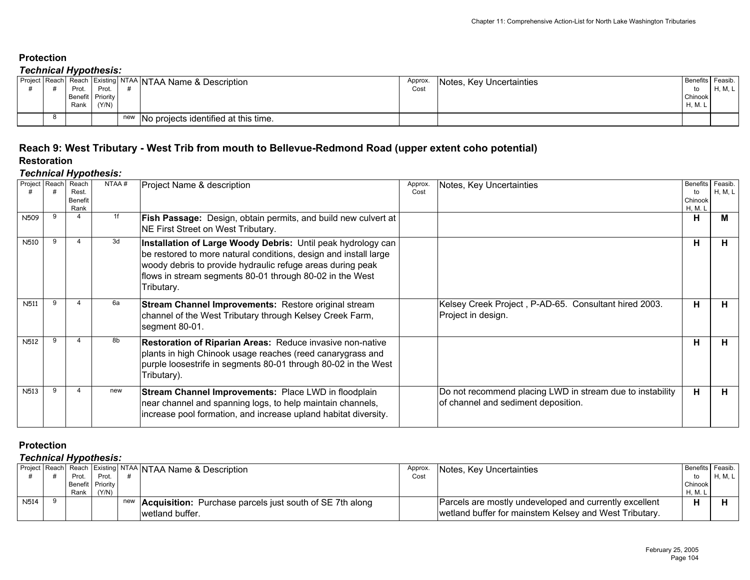### Protection

***Technical Hypothesis:***

| Project # | Reach # | Reach Prot. Benefit Rank | Existing Prot. Priority (Y/N) | NTAA # | NTAA Name & Description | Approx. Cost | Notes, Key Uncertainties | Benefits to Chinook H, M. L | Feasib. H, M, L |
|---|---|---|---|---|---|---|---|---|---|
| | 8 | | | new | No projects identified at this time. | | | | |

## Reach 9: West Tributary - West Trib from mouth to Bellevue-Redmond Road (upper extent coho potential)

### Restoration

***Technical Hypothesis:***

| Project # | Reach # | Reach Rest. Benefit Rank | NTAA # | Project Name & description | Approx. Cost | Notes, Key Uncertainties | Benefits to Chinook H, M. L | Feasib. H, M, L |
|---|---|---|---|---|---|---|---|---|
| N509 | 9 | 4 | 1f | **Fish Passage:** Design, obtain permits, and build new culvert at NE First Street on West Tributary. | | | **H** | **M** |
| N510 | 9 | 4 | 3d | **Installation of Large Woody Debris:** Until peak hydrology can be restored to more natural conditions, design and install large woody debris to provide hydraulic refuge areas during peak flows in stream segments 80-01 through 80-02 in the West Tributary. | | | **H** | **H** |
| N511 | 9 | 4 | 6a | **Stream Channel Improvements:** Restore original stream channel of the West Tributary through Kelsey Creek Farm, segment 80-01. | | Kelsey Creek Project , P-AD-65. Consultant hired 2003. Project in design. | **H** | **H** |
| N512 | 9 | 4 | 8b | **Restoration of Riparian Areas:** Reduce invasive non-native plants in high Chinook usage reaches (reed canarygrass and purple loosestrife in segments 80-01 through 80-02 in the West Tributary). | | | **H** | **H** |
| N513 | 9 | 4 | new | **Stream Channel Improvements:** Place LWD in floodplain near channel and spanning logs, to help maintain channels, increase pool formation, and increase upland habitat diversity. | | Do not recommend placing LWD in stream due to instability of channel and sediment deposition. | **H** | **H** |

### Protection

***Technical Hypothesis:***

| Project # | Reach # | Reach Prot. Benefit Rank | Existing Prot. Priority (Y/N) | NTAA # | NTAA Name & Description | Approx. Cost | Notes, Key Uncertainties | Benefits to Chinook H, M. L | Feasib. H, M, L |
|---|---|---|---|---|---|---|---|---|---|
| N514 | 9 | | | new | **Acquisition:** Purchase parcels just south of SE 7th along wetland buffer. | | Parcels are mostly undeveloped and currently excellent wetland buffer for mainstem Kelsey and West Tributary. | **H** | **H** |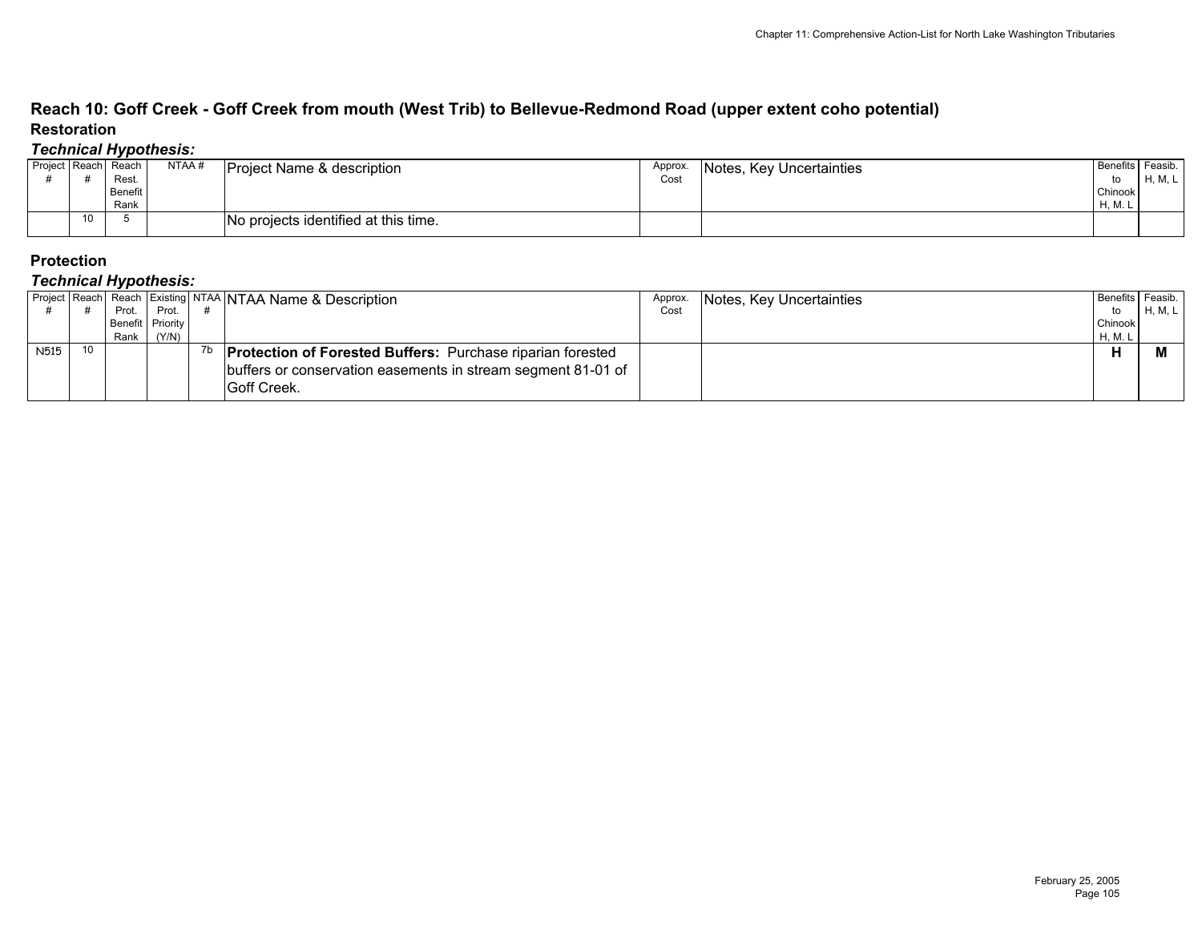## Reach 10: Goff Creek - Goff Creek from mouth (West Trib) to Bellevue-Redmond Road (upper extent coho potential)

### Restoration

***Technical Hypothesis:***

| Project # | Reach # | Reach Rest. Benefit Rank | NTAA # | Project Name & description | Approx. Cost | Notes, Key Uncertainties | Benefits to Chinook H, M. L | Feasib. H, M, L |
|---|---|---|---|---|---|---|---|---|
| | 10 | 5 | | No projects identified at this time. | | | | |

### Protection

***Technical Hypothesis:***

| Project # | Reach # | Reach Prot. Benefit Rank | Existing Prot. Priority (Y/N) | NTAA # | NTAA Name & Description | Approx. Cost | Notes, Key Uncertainties | Benefits to Chinook H, M. L | Feasib. H, M, L |
|---|---|---|---|---|---|---|---|---|---|
| N515 | 10 | | | 7b | **Protection of Forested Buffers:** Purchase riparian forested buffers or conservation easements in stream segment 81-01 of Goff Creek. | | | **H** | **M** |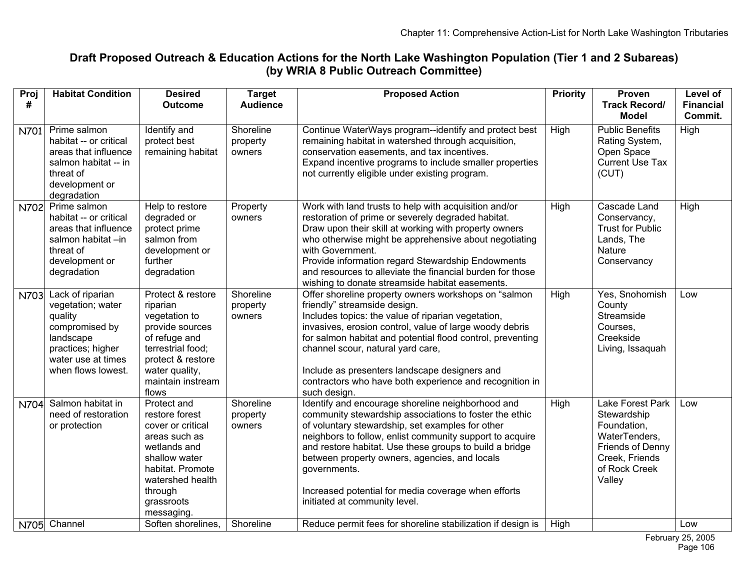## Draft Proposed Outreach & Education Actions for the North Lake Washington Population (Tier 1 and 2 Subareas) (by WRIA 8 Public Outreach Committee)

| Proj # | Habitat Condition | Desired Outcome | Target Audience | Proposed Action | Priority | Proven Track Record/ Model | Level of Financial Commit. |
|---|---|---|---|---|---|---|---|
| N701 | Prime salmon habitat -- or critical areas that influence salmon habitat -- in threat of development or degradation | Identify and protect best remaining habitat | Shoreline property owners | Continue WaterWays program--identify and protect best remaining habitat in watershed through acquisition, conservation easements, and tax incentives.<br>Expand incentive programs to include smaller properties not currently eligible under existing program. | High | Public Benefits Rating System, Open Space Current Use Tax (CUT) | High |
| N702 | Prime salmon habitat -- or critical areas that influence salmon habitat –in threat of development or degradation | Help to restore degraded or protect prime salmon from development or further degradation | Property owners | Work with land trusts to help with acquisition and/or restoration of prime or severely degraded habitat.<br>Draw upon their skill at working with property owners who otherwise might be apprehensive about negotiating with Government.<br>Provide information regard Stewardship Endowments and resources to alleviate the financial burden for those wishing to donate streamside habitat easements. | High | Cascade Land Conservancy, Trust for Public Lands, The Nature Conservancy | High |
| N703 | Lack of riparian vegetation; water quality compromised by landscape practices; higher water use at times when flows lowest. | Protect & restore riparian vegetation to provide sources of refuge and terrestrial food; protect & restore water quality, maintain instream flows | Shoreline property owners | Offer shoreline property owners workshops on “salmon friendly” streamside design.<br>Includes topics: the value of riparian vegetation, invasives, erosion control, value of large woody debris for salmon habitat and potential flood control, preventing channel scour, natural yard care,<br><br>Include as presenters landscape designers and contractors who have both experience and recognition in such design. | High | Yes, Snohomish County Streamside Courses, Creekside Living, Issaquah | Low |
| N704 | Salmon habitat in need of restoration or protection | Protect and restore forest cover or critical areas such as wetlands and shallow water habitat. Promote watershed health through grassroots messaging. | Shoreline property owners | Identify and encourage shoreline neighborhood and community stewardship associations to foster the ethic of voluntary stewardship, set examples for other neighbors to follow, enlist community support to acquire and restore habitat. Use these groups to build a bridge between property owners, agencies, and locals governments.<br><br>Increased potential for media coverage when efforts initiated at community level. | High | Lake Forest Park Stewardship Foundation, WaterTenders, Friends of Denny Creek, Friends of Rock Creek Valley | Low |
| N705 | Channel | Soften shorelines, | Shoreline | Reduce permit fees for shoreline stabilization if design is | High | | Low |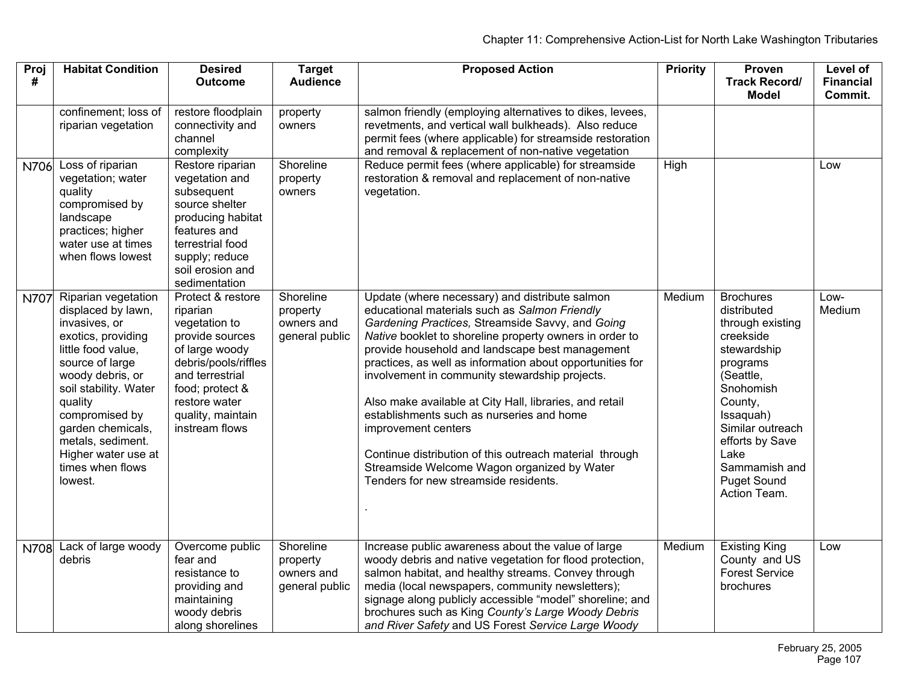| Proj # | Habitat Condition | Desired Outcome | Target Audience | Proposed Action | Priority | Proven Track Record/ Model | Level of Financial Commit. |
|---|---|---|---|---|---|---|---|
| | confinement; loss of riparian vegetation | restore floodplain connectivity and channel complexity | property owners | salmon friendly (employing alternatives to dikes, levees, revetments, and vertical wall bulkheads). Also reduce permit fees (where applicable) for streamside restoration and removal & replacement of non-native vegetation | | | |
| N706 | Loss of riparian vegetation; water quality compromised by landscape practices; higher water use at times when flows lowest | Restore riparian vegetation and subsequent source shelter producing habitat features and terrestrial food supply; reduce soil erosion and sedimentation | Shoreline property owners | Reduce permit fees (where applicable) for streamside restoration & removal and replacement of non-native vegetation. | High | | Low |
| N707 | Riparian vegetation displaced by lawn, invasives, or exotics, providing little food value, source of large woody debris, or soil stability. Water quality compromised by garden chemicals, metals, sediment. Higher water use at times when flows lowest. | Protect & restore riparian vegetation to provide sources of large woody debris/pools/riffles and terrestrial food; protect & restore water quality, maintain instream flows | Shoreline property owners and general public | Update (where necessary) and distribute salmon educational materials such as *Salmon Friendly Gardening Practices,* Streamside Savvy, and *Going Native* booklet to shoreline property owners in order to provide household and landscape best management practices, as well as information about opportunities for involvement in community stewardship projects.<br><br>Also make available at City Hall, libraries, and retail establishments such as nurseries and home improvement centers<br><br>Continue distribution of this outreach material through Streamside Welcome Wagon organized by Water Tenders for new streamside residents.<br><br>. | Medium | Brochures distributed through existing creekside stewardship programs (Seattle, Snohomish County, Issaquah) Similar outreach efforts by Save Lake Sammamish and Puget Sound Action Team. | Low-Medium |
| N708 | Lack of large woody debris | Overcome public fear and resistance to providing and maintaining woody debris along shorelines | Shoreline property owners and general public | Increase public awareness about the value of large woody debris and native vegetation for flood protection, salmon habitat, and healthy streams. Convey through media (local newspapers, community newsletters); signage along publicly accessible "model" shoreline; and brochures such as King *County's Large Woody Debris and River Safety* and US Forest *Service Large Woody* | Medium | Existing King County and US Forest Service brochures | Low |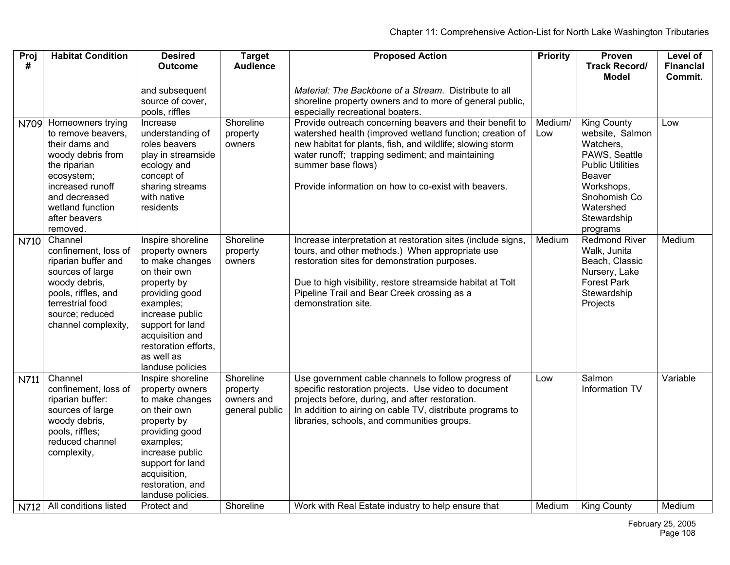| Proj # | Habitat Condition | Desired Outcome | Target Audience | Proposed Action | Priority | Proven Track Record/ Model | Level of Financial Commit. |
|---|---|---|---|---|---|---|---|
| | | and subsequent source of cover, pools, riffles | | *Material: The Backbone of a Stream*. Distribute to all shoreline property owners and to more of general public, especially recreational boaters. | | | |
| N709 | Homeowners trying to remove beavers, their dams and woody debris from the riparian ecosystem; increased runoff and decreased wetland function after beavers removed. | Increase understanding of roles beavers play in streamside ecology and concept of sharing streams with native residents | Shoreline property owners | Provide outreach concerning beavers and their benefit to watershed health (improved wetland function; creation of new habitat for plants, fish, and wildlife; slowing storm water runoff; trapping sediment; and maintaining summer base flows)<br><br>Provide information on how to co-exist with beavers. | Medium/ Low | King County website, Salmon Watchers, PAWS, Seattle Public Utilities Beaver Workshops, Snohomish Co Watershed Stewardship programs | Low |
| N710 | Channel confinement, loss of riparian buffer and sources of large woody debris, pools, riffles, and terrestrial food source; reduced channel complexity, | Inspire shoreline property owners to make changes on their own property by providing good examples; increase public support for land acquisition and restoration efforts, as well as landuse policies | Shoreline property owners | Increase interpretation at restoration sites (include signs, tours, and other methods.) When appropriate use restoration sites for demonstration purposes.<br><br>Due to high visibility, restore streamside habitat at Tolt Pipeline Trail and Bear Creek crossing as a demonstration site. | Medium | Redmond River Walk, Junita Beach, Classic Nursery, Lake Forest Park Stewardship Projects | Medium |
| N711 | Channel confinement, loss of riparian buffer: sources of large woody debris, pools, riffles; reduced channel complexity, | Inspire shoreline property owners to make changes on their own property by providing good examples; increase public support for land acquisition, restoration, and landuse policies. | Shoreline property owners and general public | Use government cable channels to follow progress of specific restoration projects. Use video to document projects before, during, and after restoration.<br>In addition to airing on cable TV, distribute programs to libraries, schools, and communities groups. | Low | Salmon Information TV | Variable |
| N712 | All conditions listed | Protect and | Shoreline | Work with Real Estate industry to help ensure that | Medium | King County | Medium |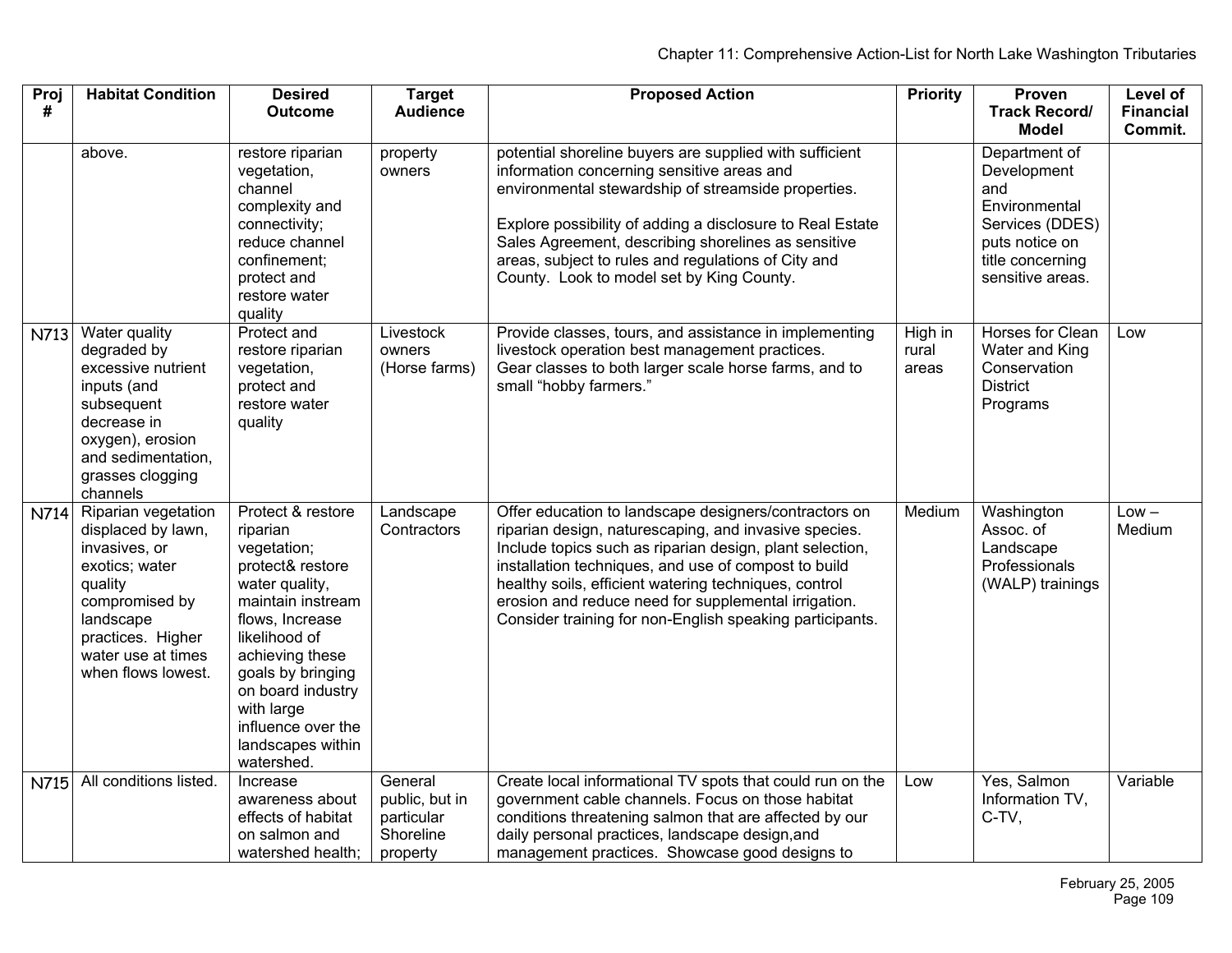| Proj # | Habitat Condition | Desired Outcome | Target Audience | Proposed Action | Priority | Proven Track Record/ Model | Level of Financial Commit. |
|---|---|---|---|---|---|---|---|
| | above. | restore riparian vegetation, channel complexity and connectivity; reduce channel confinement; protect and restore water quality | property owners | potential shoreline buyers are supplied with sufficient information concerning sensitive areas and environmental stewardship of streamside properties.<br><br>Explore possibility of adding a disclosure to Real Estate Sales Agreement, describing shorelines as sensitive areas, subject to rules and regulations of City and County. Look to model set by King County. | | Department of Development and Environmental Services (DDES) puts notice on title concerning sensitive areas. | |
| N713 | Water quality degraded by excessive nutrient inputs (and subsequent decrease in oxygen), erosion and sedimentation, grasses clogging channels | Protect and restore riparian vegetation, protect and restore water quality | Livestock owners (Horse farms) | Provide classes, tours, and assistance in implementing livestock operation best management practices.<br>Gear classes to both larger scale horse farms, and to small "hobby farmers." | High in rural areas | Horses for Clean Water and King Conservation District Programs | Low |
| N714 | Riparian vegetation displaced by lawn, invasives, or exotics; water quality compromised by landscape practices. Higher water use at times when flows lowest. | Protect & restore riparian vegetation; protect& restore water quality, maintain instream flows, Increase likelihood of achieving these goals by bringing on board industry with large influence over the landscapes within watershed. | Landscape Contractors | Offer education to landscape designers/contractors on riparian design, naturescaping, and invasive species. Include topics such as riparian design, plant selection, installation techniques, and use of compost to build healthy soils, efficient watering techniques, control erosion and reduce need for supplemental irrigation. Consider training for non-English speaking participants. | Medium | Washington Assoc. of Landscape Professionals (WALP) trainings | Low – Medium |
| N715 | All conditions listed. | Increase awareness about effects of habitat on salmon and watershed health; | General public, but in particular Shoreline property | Create local informational TV spots that could run on the government cable channels. Focus on those habitat conditions threatening salmon that are affected by our daily personal practices, landscape design,and management practices. Showcase good designs to | Low | Yes, Salmon Information TV, C-TV, | Variable |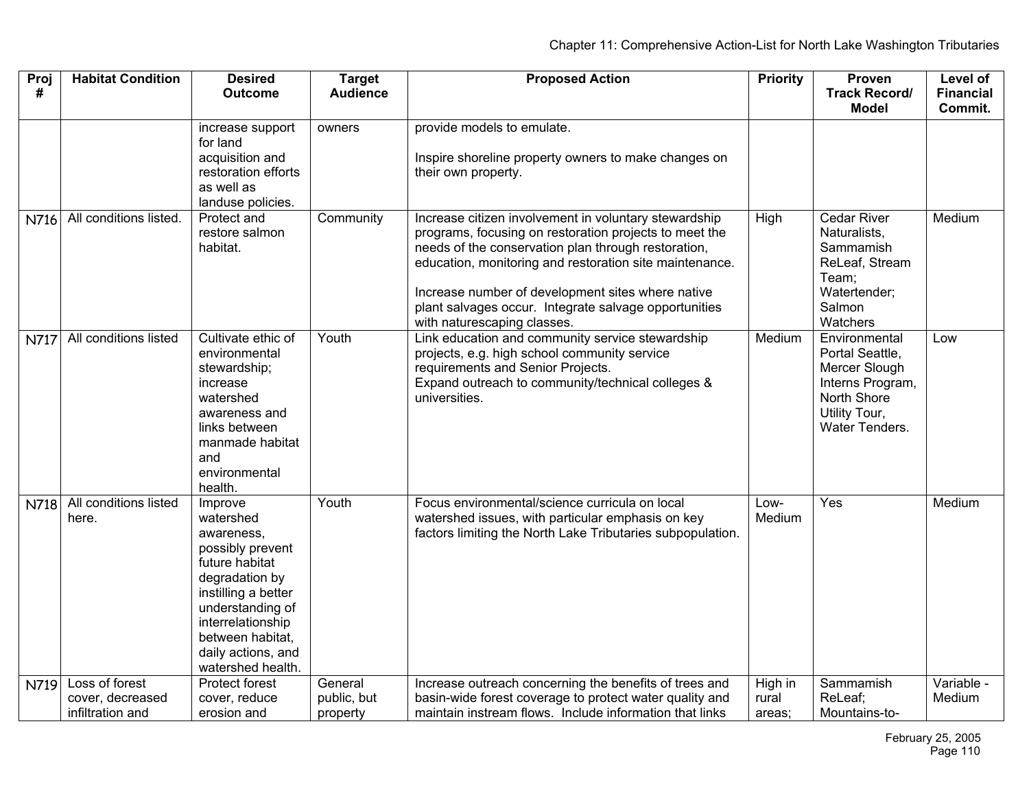| Proj # | Habitat Condition | Desired Outcome | Target Audience | Proposed Action | Priority | Proven Track Record/ Model | Level of Financial Commit. |
|---|---|---|---|---|---|---|---|
| | | increase support for land acquisition and restoration efforts as well as landuse policies. | owners | provide models to emulate.<br><br>Inspire shoreline property owners to make changes on their own property. | | | |
| N716 | All conditions listed. | Protect and restore salmon habitat. | Community | Increase citizen involvement in voluntary stewardship programs, focusing on restoration projects to meet the needs of the conservation plan through restoration, education, monitoring and restoration site maintenance.<br><br>Increase number of development sites where native plant salvages occur. Integrate salvage opportunities with naturescaping classes. | High | Cedar River Naturalists, Sammamish ReLeaf, Stream Team; Watertender; Salmon Watchers | Medium |
| N717 | All conditions listed | Cultivate ethic of environmental stewardship; increase watershed awareness and links between manmade habitat and environmental health. | Youth | Link education and community service stewardship projects, e.g. high school community service requirements and Senior Projects.<br>Expand outreach to community/technical colleges & universities. | Medium | Environmental Portal Seattle, Mercer Slough Interns Program, North Shore Utility Tour, Water Tenders. | Low |
| N718 | All conditions listed here. | Improve watershed awareness, possibly prevent future habitat degradation by instilling a better understanding of interrelationship between habitat, daily actions, and watershed health. | Youth | Focus environmental/science curricula on local watershed issues, with particular emphasis on key factors limiting the North Lake Tributaries subpopulation. | Low-Medium | Yes | Medium |
| N719 | Loss of forest cover, decreased infiltration and | Protect forest cover, reduce erosion and | General public, but property | Increase outreach concerning the benefits of trees and basin-wide forest coverage to protect water quality and maintain instream flows. Include information that links | High in rural areas; | Sammamish ReLeaf; Mountains-to- | Variable - Medium |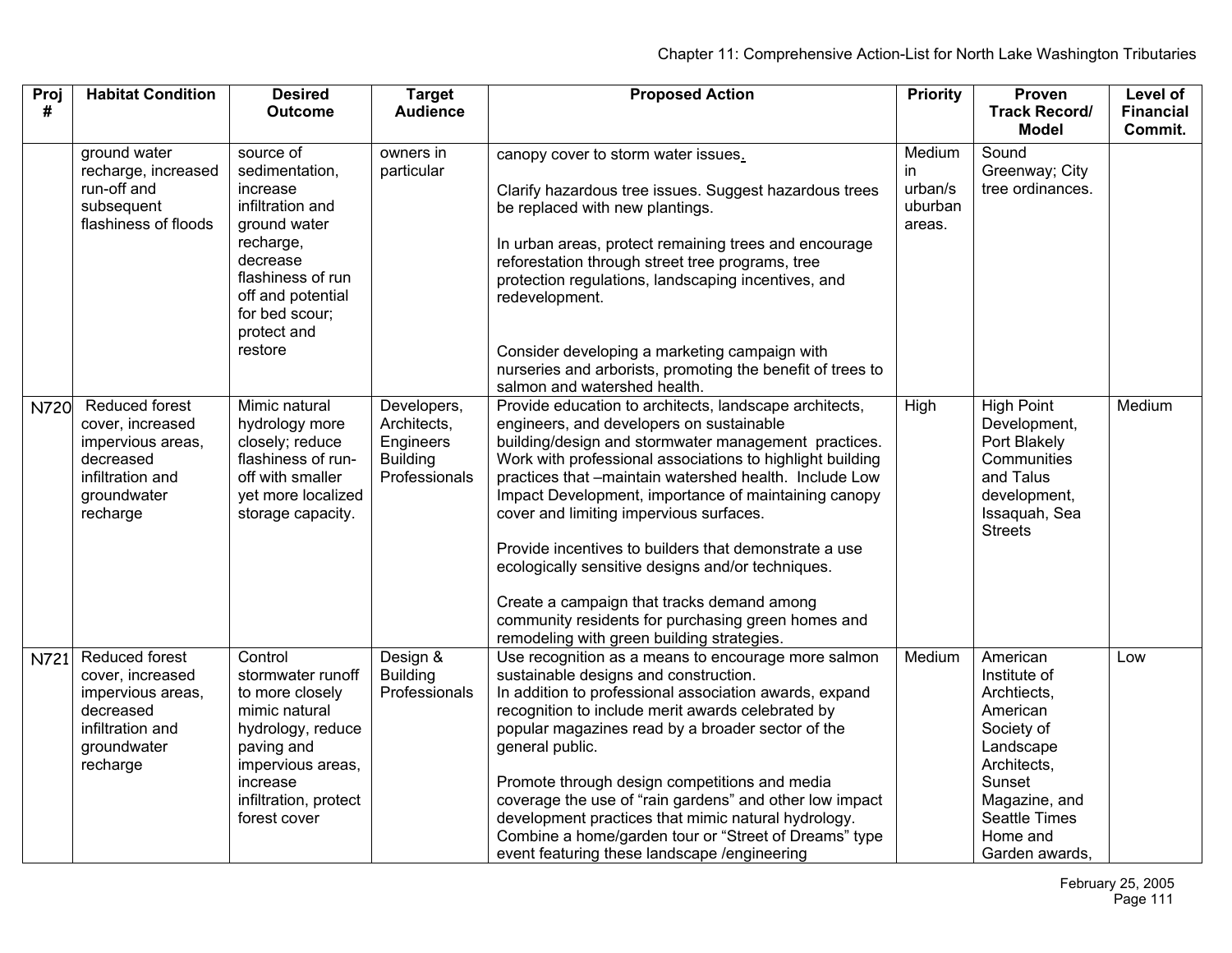| Proj # | Habitat Condition | Desired Outcome | Target Audience | Proposed Action | Priority | Proven Track Record/ Model | Level of Financial Commit. |
|---|---|---|---|---|---|---|---|
| | ground water recharge, increased run-off and subsequent flashiness of floods | source of sedimentation, increase infiltration and ground water recharge, decrease flashiness of run off and potential for bed scour; protect and restore | owners in particular | canopy cover to storm water issues.<br><br>Clarify hazardous tree issues. Suggest hazardous trees be replaced with new plantings.<br><br>In urban areas, protect remaining trees and encourage reforestation through street tree programs, tree protection regulations, landscaping incentives, and redevelopment.<br><br>Consider developing a marketing campaign with nurseries and arborists, promoting the benefit of trees to salmon and watershed health. | Medium in urban/suburban areas. | Sound Greenway; City tree ordinances. | |
| N720 | Reduced forest cover, increased impervious areas, decreased infiltration and groundwater recharge | Mimic natural hydrology more closely; reduce flashiness of run-off with smaller yet more localized storage capacity. | Developers, Architects, Engineers Building Professionals | Provide education to architects, landscape architects, engineers, and developers on sustainable building/design and stormwater management practices. Work with professional associations to highlight building practices that –maintain watershed health. Include Low Impact Development, importance of maintaining canopy cover and limiting impervious surfaces.<br><br>Provide incentives to builders that demonstrate a use ecologically sensitive designs and/or techniques.<br><br>Create a campaign that tracks demand among community residents for purchasing green homes and remodeling with green building strategies. | High | High Point Development, Port Blakely Communities and Talus development, Issaquah, Sea Streets | Medium |
| N721 | Reduced forest cover, increased impervious areas, decreased infiltration and groundwater recharge | Control stormwater runoff to more closely mimic natural hydrology, reduce paving and impervious areas, increase infiltration, protect forest cover | Design & Building Professionals | Use recognition as a means to encourage more salmon sustainable designs and construction.<br>In addition to professional association awards, expand recognition to include merit awards celebrated by popular magazines read by a broader sector of the general public.<br><br>Promote through design competitions and media coverage the use of "rain gardens" and other low impact development practices that mimic natural hydrology. Combine a home/garden tour or "Street of Dreams" type event featuring these landscape /engineering | Medium | American Institute of Archtiects, American Society of Landscape Architects, Sunset Magazine, and Seattle Times Home and Garden awards, | Low |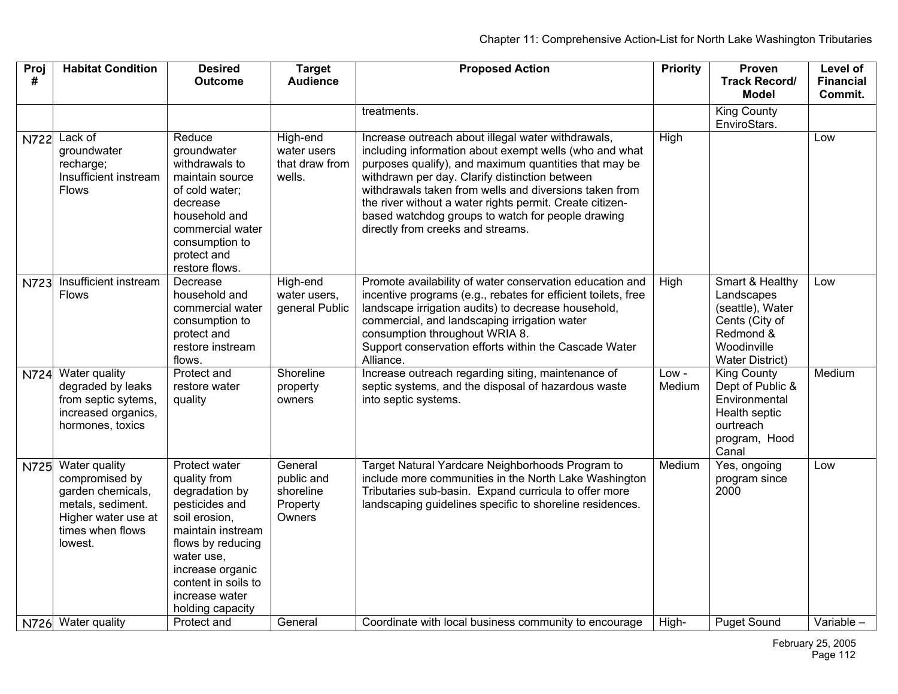| Proj # | Habitat Condition | Desired Outcome | Target Audience | Proposed Action | Priority | Proven Track Record/ Model | Level of Financial Commit. |
|---|---|---|---|---|---|---|---|
| | | | | treatments. | | King County EnviroStars. | |
| N722 | Lack of groundwater recharge; Insufficient instream Flows | Reduce groundwater withdrawals to maintain source of cold water; decrease household and commercial water consumption to protect and restore flows. | High-end water users that draw from wells. | Increase outreach about illegal water withdrawals, including information about exempt wells (who and what purposes qualify), and maximum quantities that may be withdrawn per day. Clarify distinction between withdrawals taken from wells and diversions taken from the river without a water rights permit. Create citizen-based watchdog groups to watch for people drawing directly from creeks and streams. | High | | Low |
| N723 | Insufficient instream Flows | Decrease household and commercial water consumption to protect and restore instream flows. | High-end water users, general Public | Promote availability of water conservation education and incentive programs (e.g., rebates for efficient toilets, free landscape irrigation audits) to decrease household, commercial, and landscaping irrigation water consumption throughout WRIA 8.<br>Support conservation efforts within the Cascade Water Alliance. | High | Smart & Healthy Landscapes (seattle), Water Cents (City of Redmond & Woodinville Water District) | Low |
| N724 | Water quality degraded by leaks from septic sytems, increased organics, hormones, toxics | Protect and restore water quality | Shoreline property owners | Increase outreach regarding siting, maintenance of septic systems, and the disposal of hazardous waste into septic systems. | Low - Medium | King County Dept of Public & Environmental Health septic ourtreach program, Hood Canal | Medium |
| N725 | Water quality compromised by garden chemicals, metals, sediment. Higher water use at times when flows lowest. | Protect water quality from degradation by pesticides and soil erosion, maintain instream flows by reducing water use, increase organic content in soils to increase water holding capacity | General public and shoreline Property Owners | Target Natural Yardcare Neighborhoods Program to include more communities in the North Lake Washington Tributaries sub-basin. Expand curricula to offer more landscaping guidelines specific to shoreline residences. | Medium | Yes, ongoing program since 2000 | Low |
| N726 | Water quality | Protect and | General | Coordinate with local business community to encourage | High- | Puget Sound | Variable – |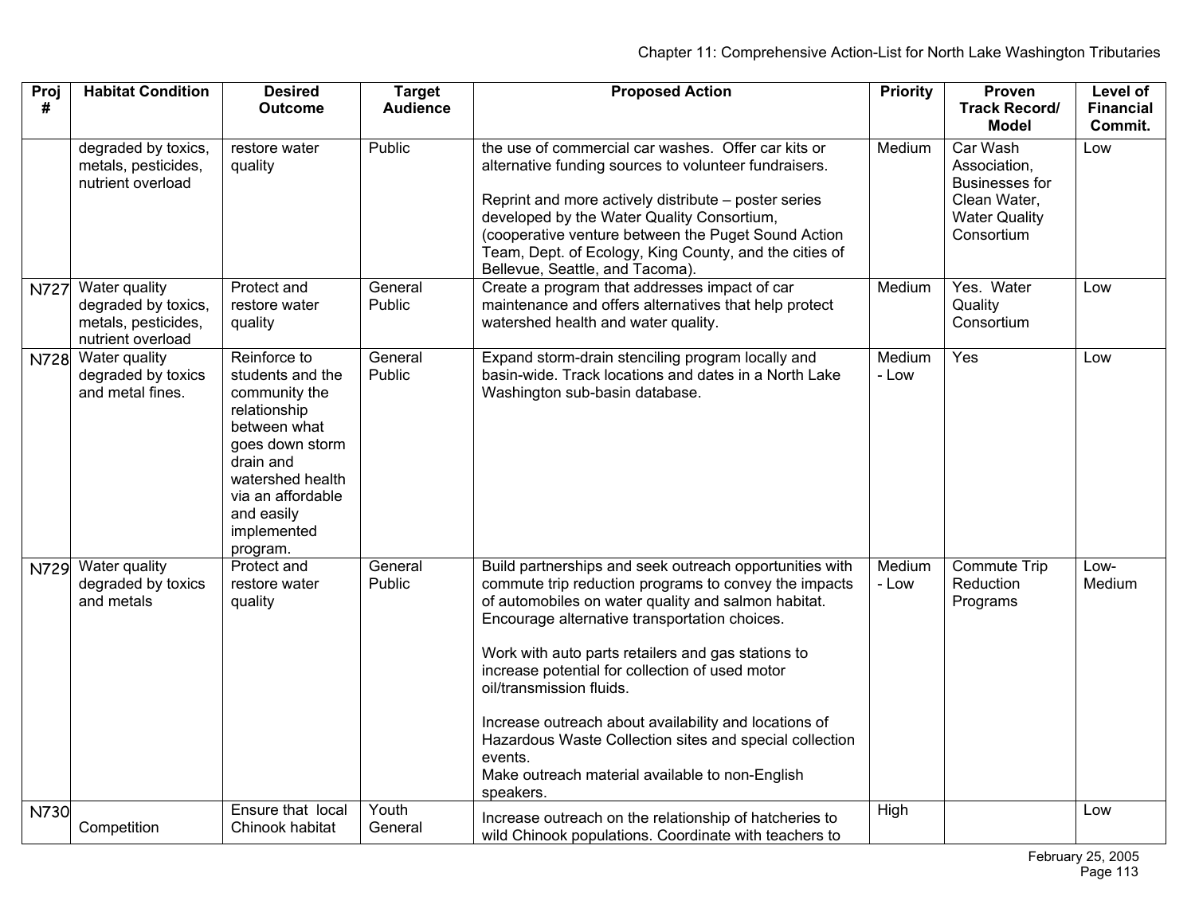| Proj # | Habitat Condition | Desired Outcome | Target Audience | Proposed Action | Priority | Proven Track Record/ Model | Level of Financial Commit. |
|---|---|---|---|---|---|---|---|
| | degraded by toxics, metals, pesticides, nutrient overload | restore water quality | Public | the use of commercial car washes. Offer car kits or alternative funding sources to volunteer fundraisers.<br><br>Reprint and more actively distribute – poster series developed by the Water Quality Consortium, (cooperative venture between the Puget Sound Action Team, Dept. of Ecology, King County, and the cities of Bellevue, Seattle, and Tacoma). | Medium | Car Wash Association, Businesses for Clean Water, Water Quality Consortium | Low |
| N727 | Water quality degraded by toxics, metals, pesticides, nutrient overload | Protect and restore water quality | General Public | Create a program that addresses impact of car maintenance and offers alternatives that help protect watershed health and water quality. | Medium | Yes. Water Quality Consortium | Low |
| N728 | Water quality degraded by toxics and metal fines. | Reinforce to students and the community the relationship between what goes down storm drain and watershed health via an affordable and easily implemented program. | General Public | Expand storm-drain stenciling program locally and basin-wide. Track locations and dates in a North Lake Washington sub-basin database. | Medium - Low | Yes | Low |
| N729 | Water quality degraded by toxics and metals | Protect and restore water quality | General Public | Build partnerships and seek outreach opportunities with commute trip reduction programs to convey the impacts of automobiles on water quality and salmon habitat. Encourage alternative transportation choices.<br><br>Work with auto parts retailers and gas stations to increase potential for collection of used motor oil/transmission fluids.<br><br>Increase outreach about availability and locations of Hazardous Waste Collection sites and special collection events.<br>Make outreach material available to non-English speakers. | Medium - Low | Commute Trip Reduction Programs | Low-Medium |
| N730 | Competition | Ensure that local Chinook habitat | Youth General | Increase outreach on the relationship of hatcheries to wild Chinook populations. Coordinate with teachers to | High | | Low |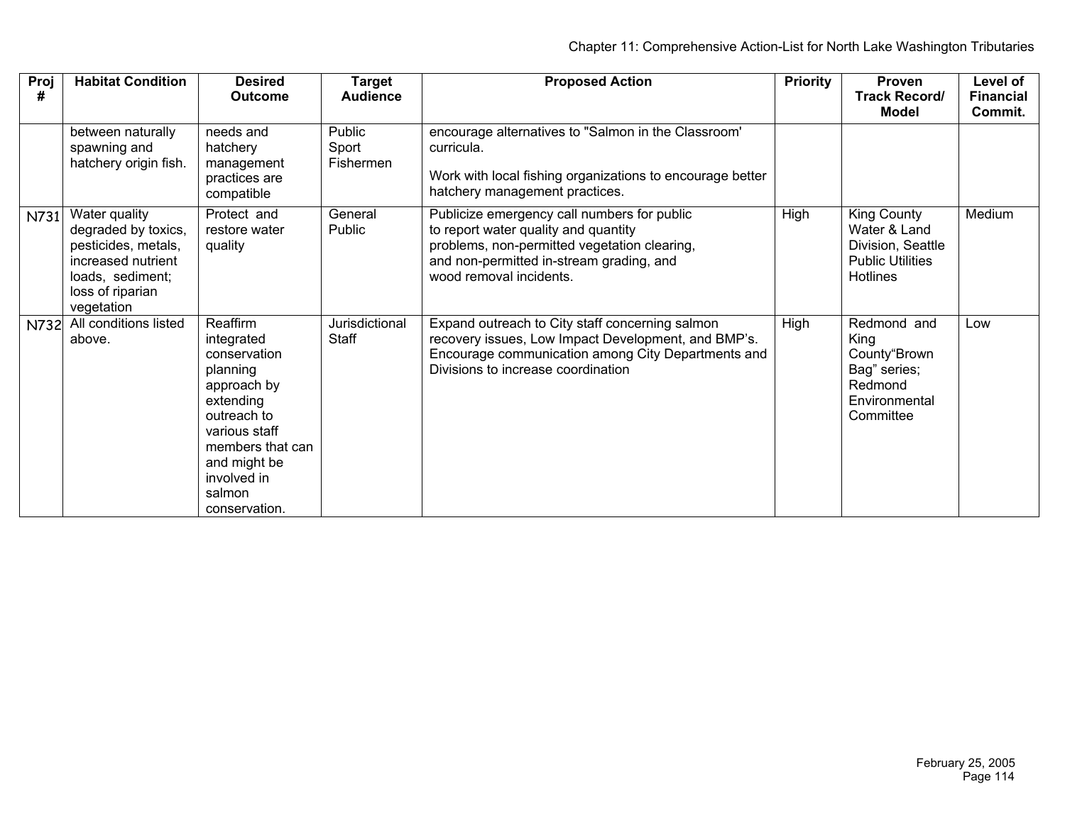| Proj # | Habitat Condition | Desired Outcome | Target Audience | Proposed Action | Priority | Proven Track Record/ Model | Level of Financial Commit. |
|---|---|---|---|---|---|---|---|
| | between naturally spawning and hatchery origin fish. | needs and hatchery management practices are compatible | Public Sport Fishermen | encourage alternatives to "Salmon in the Classroom' curricula. Work with local fishing organizations to encourage better hatchery management practices. | | | |
| N731 | Water quality degraded by toxics, pesticides, metals, increased nutrient loads, sediment; loss of riparian vegetation | Protect and restore water quality | General Public | Publicize emergency call numbers for public to report water quality and quantity problems, non-permitted vegetation clearing, and non-permitted in-stream grading, and wood removal incidents. | High | King County Water & Land Division, Seattle Public Utilities Hotlines | Medium |
| N732 | All conditions listed above. | Reaffirm integrated conservation planning approach by extending outreach to various staff members that can and might be involved in salmon conservation. | Jurisdictional Staff | Expand outreach to City staff concerning salmon recovery issues, Low Impact Development, and BMP's. Encourage communication among City Departments and Divisions to increase coordination | High | Redmond and King County"Brown Bag" series; Redmond Environmental Committee | Low |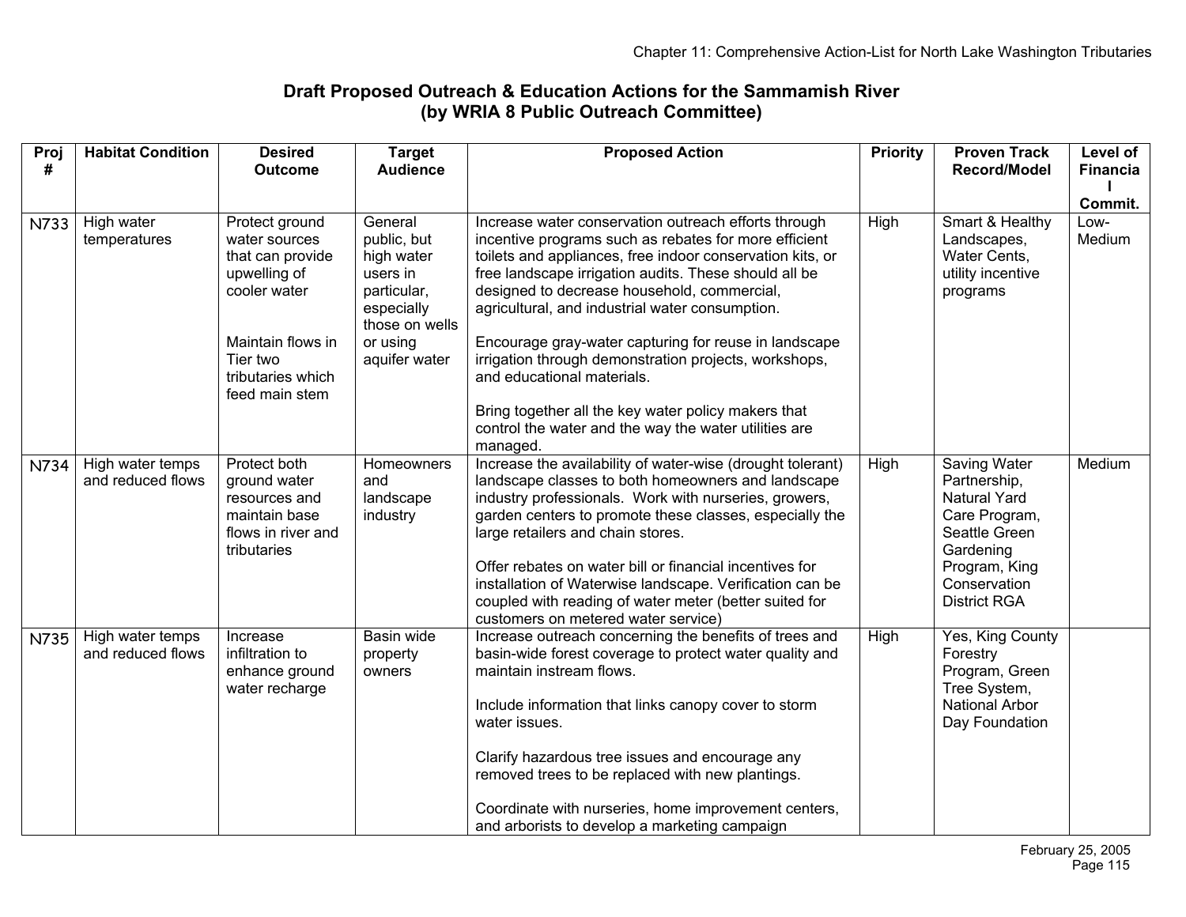## Draft Proposed Outreach & Education Actions for the Sammamish River (by WRIA 8 Public Outreach Committee)

| Proj # | Habitat Condition | Desired Outcome | Target Audience | Proposed Action | Priority | Proven Track Record/Model | Level of Financial Commit. |
|---|---|---|---|---|---|---|---|
| N733 | High water temperatures | Protect ground water sources that can provide upwelling of cooler water<br><br>Maintain flows in Tier two tributaries which feed main stem | General public, but high water users in particular, especially those on wells or using aquifer water | Increase water conservation outreach efforts through incentive programs such as rebates for more efficient toilets and appliances, free indoor conservation kits, or free landscape irrigation audits. These should all be designed to decrease household, commercial, agricultural, and industrial water consumption.<br><br>Encourage gray-water capturing for reuse in landscape irrigation through demonstration projects, workshops, and educational materials.<br><br>Bring together all the key water policy makers that control the water and the way the water utilities are managed. | High | Smart & Healthy Landscapes, Water Cents, utility incentive programs | Low-Medium |
| N734 | High water temps and reduced flows | Protect both ground water resources and maintain base flows in river and tributaries | Homeowners and landscape industry | Increase the availability of water-wise (drought tolerant) landscape classes to both homeowners and landscape industry professionals. Work with nurseries, growers, garden centers to promote these classes, especially the large retailers and chain stores.<br><br>Offer rebates on water bill or financial incentives for installation of Waterwise landscape. Verification can be coupled with reading of water meter (better suited for customers on metered water service) | High | Saving Water Partnership, Natural Yard Care Program, Seattle Green Gardening Program, King Conservation District RGA | Medium |
| N735 | High water temps and reduced flows | Increase infiltration to enhance ground water recharge | Basin wide property owners | Increase outreach concerning the benefits of trees and basin-wide forest coverage to protect water quality and maintain instream flows.<br><br>Include information that links canopy cover to storm water issues.<br><br>Clarify hazardous tree issues and encourage any removed trees to be replaced with new plantings.<br><br>Coordinate with nurseries, home improvement centers, and arborists to develop a marketing campaign | High | Yes, King County Forestry Program, Green Tree System, National Arbor Day Foundation | |

February 25, 2005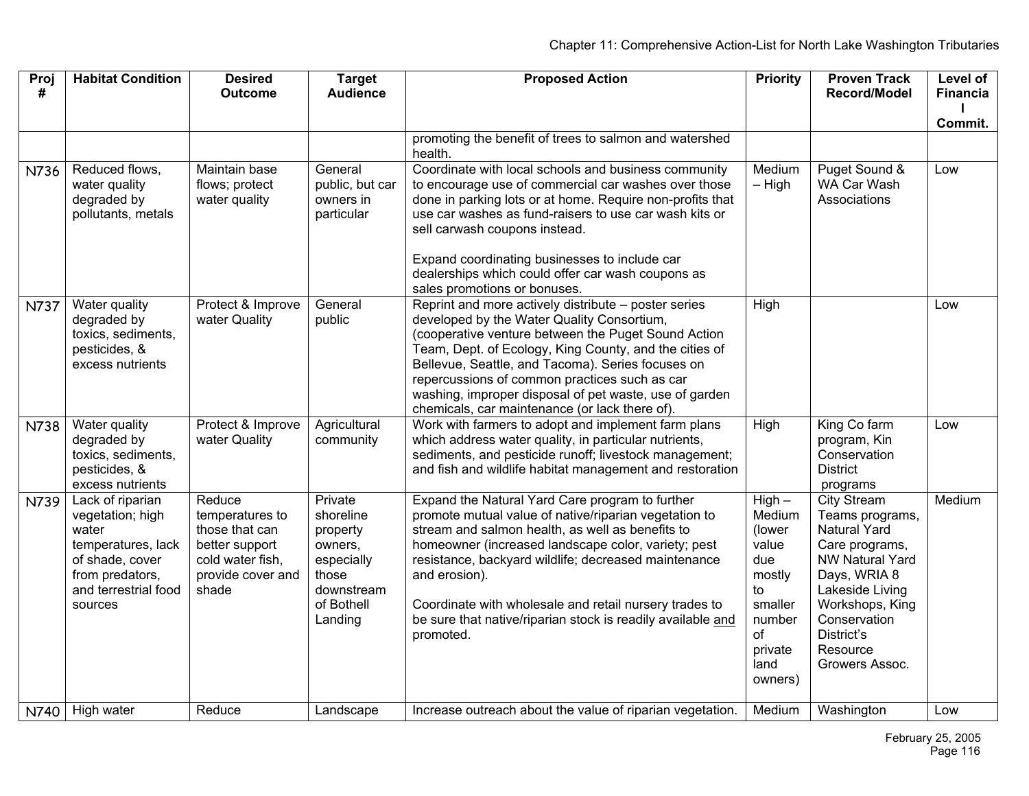| Proj # | Habitat Condition | Desired Outcome | Target Audience | Proposed Action | Priority | Proven Track Record/Model | Level of Financial Commit. |
|---|---|---|---|---|---|---|---|
| | | | | promoting the benefit of trees to salmon and watershed health. | | | |
| N736 | Reduced flows, water quality degraded by pollutants, metals | Maintain base flows; protect water quality | General public, but car owners in particular | Coordinate with local schools and business community to encourage use of commercial car washes over those done in parking lots or at home. Require non-profits that use car washes as fund-raisers to use car wash kits or sell carwash coupons instead.<br><br>Expand coordinating businesses to include car dealerships which could offer car wash coupons as sales promotions or bonuses. | Medium – High | Puget Sound & WA Car Wash Associations | Low |
| N737 | Water quality degraded by toxics, sediments, pesticides, & excess nutrients | Protect & Improve water Quality | General public | Reprint and more actively distribute – poster series developed by the Water Quality Consortium, (cooperative venture between the Puget Sound Action Team, Dept. of Ecology, King County, and the cities of Bellevue, Seattle, and Tacoma). Series focuses on repercussions of common practices such as car washing, improper disposal of pet waste, use of garden chemicals, car maintenance (or lack there of). | High | | Low |
| N738 | Water quality degraded by toxics, sediments, pesticides, & excess nutrients | Protect & Improve water Quality | Agricultural community | Work with farmers to adopt and implement farm plans which address water quality, in particular nutrients, sediments, and pesticide runoff; livestock management; and fish and wildlife habitat management and restoration | High | King Co farm program, Kin Conservation District programs | Low |
| N739 | Lack of riparian vegetation; high water temperatures, lack of shade, cover from predators, and terrestrial food sources | Reduce temperatures to those that can better support cold water fish, provide cover and shade | Private shoreline property owners, especially those downstream of Bothell Landing | Expand the Natural Yard Care program to further promote mutual value of native/riparian vegetation to stream and salmon health, as well as benefits to homeowner (increased landscape color, variety; pest resistance, backyard wildlife; decreased maintenance and erosion).<br><br>Coordinate with wholesale and retail nursery trades to be sure that native/riparian stock is readily available <u>and</u> promoted. | High – Medium (lower value due mostly to smaller number of private land owners) | City Stream Teams programs, Natural Yard Care programs, NW Natural Yard Days, WRIA 8 Lakeside Living Workshops, King Conservation District's Resource Growers Assoc. | Medium |
| N740 | High water | Reduce | Landscape | Increase outreach about the value of riparian vegetation. | Medium | Washington | Low |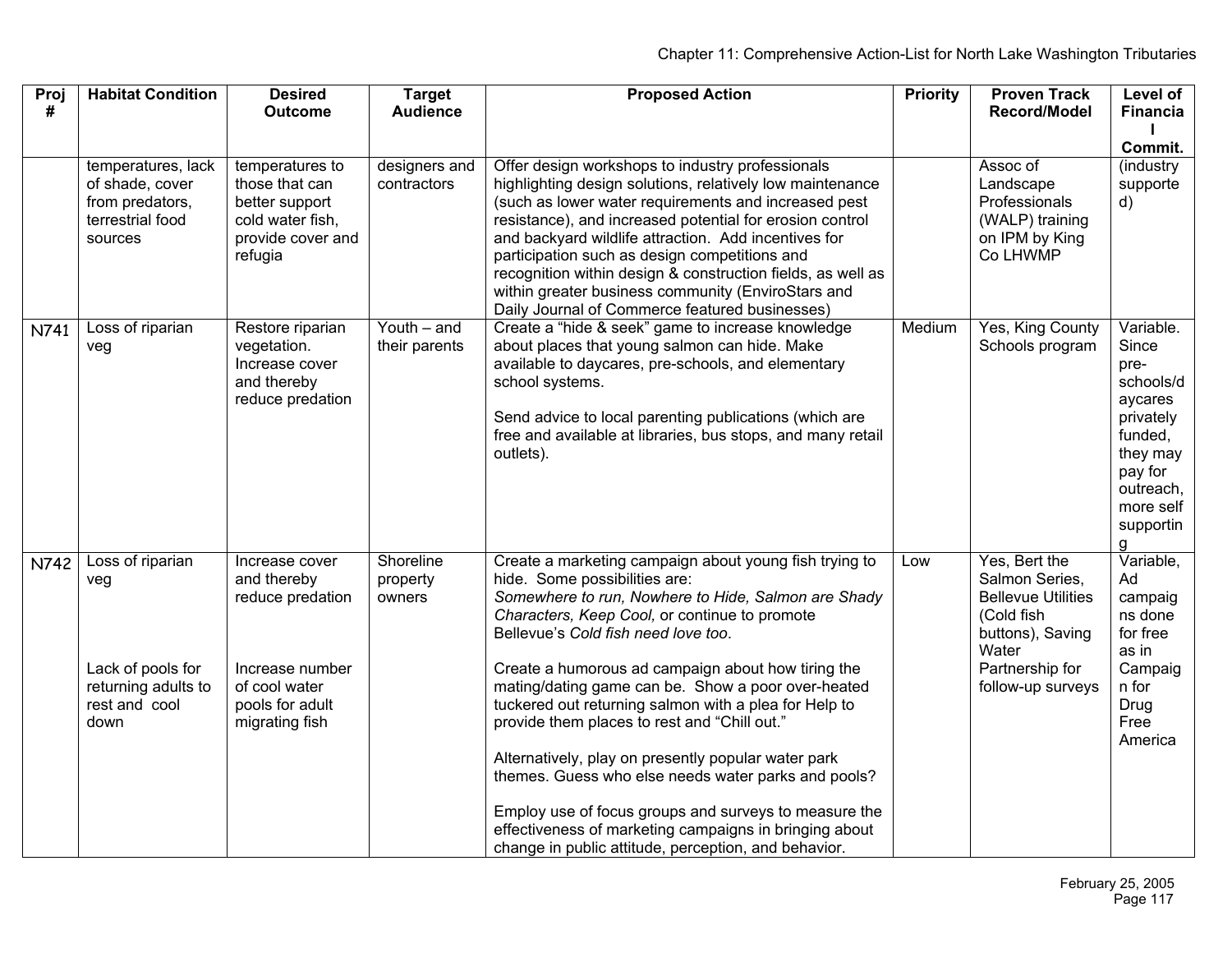| Proj # | Habitat Condition | Desired Outcome | Target Audience | Proposed Action | Priority | Proven Track Record/Model | Level of Financial Commit. |
|---|---|---|---|---|---|---|---|
| | temperatures, lack of shade, cover from predators, terrestrial food sources | temperatures to those that can better support cold water fish, provide cover and refugia | designers and contractors | Offer design workshops to industry professionals highlighting design solutions, relatively low maintenance (such as lower water requirements and increased pest resistance), and increased potential for erosion control and backyard wildlife attraction. Add incentives for participation such as design competitions and recognition within design & construction fields, as well as within greater business community (EnviroStars and Daily Journal of Commerce featured businesses) | | Assoc of Landscape Professionals (WALP) training on IPM by King Co LHWMP | (industry supported) |
| N741 | Loss of riparian veg | Restore riparian vegetation. Increase cover and thereby reduce predation | Youth – and their parents | Create a "hide & seek" game to increase knowledge about places that young salmon can hide. Make available to daycares, pre-schools, and elementary school systems.<br><br>Send advice to local parenting publications (which are free and available at libraries, bus stops, and many retail outlets). | Medium | Yes, King County Schools program | Variable. Since pre-schools/daycares privately funded, they may pay for outreach, more self supporting |
| N742 | Loss of riparian veg<br><br>Lack of pools for returning adults to rest and cool down | Increase cover and thereby reduce predation<br><br>Increase number of cool water pools for adult migrating fish | Shoreline property owners | Create a marketing campaign about young fish trying to hide. Some possibilities are: *Somewhere to run, Nowhere to Hide, Salmon are Shady Characters, Keep Cool,* or continue to promote Bellevue's *Cold fish need love too*.<br><br>Create a humorous ad campaign about how tiring the mating/dating game can be. Show a poor over-heated tuckered out returning salmon with a plea for Help to provide them places to rest and "Chill out."<br><br>Alternatively, play on presently popular water park themes. Guess who else needs water parks and pools?<br><br>Employ use of focus groups and surveys to measure the effectiveness of marketing campaigns in bringing about change in public attitude, perception, and behavior. | Low | Yes, Bert the Salmon Series, Bellevue Utilities (Cold fish buttons), Saving Water Partnership for follow-up surveys | Variable, Ad campaigns done for free as in Campaign for Drug Free America |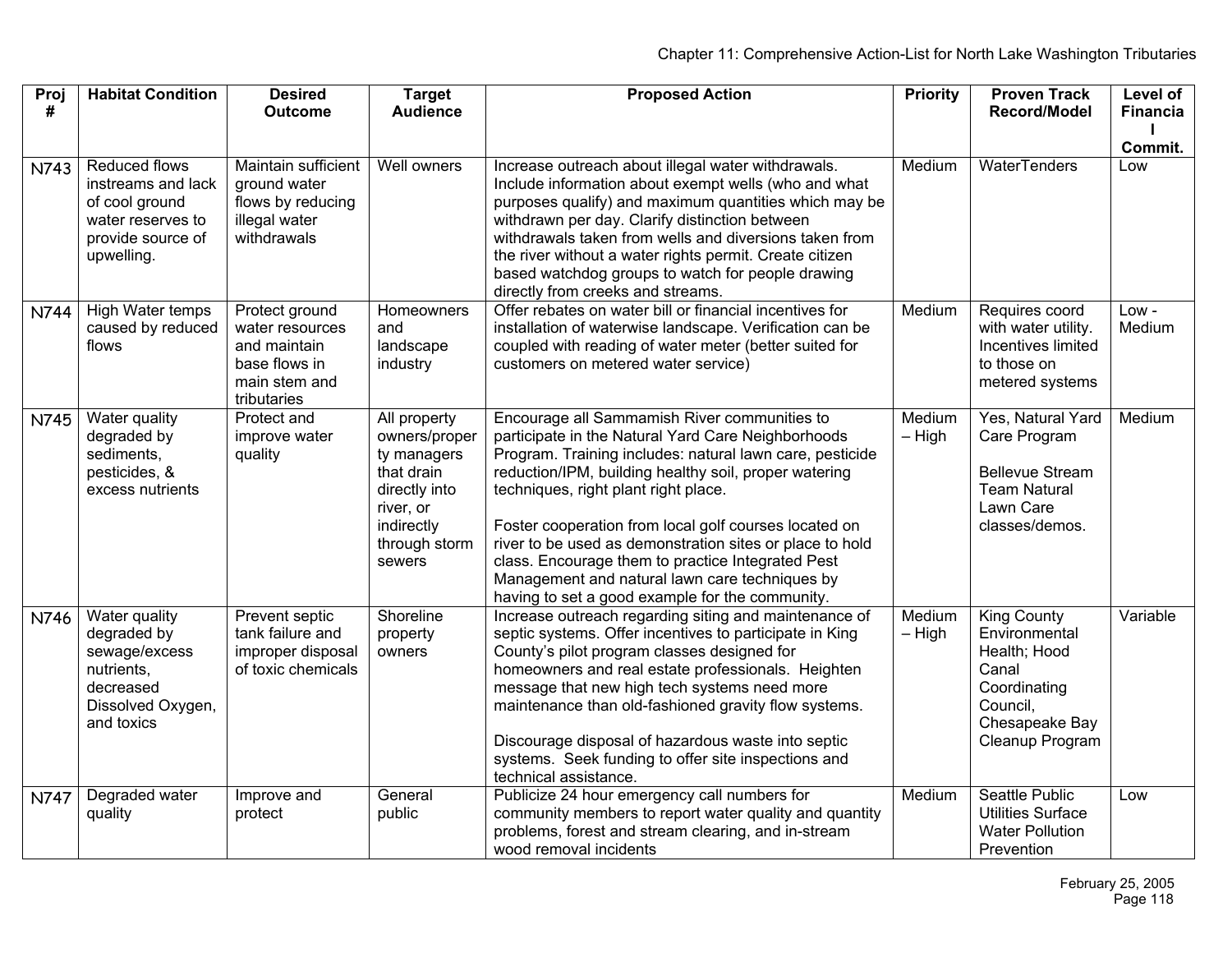| Proj # | Habitat Condition | Desired Outcome | Target Audience | Proposed Action | Priority | Proven Track Record/Model | Level of Financial Commit. |
|---|---|---|---|---|---|---|---|
| N743 | Reduced flows instreams and lack of cool ground water reserves to provide source of upwelling. | Maintain sufficient ground water flows by reducing illegal water withdrawals | Well owners | Increase outreach about illegal water withdrawals. Include information about exempt wells (who and what purposes qualify) and maximum quantities which may be withdrawn per day. Clarify distinction between withdrawals taken from wells and diversions taken from the river without a water rights permit. Create citizen based watchdog groups to watch for people drawing directly from creeks and streams. | Medium | WaterTenders | Low |
| N744 | High Water temps caused by reduced flows | Protect ground water resources and maintain base flows in main stem and tributaries | Homeowners and landscape industry | Offer rebates on water bill or financial incentives for installation of waterwise landscape. Verification can be coupled with reading of water meter (better suited for customers on metered water service) | Medium | Requires coord with water utility. Incentives limited to those on metered systems | Low - Medium |
| N745 | Water quality degraded by sediments, pesticides, & excess nutrients | Protect and improve water quality | All property owners/property managers that drain directly into river, or indirectly through storm sewers | Encourage all Sammamish River communities to participate in the Natural Yard Care Neighborhoods Program. Training includes: natural lawn care, pesticide reduction/IPM, building healthy soil, proper watering techniques, right plant right place.<br><br>Foster cooperation from local golf courses located on river to be used as demonstration sites or place to hold class. Encourage them to practice Integrated Pest Management and natural lawn care techniques by having to set a good example for the community. | Medium – High | Yes, Natural Yard Care Program<br><br>Bellevue Stream Team Natural Lawn Care classes/demos. | Medium |
| N746 | Water quality degraded by sewage/excess nutrients, decreased Dissolved Oxygen, and toxics | Prevent septic tank failure and improper disposal of toxic chemicals | Shoreline property owners | Increase outreach regarding siting and maintenance of septic systems. Offer incentives to participate in King County's pilot program classes designed for homeowners and real estate professionals. Heighten message that new high tech systems need more maintenance than old-fashioned gravity flow systems.<br><br>Discourage disposal of hazardous waste into septic systems. Seek funding to offer site inspections and technical assistance. | Medium – High | King County Environmental Health; Hood Canal Coordinating Council, Chesapeake Bay Cleanup Program | Variable |
| N747 | Degraded water quality | Improve and protect | General public | Publicize 24 hour emergency call numbers for community members to report water quality and quantity problems, forest and stream clearing, and in-stream wood removal incidents | Medium | Seattle Public Utilities Surface Water Pollution Prevention | Low |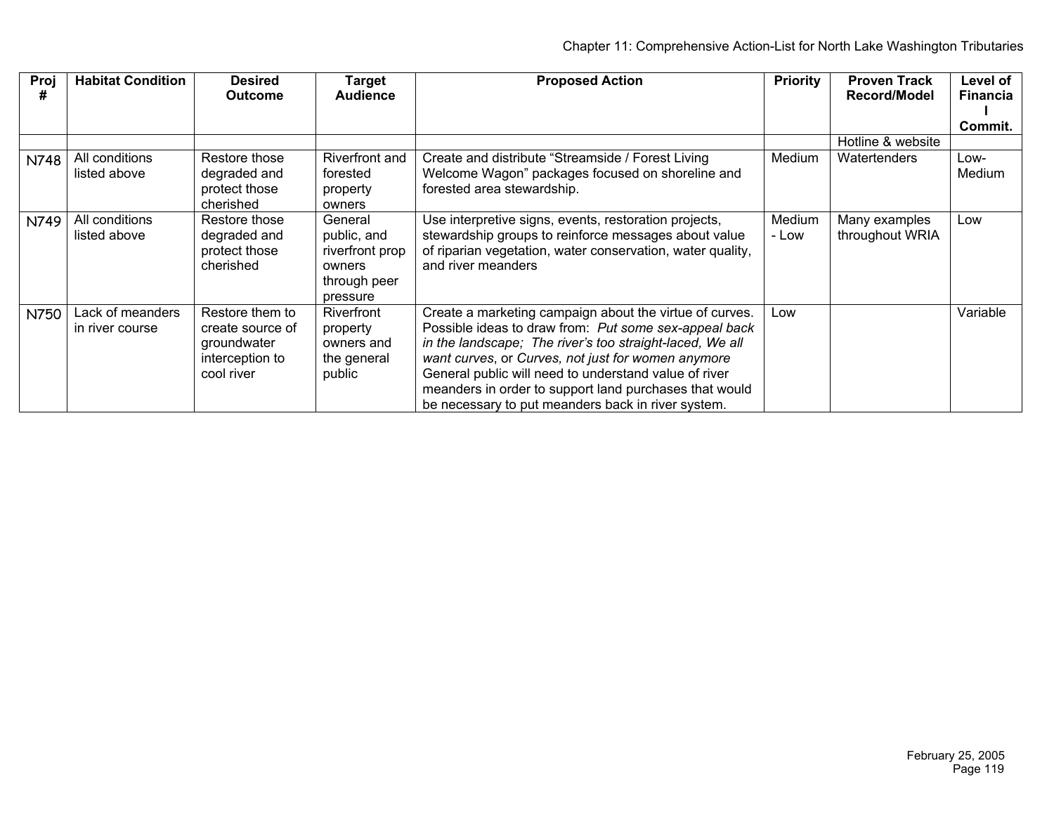| Proj # | Habitat Condition | Desired Outcome | Target Audience | Proposed Action | Priority | Proven Track Record/Model | Level of Financial Commit. |
|---|---|---|---|---|---|---|---|
| | | | | | | Hotline & website | |
| N748 | All conditions listed above | Restore those degraded and protect those cherished | Riverfront and forested property owners | Create and distribute "Streamside / Forest Living Welcome Wagon" packages focused on shoreline and forested area stewardship. | Medium | Watertenders | Low-Medium |
| N749 | All conditions listed above | Restore those degraded and protect those cherished | General public, and riverfront prop owners through peer pressure | Use interpretive signs, events, restoration projects, stewardship groups to reinforce messages about value of riparian vegetation, water conservation, water quality, and river meanders | Medium - Low | Many examples throughout WRIA | Low |
| N750 | Lack of meanders in river course | Restore them to create source of groundwater interception to cool river | Riverfront property owners and the general public | Create a marketing campaign about the virtue of curves. Possible ideas to draw from: *Put some sex-appeal back in the landscape; The river's too straight-laced, We all want curves*, or *Curves, not just for women anymore* General public will need to understand value of river meanders in order to support land purchases that would be necessary to put meanders back in river system. | Low | | Variable |